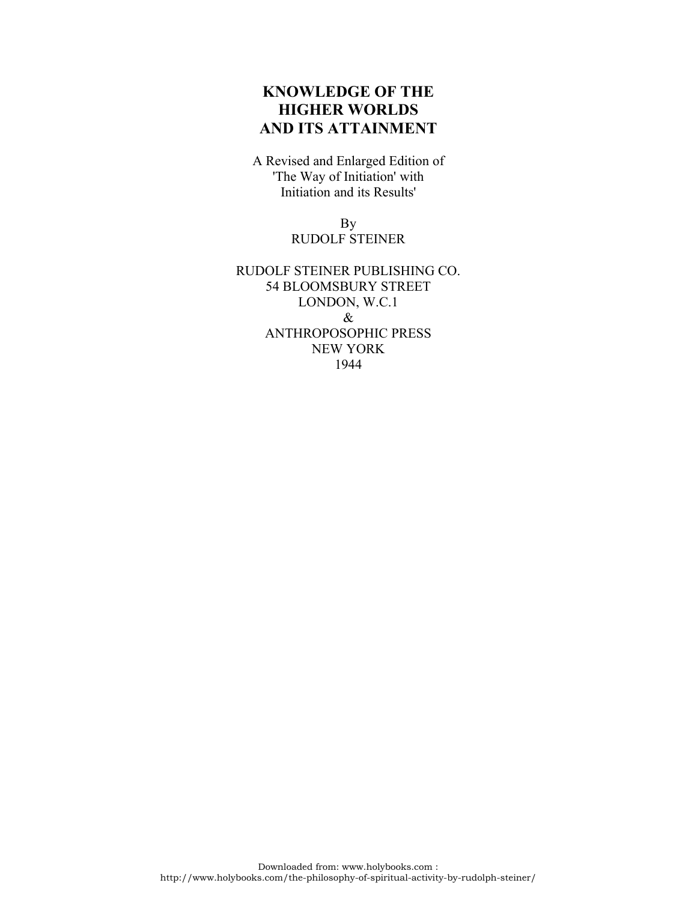# KNOWLEDGE OF THE HIGHER WORLDS AND ITS ATTAINMENT

A Revised and Enlarged Edition of
'The Way of Initiation' with
Initiation and its Results'

By
RUDOLF STEINER

RUDOLF STEINER PUBLISHING CO.
54 BLOOMSBURY STREET
LONDON, W.C.1
&
ANTHROPOSOPHIC PRESS
NEW YORK
1944

Downloaded from: www.holybooks.com :
http://www.holybooks.com/the-philosophy-of-spiritual-activity-by-rudolph-steiner/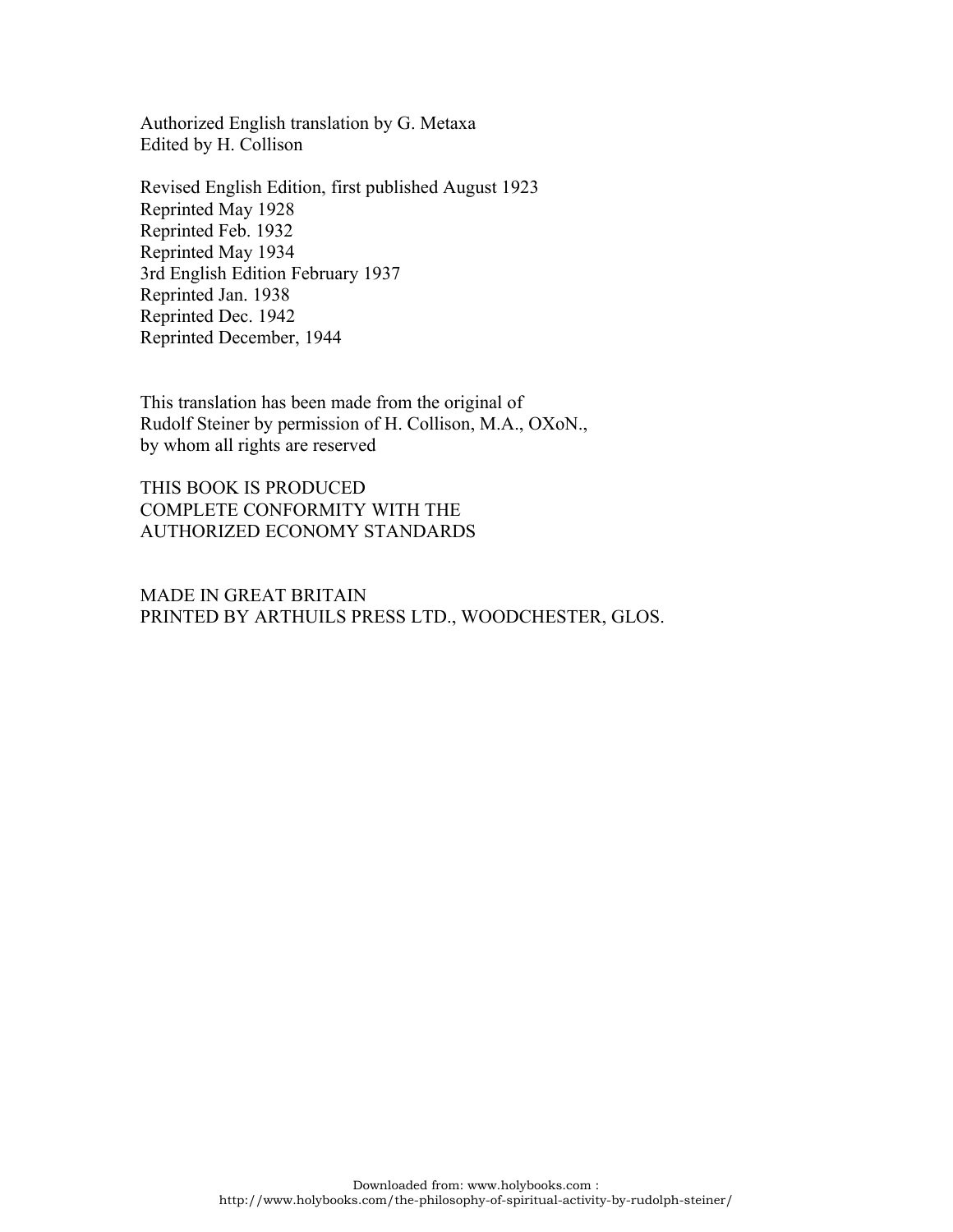Authorized English translation by G. Metaxa
Edited by H. Collison

Revised English Edition, first published August 1923
Reprinted May 1928
Reprinted Feb. 1932
Reprinted May 1934
3rd English Edition February 1937
Reprinted Jan. 1938
Reprinted Dec. 1942
Reprinted December, 1944

This translation has been made from the original of
Rudolf Steiner by permission of H. Collison, M.A., OXoN.,
by whom all rights are reserved

THIS BOOK IS PRODUCED
COMPLETE CONFORMITY WITH THE
AUTHORIZED ECONOMY STANDARDS

MADE IN GREAT BRITAIN
PRINTED BY ARTHUILS PRESS LTD., WOODCHESTER, GLOS.

Downloaded from: www.holybooks.com :
http://www.holybooks.com/the-philosophy-of-spiritual-activity-by-rudolph-steiner/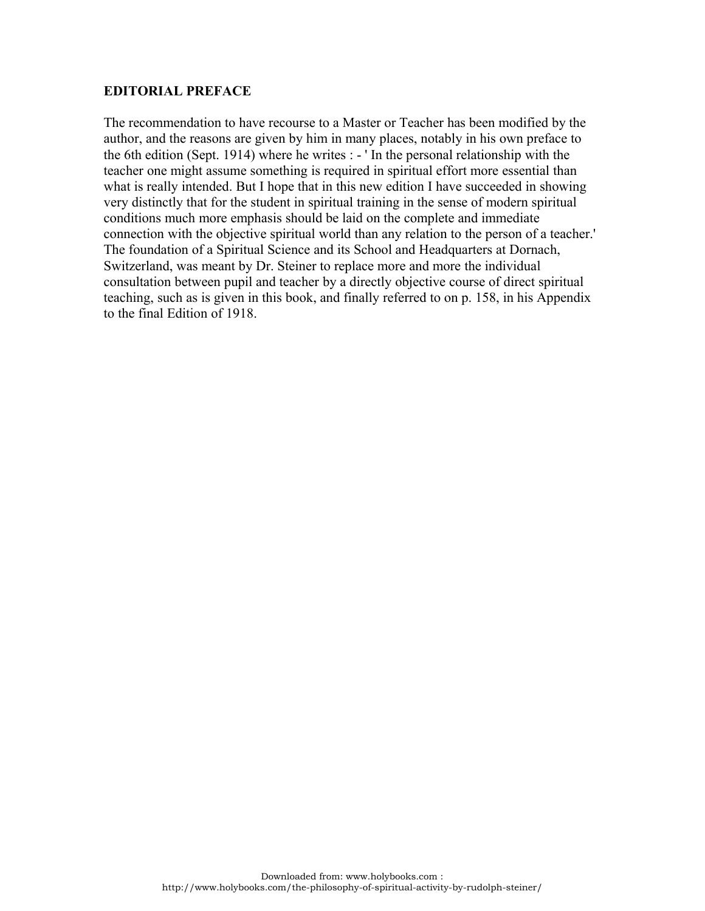**EDITORIAL PREFACE**

The recommendation to have recourse to a Master or Teacher has been modified by the author, and the reasons are given by him in many places, notably in his own preface to the 6th edition (Sept. 1914) where he writes : - ' In the personal relationship with the teacher one might assume something is required in spiritual effort more essential than what is really intended. But I hope that in this new edition I have succeeded in showing very distinctly that for the student in spiritual training in the sense of modern spiritual conditions much more emphasis should be laid on the complete and immediate connection with the objective spiritual world than any relation to the person of a teacher.' The foundation of a Spiritual Science and its School and Headquarters at Dornach, Switzerland, was meant by Dr. Steiner to replace more and more the individual consultation between pupil and teacher by a directly objective course of direct spiritual teaching, such as is given in this book, and finally referred to on p. 158, in his Appendix to the final Edition of 1918.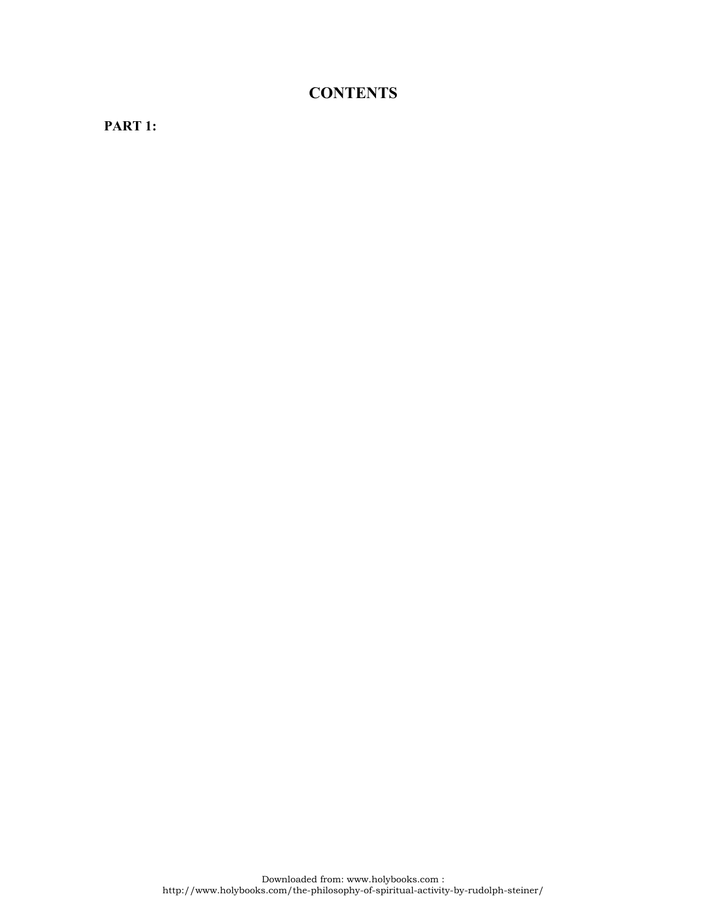# CONTENTS

**PART 1:**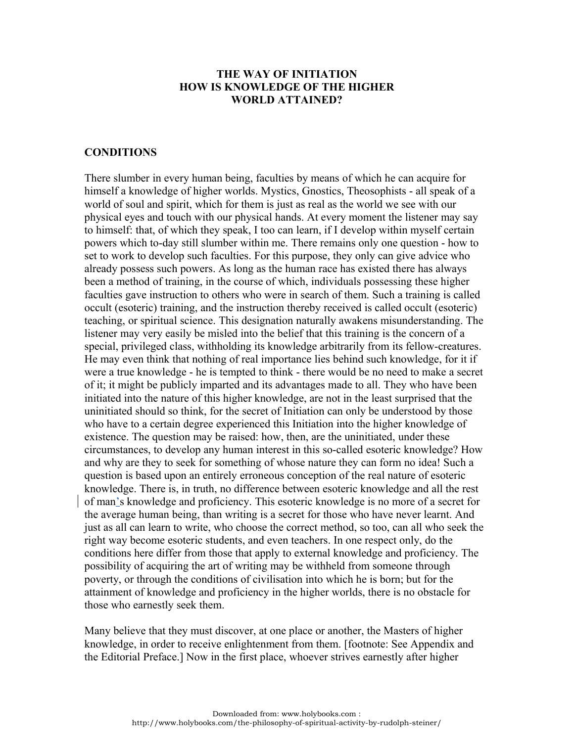# THE WAY OF INITIATION
# HOW IS KNOWLEDGE OF THE HIGHER WORLD ATTAINED?

## CONDITIONS

There slumber in every human being, faculties by means of which he can acquire for himself a knowledge of higher worlds. Mystics, Gnostics, Theosophists - all speak of a world of soul and spirit, which for them is just as real as the world we see with our physical eyes and touch with our physical hands. At every moment the listener may say to himself: that, of which they speak, I too can learn, if I develop within myself certain powers which to-day still slumber within me. There remains only one question - how to set to work to develop such faculties. For this purpose, they only can give advice who already possess such powers. As long as the human race has existed there has always been a method of training, in the course of which, individuals possessing these higher faculties gave instruction to others who were in search of them. Such a training is called occult (esoteric) training, and the instruction thereby received is called occult (esoteric) teaching, or spiritual science. This designation naturally awakens misunderstanding. The listener may very easily be misled into the belief that this training is the concern of a special, privileged class, withholding its knowledge arbitrarily from its fellow-creatures. He may even think that nothing of real importance lies behind such knowledge, for it if were a true knowledge - he is tempted to think - there would be no need to make a secret of it; it might be publicly imparted and its advantages made to all. They who have been initiated into the nature of this higher knowledge, are not in the least surprised that the uninitiated should so think, for the secret of Initiation can only be understood by those who have to a certain degree experienced this Initiation into the higher knowledge of existence. The question may be raised: how, then, are the uninitiated, under these circumstances, to develop any human interest in this so-called esoteric knowledge? How and why are they to seek for something of whose nature they can form no idea! Such a question is based upon an entirely erroneous conception of the real nature of esoteric knowledge. There is, in truth, no difference between esoteric knowledge and all the rest of man's knowledge and proficiency. This esoteric knowledge is no more of a secret for the average human being, than writing is a secret for those who have never learnt. And just as all can learn to write, who choose the correct method, so too, can all who seek the right way become esoteric students, and even teachers. In one respect only, do the conditions here differ from those that apply to external knowledge and proficiency. The possibility of acquiring the art of writing may be withheld from someone through poverty, or through the conditions of civilisation into which he is born; but for the attainment of knowledge and proficiency in the higher worlds, there is no obstacle for those who earnestly seek them.

Many believe that they must discover, at one place or another, the Masters of higher knowledge, in order to receive enlightenment from them. [footnote: See Appendix and the Editorial Preface.] Now in the first place, whoever strives earnestly after higher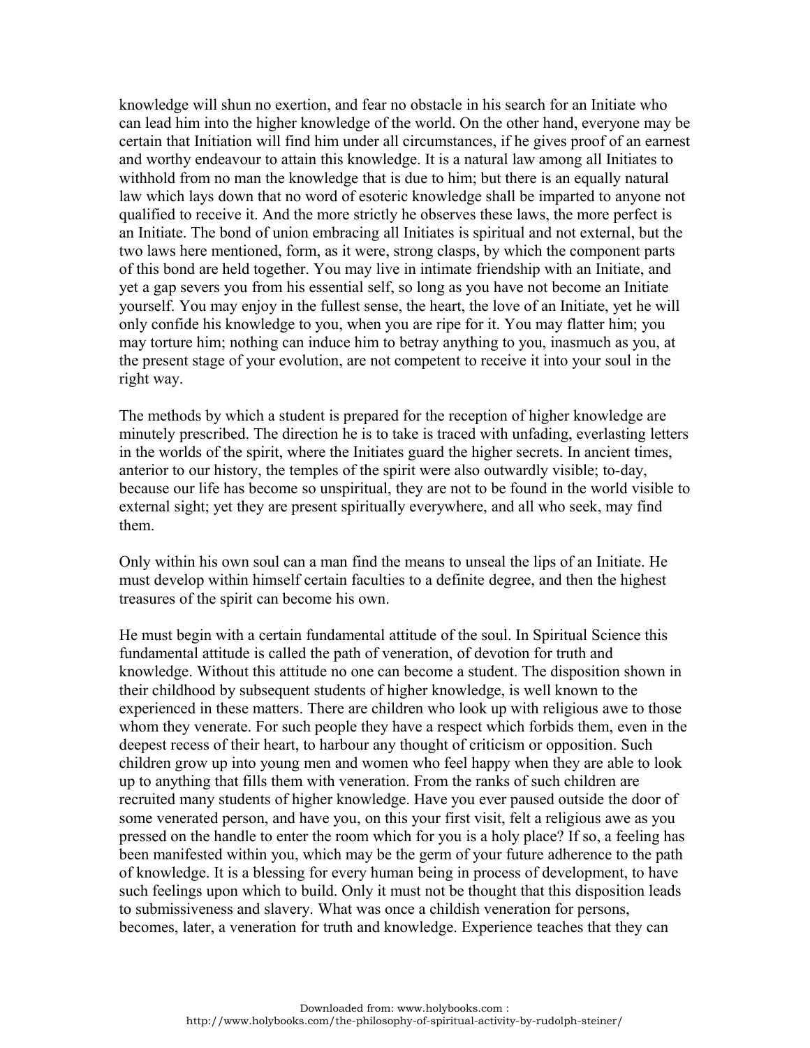knowledge will shun no exertion, and fear no obstacle in his search for an Initiate who can lead him into the higher knowledge of the world. On the other hand, everyone may be certain that Initiation will find him under all circumstances, if he gives proof of an earnest and worthy endeavour to attain this knowledge. It is a natural law among all Initiates to withhold from no man the knowledge that is due to him; but there is an equally natural law which lays down that no word of esoteric knowledge shall be imparted to anyone not qualified to receive it. And the more strictly he observes these laws, the more perfect is an Initiate. The bond of union embracing all Initiates is spiritual and not external, but the two laws here mentioned, form, as it were, strong clasps, by which the component parts of this bond are held together. You may live in intimate friendship with an Initiate, and yet a gap severs you from his essential self, so long as you have not become an Initiate yourself. You may enjoy in the fullest sense, the heart, the love of an Initiate, yet he will only confide his knowledge to you, when you are ripe for it. You may flatter him; you may torture him; nothing can induce him to betray anything to you, inasmuch as you, at the present stage of your evolution, are not competent to receive it into your soul in the right way.

The methods by which a student is prepared for the reception of higher knowledge are minutely prescribed. The direction he is to take is traced with unfading, everlasting letters in the worlds of the spirit, where the Initiates guard the higher secrets. In ancient times, anterior to our history, the temples of the spirit were also outwardly visible; to-day, because our life has become so unspiritual, they are not to be found in the world visible to external sight; yet they are present spiritually everywhere, and all who seek, may find them.

Only within his own soul can a man find the means to unseal the lips of an Initiate. He must develop within himself certain faculties to a definite degree, and then the highest treasures of the spirit can become his own.

He must begin with a certain fundamental attitude of the soul. In Spiritual Science this fundamental attitude is called the path of veneration, of devotion for truth and knowledge. Without this attitude no one can become a student. The disposition shown in their childhood by subsequent students of higher knowledge, is well known to the experienced in these matters. There are children who look up with religious awe to those whom they venerate. For such people they have a respect which forbids them, even in the deepest recess of their heart, to harbour any thought of criticism or opposition. Such children grow up into young men and women who feel happy when they are able to look up to anything that fills them with veneration. From the ranks of such children are recruited many students of higher knowledge. Have you ever paused outside the door of some venerated person, and have you, on this your first visit, felt a religious awe as you pressed on the handle to enter the room which for you is a holy place? If so, a feeling has been manifested within you, which may be the germ of your future adherence to the path of knowledge. It is a blessing for every human being in process of development, to have such feelings upon which to build. Only it must not be thought that this disposition leads to submissiveness and slavery. What was once a childish veneration for persons, becomes, later, a veneration for truth and knowledge. Experience teaches that they can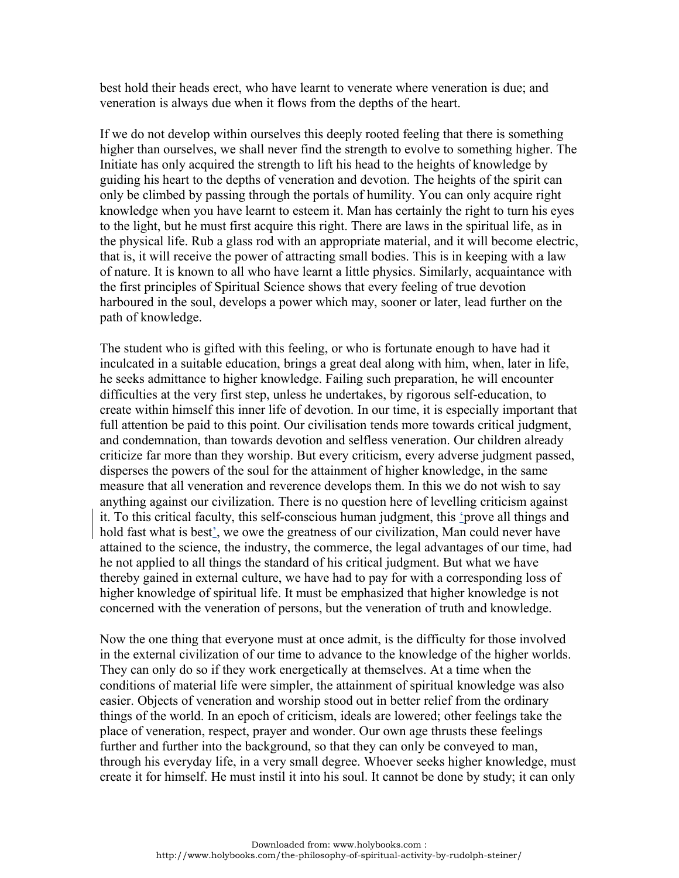best hold their heads erect, who have learnt to venerate where veneration is due; and veneration is always due when it flows from the depths of the heart.

If we do not develop within ourselves this deeply rooted feeling that there is something higher than ourselves, we shall never find the strength to evolve to something higher. The Initiate has only acquired the strength to lift his head to the heights of knowledge by guiding his heart to the depths of veneration and devotion. The heights of the spirit can only be climbed by passing through the portals of humility. You can only acquire right knowledge when you have learnt to esteem it. Man has certainly the right to turn his eyes to the light, but he must first acquire this right. There are laws in the spiritual life, as in the physical life. Rub a glass rod with an appropriate material, and it will become electric, that is, it will receive the power of attracting small bodies. This is in keeping with a law of nature. It is known to all who have learnt a little physics. Similarly, acquaintance with the first principles of Spiritual Science shows that every feeling of true devotion harboured in the soul, develops a power which may, sooner or later, lead further on the path of knowledge.

The student who is gifted with this feeling, or who is fortunate enough to have had it inculcated in a suitable education, brings a great deal along with him, when, later in life, he seeks admittance to higher knowledge. Failing such preparation, he will encounter difficulties at the very first step, unless he undertakes, by rigorous self-education, to create within himself this inner life of devotion. In our time, it is especially important that full attention be paid to this point. Our civilisation tends more towards critical judgment, and condemnation, than towards devotion and selfless veneration. Our children already criticize far more than they worship. But every criticism, every adverse judgment passed, disperses the powers of the soul for the attainment of higher knowledge, in the same measure that all veneration and reverence develops them. In this we do not wish to say anything against our civilization. There is no question here of levelling criticism against it. To this critical faculty, this self-conscious human judgment, this 'prove all things and hold fast what is best', we owe the greatness of our civilization, Man could never have attained to the science, the industry, the commerce, the legal advantages of our time, had he not applied to all things the standard of his critical judgment. But what we have thereby gained in external culture, we have had to pay for with a corresponding loss of higher knowledge of spiritual life. It must be emphasized that higher knowledge is not concerned with the veneration of persons, but the veneration of truth and knowledge.

Now the one thing that everyone must at once admit, is the difficulty for those involved in the external civilization of our time to advance to the knowledge of the higher worlds. They can only do so if they work energetically at themselves. At a time when the conditions of material life were simpler, the attainment of spiritual knowledge was also easier. Objects of veneration and worship stood out in better relief from the ordinary things of the world. In an epoch of criticism, ideals are lowered; other feelings take the place of veneration, respect, prayer and wonder. Our own age thrusts these feelings further and further into the background, so that they can only be conveyed to man, through his everyday life, in a very small degree. Whoever seeks higher knowledge, must create it for himself. He must instil it into his soul. It cannot be done by study; it can only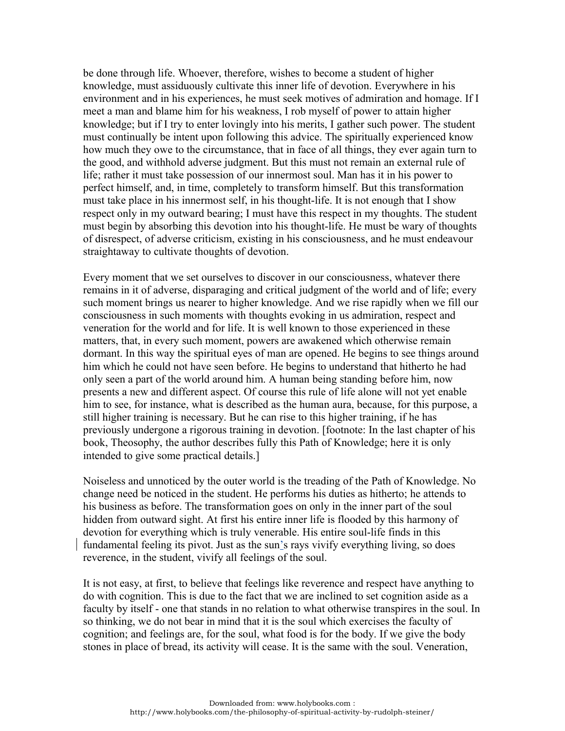be done through life. Whoever, therefore, wishes to become a student of higher knowledge, must assiduously cultivate this inner life of devotion. Everywhere in his environment and in his experiences, he must seek motives of admiration and homage. If I meet a man and blame him for his weakness, I rob myself of power to attain higher knowledge; but if I try to enter lovingly into his merits, I gather such power. The student must continually be intent upon following this advice. The spiritually experienced know how much they owe to the circumstance, that in face of all things, they ever again turn to the good, and withhold adverse judgment. But this must not remain an external rule of life; rather it must take possession of our innermost soul. Man has it in his power to perfect himself, and, in time, completely to transform himself. But this transformation must take place in his innermost self, in his thought-life. It is not enough that I show respect only in my outward bearing; I must have this respect in my thoughts. The student must begin by absorbing this devotion into his thought-life. He must be wary of thoughts of disrespect, of adverse criticism, existing in his consciousness, and he must endeavour straightaway to cultivate thoughts of devotion.

Every moment that we set ourselves to discover in our consciousness, whatever there remains in it of adverse, disparaging and critical judgment of the world and of life; every such moment brings us nearer to higher knowledge. And we rise rapidly when we fill our consciousness in such moments with thoughts evoking in us admiration, respect and veneration for the world and for life. It is well known to those experienced in these matters, that, in every such moment, powers are awakened which otherwise remain dormant. In this way the spiritual eyes of man are opened. He begins to see things around him which he could not have seen before. He begins to understand that hitherto he had only seen a part of the world around him. A human being standing before him, now presents a new and different aspect. Of course this rule of life alone will not yet enable him to see, for instance, what is described as the human aura, because, for this purpose, a still higher training is necessary. But he can rise to this higher training, if he has previously undergone a rigorous training in devotion. [footnote: In the last chapter of his book, Theosophy, the author describes fully this Path of Knowledge; here it is only intended to give some practical details.]

Noiseless and unnoticed by the outer world is the treading of the Path of Knowledge. No change need be noticed in the student. He performs his duties as hitherto; he attends to his business as before. The transformation goes on only in the inner part of the soul hidden from outward sight. At first his entire inner life is flooded by this harmony of devotion for everything which is truly venerable. His entire soul-life finds in this fundamental feeling its pivot. Just as the sun's rays vivify everything living, so does reverence, in the student, vivify all feelings of the soul.

It is not easy, at first, to believe that feelings like reverence and respect have anything to do with cognition. This is due to the fact that we are inclined to set cognition aside as a faculty by itself - one that stands in no relation to what otherwise transpires in the soul. In so thinking, we do not bear in mind that it is the soul which exercises the faculty of cognition; and feelings are, for the soul, what food is for the body. If we give the body stones in place of bread, its activity will cease. It is the same with the soul. Veneration,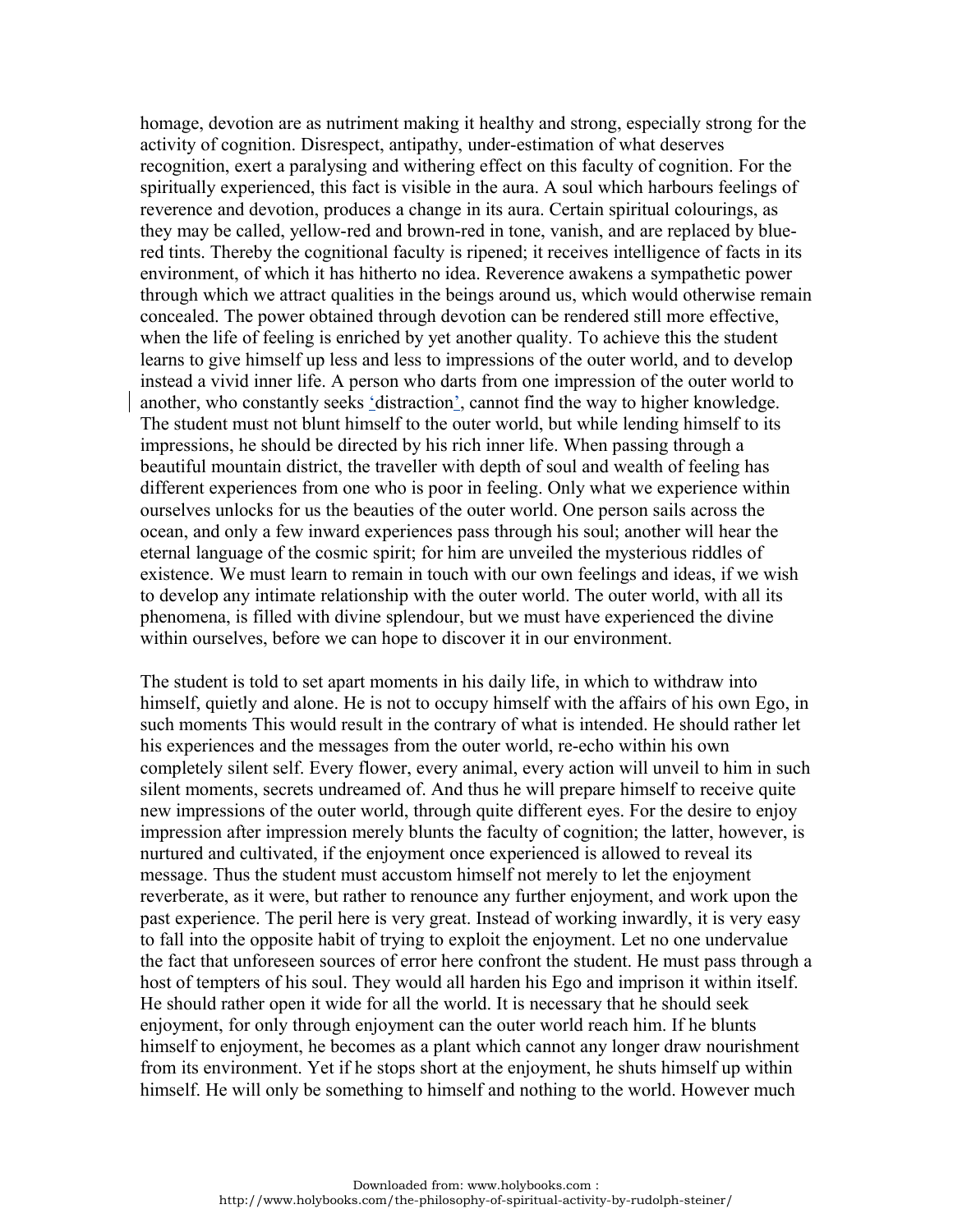homage, devotion are as nutriment making it healthy and strong, especially strong for the activity of cognition. Disrespect, antipathy, under-estimation of what deserves recognition, exert a paralysing and withering effect on this faculty of cognition. For the spiritually experienced, this fact is visible in the aura. A soul which harbours feelings of reverence and devotion, produces a change in its aura. Certain spiritual colourings, as they may be called, yellow-red and brown-red in tone, vanish, and are replaced by blue-red tints. Thereby the cognitional faculty is ripened; it receives intelligence of facts in its environment, of which it has hitherto no idea. Reverence awakens a sympathetic power through which we attract qualities in the beings around us, which would otherwise remain concealed. The power obtained through devotion can be rendered still more effective, when the life of feeling is enriched by yet another quality. To achieve this the student learns to give himself up less and less to impressions of the outer world, and to develop instead a vivid inner life. A person who darts from one impression of the outer world to another, who constantly seeks 'distraction', cannot find the way to higher knowledge. The student must not blunt himself to the outer world, but while lending himself to its impressions, he should be directed by his rich inner life. When passing through a beautiful mountain district, the traveller with depth of soul and wealth of feeling has different experiences from one who is poor in feeling. Only what we experience within ourselves unlocks for us the beauties of the outer world. One person sails across the ocean, and only a few inward experiences pass through his soul; another will hear the eternal language of the cosmic spirit; for him are unveiled the mysterious riddles of existence. We must learn to remain in touch with our own feelings and ideas, if we wish to develop any intimate relationship with the outer world. The outer world, with all its phenomena, is filled with divine splendour, but we must have experienced the divine within ourselves, before we can hope to discover it in our environment.

The student is told to set apart moments in his daily life, in which to withdraw into himself, quietly and alone. He is not to occupy himself with the affairs of his own Ego, in such moments This would result in the contrary of what is intended. He should rather let his experiences and the messages from the outer world, re-echo within his own completely silent self. Every flower, every animal, every action will unveil to him in such silent moments, secrets undreamed of. And thus he will prepare himself to receive quite new impressions of the outer world, through quite different eyes. For the desire to enjoy impression after impression merely blunts the faculty of cognition; the latter, however, is nurtured and cultivated, if the enjoyment once experienced is allowed to reveal its message. Thus the student must accustom himself not merely to let the enjoyment reverberate, as it were, but rather to renounce any further enjoyment, and work upon the past experience. The peril here is very great. Instead of working inwardly, it is very easy to fall into the opposite habit of trying to exploit the enjoyment. Let no one undervalue the fact that unforeseen sources of error here confront the student. He must pass through a host of tempters of his soul. They would all harden his Ego and imprison it within itself. He should rather open it wide for all the world. It is necessary that he should seek enjoyment, for only through enjoyment can the outer world reach him. If he blunts himself to enjoyment, he becomes as a plant which cannot any longer draw nourishment from its environment. Yet if he stops short at the enjoyment, he shuts himself up within himself. He will only be something to himself and nothing to the world. However much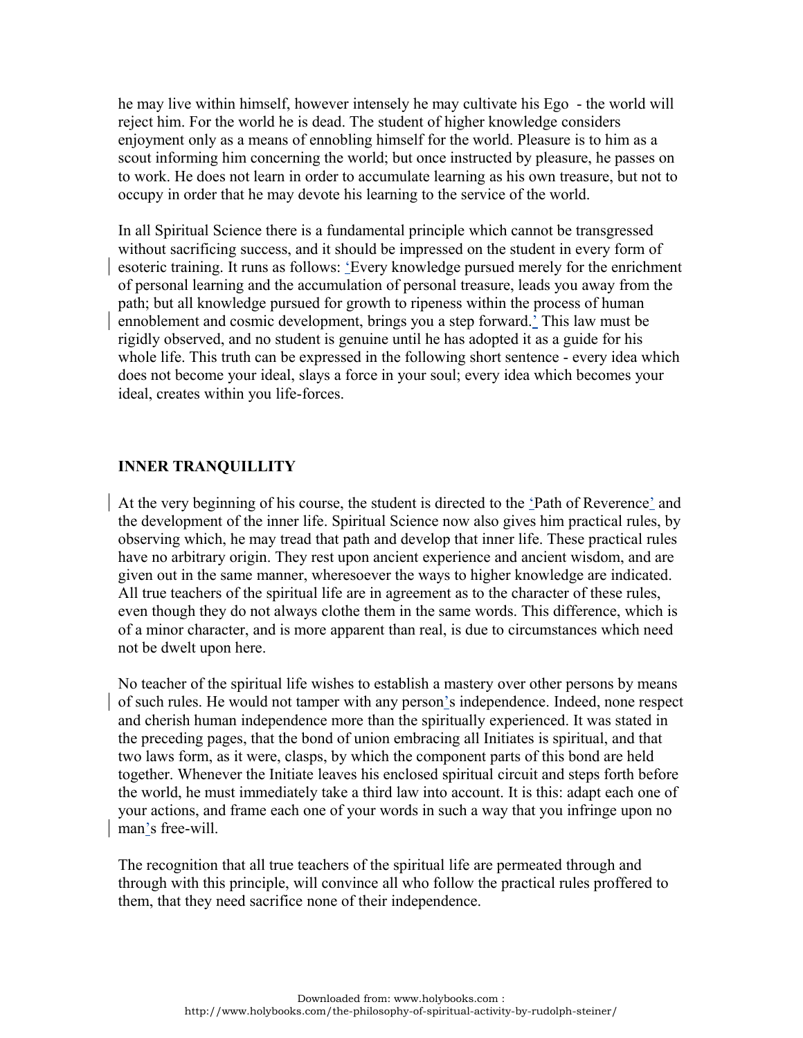he may live within himself, however intensely he may cultivate his Ego - the world will reject him. For the world he is dead. The student of higher knowledge considers enjoyment only as a means of ennobling himself for the world. Pleasure is to him as a scout informing him concerning the world; but once instructed by pleasure, he passes on to work. He does not learn in order to accumulate learning as his own treasure, but not to occupy in order that he may devote his learning to the service of the world.

In all Spiritual Science there is a fundamental principle which cannot be transgressed without sacrificing success, and it should be impressed on the student in every form of esoteric training. It runs as follows: 'Every knowledge pursued merely for the enrichment of personal learning and the accumulation of personal treasure, leads you away from the path; but all knowledge pursued for growth to ripeness within the process of human ennoblement and cosmic development, brings you a step forward.' This law must be rigidly observed, and no student is genuine until he has adopted it as a guide for his whole life. This truth can be expressed in the following short sentence - every idea which does not become your ideal, slays a force in your soul; every idea which becomes your ideal, creates within you life-forces.

## INNER TRANQUILLITY

At the very beginning of his course, the student is directed to the 'Path of Reverence' and the development of the inner life. Spiritual Science now also gives him practical rules, by observing which, he may tread that path and develop that inner life. These practical rules have no arbitrary origin. They rest upon ancient experience and ancient wisdom, and are given out in the same manner, wheresoever the ways to higher knowledge are indicated. All true teachers of the spiritual life are in agreement as to the character of these rules, even though they do not always clothe them in the same words. This difference, which is of a minor character, and is more apparent than real, is due to circumstances which need not be dwelt upon here.

No teacher of the spiritual life wishes to establish a mastery over other persons by means of such rules. He would not tamper with any person's independence. Indeed, none respect and cherish human independence more than the spiritually experienced. It was stated in the preceding pages, that the bond of union embracing all Initiates is spiritual, and that two laws form, as it were, clasps, by which the component parts of this bond are held together. Whenever the Initiate leaves his enclosed spiritual circuit and steps forth before the world, he must immediately take a third law into account. It is this: adapt each one of your actions, and frame each one of your words in such a way that you infringe upon no man's free-will.

The recognition that all true teachers of the spiritual life are permeated through and through with this principle, will convince all who follow the practical rules proffered to them, that they need sacrifice none of their independence.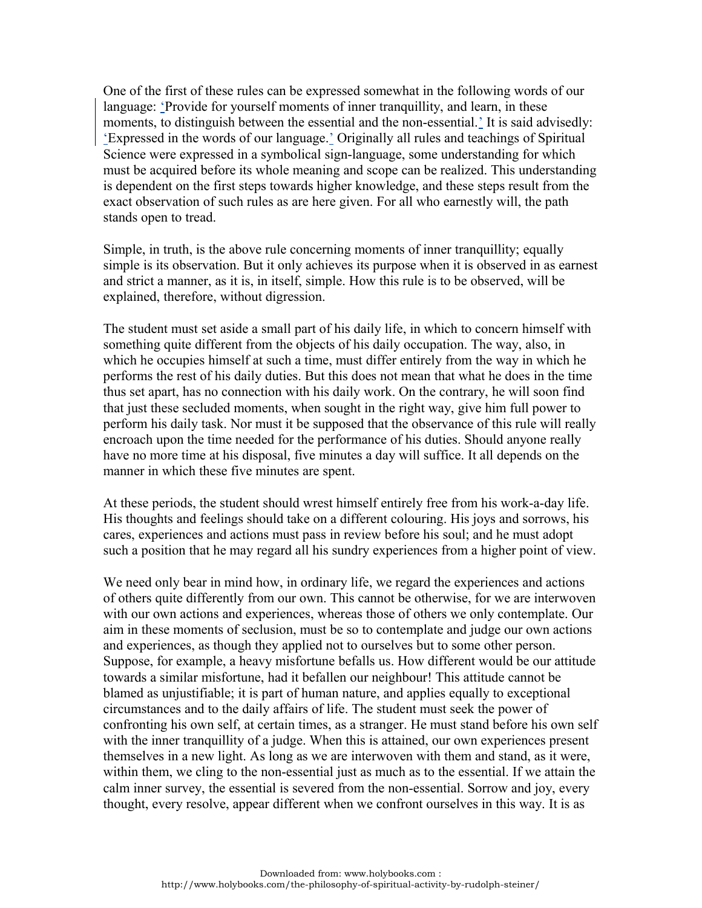One of the first of these rules can be expressed somewhat in the following words of our language: 'Provide for yourself moments of inner tranquillity, and learn, in these moments, to distinguish between the essential and the non-essential.' It is said advisedly: 'Expressed in the words of our language.' Originally all rules and teachings of Spiritual Science were expressed in a symbolical sign-language, some understanding for which must be acquired before its whole meaning and scope can be realized. This understanding is dependent on the first steps towards higher knowledge, and these steps result from the exact observation of such rules as are here given. For all who earnestly will, the path stands open to tread.

Simple, in truth, is the above rule concerning moments of inner tranquillity; equally simple is its observation. But it only achieves its purpose when it is observed in as earnest and strict a manner, as it is, in itself, simple. How this rule is to be observed, will be explained, therefore, without digression.

The student must set aside a small part of his daily life, in which to concern himself with something quite different from the objects of his daily occupation. The way, also, in which he occupies himself at such a time, must differ entirely from the way in which he performs the rest of his daily duties. But this does not mean that what he does in the time thus set apart, has no connection with his daily work. On the contrary, he will soon find that just these secluded moments, when sought in the right way, give him full power to perform his daily task. Nor must it be supposed that the observance of this rule will really encroach upon the time needed for the performance of his duties. Should anyone really have no more time at his disposal, five minutes a day will suffice. It all depends on the manner in which these five minutes are spent.

At these periods, the student should wrest himself entirely free from his work-a-day life. His thoughts and feelings should take on a different colouring. His joys and sorrows, his cares, experiences and actions must pass in review before his soul; and he must adopt such a position that he may regard all his sundry experiences from a higher point of view.

We need only bear in mind how, in ordinary life, we regard the experiences and actions of others quite differently from our own. This cannot be otherwise, for we are interwoven with our own actions and experiences, whereas those of others we only contemplate. Our aim in these moments of seclusion, must be so to contemplate and judge our own actions and experiences, as though they applied not to ourselves but to some other person. Suppose, for example, a heavy misfortune befalls us. How different would be our attitude towards a similar misfortune, had it befallen our neighbour! This attitude cannot be blamed as unjustifiable; it is part of human nature, and applies equally to exceptional circumstances and to the daily affairs of life. The student must seek the power of confronting his own self, at certain times, as a stranger. He must stand before his own self with the inner tranquillity of a judge. When this is attained, our own experiences present themselves in a new light. As long as we are interwoven with them and stand, as it were, within them, we cling to the non-essential just as much as to the essential. If we attain the calm inner survey, the essential is severed from the non-essential. Sorrow and joy, every thought, every resolve, appear different when we confront ourselves in this way. It is as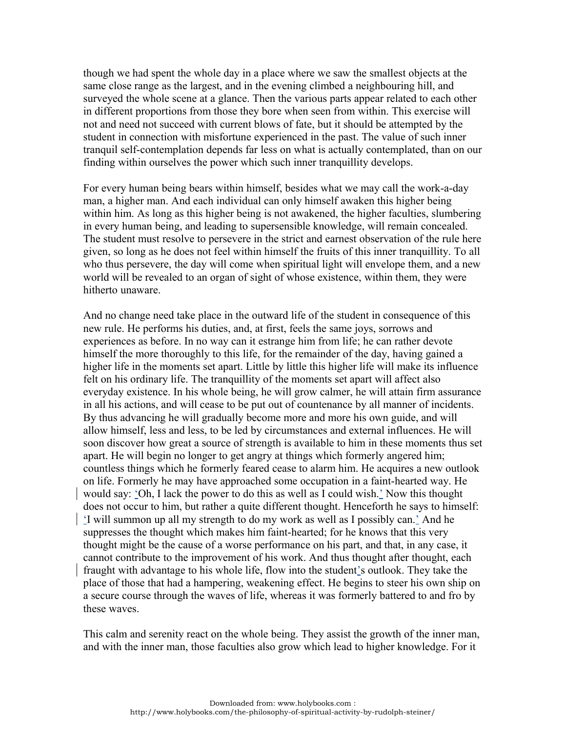though we had spent the whole day in a place where we saw the smallest objects at the same close range as the largest, and in the evening climbed a neighbouring hill, and surveyed the whole scene at a glance. Then the various parts appear related to each other in different proportions from those they bore when seen from within. This exercise will not and need not succeed with current blows of fate, but it should be attempted by the student in connection with misfortune experienced in the past. The value of such inner tranquil self-contemplation depends far less on what is actually contemplated, than on our finding within ourselves the power which such inner tranquillity develops.

For every human being bears within himself, besides what we may call the work-a-day man, a higher man. And each individual can only himself awaken this higher being within him. As long as this higher being is not awakened, the higher faculties, slumbering in every human being, and leading to supersensible knowledge, will remain concealed. The student must resolve to persevere in the strict and earnest observation of the rule here given, so long as he does not feel within himself the fruits of this inner tranquillity. To all who thus persevere, the day will come when spiritual light will envelope them, and a new world will be revealed to an organ of sight of whose existence, within them, they were hitherto unaware.

And no change need take place in the outward life of the student in consequence of this new rule. He performs his duties, and, at first, feels the same joys, sorrows and experiences as before. In no way can it estrange him from life; he can rather devote himself the more thoroughly to this life, for the remainder of the day, having gained a higher life in the moments set apart. Little by little this higher life will make its influence felt on his ordinary life. The tranquillity of the moments set apart will affect also everyday existence. In his whole being, he will grow calmer, he will attain firm assurance in all his actions, and will cease to be put out of countenance by all manner of incidents. By thus advancing he will gradually become more and more his own guide, and will allow himself, less and less, to be led by circumstances and external influences. He will soon discover how great a source of strength is available to him in these moments thus set apart. He will begin no longer to get angry at things which formerly angered him; countless things which he formerly feared cease to alarm him. He acquires a new outlook on life. Formerly he may have approached some occupation in a faint-hearted way. He would say: 'Oh, I lack the power to do this as well as I could wish.' Now this thought does not occur to him, but rather a quite different thought. Henceforth he says to himself: 'I will summon up all my strength to do my work as well as I possibly can.' And he suppresses the thought which makes him faint-hearted; for he knows that this very thought might be the cause of a worse performance on his part, and that, in any case, it cannot contribute to the improvement of his work. And thus thought after thought, each fraught with advantage to his whole life, flow into the student's outlook. They take the place of those that had a hampering, weakening effect. He begins to steer his own ship on a secure course through the waves of life, whereas it was formerly battered to and fro by these waves.

This calm and serenity react on the whole being. They assist the growth of the inner man, and with the inner man, those faculties also grow which lead to higher knowledge. For it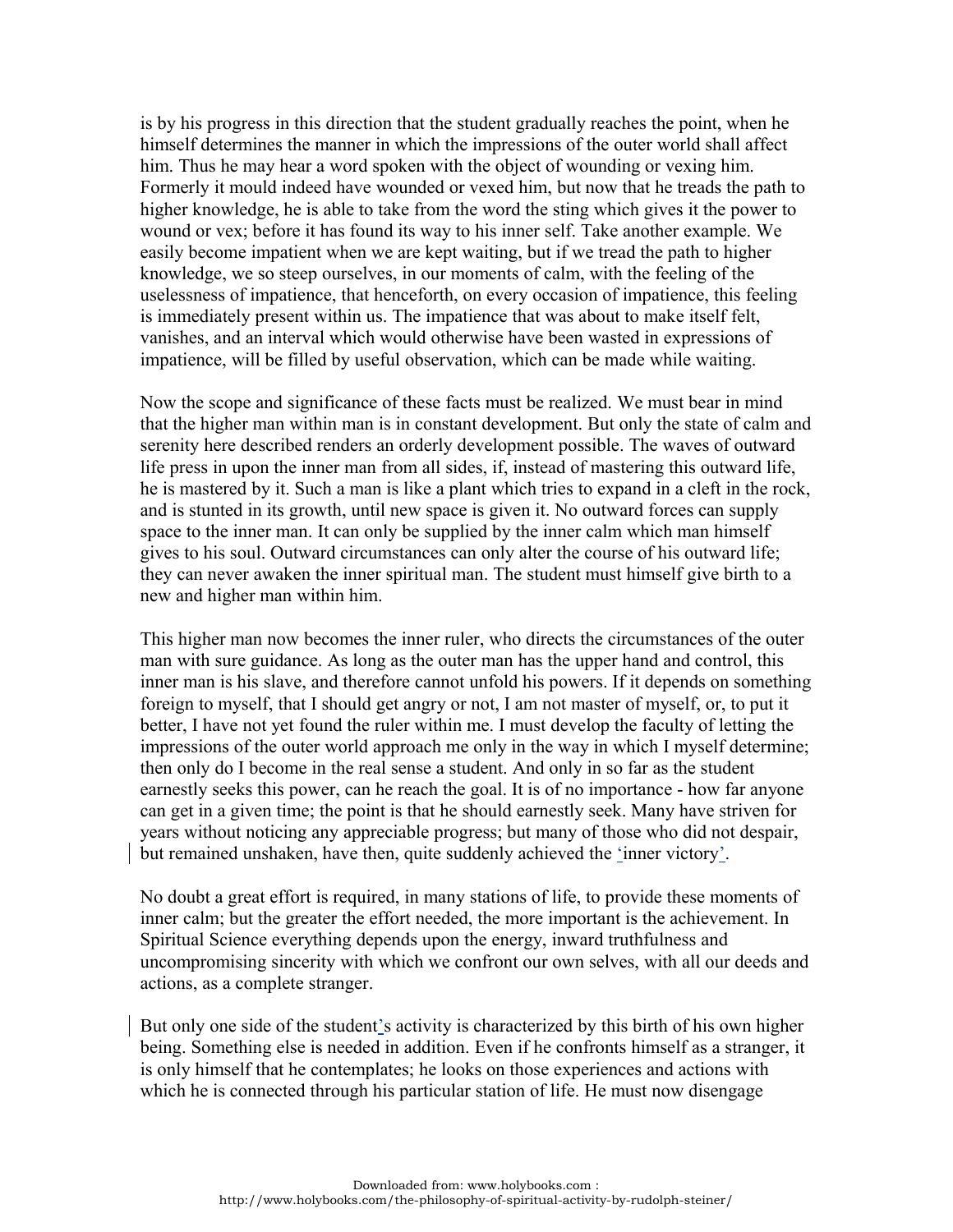is by his progress in this direction that the student gradually reaches the point, when he himself determines the manner in which the impressions of the outer world shall affect him. Thus he may hear a word spoken with the object of wounding or vexing him. Formerly it mould indeed have wounded or vexed him, but now that he treads the path to higher knowledge, he is able to take from the word the sting which gives it the power to wound or vex; before it has found its way to his inner self. Take another example. We easily become impatient when we are kept waiting, but if we tread the path to higher knowledge, we so steep ourselves, in our moments of calm, with the feeling of the uselessness of impatience, that henceforth, on every occasion of impatience, this feeling is immediately present within us. The impatience that was about to make itself felt, vanishes, and an interval which would otherwise have been wasted in expressions of impatience, will be filled by useful observation, which can be made while waiting.

Now the scope and significance of these facts must be realized. We must bear in mind that the higher man within man is in constant development. But only the state of calm and serenity here described renders an orderly development possible. The waves of outward life press in upon the inner man from all sides, if, instead of mastering this outward life, he is mastered by it. Such a man is like a plant which tries to expand in a cleft in the rock, and is stunted in its growth, until new space is given it. No outward forces can supply space to the inner man. It can only be supplied by the inner calm which man himself gives to his soul. Outward circumstances can only alter the course of his outward life; they can never awaken the inner spiritual man. The student must himself give birth to a new and higher man within him.

This higher man now becomes the inner ruler, who directs the circumstances of the outer man with sure guidance. As long as the outer man has the upper hand and control, this inner man is his slave, and therefore cannot unfold his powers. If it depends on something foreign to myself, that I should get angry or not, I am not master of myself, or, to put it better, I have not yet found the ruler within me. I must develop the faculty of letting the impressions of the outer world approach me only in the way in which I myself determine; then only do I become in the real sense a student. And only in so far as the student earnestly seeks this power, can he reach the goal. It is of no importance - how far anyone can get in a given time; the point is that he should earnestly seek. Many have striven for years without noticing any appreciable progress; but many of those who did not despair, but remained unshaken, have then, quite suddenly achieved the 'inner victory'.

No doubt a great effort is required, in many stations of life, to provide these moments of inner calm; but the greater the effort needed, the more important is the achievement. In Spiritual Science everything depends upon the energy, inward truthfulness and uncompromising sincerity with which we confront our own selves, with all our deeds and actions, as a complete stranger.

But only one side of the student's activity is characterized by this birth of his own higher being. Something else is needed in addition. Even if he confronts himself as a stranger, it is only himself that he contemplates; he looks on those experiences and actions with which he is connected through his particular station of life. He must now disengage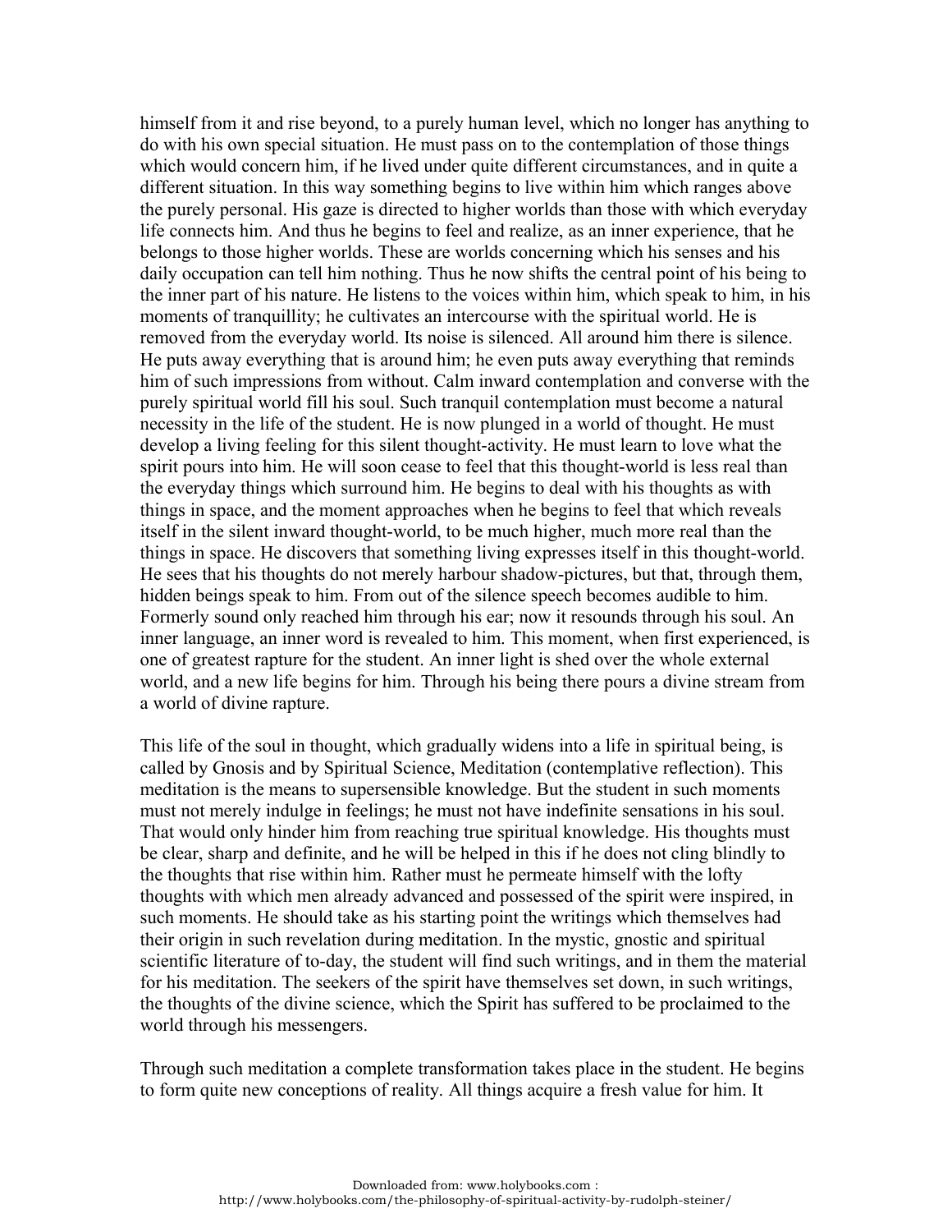himself from it and rise beyond, to a purely human level, which no longer has anything to do with his own special situation. He must pass on to the contemplation of those things which would concern him, if he lived under quite different circumstances, and in quite a different situation. In this way something begins to live within him which ranges above the purely personal. His gaze is directed to higher worlds than those with which everyday life connects him. And thus he begins to feel and realize, as an inner experience, that he belongs to those higher worlds. These are worlds concerning which his senses and his daily occupation can tell him nothing. Thus he now shifts the central point of his being to the inner part of his nature. He listens to the voices within him, which speak to him, in his moments of tranquillity; he cultivates an intercourse with the spiritual world. He is removed from the everyday world. Its noise is silenced. All around him there is silence. He puts away everything that is around him; he even puts away everything that reminds him of such impressions from without. Calm inward contemplation and converse with the purely spiritual world fill his soul. Such tranquil contemplation must become a natural necessity in the life of the student. He is now plunged in a world of thought. He must develop a living feeling for this silent thought-activity. He must learn to love what the spirit pours into him. He will soon cease to feel that this thought-world is less real than the everyday things which surround him. He begins to deal with his thoughts as with things in space, and the moment approaches when he begins to feel that which reveals itself in the silent inward thought-world, to be much higher, much more real than the things in space. He discovers that something living expresses itself in this thought-world. He sees that his thoughts do not merely harbour shadow-pictures, but that, through them, hidden beings speak to him. From out of the silence speech becomes audible to him. Formerly sound only reached him through his ear; now it resounds through his soul. An inner language, an inner word is revealed to him. This moment, when first experienced, is one of greatest rapture for the student. An inner light is shed over the whole external world, and a new life begins for him. Through his being there pours a divine stream from a world of divine rapture.

This life of the soul in thought, which gradually widens into a life in spiritual being, is called by Gnosis and by Spiritual Science, Meditation (contemplative reflection). This meditation is the means to supersensible knowledge. But the student in such moments must not merely indulge in feelings; he must not have indefinite sensations in his soul. That would only hinder him from reaching true spiritual knowledge. His thoughts must be clear, sharp and definite, and he will be helped in this if he does not cling blindly to the thoughts that rise within him. Rather must he permeate himself with the lofty thoughts with which men already advanced and possessed of the spirit were inspired, in such moments. He should take as his starting point the writings which themselves had their origin in such revelation during meditation. In the mystic, gnostic and spiritual scientific literature of to-day, the student will find such writings, and in them the material for his meditation. The seekers of the spirit have themselves set down, in such writings, the thoughts of the divine science, which the Spirit has suffered to be proclaimed to the world through his messengers.

Through such meditation a complete transformation takes place in the student. He begins to form quite new conceptions of reality. All things acquire a fresh value for him. It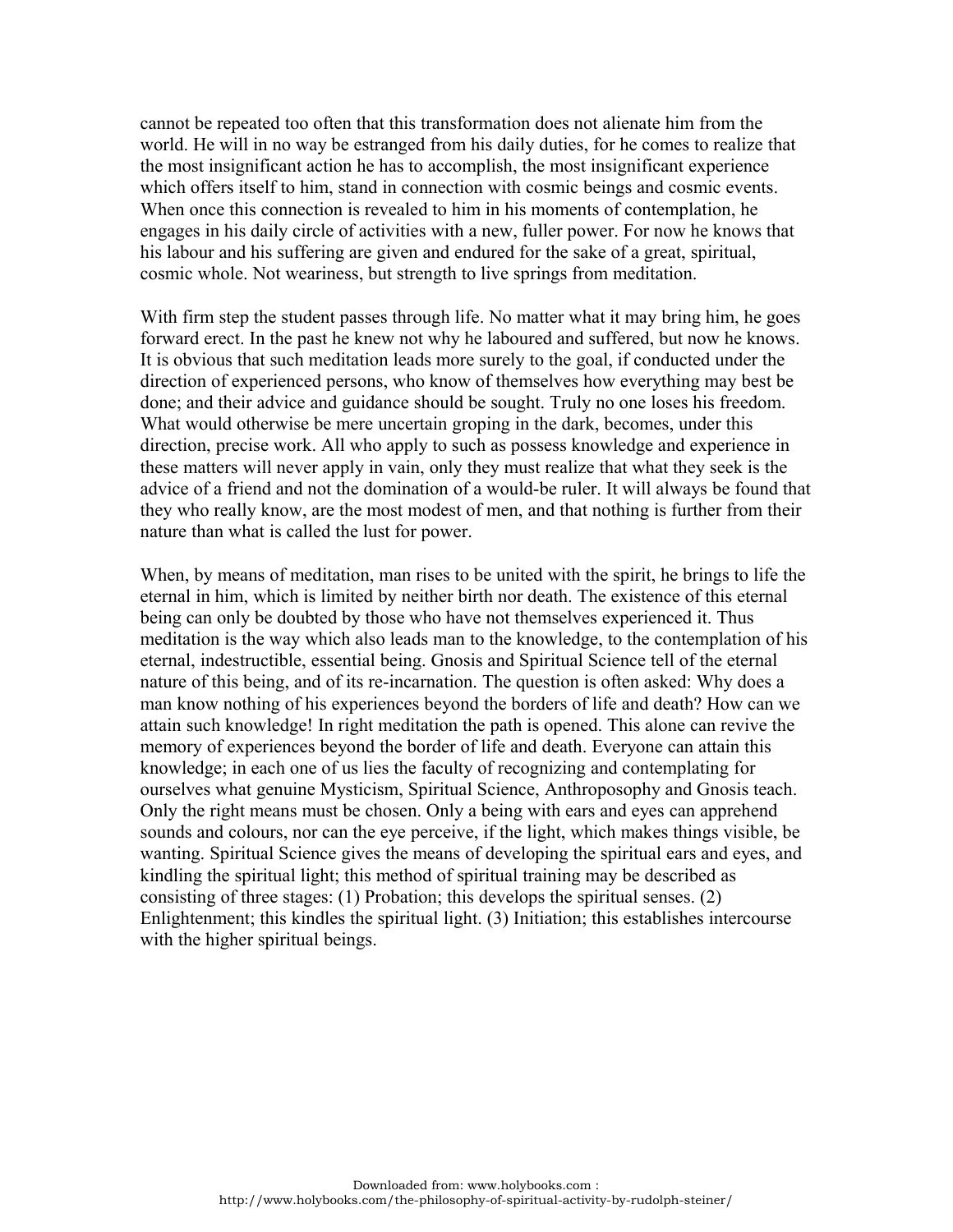cannot be repeated too often that this transformation does not alienate him from the world. He will in no way be estranged from his daily duties, for he comes to realize that the most insignificant action he has to accomplish, the most insignificant experience which offers itself to him, stand in connection with cosmic beings and cosmic events. When once this connection is revealed to him in his moments of contemplation, he engages in his daily circle of activities with a new, fuller power. For now he knows that his labour and his suffering are given and endured for the sake of a great, spiritual, cosmic whole. Not weariness, but strength to live springs from meditation.

With firm step the student passes through life. No matter what it may bring him, he goes forward erect. In the past he knew not why he laboured and suffered, but now he knows. It is obvious that such meditation leads more surely to the goal, if conducted under the direction of experienced persons, who know of themselves how everything may best be done; and their advice and guidance should be sought. Truly no one loses his freedom. What would otherwise be mere uncertain groping in the dark, becomes, under this direction, precise work. All who apply to such as possess knowledge and experience in these matters will never apply in vain, only they must realize that what they seek is the advice of a friend and not the domination of a would-be ruler. It will always be found that they who really know, are the most modest of men, and that nothing is further from their nature than what is called the lust for power.

When, by means of meditation, man rises to be united with the spirit, he brings to life the eternal in him, which is limited by neither birth nor death. The existence of this eternal being can only be doubted by those who have not themselves experienced it. Thus meditation is the way which also leads man to the knowledge, to the contemplation of his eternal, indestructible, essential being. Gnosis and Spiritual Science tell of the eternal nature of this being, and of its re-incarnation. The question is often asked: Why does a man know nothing of his experiences beyond the borders of life and death? How can we attain such knowledge! In right meditation the path is opened. This alone can revive the memory of experiences beyond the border of life and death. Everyone can attain this knowledge; in each one of us lies the faculty of recognizing and contemplating for ourselves what genuine Mysticism, Spiritual Science, Anthroposophy and Gnosis teach. Only the right means must be chosen. Only a being with ears and eyes can apprehend sounds and colours, nor can the eye perceive, if the light, which makes things visible, be wanting. Spiritual Science gives the means of developing the spiritual ears and eyes, and kindling the spiritual light; this method of spiritual training may be described as consisting of three stages: (1) Probation; this develops the spiritual senses. (2) Enlightenment; this kindles the spiritual light. (3) Initiation; this establishes intercourse with the higher spiritual beings.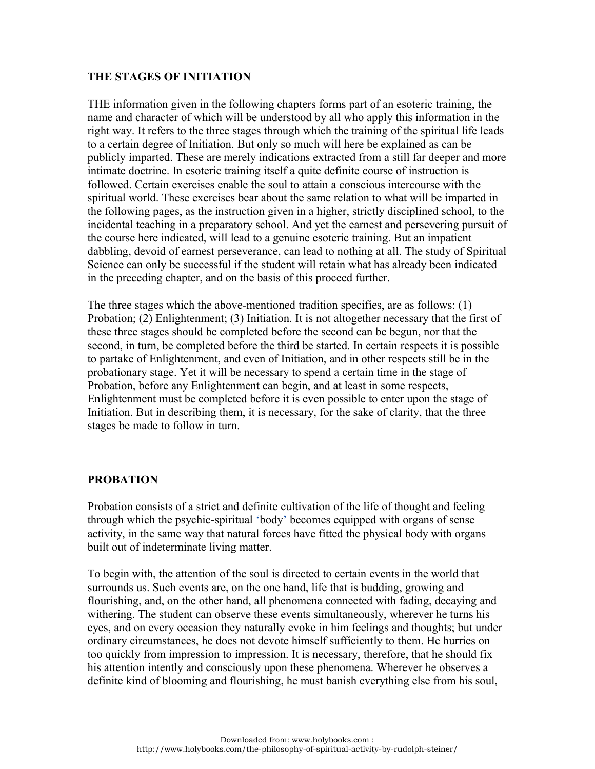## THE STAGES OF INITIATION

THE information given in the following chapters forms part of an esoteric training, the name and character of which will be understood by all who apply this information in the right way. It refers to the three stages through which the training of the spiritual life leads to a certain degree of Initiation. But only so much will here be explained as can be publicly imparted. These are merely indications extracted from a still far deeper and more intimate doctrine. In esoteric training itself a quite definite course of instruction is followed. Certain exercises enable the soul to attain a conscious intercourse with the spiritual world. These exercises bear about the same relation to what will be imparted in the following pages, as the instruction given in a higher, strictly disciplined school, to the incidental teaching in a preparatory school. And yet the earnest and persevering pursuit of the course here indicated, will lead to a genuine esoteric training. But an impatient dabbling, devoid of earnest perseverance, can lead to nothing at all. The study of Spiritual Science can only be successful if the student will retain what has already been indicated in the preceding chapter, and on the basis of this proceed further.

The three stages which the above-mentioned tradition specifies, are as follows: (1) Probation; (2) Enlightenment; (3) Initiation. It is not altogether necessary that the first of these three stages should be completed before the second can be begun, nor that the second, in turn, be completed before the third be started. In certain respects it is possible to partake of Enlightenment, and even of Initiation, and in other respects still be in the probationary stage. Yet it will be necessary to spend a certain time in the stage of Probation, before any Enlightenment can begin, and at least in some respects, Enlightenment must be completed before it is even possible to enter upon the stage of Initiation. But in describing them, it is necessary, for the sake of clarity, that the three stages be made to follow in turn.

## PROBATION

Probation consists of a strict and definite cultivation of the life of thought and feeling through which the psychic-spiritual 'body' becomes equipped with organs of sense activity, in the same way that natural forces have fitted the physical body with organs built out of indeterminate living matter.

To begin with, the attention of the soul is directed to certain events in the world that surrounds us. Such events are, on the one hand, life that is budding, growing and flourishing, and, on the other hand, all phenomena connected with fading, decaying and withering. The student can observe these events simultaneously, wherever he turns his eyes, and on every occasion they naturally evoke in him feelings and thoughts; but under ordinary circumstances, he does not devote himself sufficiently to them. He hurries on too quickly from impression to impression. It is necessary, therefore, that he should fix his attention intently and consciously upon these phenomena. Wherever he observes a definite kind of blooming and flourishing, he must banish everything else from his soul,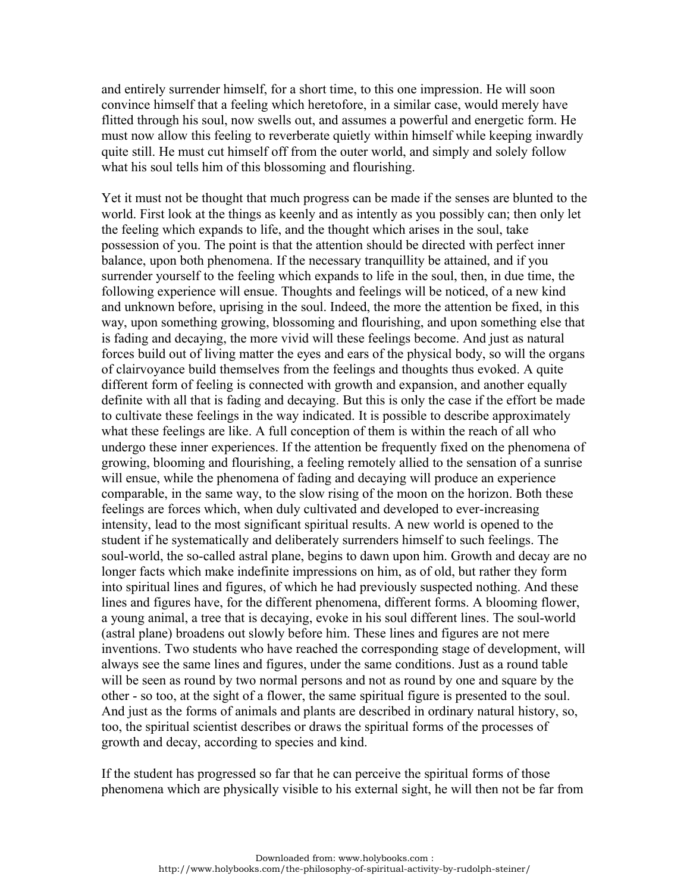and entirely surrender himself, for a short time, to this one impression. He will soon convince himself that a feeling which heretofore, in a similar case, would merely have flitted through his soul, now swells out, and assumes a powerful and energetic form. He must now allow this feeling to reverberate quietly within himself while keeping inwardly quite still. He must cut himself off from the outer world, and simply and solely follow what his soul tells him of this blossoming and flourishing.

Yet it must not be thought that much progress can be made if the senses are blunted to the world. First look at the things as keenly and as intently as you possibly can; then only let the feeling which expands to life, and the thought which arises in the soul, take possession of you. The point is that the attention should be directed with perfect inner balance, upon both phenomena. If the necessary tranquillity be attained, and if you surrender yourself to the feeling which expands to life in the soul, then, in due time, the following experience will ensue. Thoughts and feelings will be noticed, of a new kind and unknown before, uprising in the soul. Indeed, the more the attention be fixed, in this way, upon something growing, blossoming and flourishing, and upon something else that is fading and decaying, the more vivid will these feelings become. And just as natural forces build out of living matter the eyes and ears of the physical body, so will the organs of clairvoyance build themselves from the feelings and thoughts thus evoked. A quite different form of feeling is connected with growth and expansion, and another equally definite with all that is fading and decaying. But this is only the case if the effort be made to cultivate these feelings in the way indicated. It is possible to describe approximately what these feelings are like. A full conception of them is within the reach of all who undergo these inner experiences. If the attention be frequently fixed on the phenomena of growing, blooming and flourishing, a feeling remotely allied to the sensation of a sunrise will ensue, while the phenomena of fading and decaying will produce an experience comparable, in the same way, to the slow rising of the moon on the horizon. Both these feelings are forces which, when duly cultivated and developed to ever-increasing intensity, lead to the most significant spiritual results. A new world is opened to the student if he systematically and deliberately surrenders himself to such feelings. The soul-world, the so-called astral plane, begins to dawn upon him. Growth and decay are no longer facts which make indefinite impressions on him, as of old, but rather they form into spiritual lines and figures, of which he had previously suspected nothing. And these lines and figures have, for the different phenomena, different forms. A blooming flower, a young animal, a tree that is decaying, evoke in his soul different lines. The soul-world (astral plane) broadens out slowly before him. These lines and figures are not mere inventions. Two students who have reached the corresponding stage of development, will always see the same lines and figures, under the same conditions. Just as a round table will be seen as round by two normal persons and not as round by one and square by the other - so too, at the sight of a flower, the same spiritual figure is presented to the soul. And just as the forms of animals and plants are described in ordinary natural history, so, too, the spiritual scientist describes or draws the spiritual forms of the processes of growth and decay, according to species and kind.

If the student has progressed so far that he can perceive the spiritual forms of those phenomena which are physically visible to his external sight, he will then not be far from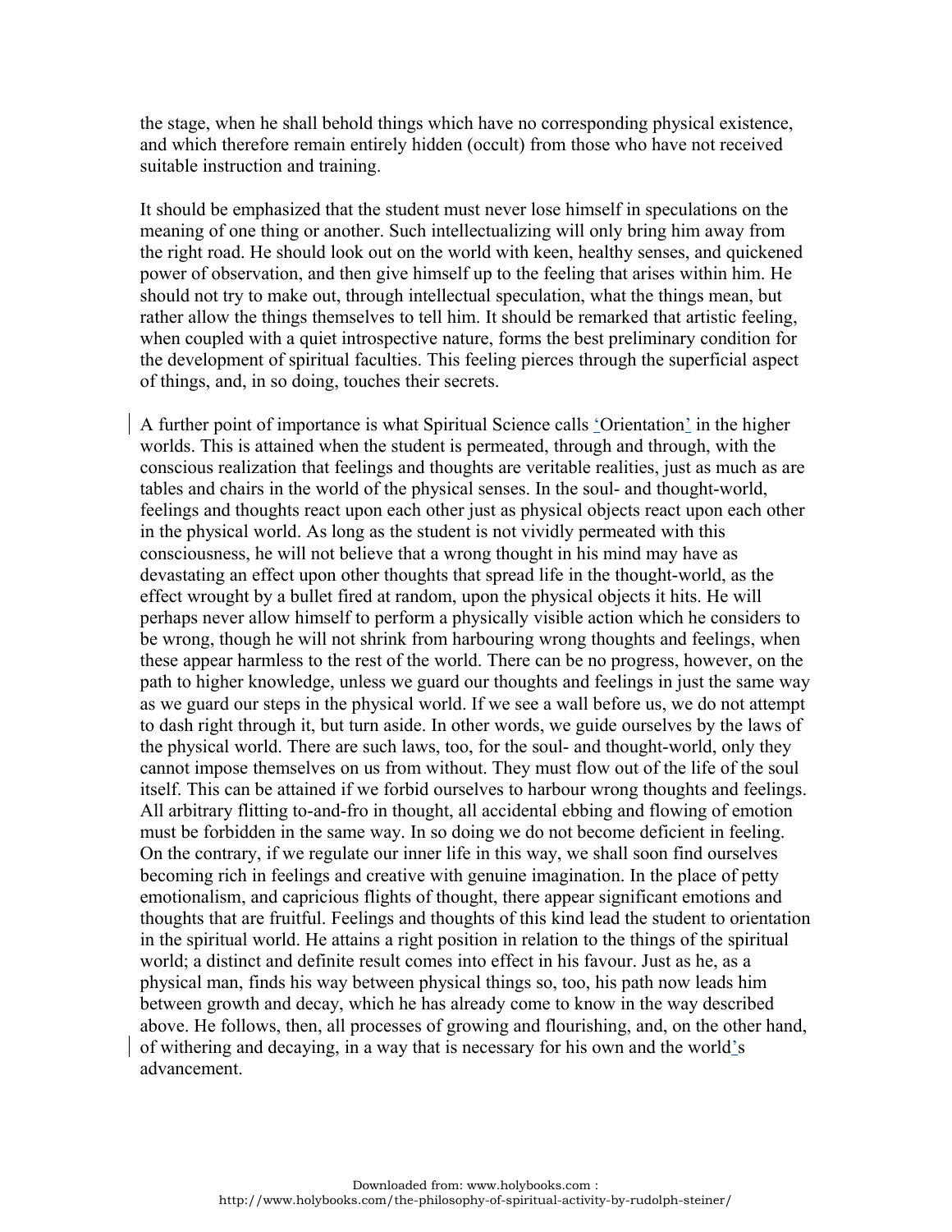the stage, when he shall behold things which have no corresponding physical existence, and which therefore remain entirely hidden (occult) from those who have not received suitable instruction and training.

It should be emphasized that the student must never lose himself in speculations on the meaning of one thing or another. Such intellectualizing will only bring him away from the right road. He should look out on the world with keen, healthy senses, and quickened power of observation, and then give himself up to the feeling that arises within him. He should not try to make out, through intellectual speculation, what the things mean, but rather allow the things themselves to tell him. It should be remarked that artistic feeling, when coupled with a quiet introspective nature, forms the best preliminary condition for the development of spiritual faculties. This feeling pierces through the superficial aspect of things, and, in so doing, touches their secrets.

A further point of importance is what Spiritual Science calls 'Orientation' in the higher worlds. This is attained when the student is permeated, through and through, with the conscious realization that feelings and thoughts are veritable realities, just as much as are tables and chairs in the world of the physical senses. In the soul- and thought-world, feelings and thoughts react upon each other just as physical objects react upon each other in the physical world. As long as the student is not vividly permeated with this consciousness, he will not believe that a wrong thought in his mind may have as devastating an effect upon other thoughts that spread life in the thought-world, as the effect wrought by a bullet fired at random, upon the physical objects it hits. He will perhaps never allow himself to perform a physically visible action which he considers to be wrong, though he will not shrink from harbouring wrong thoughts and feelings, when these appear harmless to the rest of the world. There can be no progress, however, on the path to higher knowledge, unless we guard our thoughts and feelings in just the same way as we guard our steps in the physical world. If we see a wall before us, we do not attempt to dash right through it, but turn aside. In other words, we guide ourselves by the laws of the physical world. There are such laws, too, for the soul- and thought-world, only they cannot impose themselves on us from without. They must flow out of the life of the soul itself. This can be attained if we forbid ourselves to harbour wrong thoughts and feelings. All arbitrary flitting to-and-fro in thought, all accidental ebbing and flowing of emotion must be forbidden in the same way. In so doing we do not become deficient in feeling. On the contrary, if we regulate our inner life in this way, we shall soon find ourselves becoming rich in feelings and creative with genuine imagination. In the place of petty emotionalism, and capricious flights of thought, there appear significant emotions and thoughts that are fruitful. Feelings and thoughts of this kind lead the student to orientation in the spiritual world. He attains a right position in relation to the things of the spiritual world; a distinct and definite result comes into effect in his favour. Just as he, as a physical man, finds his way between physical things so, too, his path now leads him between growth and decay, which he has already come to know in the way described above. He follows, then, all processes of growing and flourishing, and, on the other hand, of withering and decaying, in a way that is necessary for his own and the world's advancement.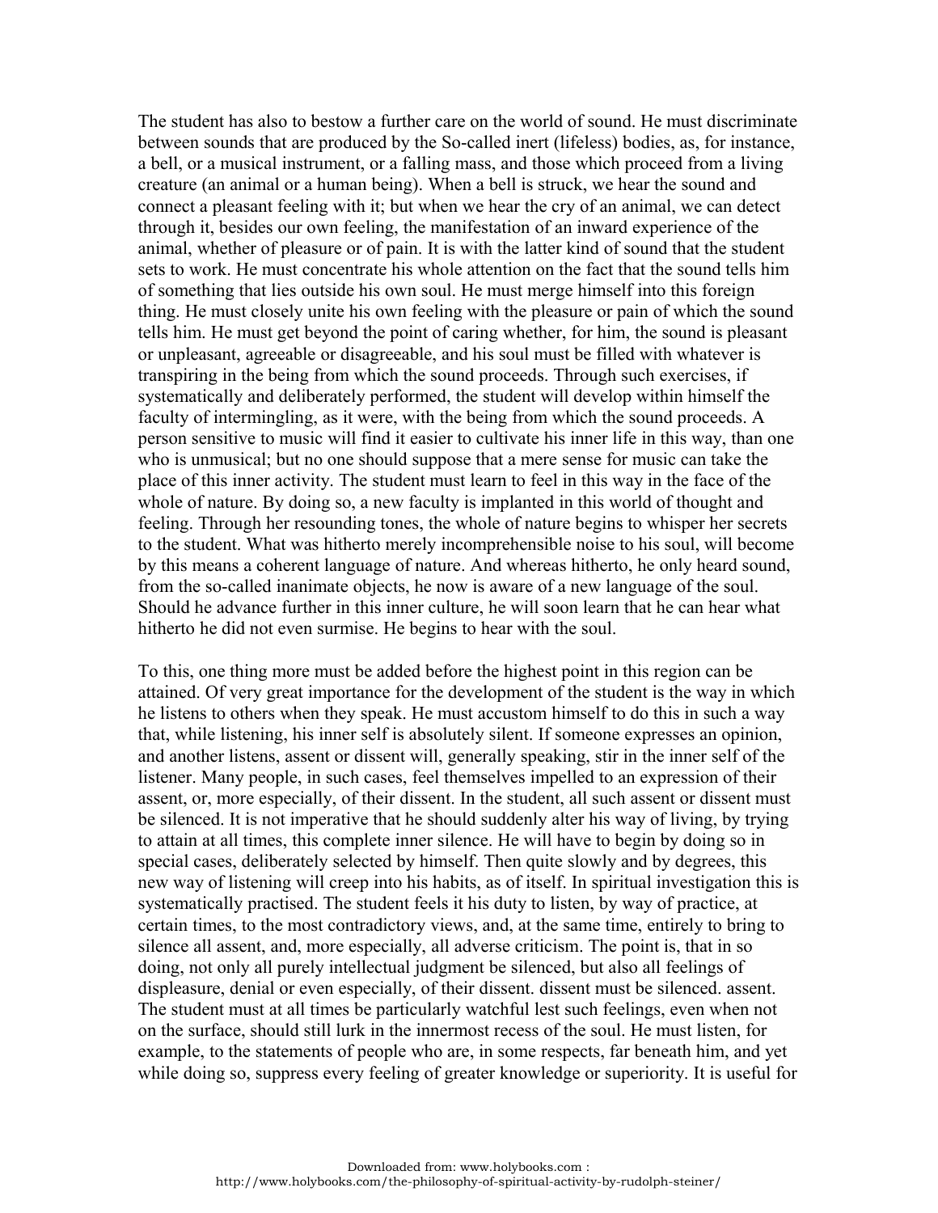The student has also to bestow a further care on the world of sound. He must discriminate between sounds that are produced by the So-called inert (lifeless) bodies, as, for instance, a bell, or a musical instrument, or a falling mass, and those which proceed from a living creature (an animal or a human being). When a bell is struck, we hear the sound and connect a pleasant feeling with it; but when we hear the cry of an animal, we can detect through it, besides our own feeling, the manifestation of an inward experience of the animal, whether of pleasure or of pain. It is with the latter kind of sound that the student sets to work. He must concentrate his whole attention on the fact that the sound tells him of something that lies outside his own soul. He must merge himself into this foreign thing. He must closely unite his own feeling with the pleasure or pain of which the sound tells him. He must get beyond the point of caring whether, for him, the sound is pleasant or unpleasant, agreeable or disagreeable, and his soul must be filled with whatever is transpiring in the being from which the sound proceeds. Through such exercises, if systematically and deliberately performed, the student will develop within himself the faculty of intermingling, as it were, with the being from which the sound proceeds. A person sensitive to music will find it easier to cultivate his inner life in this way, than one who is unmusical; but no one should suppose that a mere sense for music can take the place of this inner activity. The student must learn to feel in this way in the face of the whole of nature. By doing so, a new faculty is implanted in this world of thought and feeling. Through her resounding tones, the whole of nature begins to whisper her secrets to the student. What was hitherto merely incomprehensible noise to his soul, will become by this means a coherent language of nature. And whereas hitherto, he only heard sound, from the so-called inanimate objects, he now is aware of a new language of the soul. Should he advance further in this inner culture, he will soon learn that he can hear what hitherto he did not even surmise. He begins to hear with the soul.

To this, one thing more must be added before the highest point in this region can be attained. Of very great importance for the development of the student is the way in which he listens to others when they speak. He must accustom himself to do this in such a way that, while listening, his inner self is absolutely silent. If someone expresses an opinion, and another listens, assent or dissent will, generally speaking, stir in the inner self of the listener. Many people, in such cases, feel themselves impelled to an expression of their assent, or, more especially, of their dissent. In the student, all such assent or dissent must be silenced. It is not imperative that he should suddenly alter his way of living, by trying to attain at all times, this complete inner silence. He will have to begin by doing so in special cases, deliberately selected by himself. Then quite slowly and by degrees, this new way of listening will creep into his habits, as of itself. In spiritual investigation this is systematically practised. The student feels it his duty to listen, by way of practice, at certain times, to the most contradictory views, and, at the same time, entirely to bring to silence all assent, and, more especially, all adverse criticism. The point is, that in so doing, not only all purely intellectual judgment be silenced, but also all feelings of displeasure, denial or even especially, of their dissent. dissent must be silenced. assent. The student must at all times be particularly watchful lest such feelings, even when not on the surface, should still lurk in the innermost recess of the soul. He must listen, for example, to the statements of people who are, in some respects, far beneath him, and yet while doing so, suppress every feeling of greater knowledge or superiority. It is useful for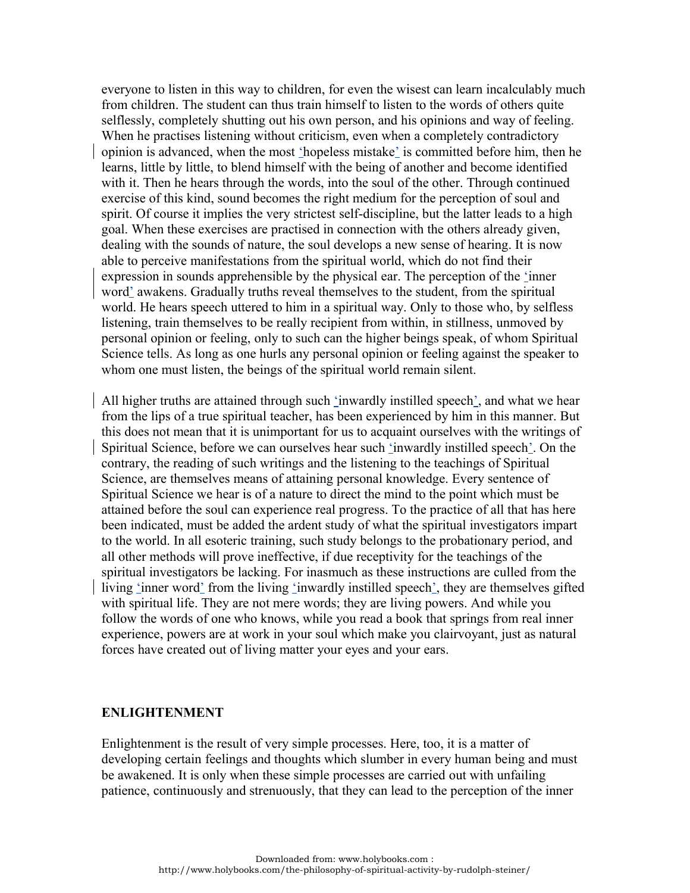everyone to listen in this way to children, for even the wisest can learn incalculably much from children. The student can thus train himself to listen to the words of others quite selflessly, completely shutting out his own person, and his opinions and way of feeling. When he practises listening without criticism, even when a completely contradictory opinion is advanced, when the most 'hopeless mistake' is committed before him, then he learns, little by little, to blend himself with the being of another and become identified with it. Then he hears through the words, into the soul of the other. Through continued exercise of this kind, sound becomes the right medium for the perception of soul and spirit. Of course it implies the very strictest self-discipline, but the latter leads to a high goal. When these exercises are practised in connection with the others already given, dealing with the sounds of nature, the soul develops a new sense of hearing. It is now able to perceive manifestations from the spiritual world, which do not find their expression in sounds apprehensible by the physical ear. The perception of the 'inner word' awakens. Gradually truths reveal themselves to the student, from the spiritual world. He hears speech uttered to him in a spiritual way. Only to those who, by selfless listening, train themselves to be really recipient from within, in stillness, unmoved by personal opinion or feeling, only to such can the higher beings speak, of whom Spiritual Science tells. As long as one hurls any personal opinion or feeling against the speaker to whom one must listen, the beings of the spiritual world remain silent.

All higher truths are attained through such 'inwardly instilled speech', and what we hear from the lips of a true spiritual teacher, has been experienced by him in this manner. But this does not mean that it is unimportant for us to acquaint ourselves with the writings of Spiritual Science, before we can ourselves hear such 'inwardly instilled speech'. On the contrary, the reading of such writings and the listening to the teachings of Spiritual Science, are themselves means of attaining personal knowledge. Every sentence of Spiritual Science we hear is of a nature to direct the mind to the point which must be attained before the soul can experience real progress. To the practice of all that has here been indicated, must be added the ardent study of what the spiritual investigators impart to the world. In all esoteric training, such study belongs to the probationary period, and all other methods will prove ineffective, if due receptivity for the teachings of the spiritual investigators be lacking. For inasmuch as these instructions are culled from the living 'inner word' from the living 'inwardly instilled speech', they are themselves gifted with spiritual life. They are not mere words; they are living powers. And while you follow the words of one who knows, while you read a book that springs from real inner experience, powers are at work in your soul which make you clairvoyant, just as natural forces have created out of living matter your eyes and your ears.

## ENLIGHTENMENT

Enlightenment is the result of very simple processes. Here, too, it is a matter of developing certain feelings and thoughts which slumber in every human being and must be awakened. It is only when these simple processes are carried out with unfailing patience, continuously and strenuously, that they can lead to the perception of the inner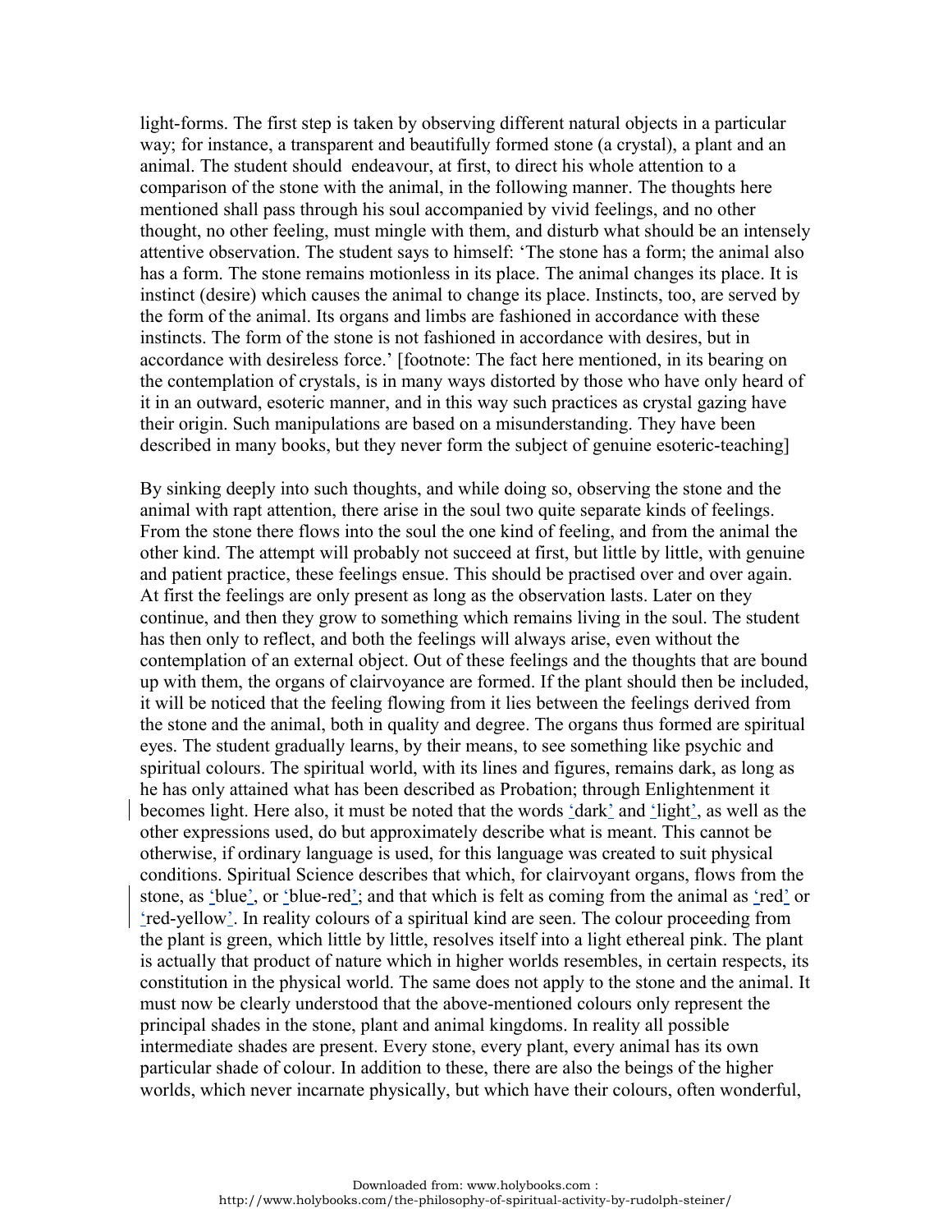light-forms. The first step is taken by observing different natural objects in a particular way; for instance, a transparent and beautifully formed stone (a crystal), a plant and an animal. The student should endeavour, at first, to direct his whole attention to a comparison of the stone with the animal, in the following manner. The thoughts here mentioned shall pass through his soul accompanied by vivid feelings, and no other thought, no other feeling, must mingle with them, and disturb what should be an intensely attentive observation. The student says to himself: 'The stone has a form; the animal also has a form. The stone remains motionless in its place. The animal changes its place. It is instinct (desire) which causes the animal to change its place. Instincts, too, are served by the form of the animal. Its organs and limbs are fashioned in accordance with these instincts. The form of the stone is not fashioned in accordance with desires, but in accordance with desireless force.' [footnote: The fact here mentioned, in its bearing on the contemplation of crystals, is in many ways distorted by those who have only heard of it in an outward, esoteric manner, and in this way such practices as crystal gazing have their origin. Such manipulations are based on a misunderstanding. They have been described in many books, but they never form the subject of genuine esoteric-teaching]

By sinking deeply into such thoughts, and while doing so, observing the stone and the animal with rapt attention, there arise in the soul two quite separate kinds of feelings. From the stone there flows into the soul the one kind of feeling, and from the animal the other kind. The attempt will probably not succeed at first, but little by little, with genuine and patient practice, these feelings ensue. This should be practised over and over again. At first the feelings are only present as long as the observation lasts. Later on they continue, and then they grow to something which remains living in the soul. The student has then only to reflect, and both the feelings will always arise, even without the contemplation of an external object. Out of these feelings and the thoughts that are bound up with them, the organs of clairvoyance are formed. If the plant should then be included, it will be noticed that the feeling flowing from it lies between the feelings derived from the stone and the animal, both in quality and degree. The organs thus formed are spiritual eyes. The student gradually learns, by their means, to see something like psychic and spiritual colours. The spiritual world, with its lines and figures, remains dark, as long as he has only attained what has been described as Probation; through Enlightenment it becomes light. Here also, it must be noted that the words 'dark' and 'light', as well as the other expressions used, do but approximately describe what is meant. This cannot be otherwise, if ordinary language is used, for this language was created to suit physical conditions. Spiritual Science describes that which, for clairvoyant organs, flows from the stone, as 'blue', or 'blue-red'; and that which is felt as coming from the animal as 'red' or 'red-yellow'. In reality colours of a spiritual kind are seen. The colour proceeding from the plant is green, which little by little, resolves itself into a light ethereal pink. The plant is actually that product of nature which in higher worlds resembles, in certain respects, its constitution in the physical world. The same does not apply to the stone and the animal. It must now be clearly understood that the above-mentioned colours only represent the principal shades in the stone, plant and animal kingdoms. In reality all possible intermediate shades are present. Every stone, every plant, every animal has its own particular shade of colour. In addition to these, there are also the beings of the higher worlds, which never incarnate physically, but which have their colours, often wonderful,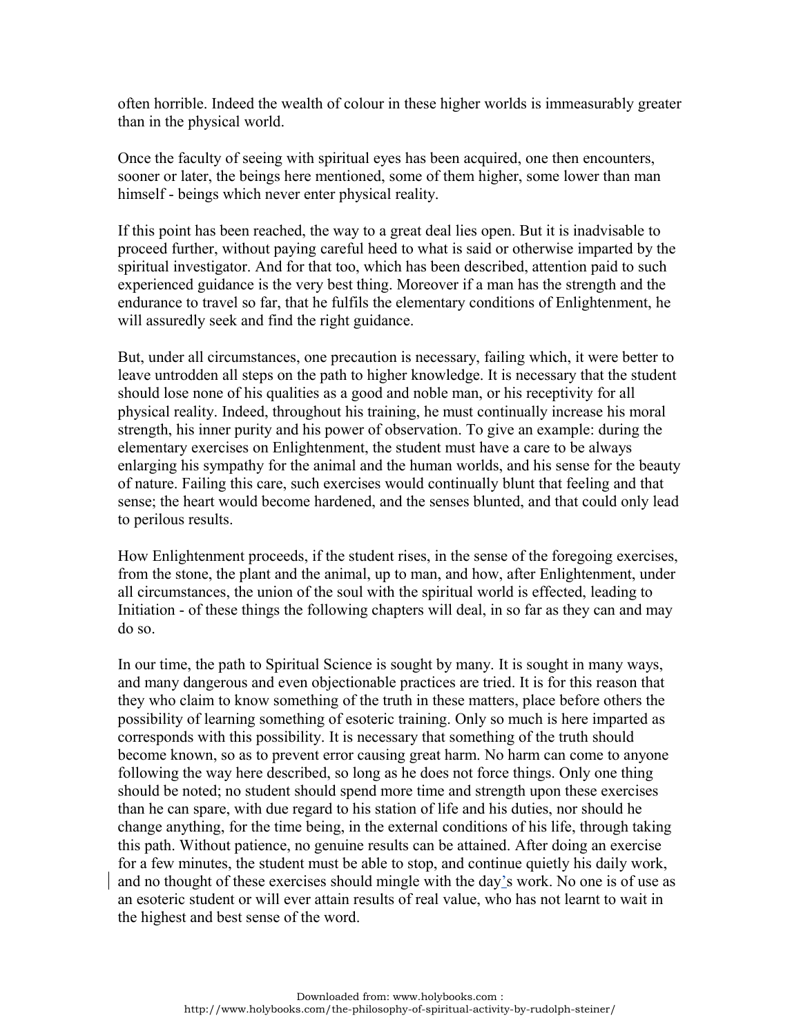often horrible. Indeed the wealth of colour in these higher worlds is immeasurably greater than in the physical world.

Once the faculty of seeing with spiritual eyes has been acquired, one then encounters, sooner or later, the beings here mentioned, some of them higher, some lower than man himself - beings which never enter physical reality.

If this point has been reached, the way to a great deal lies open. But it is inadvisable to proceed further, without paying careful heed to what is said or otherwise imparted by the spiritual investigator. And for that too, which has been described, attention paid to such experienced guidance is the very best thing. Moreover if a man has the strength and the endurance to travel so far, that he fulfils the elementary conditions of Enlightenment, he will assuredly seek and find the right guidance.

But, under all circumstances, one precaution is necessary, failing which, it were better to leave untrodden all steps on the path to higher knowledge. It is necessary that the student should lose none of his qualities as a good and noble man, or his receptivity for all physical reality. Indeed, throughout his training, he must continually increase his moral strength, his inner purity and his power of observation. To give an example: during the elementary exercises on Enlightenment, the student must have a care to be always enlarging his sympathy for the animal and the human worlds, and his sense for the beauty of nature. Failing this care, such exercises would continually blunt that feeling and that sense; the heart would become hardened, and the senses blunted, and that could only lead to perilous results.

How Enlightenment proceeds, if the student rises, in the sense of the foregoing exercises, from the stone, the plant and the animal, up to man, and how, after Enlightenment, under all circumstances, the union of the soul with the spiritual world is effected, leading to Initiation - of these things the following chapters will deal, in so far as they can and may do so.

In our time, the path to Spiritual Science is sought by many. It is sought in many ways, and many dangerous and even objectionable practices are tried. It is for this reason that they who claim to know something of the truth in these matters, place before others the possibility of learning something of esoteric training. Only so much is here imparted as corresponds with this possibility. It is necessary that something of the truth should become known, so as to prevent error causing great harm. No harm can come to anyone following the way here described, so long as he does not force things. Only one thing should be noted; no student should spend more time and strength upon these exercises than he can spare, with due regard to his station of life and his duties, nor should he change anything, for the time being, in the external conditions of his life, through taking this path. Without patience, no genuine results can be attained. After doing an exercise for a few minutes, the student must be able to stop, and continue quietly his daily work, and no thought of these exercises should mingle with the day's work. No one is of use as an esoteric student or will ever attain results of real value, who has not learnt to wait in the highest and best sense of the word.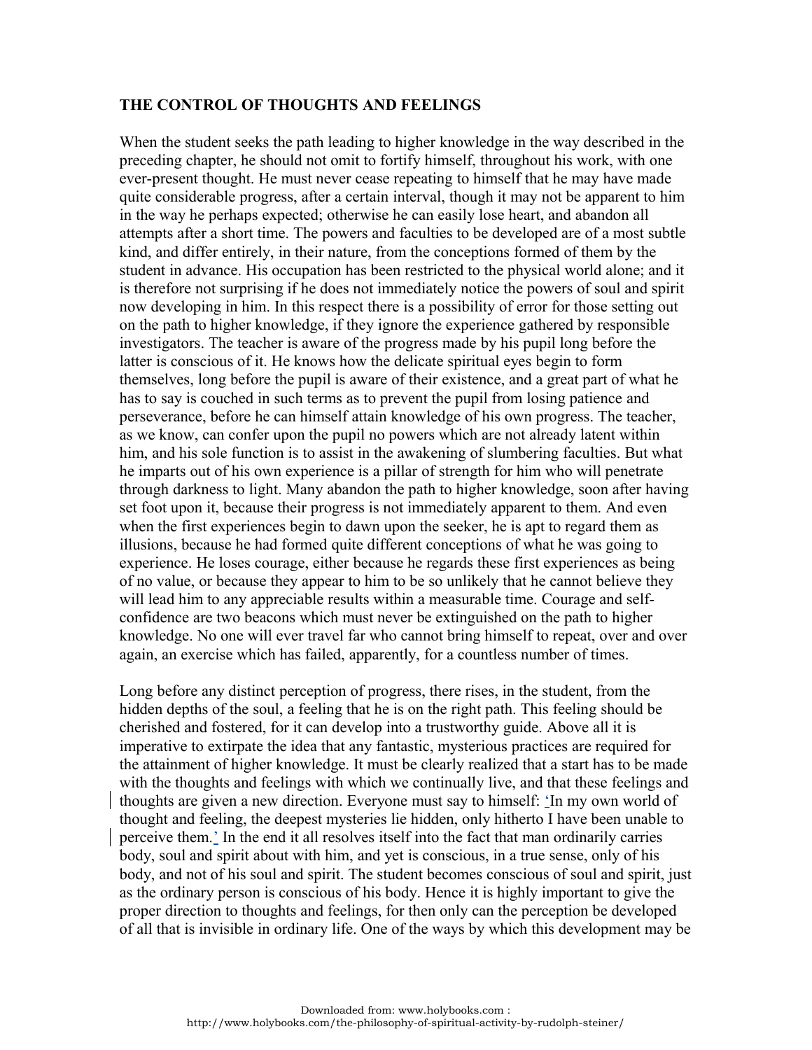## THE CONTROL OF THOUGHTS AND FEELINGS

When the student seeks the path leading to higher knowledge in the way described in the preceding chapter, he should not omit to fortify himself, throughout his work, with one ever-present thought. He must never cease repeating to himself that he may have made quite considerable progress, after a certain interval, though it may not be apparent to him in the way he perhaps expected; otherwise he can easily lose heart, and abandon all attempts after a short time. The powers and faculties to be developed are of a most subtle kind, and differ entirely, in their nature, from the conceptions formed of them by the student in advance. His occupation has been restricted to the physical world alone; and it is therefore not surprising if he does not immediately notice the powers of soul and spirit now developing in him. In this respect there is a possibility of error for those setting out on the path to higher knowledge, if they ignore the experience gathered by responsible investigators. The teacher is aware of the progress made by his pupil long before the latter is conscious of it. He knows how the delicate spiritual eyes begin to form themselves, long before the pupil is aware of their existence, and a great part of what he has to say is couched in such terms as to prevent the pupil from losing patience and perseverance, before he can himself attain knowledge of his own progress. The teacher, as we know, can confer upon the pupil no powers which are not already latent within him, and his sole function is to assist in the awakening of slumbering faculties. But what he imparts out of his own experience is a pillar of strength for him who will penetrate through darkness to light. Many abandon the path to higher knowledge, soon after having set foot upon it, because their progress is not immediately apparent to them. And even when the first experiences begin to dawn upon the seeker, he is apt to regard them as illusions, because he had formed quite different conceptions of what he was going to experience. He loses courage, either because he regards these first experiences as being of no value, or because they appear to him to be so unlikely that he cannot believe they will lead him to any appreciable results within a measurable time. Courage and self-confidence are two beacons which must never be extinguished on the path to higher knowledge. No one will ever travel far who cannot bring himself to repeat, over and over again, an exercise which has failed, apparently, for a countless number of times.

Long before any distinct perception of progress, there rises, in the student, from the hidden depths of the soul, a feeling that he is on the right path. This feeling should be cherished and fostered, for it can develop into a trustworthy guide. Above all it is imperative to extirpate the idea that any fantastic, mysterious practices are required for the attainment of higher knowledge. It must be clearly realized that a start has to be made with the thoughts and feelings with which we continually live, and that these feelings and thoughts are given a new direction. Everyone must say to himself: 'In my own world of thought and feeling, the deepest mysteries lie hidden, only hitherto I have been unable to perceive them.' In the end it all resolves itself into the fact that man ordinarily carries body, soul and spirit about with him, and yet is conscious, in a true sense, only of his body, and not of his soul and spirit. The student becomes conscious of soul and spirit, just as the ordinary person is conscious of his body. Hence it is highly important to give the proper direction to thoughts and feelings, for then only can the perception be developed of all that is invisible in ordinary life. One of the ways by which this development may be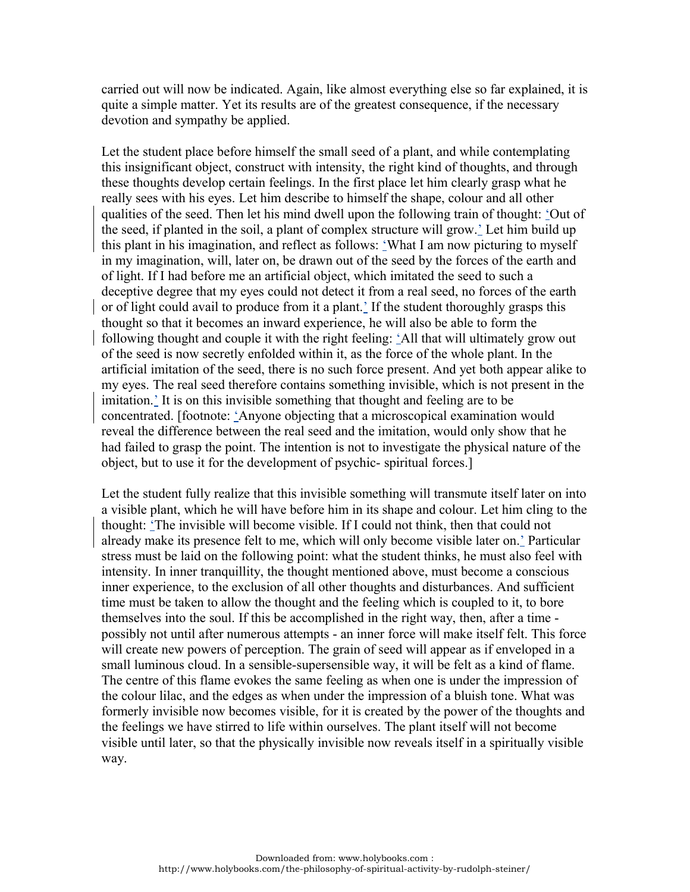carried out will now be indicated. Again, like almost everything else so far explained, it is quite a simple matter. Yet its results are of the greatest consequence, if the necessary devotion and sympathy be applied.

Let the student place before himself the small seed of a plant, and while contemplating this insignificant object, construct with intensity, the right kind of thoughts, and through these thoughts develop certain feelings. In the first place let him clearly grasp what he really sees with his eyes. Let him describe to himself the shape, colour and all other qualities of the seed. Then let his mind dwell upon the following train of thought: 'Out of the seed, if planted in the soil, a plant of complex structure will grow.' Let him build up this plant in his imagination, and reflect as follows: 'What I am now picturing to myself in my imagination, will, later on, be drawn out of the seed by the forces of the earth and of light. If I had before me an artificial object, which imitated the seed to such a deceptive degree that my eyes could not detect it from a real seed, no forces of the earth or of light could avail to produce from it a plant.' If the student thoroughly grasps this thought so that it becomes an inward experience, he will also be able to form the following thought and couple it with the right feeling: 'All that will ultimately grow out of the seed is now secretly enfolded within it, as the force of the whole plant. In the artificial imitation of the seed, there is no such force present. And yet both appear alike to my eyes. The real seed therefore contains something invisible, which is not present in the imitation.' It is on this invisible something that thought and feeling are to be concentrated. [footnote: 'Anyone objecting that a microscopical examination would reveal the difference between the real seed and the imitation, would only show that he had failed to grasp the point. The intention is not to investigate the physical nature of the object, but to use it for the development of psychic- spiritual forces.]

Let the student fully realize that this invisible something will transmute itself later on into a visible plant, which he will have before him in its shape and colour. Let him cling to the thought: 'The invisible will become visible. If I could not think, then that could not already make its presence felt to me, which will only become visible later on.' Particular stress must be laid on the following point: what the student thinks, he must also feel with intensity. In inner tranquillity, the thought mentioned above, must become a conscious inner experience, to the exclusion of all other thoughts and disturbances. And sufficient time must be taken to allow the thought and the feeling which is coupled to it, to bore themselves into the soul. If this be accomplished in the right way, then, after a time - possibly not until after numerous attempts - an inner force will make itself felt. This force will create new powers of perception. The grain of seed will appear as if enveloped in a small luminous cloud. In a sensible-supersensible way, it will be felt as a kind of flame. The centre of this flame evokes the same feeling as when one is under the impression of the colour lilac, and the edges as when under the impression of a bluish tone. What was formerly invisible now becomes visible, for it is created by the power of the thoughts and the feelings we have stirred to life within ourselves. The plant itself will not become visible until later, so that the physically invisible now reveals itself in a spiritually visible way.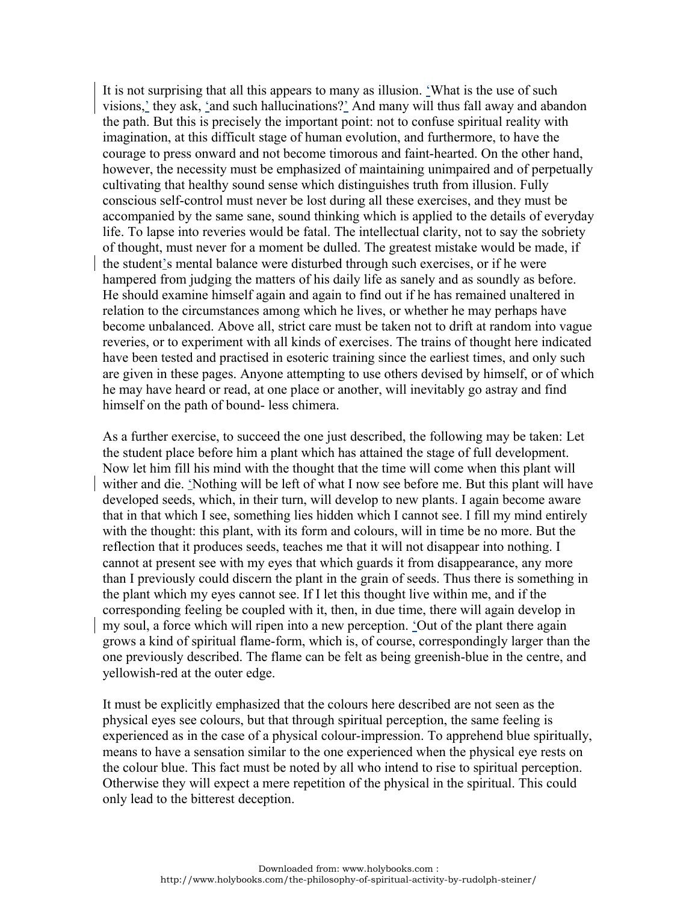It is not surprising that all this appears to many as illusion. 'What is the use of such visions,' they ask, 'and such hallucinations?' And many will thus fall away and abandon the path. But this is precisely the important point: not to confuse spiritual reality with imagination, at this difficult stage of human evolution, and furthermore, to have the courage to press onward and not become timorous and faint-hearted. On the other hand, however, the necessity must be emphasized of maintaining unimpaired and of perpetually cultivating that healthy sound sense which distinguishes truth from illusion. Fully conscious self-control must never be lost during all these exercises, and they must be accompanied by the same sane, sound thinking which is applied to the details of everyday life. To lapse into reveries would be fatal. The intellectual clarity, not to say the sobriety of thought, must never for a moment be dulled. The greatest mistake would be made, if the student's mental balance were disturbed through such exercises, or if he were hampered from judging the matters of his daily life as sanely and as soundly as before. He should examine himself again and again to find out if he has remained unaltered in relation to the circumstances among which he lives, or whether he may perhaps have become unbalanced. Above all, strict care must be taken not to drift at random into vague reveries, or to experiment with all kinds of exercises. The trains of thought here indicated have been tested and practised in esoteric training since the earliest times, and only such are given in these pages. Anyone attempting to use others devised by himself, or of which he may have heard or read, at one place or another, will inevitably go astray and find himself on the path of bound- less chimera.

As a further exercise, to succeed the one just described, the following may be taken: Let the student place before him a plant which has attained the stage of full development. Now let him fill his mind with the thought that the time will come when this plant will wither and die. 'Nothing will be left of what I now see before me. But this plant will have developed seeds, which, in their turn, will develop to new plants. I again become aware that in that which I see, something lies hidden which I cannot see. I fill my mind entirely with the thought: this plant, with its form and colours, will in time be no more. But the reflection that it produces seeds, teaches me that it will not disappear into nothing. I cannot at present see with my eyes that which guards it from disappearance, any more than I previously could discern the plant in the grain of seeds. Thus there is something in the plant which my eyes cannot see. If I let this thought live within me, and if the corresponding feeling be coupled with it, then, in due time, there will again develop in my soul, a force which will ripen into a new perception. 'Out of the plant there again grows a kind of spiritual flame-form, which is, of course, correspondingly larger than the one previously described. The flame can be felt as being greenish-blue in the centre, and yellowish-red at the outer edge.

It must be explicitly emphasized that the colours here described are not seen as the physical eyes see colours, but that through spiritual perception, the same feeling is experienced as in the case of a physical colour-impression. To apprehend blue spiritually, means to have a sensation similar to the one experienced when the physical eye rests on the colour blue. This fact must be noted by all who intend to rise to spiritual perception. Otherwise they will expect a mere repetition of the physical in the spiritual. This could only lead to the bitterest deception.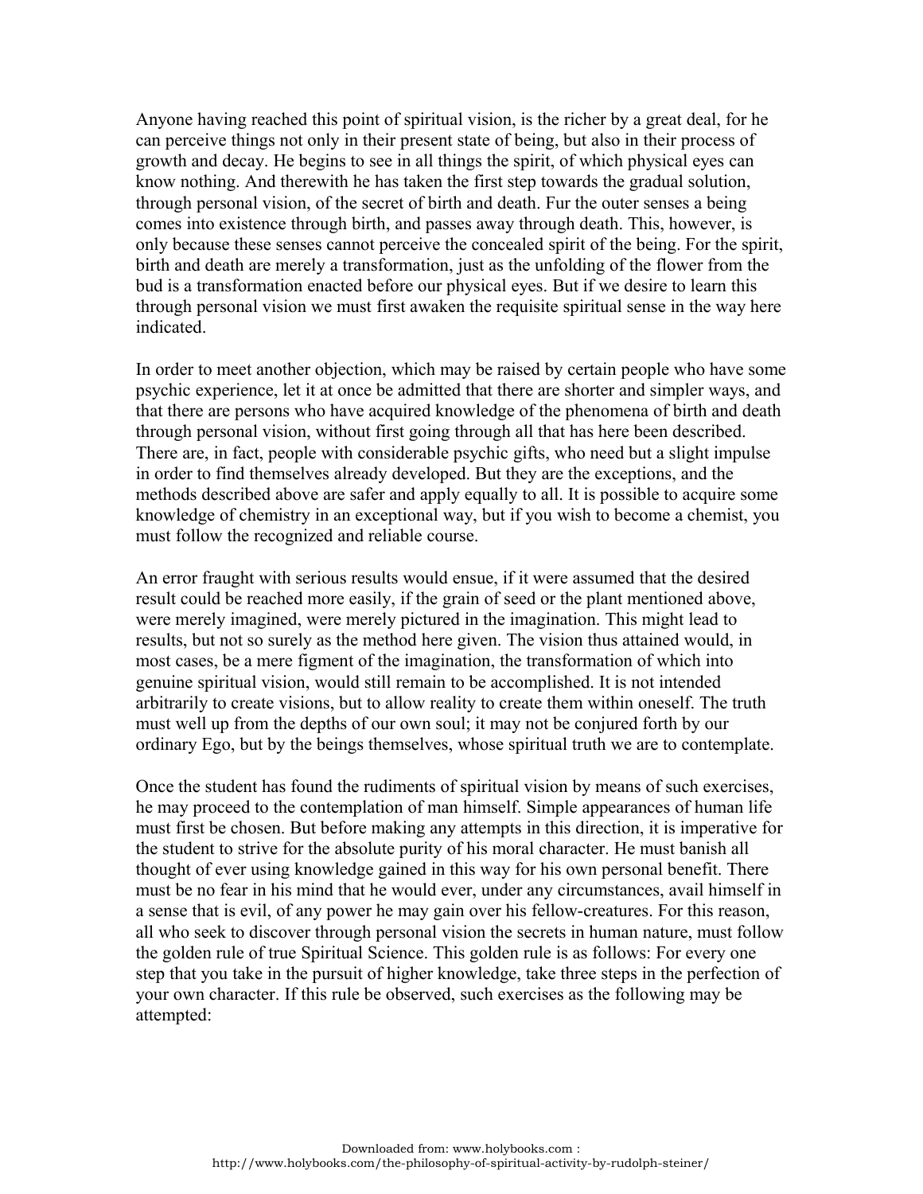Anyone having reached this point of spiritual vision, is the richer by a great deal, for he can perceive things not only in their present state of being, but also in their process of growth and decay. He begins to see in all things the spirit, of which physical eyes can know nothing. And therewith he has taken the first step towards the gradual solution, through personal vision, of the secret of birth and death. Fur the outer senses a being comes into existence through birth, and passes away through death. This, however, is only because these senses cannot perceive the concealed spirit of the being. For the spirit, birth and death are merely a transformation, just as the unfolding of the flower from the bud is a transformation enacted before our physical eyes. But if we desire to learn this through personal vision we must first awaken the requisite spiritual sense in the way here indicated.

In order to meet another objection, which may be raised by certain people who have some psychic experience, let it at once be admitted that there are shorter and simpler ways, and that there are persons who have acquired knowledge of the phenomena of birth and death through personal vision, without first going through all that has here been described. There are, in fact, people with considerable psychic gifts, who need but a slight impulse in order to find themselves already developed. But they are the exceptions, and the methods described above are safer and apply equally to all. It is possible to acquire some knowledge of chemistry in an exceptional way, but if you wish to become a chemist, you must follow the recognized and reliable course.

An error fraught with serious results would ensue, if it were assumed that the desired result could be reached more easily, if the grain of seed or the plant mentioned above, were merely imagined, were merely pictured in the imagination. This might lead to results, but not so surely as the method here given. The vision thus attained would, in most cases, be a mere figment of the imagination, the transformation of which into genuine spiritual vision, would still remain to be accomplished. It is not intended arbitrarily to create visions, but to allow reality to create them within oneself. The truth must well up from the depths of our own soul; it may not be conjured forth by our ordinary Ego, but by the beings themselves, whose spiritual truth we are to contemplate.

Once the student has found the rudiments of spiritual vision by means of such exercises, he may proceed to the contemplation of man himself. Simple appearances of human life must first be chosen. But before making any attempts in this direction, it is imperative for the student to strive for the absolute purity of his moral character. He must banish all thought of ever using knowledge gained in this way for his own personal benefit. There must be no fear in his mind that he would ever, under any circumstances, avail himself in a sense that is evil, of any power he may gain over his fellow-creatures. For this reason, all who seek to discover through personal vision the secrets in human nature, must follow the golden rule of true Spiritual Science. This golden rule is as follows: For every one step that you take in the pursuit of higher knowledge, take three steps in the perfection of your own character. If this rule be observed, such exercises as the following may be attempted: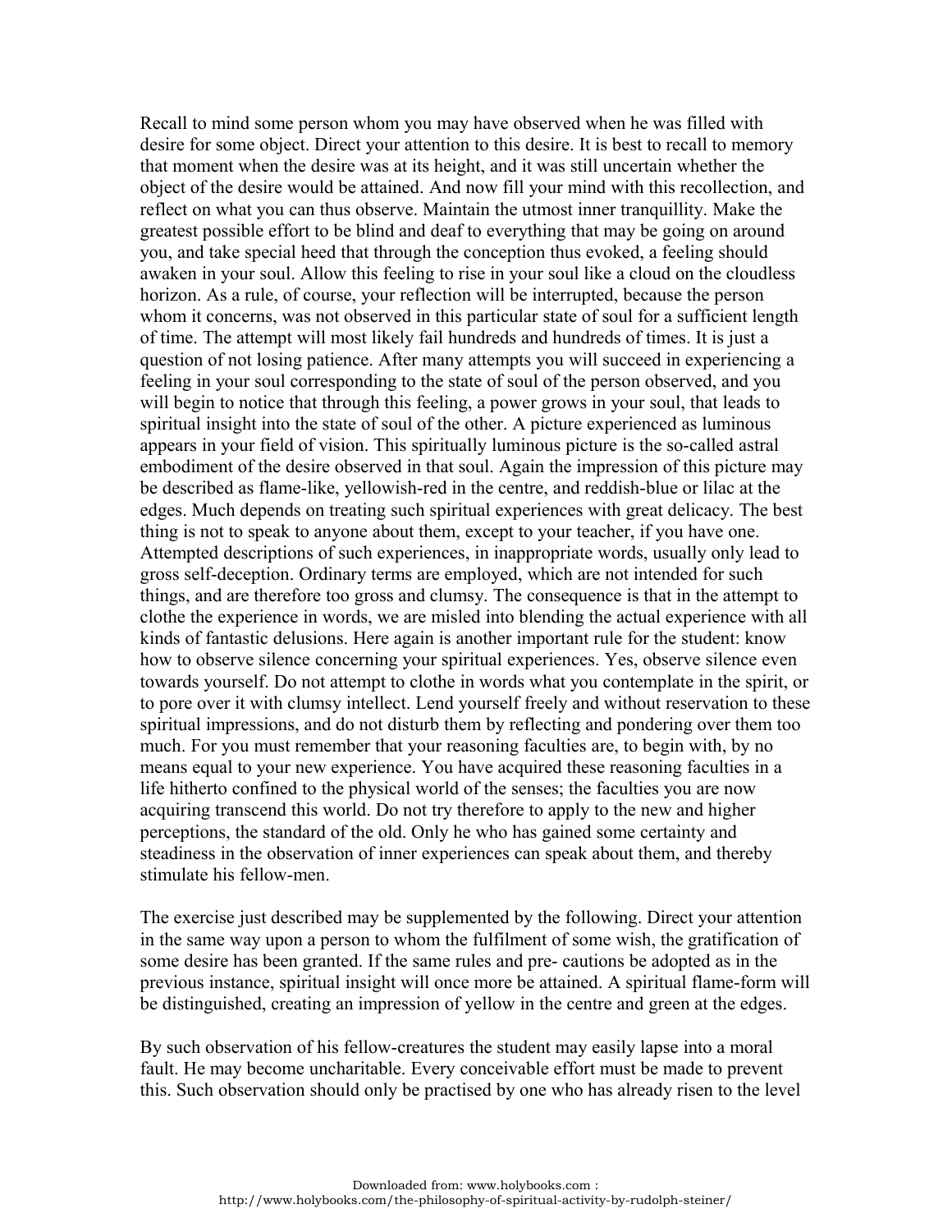Recall to mind some person whom you may have observed when he was filled with desire for some object. Direct your attention to this desire. It is best to recall to memory that moment when the desire was at its height, and it was still uncertain whether the object of the desire would be attained. And now fill your mind with this recollection, and reflect on what you can thus observe. Maintain the utmost inner tranquillity. Make the greatest possible effort to be blind and deaf to everything that may be going on around you, and take special heed that through the conception thus evoked, a feeling should awaken in your soul. Allow this feeling to rise in your soul like a cloud on the cloudless horizon. As a rule, of course, your reflection will be interrupted, because the person whom it concerns, was not observed in this particular state of soul for a sufficient length of time. The attempt will most likely fail hundreds and hundreds of times. It is just a question of not losing patience. After many attempts you will succeed in experiencing a feeling in your soul corresponding to the state of soul of the person observed, and you will begin to notice that through this feeling, a power grows in your soul, that leads to spiritual insight into the state of soul of the other. A picture experienced as luminous appears in your field of vision. This spiritually luminous picture is the so-called astral embodiment of the desire observed in that soul. Again the impression of this picture may be described as flame-like, yellowish-red in the centre, and reddish-blue or lilac at the edges. Much depends on treating such spiritual experiences with great delicacy. The best thing is not to speak to anyone about them, except to your teacher, if you have one. Attempted descriptions of such experiences, in inappropriate words, usually only lead to gross self-deception. Ordinary terms are employed, which are not intended for such things, and are therefore too gross and clumsy. The consequence is that in the attempt to clothe the experience in words, we are misled into blending the actual experience with all kinds of fantastic delusions. Here again is another important rule for the student: know how to observe silence concerning your spiritual experiences. Yes, observe silence even towards yourself. Do not attempt to clothe in words what you contemplate in the spirit, or to pore over it with clumsy intellect. Lend yourself freely and without reservation to these spiritual impressions, and do not disturb them by reflecting and pondering over them too much. For you must remember that your reasoning faculties are, to begin with, by no means equal to your new experience. You have acquired these reasoning faculties in a life hitherto confined to the physical world of the senses; the faculties you are now acquiring transcend this world. Do not try therefore to apply to the new and higher perceptions, the standard of the old. Only he who has gained some certainty and steadiness in the observation of inner experiences can speak about them, and thereby stimulate his fellow-men.

The exercise just described may be supplemented by the following. Direct your attention in the same way upon a person to whom the fulfilment of some wish, the gratification of some desire has been granted. If the same rules and pre- cautions be adopted as in the previous instance, spiritual insight will once more be attained. A spiritual flame-form will be distinguished, creating an impression of yellow in the centre and green at the edges.

By such observation of his fellow-creatures the student may easily lapse into a moral fault. He may become uncharitable. Every conceivable effort must be made to prevent this. Such observation should only be practised by one who has already risen to the level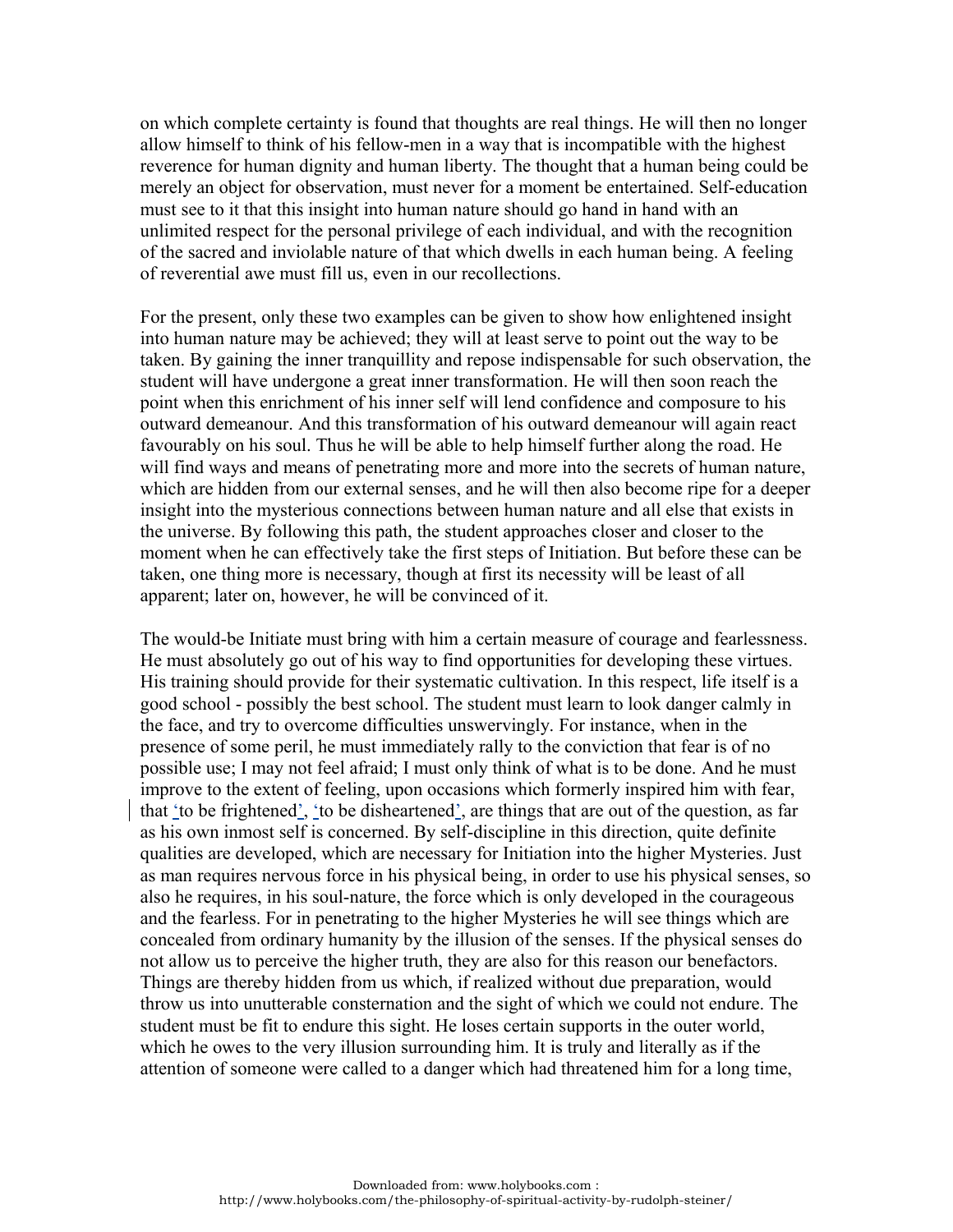on which complete certainty is found that thoughts are real things. He will then no longer allow himself to think of his fellow-men in a way that is incompatible with the highest reverence for human dignity and human liberty. The thought that a human being could be merely an object for observation, must never for a moment be entertained. Self-education must see to it that this insight into human nature should go hand in hand with an unlimited respect for the personal privilege of each individual, and with the recognition of the sacred and inviolable nature of that which dwells in each human being. A feeling of reverential awe must fill us, even in our recollections.

For the present, only these two examples can be given to show how enlightened insight into human nature may be achieved; they will at least serve to point out the way to be taken. By gaining the inner tranquillity and repose indispensable for such observation, the student will have undergone a great inner transformation. He will then soon reach the point when this enrichment of his inner self will lend confidence and composure to his outward demeanour. And this transformation of his outward demeanour will again react favourably on his soul. Thus he will be able to help himself further along the road. He will find ways and means of penetrating more and more into the secrets of human nature, which are hidden from our external senses, and he will then also become ripe for a deeper insight into the mysterious connections between human nature and all else that exists in the universe. By following this path, the student approaches closer and closer to the moment when he can effectively take the first steps of Initiation. But before these can be taken, one thing more is necessary, though at first its necessity will be least of all apparent; later on, however, he will be convinced of it.

The would-be Initiate must bring with him a certain measure of courage and fearlessness. He must absolutely go out of his way to find opportunities for developing these virtues. His training should provide for their systematic cultivation. In this respect, life itself is a good school - possibly the best school. The student must learn to look danger calmly in the face, and try to overcome difficulties unswervingly. For instance, when in the presence of some peril, he must immediately rally to the conviction that fear is of no possible use; I may not feel afraid; I must only think of what is to be done. And he must improve to the extent of feeling, upon occasions which formerly inspired him with fear, that 'to be frightened', 'to be disheartened', are things that are out of the question, as far as his own inmost self is concerned. By self-discipline in this direction, quite definite qualities are developed, which are necessary for Initiation into the higher Mysteries. Just as man requires nervous force in his physical being, in order to use his physical senses, so also he requires, in his soul-nature, the force which is only developed in the courageous and the fearless. For in penetrating to the higher Mysteries he will see things which are concealed from ordinary humanity by the illusion of the senses. If the physical senses do not allow us to perceive the higher truth, they are also for this reason our benefactors. Things are thereby hidden from us which, if realized without due preparation, would throw us into unutterable consternation and the sight of which we could not endure. The student must be fit to endure this sight. He loses certain supports in the outer world, which he owes to the very illusion surrounding him. It is truly and literally as if the attention of someone were called to a danger which had threatened him for a long time,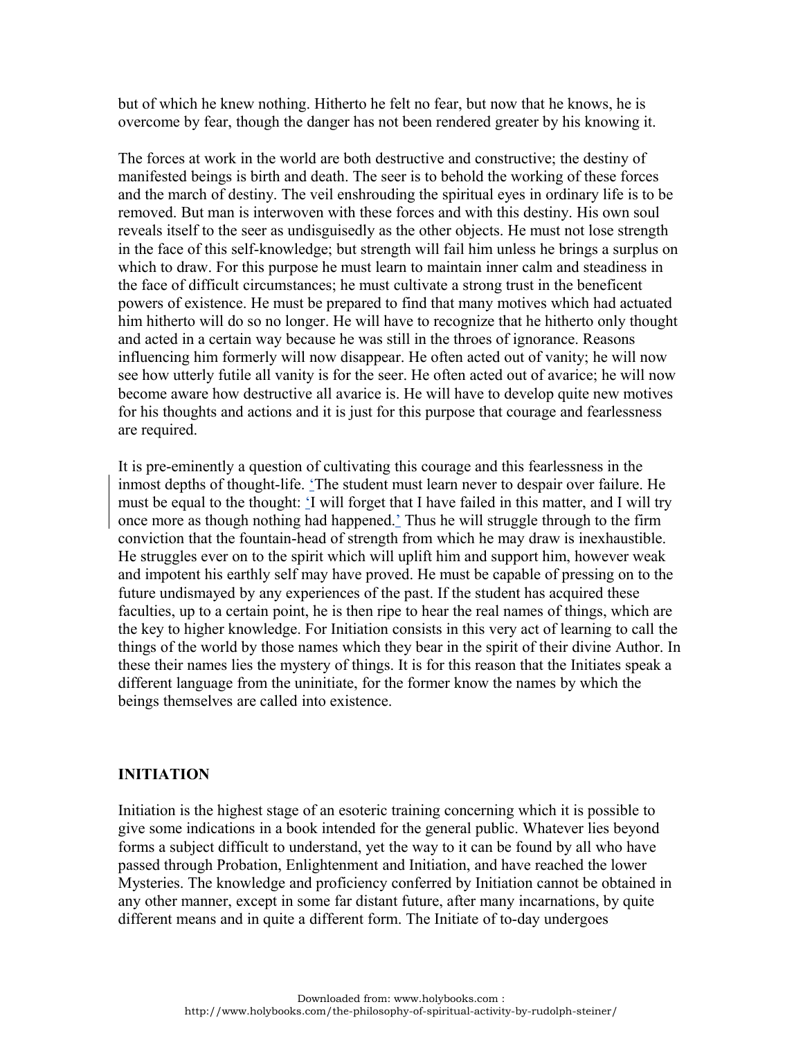but of which he knew nothing. Hitherto he felt no fear, but now that he knows, he is overcome by fear, though the danger has not been rendered greater by his knowing it.

The forces at work in the world are both destructive and constructive; the destiny of manifested beings is birth and death. The seer is to behold the working of these forces and the march of destiny. The veil enshrouding the spiritual eyes in ordinary life is to be removed. But man is interwoven with these forces and with this destiny. His own soul reveals itself to the seer as undisguisedly as the other objects. He must not lose strength in the face of this self-knowledge; but strength will fail him unless he brings a surplus on which to draw. For this purpose he must learn to maintain inner calm and steadiness in the face of difficult circumstances; he must cultivate a strong trust in the beneficent powers of existence. He must be prepared to find that many motives which had actuated him hitherto will do so no longer. He will have to recognize that he hitherto only thought and acted in a certain way because he was still in the throes of ignorance. Reasons influencing him formerly will now disappear. He often acted out of vanity; he will now see how utterly futile all vanity is for the seer. He often acted out of avarice; he will now become aware how destructive all avarice is. He will have to develop quite new motives for his thoughts and actions and it is just for this purpose that courage and fearlessness are required.

It is pre-eminently a question of cultivating this courage and this fearlessness in the inmost depths of thought-life. 'The student must learn never to despair over failure. He must be equal to the thought: 'I will forget that I have failed in this matter, and I will try once more as though nothing had happened.' Thus he will struggle through to the firm conviction that the fountain-head of strength from which he may draw is inexhaustible. He struggles ever on to the spirit which will uplift him and support him, however weak and impotent his earthly self may have proved. He must be capable of pressing on to the future undismayed by any experiences of the past. If the student has acquired these faculties, up to a certain point, he is then ripe to hear the real names of things, which are the key to higher knowledge. For Initiation consists in this very act of learning to call the things of the world by those names which they bear in the spirit of their divine Author. In these their names lies the mystery of things. It is for this reason that the Initiates speak a different language from the uninitiate, for the former know the names by which the beings themselves are called into existence.

## INITIATION

Initiation is the highest stage of an esoteric training concerning which it is possible to give some indications in a book intended for the general public. Whatever lies beyond forms a subject difficult to understand, yet the way to it can be found by all who have passed through Probation, Enlightenment and Initiation, and have reached the lower Mysteries. The knowledge and proficiency conferred by Initiation cannot be obtained in any other manner, except in some far distant future, after many incarnations, by quite different means and in quite a different form. The Initiate of to-day undergoes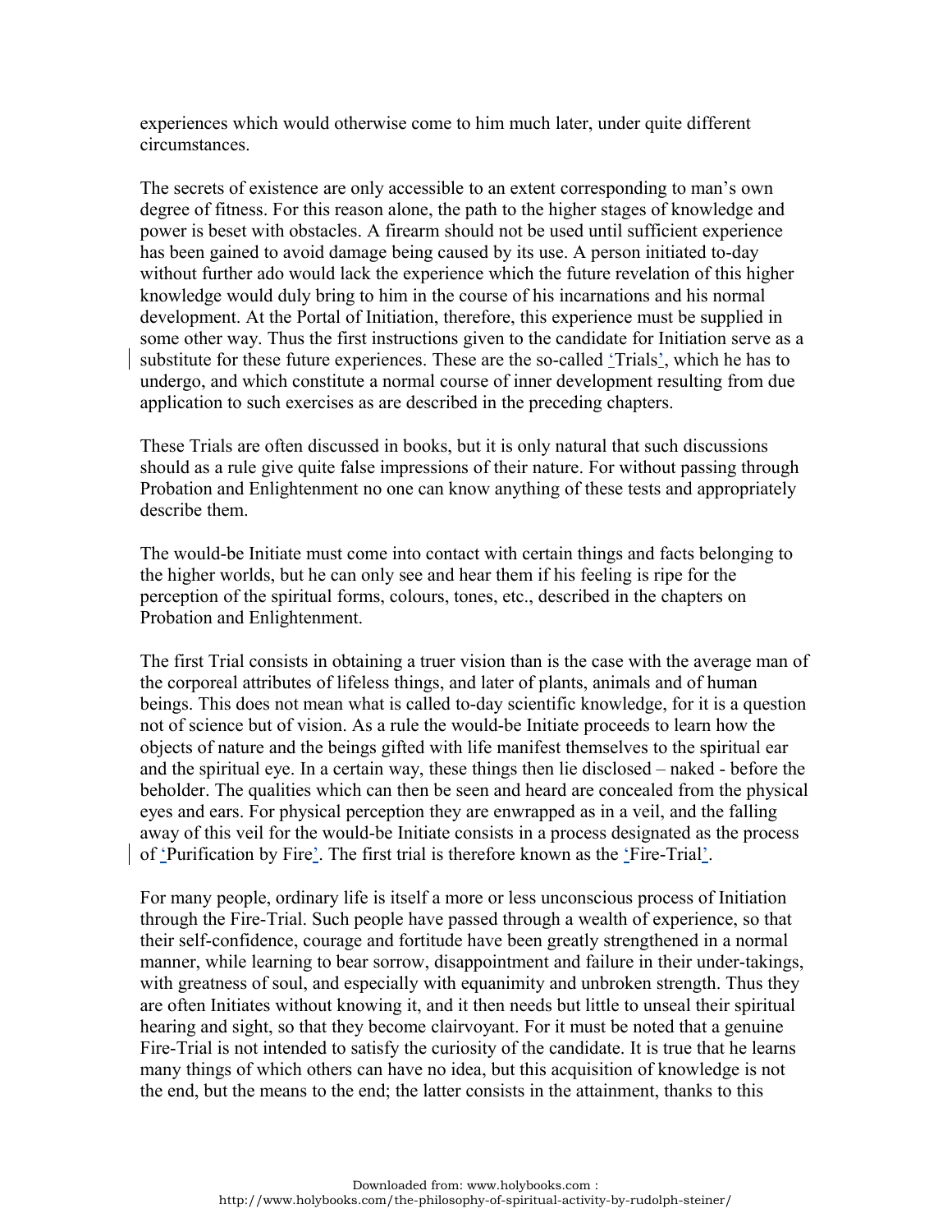experiences which would otherwise come to him much later, under quite different circumstances.

The secrets of existence are only accessible to an extent corresponding to man's own degree of fitness. For this reason alone, the path to the higher stages of knowledge and power is beset with obstacles. A firearm should not be used until sufficient experience has been gained to avoid damage being caused by its use. A person initiated to-day without further ado would lack the experience which the future revelation of this higher knowledge would duly bring to him in the course of his incarnations and his normal development. At the Portal of Initiation, therefore, this experience must be supplied in some other way. Thus the first instructions given to the candidate for Initiation serve as a substitute for these future experiences. These are the so-called 'Trials', which he has to undergo, and which constitute a normal course of inner development resulting from due application to such exercises as are described in the preceding chapters.

These Trials are often discussed in books, but it is only natural that such discussions should as a rule give quite false impressions of their nature. For without passing through Probation and Enlightenment no one can know anything of these tests and appropriately describe them.

The would-be Initiate must come into contact with certain things and facts belonging to the higher worlds, but he can only see and hear them if his feeling is ripe for the perception of the spiritual forms, colours, tones, etc., described in the chapters on Probation and Enlightenment.

The first Trial consists in obtaining a truer vision than is the case with the average man of the corporeal attributes of lifeless things, and later of plants, animals and of human beings. This does not mean what is called to-day scientific knowledge, for it is a question not of science but of vision. As a rule the would-be Initiate proceeds to learn how the objects of nature and the beings gifted with life manifest themselves to the spiritual ear and the spiritual eye. In a certain way, these things then lie disclosed – naked - before the beholder. The qualities which can then be seen and heard are concealed from the physical eyes and ears. For physical perception they are enwrapped as in a veil, and the falling away of this veil for the would-be Initiate consists in a process designated as the process of 'Purification by Fire'. The first trial is therefore known as the 'Fire-Trial'.

For many people, ordinary life is itself a more or less unconscious process of Initiation through the Fire-Trial. Such people have passed through a wealth of experience, so that their self-confidence, courage and fortitude have been greatly strengthened in a normal manner, while learning to bear sorrow, disappointment and failure in their under-takings, with greatness of soul, and especially with equanimity and unbroken strength. Thus they are often Initiates without knowing it, and it then needs but little to unseal their spiritual hearing and sight, so that they become clairvoyant. For it must be noted that a genuine Fire-Trial is not intended to satisfy the curiosity of the candidate. It is true that he learns many things of which others can have no idea, but this acquisition of knowledge is not the end, but the means to the end; the latter consists in the attainment, thanks to this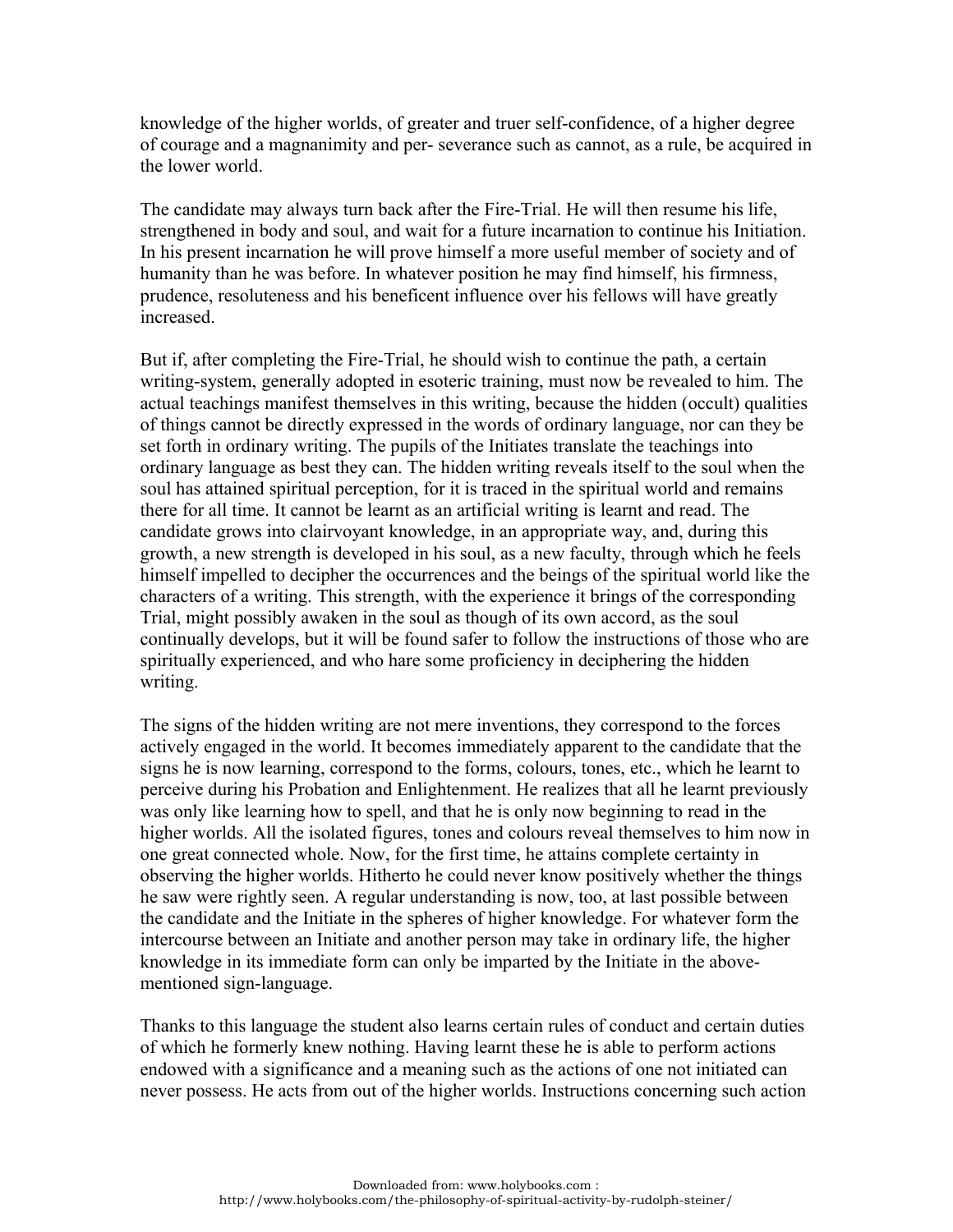knowledge of the higher worlds, of greater and truer self-confidence, of a higher degree of courage and a magnanimity and per- severance such as cannot, as a rule, be acquired in the lower world.

The candidate may always turn back after the Fire-Trial. He will then resume his life, strengthened in body and soul, and wait for a future incarnation to continue his Initiation. In his present incarnation he will prove himself a more useful member of society and of humanity than he was before. In whatever position he may find himself, his firmness, prudence, resoluteness and his beneficent influence over his fellows will have greatly increased.

But if, after completing the Fire-Trial, he should wish to continue the path, a certain writing-system, generally adopted in esoteric training, must now be revealed to him. The actual teachings manifest themselves in this writing, because the hidden (occult) qualities of things cannot be directly expressed in the words of ordinary language, nor can they be set forth in ordinary writing. The pupils of the Initiates translate the teachings into ordinary language as best they can. The hidden writing reveals itself to the soul when the soul has attained spiritual perception, for it is traced in the spiritual world and remains there for all time. It cannot be learnt as an artificial writing is learnt and read. The candidate grows into clairvoyant knowledge, in an appropriate way, and, during this growth, a new strength is developed in his soul, as a new faculty, through which he feels himself impelled to decipher the occurrences and the beings of the spiritual world like the characters of a writing. This strength, with the experience it brings of the corresponding Trial, might possibly awaken in the soul as though of its own accord, as the soul continually develops, but it will be found safer to follow the instructions of those who are spiritually experienced, and who hare some proficiency in deciphering the hidden writing.

The signs of the hidden writing are not mere inventions, they correspond to the forces actively engaged in the world. It becomes immediately apparent to the candidate that the signs he is now learning, correspond to the forms, colours, tones, etc., which he learnt to perceive during his Probation and Enlightenment. He realizes that all he learnt previously was only like learning how to spell, and that he is only now beginning to read in the higher worlds. All the isolated figures, tones and colours reveal themselves to him now in one great connected whole. Now, for the first time, he attains complete certainty in observing the higher worlds. Hitherto he could never know positively whether the things he saw were rightly seen. A regular understanding is now, too, at last possible between the candidate and the Initiate in the spheres of higher knowledge. For whatever form the intercourse between an Initiate and another person may take in ordinary life, the higher knowledge in its immediate form can only be imparted by the Initiate in the above-mentioned sign-language.

Thanks to this language the student also learns certain rules of conduct and certain duties of which he formerly knew nothing. Having learnt these he is able to perform actions endowed with a significance and a meaning such as the actions of one not initiated can never possess. He acts from out of the higher worlds. Instructions concerning such action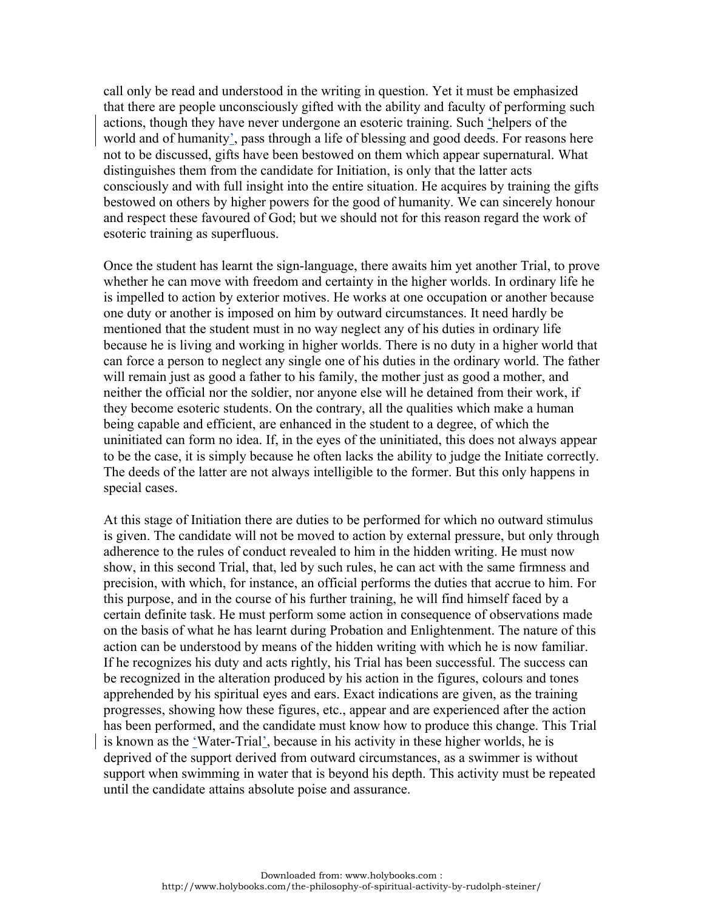call only be read and understood in the writing in question. Yet it must be emphasized that there are people unconsciously gifted with the ability and faculty of performing such actions, though they have never undergone an esoteric training. Such 'helpers of the world and of humanity', pass through a life of blessing and good deeds. For reasons here not to be discussed, gifts have been bestowed on them which appear supernatural. What distinguishes them from the candidate for Initiation, is only that the latter acts consciously and with full insight into the entire situation. He acquires by training the gifts bestowed on others by higher powers for the good of humanity. We can sincerely honour and respect these favoured of God; but we should not for this reason regard the work of esoteric training as superfluous.

Once the student has learnt the sign-language, there awaits him yet another Trial, to prove whether he can move with freedom and certainty in the higher worlds. In ordinary life he is impelled to action by exterior motives. He works at one occupation or another because one duty or another is imposed on him by outward circumstances. It need hardly be mentioned that the student must in no way neglect any of his duties in ordinary life because he is living and working in higher worlds. There is no duty in a higher world that can force a person to neglect any single one of his duties in the ordinary world. The father will remain just as good a father to his family, the mother just as good a mother, and neither the official nor the soldier, nor anyone else will he detained from their work, if they become esoteric students. On the contrary, all the qualities which make a human being capable and efficient, are enhanced in the student to a degree, of which the uninitiated can form no idea. If, in the eyes of the uninitiated, this does not always appear to be the case, it is simply because he often lacks the ability to judge the Initiate correctly. The deeds of the latter are not always intelligible to the former. But this only happens in special cases.

At this stage of Initiation there are duties to be performed for which no outward stimulus is given. The candidate will not be moved to action by external pressure, but only through adherence to the rules of conduct revealed to him in the hidden writing. He must now show, in this second Trial, that, led by such rules, he can act with the same firmness and precision, with which, for instance, an official performs the duties that accrue to him. For this purpose, and in the course of his further training, he will find himself faced by a certain definite task. He must perform some action in consequence of observations made on the basis of what he has learnt during Probation and Enlightenment. The nature of this action can be understood by means of the hidden writing with which he is now familiar. If he recognizes his duty and acts rightly, his Trial has been successful. The success can be recognized in the alteration produced by his action in the figures, colours and tones apprehended by his spiritual eyes and ears. Exact indications are given, as the training progresses, showing how these figures, etc., appear and are experienced after the action has been performed, and the candidate must know how to produce this change. This Trial is known as the 'Water-Trial', because in his activity in these higher worlds, he is deprived of the support derived from outward circumstances, as a swimmer is without support when swimming in water that is beyond his depth. This activity must be repeated until the candidate attains absolute poise and assurance.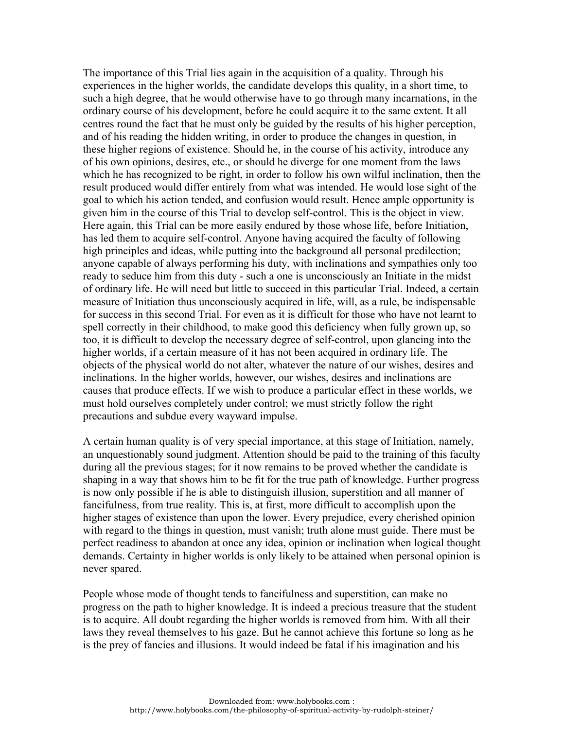The importance of this Trial lies again in the acquisition of a quality. Through his experiences in the higher worlds, the candidate develops this quality, in a short time, to such a high degree, that he would otherwise have to go through many incarnations, in the ordinary course of his development, before he could acquire it to the same extent. It all centres round the fact that he must only be guided by the results of his higher perception, and of his reading the hidden writing, in order to produce the changes in question, in these higher regions of existence. Should he, in the course of his activity, introduce any of his own opinions, desires, etc., or should he diverge for one moment from the laws which he has recognized to be right, in order to follow his own wilful inclination, then the result produced would differ entirely from what was intended. He would lose sight of the goal to which his action tended, and confusion would result. Hence ample opportunity is given him in the course of this Trial to develop self-control. This is the object in view. Here again, this Trial can be more easily endured by those whose life, before Initiation, has led them to acquire self-control. Anyone having acquired the faculty of following high principles and ideas, while putting into the background all personal predilection; anyone capable of always performing his duty, with inclinations and sympathies only too ready to seduce him from this duty - such a one is unconsciously an Initiate in the midst of ordinary life. He will need but little to succeed in this particular Trial. Indeed, a certain measure of Initiation thus unconsciously acquired in life, will, as a rule, be indispensable for success in this second Trial. For even as it is difficult for those who have not learnt to spell correctly in their childhood, to make good this deficiency when fully grown up, so too, it is difficult to develop the necessary degree of self-control, upon glancing into the higher worlds, if a certain measure of it has not been acquired in ordinary life. The objects of the physical world do not alter, whatever the nature of our wishes, desires and inclinations. In the higher worlds, however, our wishes, desires and inclinations are causes that produce effects. If we wish to produce a particular effect in these worlds, we must hold ourselves completely under control; we must strictly follow the right precautions and subdue every wayward impulse.

A certain human quality is of very special importance, at this stage of Initiation, namely, an unquestionably sound judgment. Attention should be paid to the training of this faculty during all the previous stages; for it now remains to be proved whether the candidate is shaping in a way that shows him to be fit for the true path of knowledge. Further progress is now only possible if he is able to distinguish illusion, superstition and all manner of fancifulness, from true reality. This is, at first, more difficult to accomplish upon the higher stages of existence than upon the lower. Every prejudice, every cherished opinion with regard to the things in question, must vanish; truth alone must guide. There must be perfect readiness to abandon at once any idea, opinion or inclination when logical thought demands. Certainty in higher worlds is only likely to be attained when personal opinion is never spared.

People whose mode of thought tends to fancifulness and superstition, can make no progress on the path to higher knowledge. It is indeed a precious treasure that the student is to acquire. All doubt regarding the higher worlds is removed from him. With all their laws they reveal themselves to his gaze. But he cannot achieve this fortune so long as he is the prey of fancies and illusions. It would indeed be fatal if his imagination and his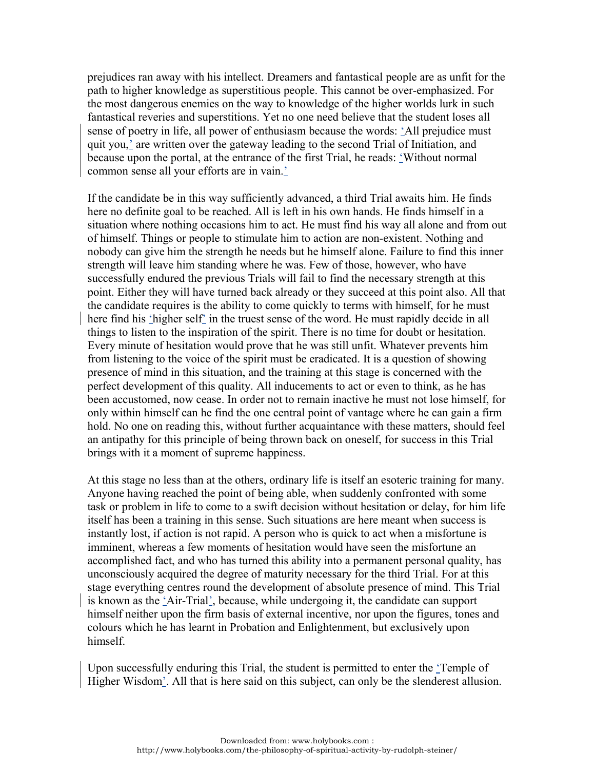prejudices ran away with his intellect. Dreamers and fantastical people are as unfit for the path to higher knowledge as superstitious people. This cannot be over-emphasized. For the most dangerous enemies on the way to knowledge of the higher worlds lurk in such fantastical reveries and superstitions. Yet no one need believe that the student loses all sense of poetry in life, all power of enthusiasm because the words: 'All prejudice must quit you,' are written over the gateway leading to the second Trial of Initiation, and because upon the portal, at the entrance of the first Trial, he reads: 'Without normal common sense all your efforts are in vain.'

If the candidate be in this way sufficiently advanced, a third Trial awaits him. He finds here no definite goal to be reached. All is left in his own hands. He finds himself in a situation where nothing occasions him to act. He must find his way all alone and from out of himself. Things or people to stimulate him to action are non-existent. Nothing and nobody can give him the strength he needs but he himself alone. Failure to find this inner strength will leave him standing where he was. Few of those, however, who have successfully endured the previous Trials will fail to find the necessary strength at this point. Either they will have turned back already or they succeed at this point also. All that the candidate requires is the ability to come quickly to terms with himself, for he must here find his 'higher self' in the truest sense of the word. He must rapidly decide in all things to listen to the inspiration of the spirit. There is no time for doubt or hesitation. Every minute of hesitation would prove that he was still unfit. Whatever prevents him from listening to the voice of the spirit must be eradicated. It is a question of showing presence of mind in this situation, and the training at this stage is concerned with the perfect development of this quality. All inducements to act or even to think, as he has been accustomed, now cease. In order not to remain inactive he must not lose himself, for only within himself can he find the one central point of vantage where he can gain a firm hold. No one on reading this, without further acquaintance with these matters, should feel an antipathy for this principle of being thrown back on oneself, for success in this Trial brings with it a moment of supreme happiness.

At this stage no less than at the others, ordinary life is itself an esoteric training for many. Anyone having reached the point of being able, when suddenly confronted with some task or problem in life to come to a swift decision without hesitation or delay, for him life itself has been a training in this sense. Such situations are here meant when success is instantly lost, if action is not rapid. A person who is quick to act when a misfortune is imminent, whereas a few moments of hesitation would have seen the misfortune an accomplished fact, and who has turned this ability into a permanent personal quality, has unconsciously acquired the degree of maturity necessary for the third Trial. For at this stage everything centres round the development of absolute presence of mind. This Trial is known as the 'Air-Trial', because, while undergoing it, the candidate can support himself neither upon the firm basis of external incentive, nor upon the figures, tones and colours which he has learnt in Probation and Enlightenment, but exclusively upon himself.

Upon successfully enduring this Trial, the student is permitted to enter the 'Temple of Higher Wisdom'. All that is here said on this subject, can only be the slenderest allusion.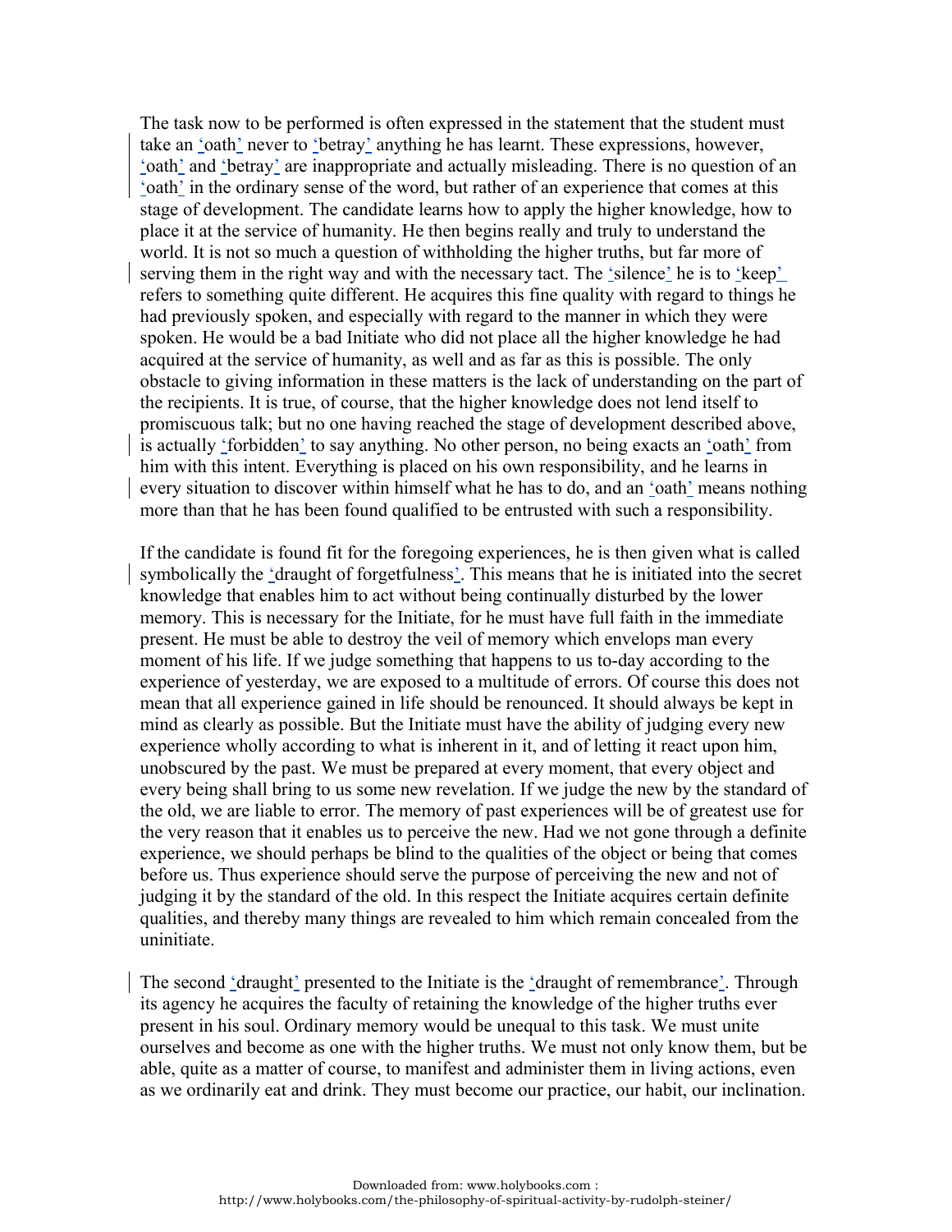The task now to be performed is often expressed in the statement that the student must take an 'oath' never to 'betray' anything he has learnt. These expressions, however, 'oath' and 'betray' are inappropriate and actually misleading. There is no question of an 'oath' in the ordinary sense of the word, but rather of an experience that comes at this stage of development. The candidate learns how to apply the higher knowledge, how to place it at the service of humanity. He then begins really and truly to understand the world. It is not so much a question of withholding the higher truths, but far more of serving them in the right way and with the necessary tact. The 'silence' he is to 'keep' refers to something quite different. He acquires this fine quality with regard to things he had previously spoken, and especially with regard to the manner in which they were spoken. He would be a bad Initiate who did not place all the higher knowledge he had acquired at the service of humanity, as well and as far as this is possible. The only obstacle to giving information in these matters is the lack of understanding on the part of the recipients. It is true, of course, that the higher knowledge does not lend itself to promiscuous talk; but no one having reached the stage of development described above, is actually 'forbidden' to say anything. No other person, no being exacts an 'oath' from him with this intent. Everything is placed on his own responsibility, and he learns in every situation to discover within himself what he has to do, and an 'oath' means nothing more than that he has been found qualified to be entrusted with such a responsibility.

If the candidate is found fit for the foregoing experiences, he is then given what is called symbolically the 'draught of forgetfulness'. This means that he is initiated into the secret knowledge that enables him to act without being continually disturbed by the lower memory. This is necessary for the Initiate, for he must have full faith in the immediate present. He must be able to destroy the veil of memory which envelops man every moment of his life. If we judge something that happens to us to-day according to the experience of yesterday, we are exposed to a multitude of errors. Of course this does not mean that all experience gained in life should be renounced. It should always be kept in mind as clearly as possible. But the Initiate must have the ability of judging every new experience wholly according to what is inherent in it, and of letting it react upon him, unobscured by the past. We must be prepared at every moment, that every object and every being shall bring to us some new revelation. If we judge the new by the standard of the old, we are liable to error. The memory of past experiences will be of greatest use for the very reason that it enables us to perceive the new. Had we not gone through a definite experience, we should perhaps be blind to the qualities of the object or being that comes before us. Thus experience should serve the purpose of perceiving the new and not of judging it by the standard of the old. In this respect the Initiate acquires certain definite qualities, and thereby many things are revealed to him which remain concealed from the uninitiate.

The second 'draught' presented to the Initiate is the 'draught of remembrance'. Through its agency he acquires the faculty of retaining the knowledge of the higher truths ever present in his soul. Ordinary memory would be unequal to this task. We must unite ourselves and become as one with the higher truths. We must not only know them, but be able, quite as a matter of course, to manifest and administer them in living actions, even as we ordinarily eat and drink. They must become our practice, our habit, our inclination.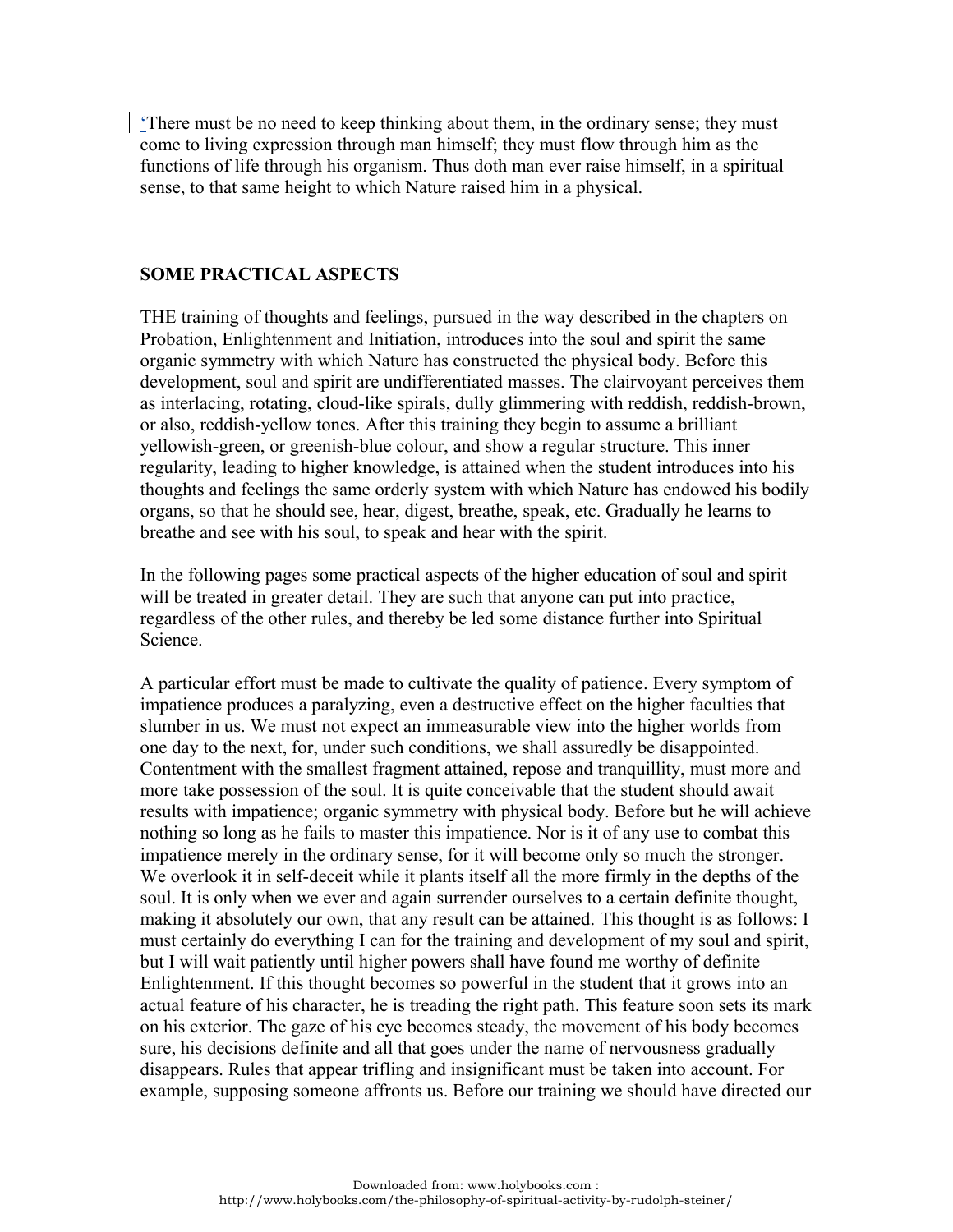'There must be no need to keep thinking about them, in the ordinary sense; they must come to living expression through man himself; they must flow through him as the functions of life through his organism. Thus doth man ever raise himself, in a spiritual sense, to that same height to which Nature raised him in a physical.

## SOME PRACTICAL ASPECTS

THE training of thoughts and feelings, pursued in the way described in the chapters on Probation, Enlightenment and Initiation, introduces into the soul and spirit the same organic symmetry with which Nature has constructed the physical body. Before this development, soul and spirit are undifferentiated masses. The clairvoyant perceives them as interlacing, rotating, cloud-like spirals, dully glimmering with reddish, reddish-brown, or also, reddish-yellow tones. After this training they begin to assume a brilliant yellowish-green, or greenish-blue colour, and show a regular structure. This inner regularity, leading to higher knowledge, is attained when the student introduces into his thoughts and feelings the same orderly system with which Nature has endowed his bodily organs, so that he should see, hear, digest, breathe, speak, etc. Gradually he learns to breathe and see with his soul, to speak and hear with the spirit.

In the following pages some practical aspects of the higher education of soul and spirit will be treated in greater detail. They are such that anyone can put into practice, regardless of the other rules, and thereby be led some distance further into Spiritual Science.

A particular effort must be made to cultivate the quality of patience. Every symptom of impatience produces a paralyzing, even a destructive effect on the higher faculties that slumber in us. We must not expect an immeasurable view into the higher worlds from one day to the next, for, under such conditions, we shall assuredly be disappointed. Contentment with the smallest fragment attained, repose and tranquillity, must more and more take possession of the soul. It is quite conceivable that the student should await results with impatience; organic symmetry with physical body. Before but he will achieve nothing so long as he fails to master this impatience. Nor is it of any use to combat this impatience merely in the ordinary sense, for it will become only so much the stronger. We overlook it in self-deceit while it plants itself all the more firmly in the depths of the soul. It is only when we ever and again surrender ourselves to a certain definite thought, making it absolutely our own, that any result can be attained. This thought is as follows: I must certainly do everything I can for the training and development of my soul and spirit, but I will wait patiently until higher powers shall have found me worthy of definite Enlightenment. If this thought becomes so powerful in the student that it grows into an actual feature of his character, he is treading the right path. This feature soon sets its mark on his exterior. The gaze of his eye becomes steady, the movement of his body becomes sure, his decisions definite and all that goes under the name of nervousness gradually disappears. Rules that appear trifling and insignificant must be taken into account. For example, supposing someone affronts us. Before our training we should have directed our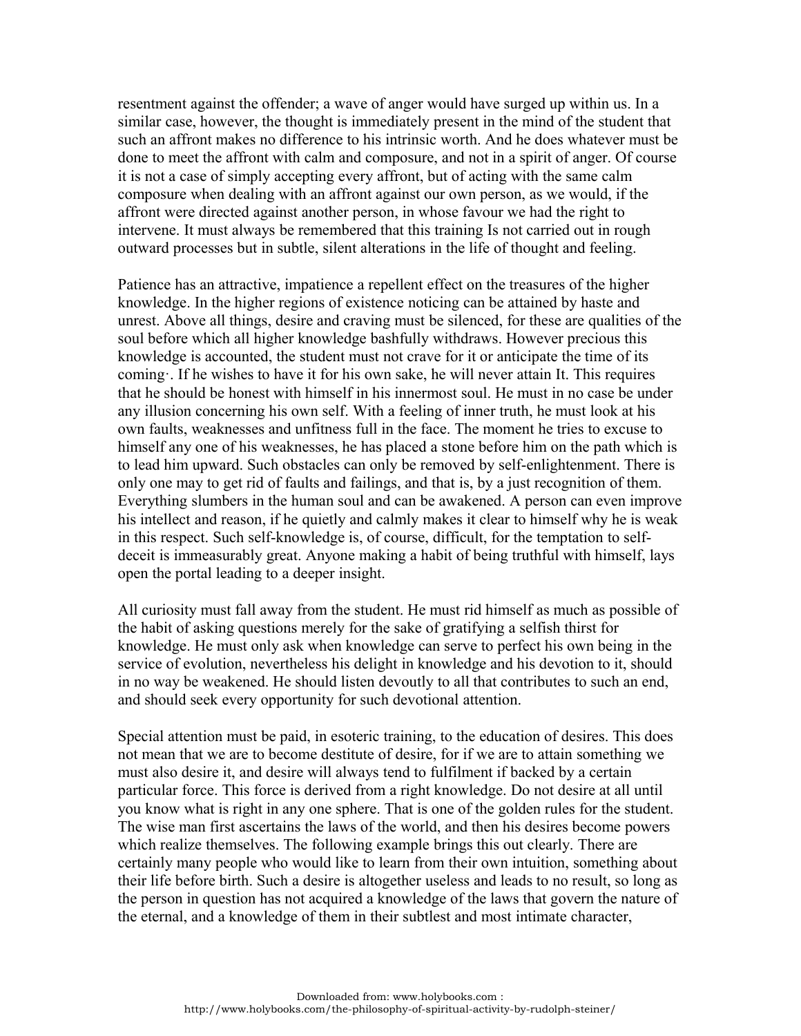resentment against the offender; a wave of anger would have surged up within us. In a similar case, however, the thought is immediately present in the mind of the student that such an affront makes no difference to his intrinsic worth. And he does whatever must be done to meet the affront with calm and composure, and not in a spirit of anger. Of course it is not a case of simply accepting every affront, but of acting with the same calm composure when dealing with an affront against our own person, as we would, if the affront were directed against another person, in whose favour we had the right to intervene. It must always be remembered that this training Is not carried out in rough outward processes but in subtle, silent alterations in the life of thought and feeling.

Patience has an attractive, impatience a repellent effect on the treasures of the higher knowledge. In the higher regions of existence noticing can be attained by haste and unrest. Above all things, desire and craving must be silenced, for these are qualities of the soul before which all higher knowledge bashfully withdraws. However precious this knowledge is accounted, the student must not crave for it or anticipate the time of its coming·. If he wishes to have it for his own sake, he will never attain It. This requires that he should be honest with himself in his innermost soul. He must in no case be under any illusion concerning his own self. With a feeling of inner truth, he must look at his own faults, weaknesses and unfitness full in the face. The moment he tries to excuse to himself any one of his weaknesses, he has placed a stone before him on the path which is to lead him upward. Such obstacles can only be removed by self-enlightenment. There is only one may to get rid of faults and failings, and that is, by a just recognition of them. Everything slumbers in the human soul and can be awakened. A person can even improve his intellect and reason, if he quietly and calmly makes it clear to himself why he is weak in this respect. Such self-knowledge is, of course, difficult, for the temptation to self-deceit is immeasurably great. Anyone making a habit of being truthful with himself, lays open the portal leading to a deeper insight.

All curiosity must fall away from the student. He must rid himself as much as possible of the habit of asking questions merely for the sake of gratifying a selfish thirst for knowledge. He must only ask when knowledge can serve to perfect his own being in the service of evolution, nevertheless his delight in knowledge and his devotion to it, should in no way be weakened. He should listen devoutly to all that contributes to such an end, and should seek every opportunity for such devotional attention.

Special attention must be paid, in esoteric training, to the education of desires. This does not mean that we are to become destitute of desire, for if we are to attain something we must also desire it, and desire will always tend to fulfilment if backed by a certain particular force. This force is derived from a right knowledge. Do not desire at all until you know what is right in any one sphere. That is one of the golden rules for the student. The wise man first ascertains the laws of the world, and then his desires become powers which realize themselves. The following example brings this out clearly. There are certainly many people who would like to learn from their own intuition, something about their life before birth. Such a desire is altogether useless and leads to no result, so long as the person in question has not acquired a knowledge of the laws that govern the nature of the eternal, and a knowledge of them in their subtlest and most intimate character,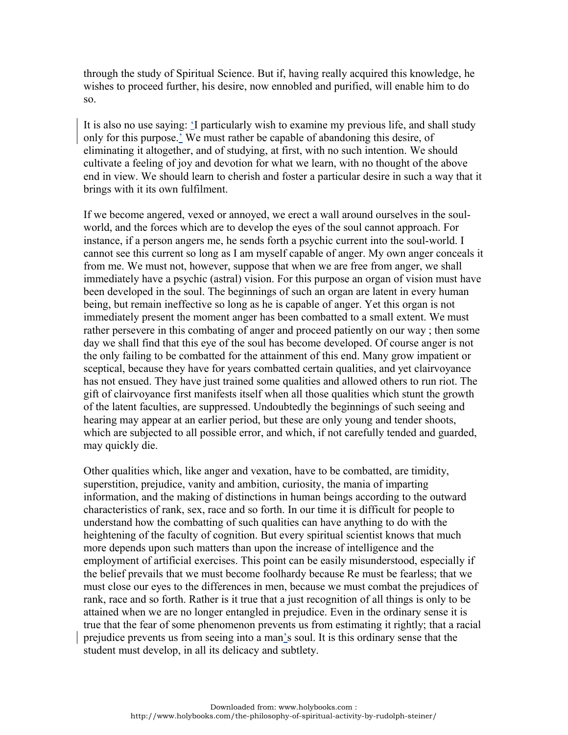through the study of Spiritual Science. But if, having really acquired this knowledge, he wishes to proceed further, his desire, now ennobled and purified, will enable him to do so.

It is also no use saying: 'I particularly wish to examine my previous life, and shall study only for this purpose.' We must rather be capable of abandoning this desire, of eliminating it altogether, and of studying, at first, with no such intention. We should cultivate a feeling of joy and devotion for what we learn, with no thought of the above end in view. We should learn to cherish and foster a particular desire in such a way that it brings with it its own fulfilment.

If we become angered, vexed or annoyed, we erect a wall around ourselves in the soul-world, and the forces which are to develop the eyes of the soul cannot approach. For instance, if a person angers me, he sends forth a psychic current into the soul-world. I cannot see this current so long as I am myself capable of anger. My own anger conceals it from me. We must not, however, suppose that when we are free from anger, we shall immediately have a psychic (astral) vision. For this purpose an organ of vision must have been developed in the soul. The beginnings of such an organ are latent in every human being, but remain ineffective so long as he is capable of anger. Yet this organ is not immediately present the moment anger has been combatted to a small extent. We must rather persevere in this combating of anger and proceed patiently on our way ; then some day we shall find that this eye of the soul has become developed. Of course anger is not the only failing to be combatted for the attainment of this end. Many grow impatient or sceptical, because they have for years combatted certain qualities, and yet clairvoyance has not ensued. They have just trained some qualities and allowed others to run riot. The gift of clairvoyance first manifests itself when all those qualities which stunt the growth of the latent faculties, are suppressed. Undoubtedly the beginnings of such seeing and hearing may appear at an earlier period, but these are only young and tender shoots, which are subjected to all possible error, and which, if not carefully tended and guarded, may quickly die.

Other qualities which, like anger and vexation, have to be combatted, are timidity, superstition, prejudice, vanity and ambition, curiosity, the mania of imparting information, and the making of distinctions in human beings according to the outward characteristics of rank, sex, race and so forth. In our time it is difficult for people to understand how the combatting of such qualities can have anything to do with the heightening of the faculty of cognition. But every spiritual scientist knows that much more depends upon such matters than upon the increase of intelligence and the employment of artificial exercises. This point can be easily misunderstood, especially if the belief prevails that we must become foolhardy because Re must be fearless; that we must close our eyes to the differences in men, because we must combat the prejudices of rank, race and so forth. Rather is it true that a just recognition of all things is only to be attained when we are no longer entangled in prejudice. Even in the ordinary sense it is true that the fear of some phenomenon prevents us from estimating it rightly; that a racial prejudice prevents us from seeing into a man's soul. It is this ordinary sense that the student must develop, in all its delicacy and subtlety.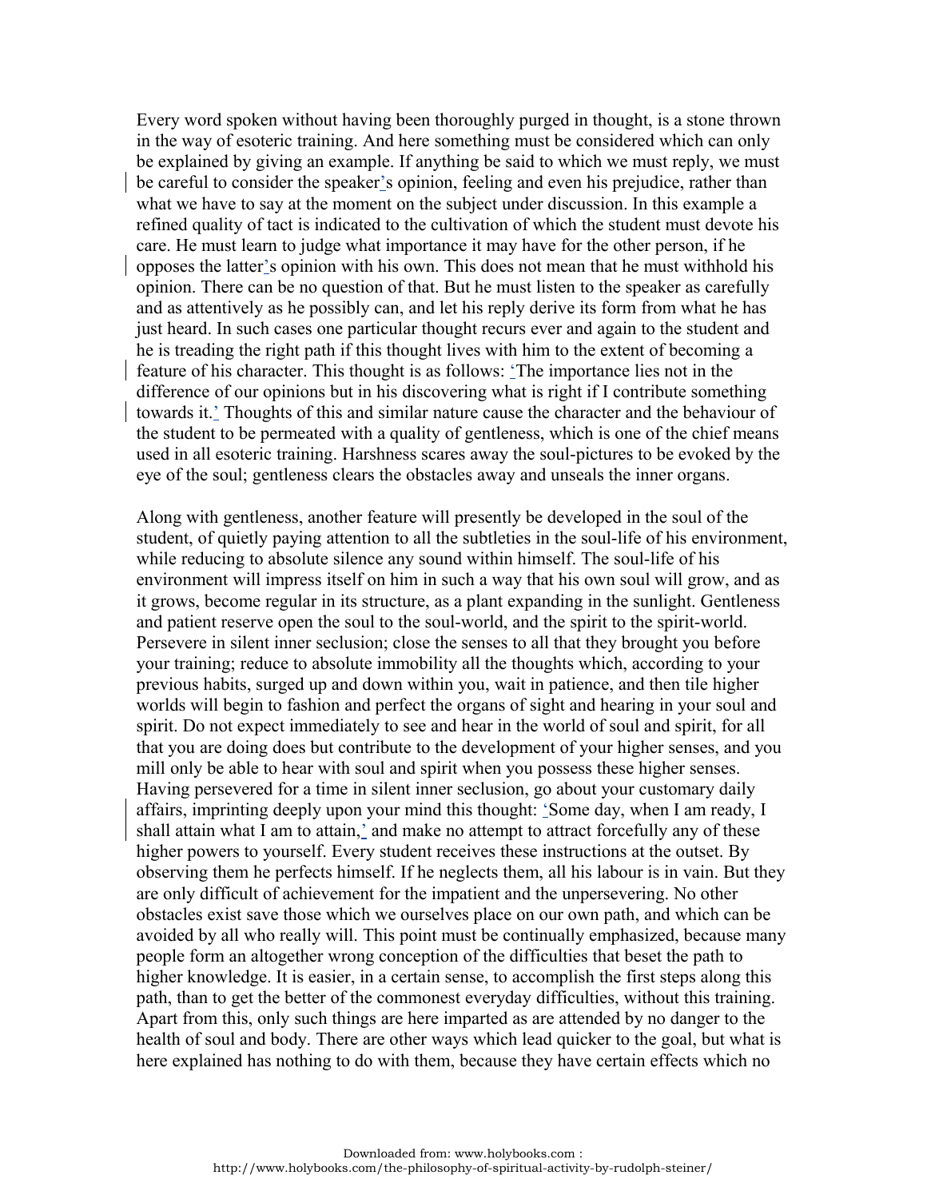Every word spoken without having been thoroughly purged in thought, is a stone thrown in the way of esoteric training. And here something must be considered which can only be explained by giving an example. If anything be said to which we must reply, we must be careful to consider the speaker's opinion, feeling and even his prejudice, rather than what we have to say at the moment on the subject under discussion. In this example a refined quality of tact is indicated to the cultivation of which the student must devote his care. He must learn to judge what importance it may have for the other person, if he opposes the latter's opinion with his own. This does not mean that he must withhold his opinion. There can be no question of that. But he must listen to the speaker as carefully and as attentively as he possibly can, and let his reply derive its form from what he has just heard. In such cases one particular thought recurs ever and again to the student and he is treading the right path if this thought lives with him to the extent of becoming a feature of his character. This thought is as follows: 'The importance lies not in the difference of our opinions but in his discovering what is right if I contribute something towards it.' Thoughts of this and similar nature cause the character and the behaviour of the student to be permeated with a quality of gentleness, which is one of the chief means used in all esoteric training. Harshness scares away the soul-pictures to be evoked by the eye of the soul; gentleness clears the obstacles away and unseals the inner organs.

Along with gentleness, another feature will presently be developed in the soul of the student, of quietly paying attention to all the subtleties in the soul-life of his environment, while reducing to absolute silence any sound within himself. The soul-life of his environment will impress itself on him in such a way that his own soul will grow, and as it grows, become regular in its structure, as a plant expanding in the sunlight. Gentleness and patient reserve open the soul to the soul-world, and the spirit to the spirit-world. Persevere in silent inner seclusion; close the senses to all that they brought you before your training; reduce to absolute immobility all the thoughts which, according to your previous habits, surged up and down within you, wait in patience, and then tile higher worlds will begin to fashion and perfect the organs of sight and hearing in your soul and spirit. Do not expect immediately to see and hear in the world of soul and spirit, for all that you are doing does but contribute to the development of your higher senses, and you mill only be able to hear with soul and spirit when you possess these higher senses. Having persevered for a time in silent inner seclusion, go about your customary daily affairs, imprinting deeply upon your mind this thought: 'Some day, when I am ready, I shall attain what I am to attain,' and make no attempt to attract forcefully any of these higher powers to yourself. Every student receives these instructions at the outset. By observing them he perfects himself. If he neglects them, all his labour is in vain. But they are only difficult of achievement for the impatient and the unpersevering. No other obstacles exist save those which we ourselves place on our own path, and which can be avoided by all who really will. This point must be continually emphasized, because many people form an altogether wrong conception of the difficulties that beset the path to higher knowledge. It is easier, in a certain sense, to accomplish the first steps along this path, than to get the better of the commonest everyday difficulties, without this training. Apart from this, only such things are here imparted as are attended by no danger to the health of soul and body. There are other ways which lead quicker to the goal, but what is here explained has nothing to do with them, because they have certain effects which no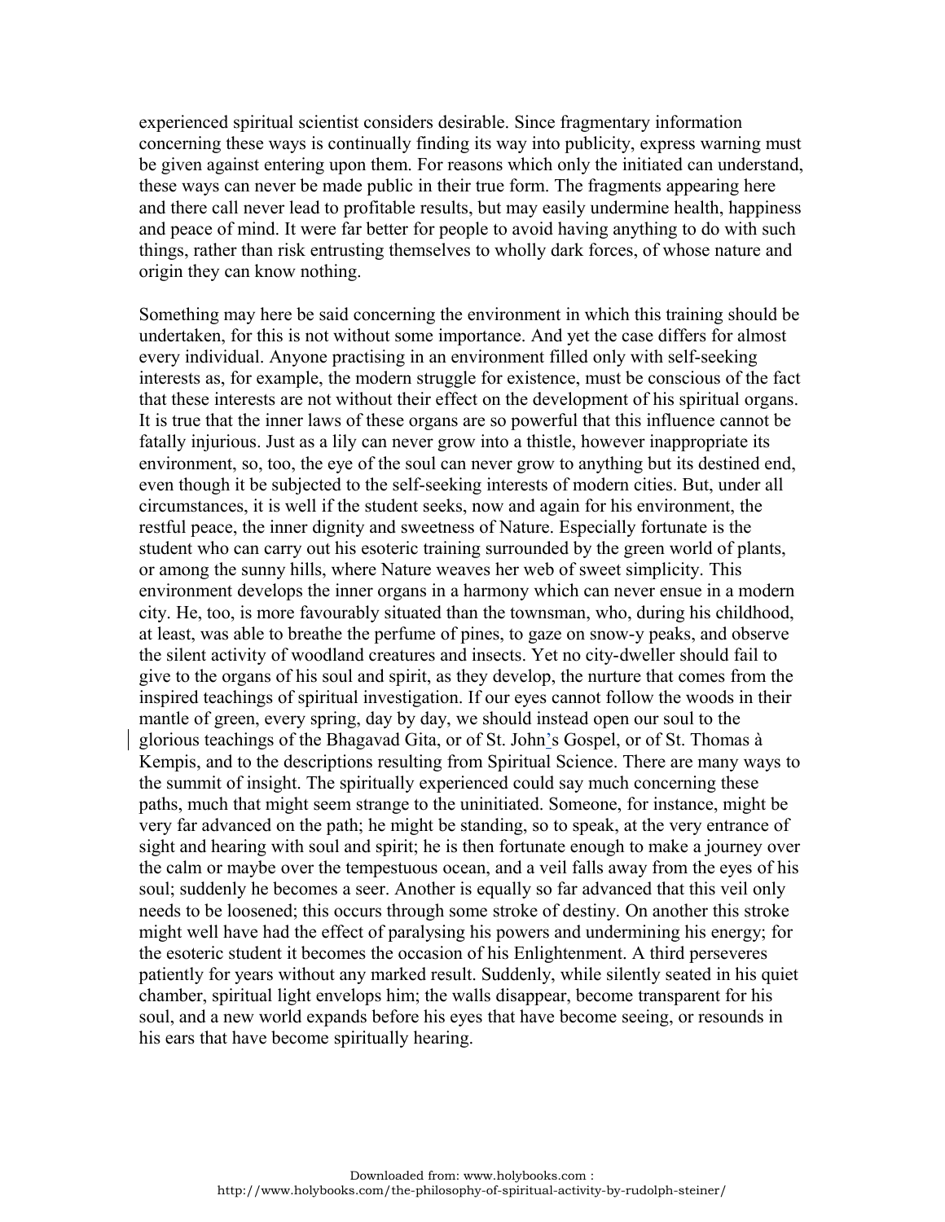experienced spiritual scientist considers desirable. Since fragmentary information concerning these ways is continually finding its way into publicity, express warning must be given against entering upon them. For reasons which only the initiated can understand, these ways can never be made public in their true form. The fragments appearing here and there call never lead to profitable results, but may easily undermine health, happiness and peace of mind. It were far better for people to avoid having anything to do with such things, rather than risk entrusting themselves to wholly dark forces, of whose nature and origin they can know nothing.

Something may here be said concerning the environment in which this training should be undertaken, for this is not without some importance. And yet the case differs for almost every individual. Anyone practising in an environment filled only with self-seeking interests as, for example, the modern struggle for existence, must be conscious of the fact that these interests are not without their effect on the development of his spiritual organs. It is true that the inner laws of these organs are so powerful that this influence cannot be fatally injurious. Just as a lily can never grow into a thistle, however inappropriate its environment, so, too, the eye of the soul can never grow to anything but its destined end, even though it be subjected to the self-seeking interests of modern cities. But, under all circumstances, it is well if the student seeks, now and again for his environment, the restful peace, the inner dignity and sweetness of Nature. Especially fortunate is the student who can carry out his esoteric training surrounded by the green world of plants, or among the sunny hills, where Nature weaves her web of sweet simplicity. This environment develops the inner organs in a harmony which can never ensue in a modern city. He, too, is more favourably situated than the townsman, who, during his childhood, at least, was able to breathe the perfume of pines, to gaze on snow-y peaks, and observe the silent activity of woodland creatures and insects. Yet no city-dweller should fail to give to the organs of his soul and spirit, as they develop, the nurture that comes from the inspired teachings of spiritual investigation. If our eyes cannot follow the woods in their mantle of green, every spring, day by day, we should instead open our soul to the glorious teachings of the Bhagavad Gita, or of St. John's Gospel, or of St. Thomas à Kempis, and to the descriptions resulting from Spiritual Science. There are many ways to the summit of insight. The spiritually experienced could say much concerning these paths, much that might seem strange to the uninitiated. Someone, for instance, might be very far advanced on the path; he might be standing, so to speak, at the very entrance of sight and hearing with soul and spirit; he is then fortunate enough to make a journey over the calm or maybe over the tempestuous ocean, and a veil falls away from the eyes of his soul; suddenly he becomes a seer. Another is equally so far advanced that this veil only needs to be loosened; this occurs through some stroke of destiny. On another this stroke might well have had the effect of paralysing his powers and undermining his energy; for the esoteric student it becomes the occasion of his Enlightenment. A third perseveres patiently for years without any marked result. Suddenly, while silently seated in his quiet chamber, spiritual light envelops him; the walls disappear, become transparent for his soul, and a new world expands before his eyes that have become seeing, or resounds in his ears that have become spiritually hearing.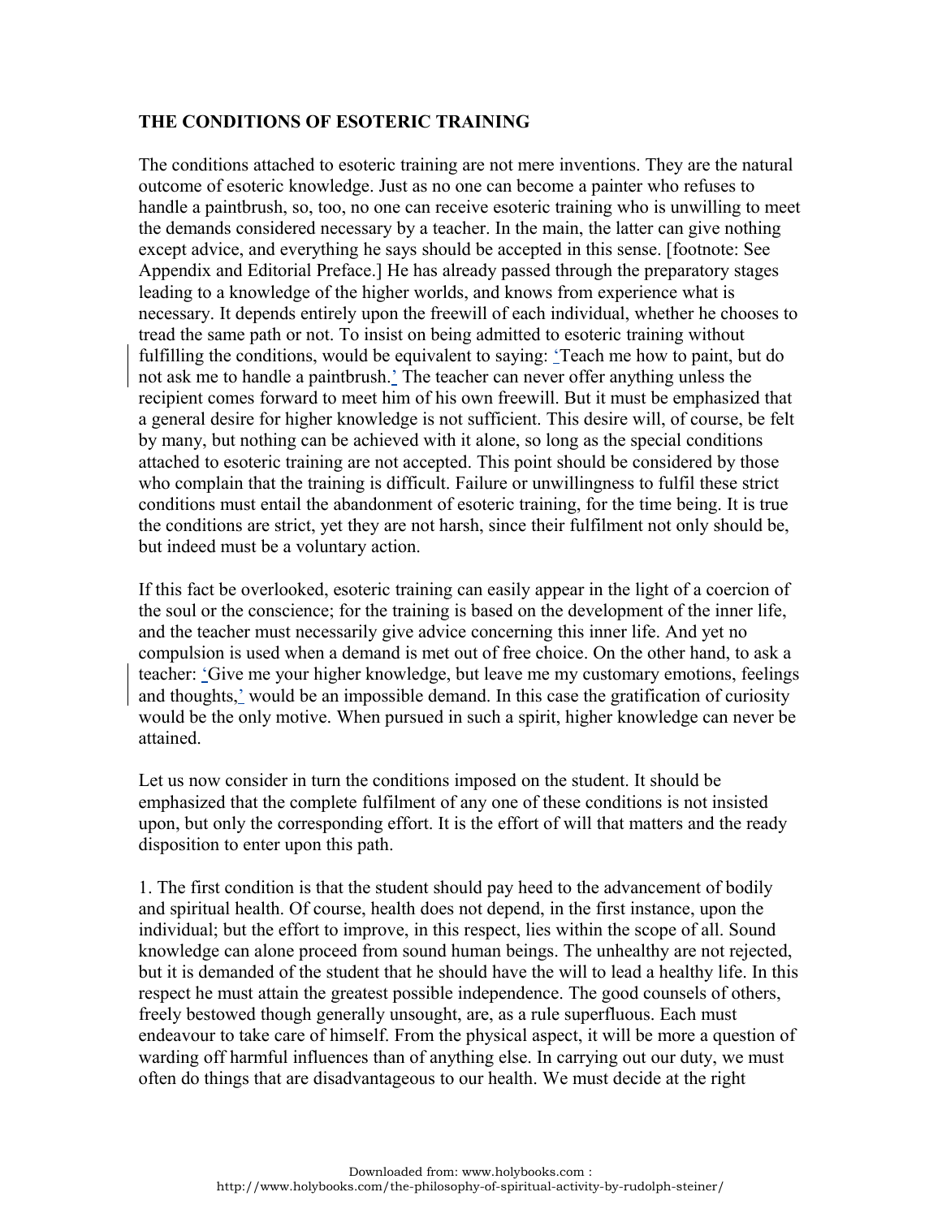## THE CONDITIONS OF ESOTERIC TRAINING

The conditions attached to esoteric training are not mere inventions. They are the natural outcome of esoteric knowledge. Just as no one can become a painter who refuses to handle a paintbrush, so, too, no one can receive esoteric training who is unwilling to meet the demands considered necessary by a teacher. In the main, the latter can give nothing except advice, and everything he says should be accepted in this sense. [footnote: See Appendix and Editorial Preface.] He has already passed through the preparatory stages leading to a knowledge of the higher worlds, and knows from experience what is necessary. It depends entirely upon the freewill of each individual, whether he chooses to tread the same path or not. To insist on being admitted to esoteric training without fulfilling the conditions, would be equivalent to saying: 'Teach me how to paint, but do not ask me to handle a paintbrush.' The teacher can never offer anything unless the recipient comes forward to meet him of his own freewill. But it must be emphasized that a general desire for higher knowledge is not sufficient. This desire will, of course, be felt by many, but nothing can be achieved with it alone, so long as the special conditions attached to esoteric training are not accepted. This point should be considered by those who complain that the training is difficult. Failure or unwillingness to fulfil these strict conditions must entail the abandonment of esoteric training, for the time being. It is true the conditions are strict, yet they are not harsh, since their fulfilment not only should be, but indeed must be a voluntary action.

If this fact be overlooked, esoteric training can easily appear in the light of a coercion of the soul or the conscience; for the training is based on the development of the inner life, and the teacher must necessarily give advice concerning this inner life. And yet no compulsion is used when a demand is met out of free choice. On the other hand, to ask a teacher: 'Give me your higher knowledge, but leave me my customary emotions, feelings and thoughts,' would be an impossible demand. In this case the gratification of curiosity would be the only motive. When pursued in such a spirit, higher knowledge can never be attained.

Let us now consider in turn the conditions imposed on the student. It should be emphasized that the complete fulfilment of any one of these conditions is not insisted upon, but only the corresponding effort. It is the effort of will that matters and the ready disposition to enter upon this path.

1. The first condition is that the student should pay heed to the advancement of bodily and spiritual health. Of course, health does not depend, in the first instance, upon the individual; but the effort to improve, in this respect, lies within the scope of all. Sound knowledge can alone proceed from sound human beings. The unhealthy are not rejected, but it is demanded of the student that he should have the will to lead a healthy life. In this respect he must attain the greatest possible independence. The good counsels of others, freely bestowed though generally unsought, are, as a rule superfluous. Each must endeavour to take care of himself. From the physical aspect, it will be more a question of warding off harmful influences than of anything else. In carrying out our duty, we must often do things that are disadvantageous to our health. We must decide at the right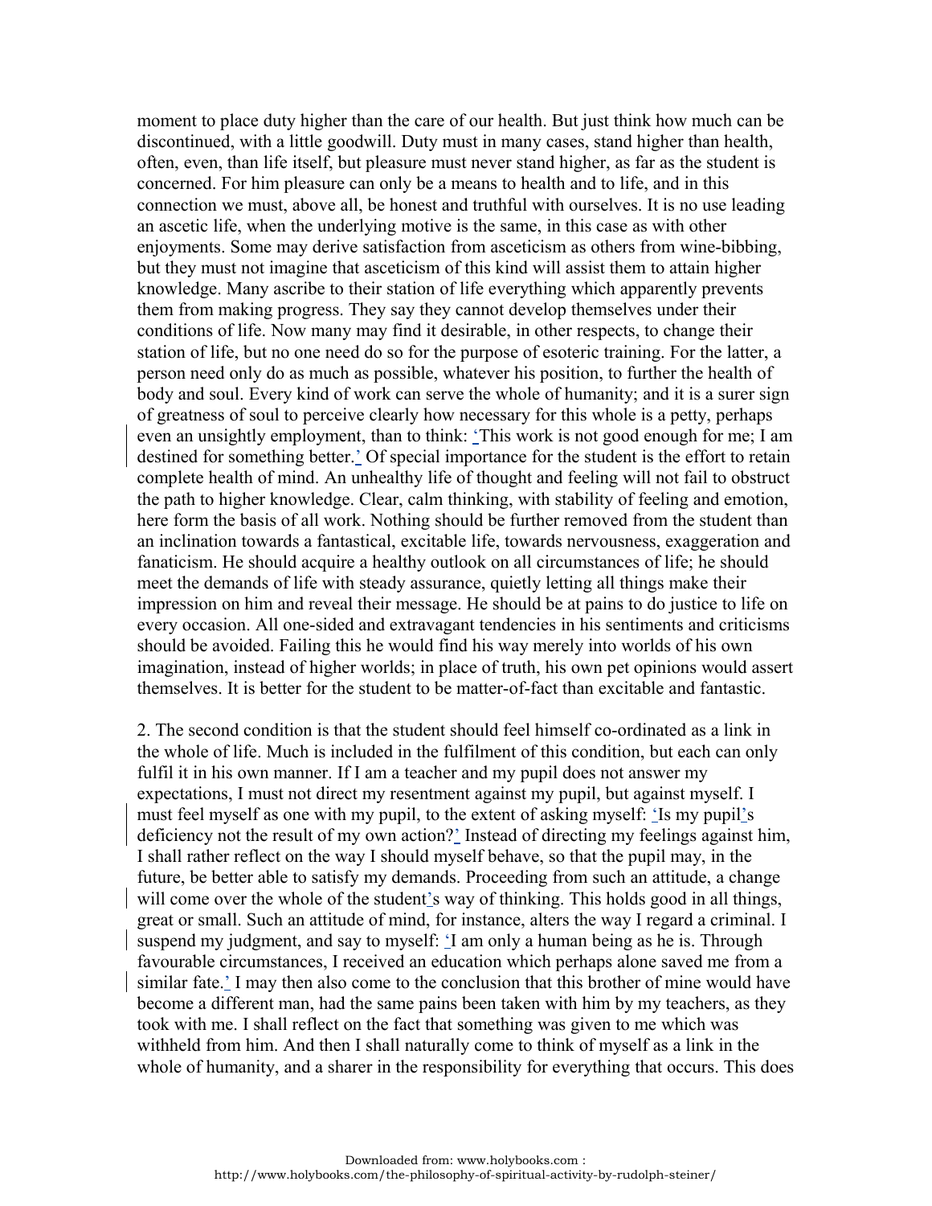moment to place duty higher than the care of our health. But just think how much can be discontinued, with a little goodwill. Duty must in many cases, stand higher than health, often, even, than life itself, but pleasure must never stand higher, as far as the student is concerned. For him pleasure can only be a means to health and to life, and in this connection we must, above all, be honest and truthful with ourselves. It is no use leading an ascetic life, when the underlying motive is the same, in this case as with other enjoyments. Some may derive satisfaction from asceticism as others from wine-bibbing, but they must not imagine that asceticism of this kind will assist them to attain higher knowledge. Many ascribe to their station of life everything which apparently prevents them from making progress. They say they cannot develop themselves under their conditions of life. Now many may find it desirable, in other respects, to change their station of life, but no one need do so for the purpose of esoteric training. For the latter, a person need only do as much as possible, whatever his position, to further the health of body and soul. Every kind of work can serve the whole of humanity; and it is a surer sign of greatness of soul to perceive clearly how necessary for this whole is a petty, perhaps even an unsightly employment, than to think: 'This work is not good enough for me; I am destined for something better.' Of special importance for the student is the effort to retain complete health of mind. An unhealthy life of thought and feeling will not fail to obstruct the path to higher knowledge. Clear, calm thinking, with stability of feeling and emotion, here form the basis of all work. Nothing should be further removed from the student than an inclination towards a fantastical, excitable life, towards nervousness, exaggeration and fanaticism. He should acquire a healthy outlook on all circumstances of life; he should meet the demands of life with steady assurance, quietly letting all things make their impression on him and reveal their message. He should be at pains to do justice to life on every occasion. All one-sided and extravagant tendencies in his sentiments and criticisms should be avoided. Failing this he would find his way merely into worlds of his own imagination, instead of higher worlds; in place of truth, his own pet opinions would assert themselves. It is better for the student to be matter-of-fact than excitable and fantastic.

2. The second condition is that the student should feel himself co-ordinated as a link in the whole of life. Much is included in the fulfilment of this condition, but each can only fulfil it in his own manner. If I am a teacher and my pupil does not answer my expectations, I must not direct my resentment against my pupil, but against myself. I must feel myself as one with my pupil, to the extent of asking myself: 'Is my pupil's deficiency not the result of my own action?' Instead of directing my feelings against him, I shall rather reflect on the way I should myself behave, so that the pupil may, in the future, be better able to satisfy my demands. Proceeding from such an attitude, a change will come over the whole of the student's way of thinking. This holds good in all things, great or small. Such an attitude of mind, for instance, alters the way I regard a criminal. I suspend my judgment, and say to myself: 'I am only a human being as he is. Through favourable circumstances, I received an education which perhaps alone saved me from a similar fate.' I may then also come to the conclusion that this brother of mine would have become a different man, had the same pains been taken with him by my teachers, as they took with me. I shall reflect on the fact that something was given to me which was withheld from him. And then I shall naturally come to think of myself as a link in the whole of humanity, and a sharer in the responsibility for everything that occurs. This does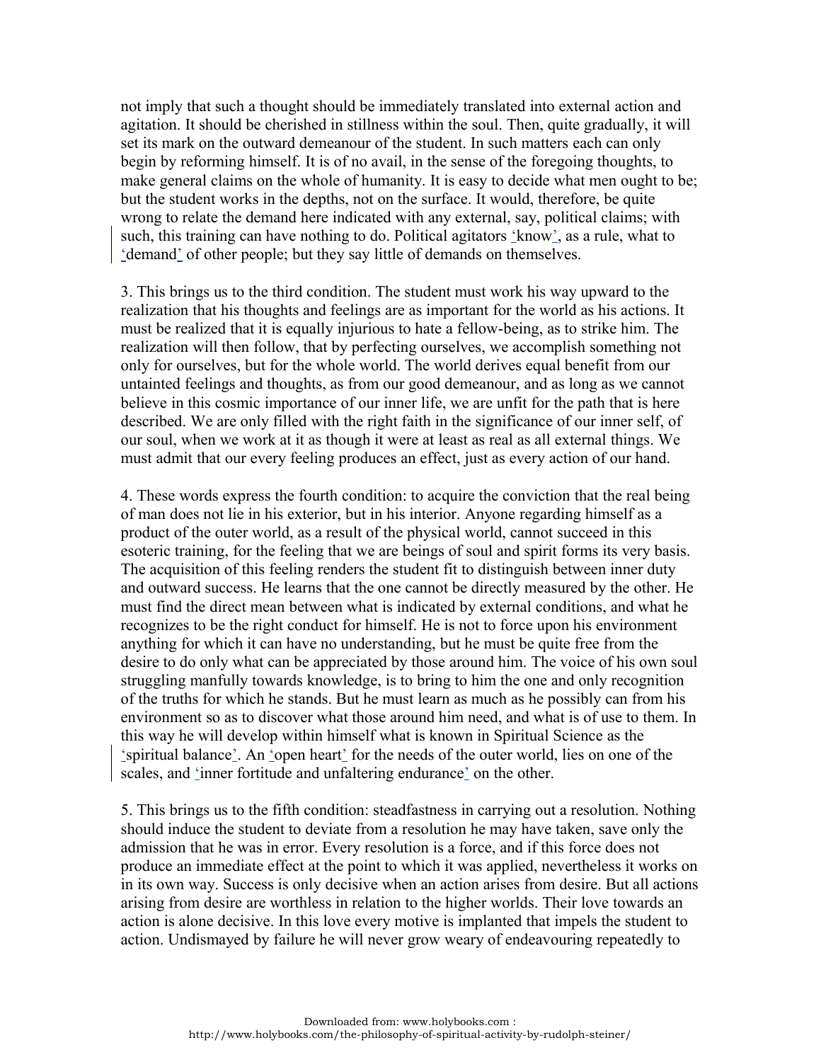not imply that such a thought should be immediately translated into external action and agitation. It should be cherished in stillness within the soul. Then, quite gradually, it will set its mark on the outward demeanour of the student. In such matters each can only begin by reforming himself. It is of no avail, in the sense of the foregoing thoughts, to make general claims on the whole of humanity. It is easy to decide what men ought to be; but the student works in the depths, not on the surface. It would, therefore, be quite wrong to relate the demand here indicated with any external, say, political claims; with such, this training can have nothing to do. Political agitators 'know', as a rule, what to 'demand' of other people; but they say little of demands on themselves.

3. This brings us to the third condition. The student must work his way upward to the realization that his thoughts and feelings are as important for the world as his actions. It must be realized that it is equally injurious to hate a fellow-being, as to strike him. The realization will then follow, that by perfecting ourselves, we accomplish something not only for ourselves, but for the whole world. The world derives equal benefit from our untainted feelings and thoughts, as from our good demeanour, and as long as we cannot believe in this cosmic importance of our inner life, we are unfit for the path that is here described. We are only filled with the right faith in the significance of our inner self, of our soul, when we work at it as though it were at least as real as all external things. We must admit that our every feeling produces an effect, just as every action of our hand.

4. These words express the fourth condition: to acquire the conviction that the real being of man does not lie in his exterior, but in his interior. Anyone regarding himself as a product of the outer world, as a result of the physical world, cannot succeed in this esoteric training, for the feeling that we are beings of soul and spirit forms its very basis. The acquisition of this feeling renders the student fit to distinguish between inner duty and outward success. He learns that the one cannot be directly measured by the other. He must find the direct mean between what is indicated by external conditions, and what he recognizes to be the right conduct for himself. He is not to force upon his environment anything for which it can have no understanding, but he must be quite free from the desire to do only what can be appreciated by those around him. The voice of his own soul struggling manfully towards knowledge, is to bring to him the one and only recognition of the truths for which he stands. But he must learn as much as he possibly can from his environment so as to discover what those around him need, and what is of use to them. In this way he will develop within himself what is known in Spiritual Science as the 'spiritual balance'. An 'open heart' for the needs of the outer world, lies on one of the scales, and 'inner fortitude and unfaltering endurance' on the other.

5. This brings us to the fifth condition: steadfastness in carrying out a resolution. Nothing should induce the student to deviate from a resolution he may have taken, save only the admission that he was in error. Every resolution is a force, and if this force does not produce an immediate effect at the point to which it was applied, nevertheless it works on in its own way. Success is only decisive when an action arises from desire. But all actions arising from desire are worthless in relation to the higher worlds. Their love towards an action is alone decisive. In this love every motive is implanted that impels the student to action. Undismayed by failure he will never grow weary of endeavouring repeatedly to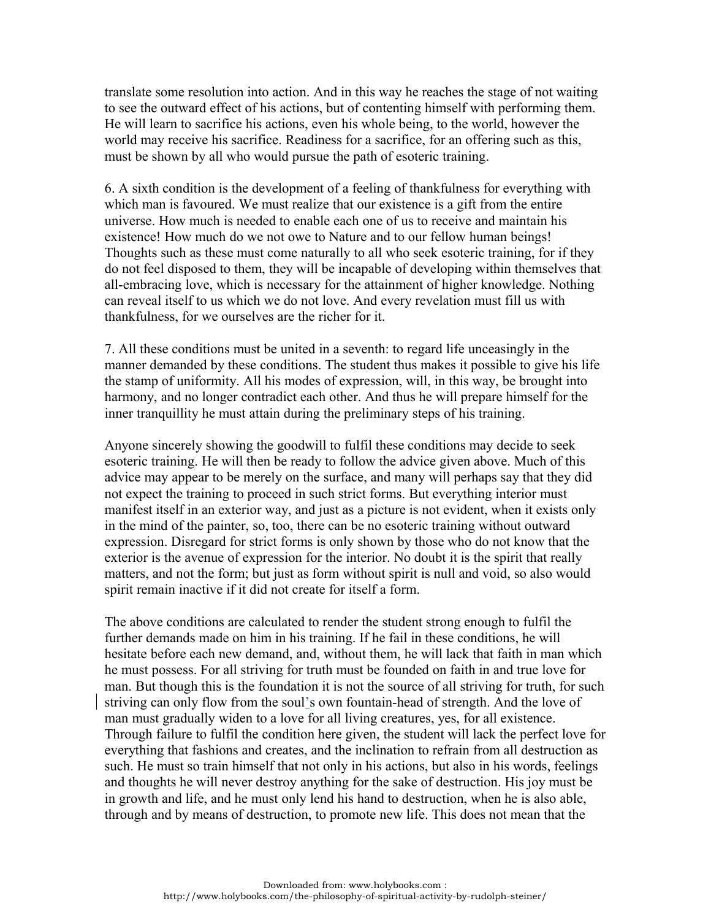translate some resolution into action. And in this way he reaches the stage of not waiting to see the outward effect of his actions, but of contenting himself with performing them. He will learn to sacrifice his actions, even his whole being, to the world, however the world may receive his sacrifice. Readiness for a sacrifice, for an offering such as this, must be shown by all who would pursue the path of esoteric training.

6. A sixth condition is the development of a feeling of thankfulness for everything with which man is favoured. We must realize that our existence is a gift from the entire universe. How much is needed to enable each one of us to receive and maintain his existence! How much do we not owe to Nature and to our fellow human beings! Thoughts such as these must come naturally to all who seek esoteric training, for if they do not feel disposed to them, they will be incapable of developing within themselves that all-embracing love, which is necessary for the attainment of higher knowledge. Nothing can reveal itself to us which we do not love. And every revelation must fill us with thankfulness, for we ourselves are the richer for it.

7. All these conditions must be united in a seventh: to regard life unceasingly in the manner demanded by these conditions. The student thus makes it possible to give his life the stamp of uniformity. All his modes of expression, will, in this way, be brought into harmony, and no longer contradict each other. And thus he will prepare himself for the inner tranquillity he must attain during the preliminary steps of his training.

Anyone sincerely showing the goodwill to fulfil these conditions may decide to seek esoteric training. He will then be ready to follow the advice given above. Much of this advice may appear to be merely on the surface, and many will perhaps say that they did not expect the training to proceed in such strict forms. But everything interior must manifest itself in an exterior way, and just as a picture is not evident, when it exists only in the mind of the painter, so, too, there can be no esoteric training without outward expression. Disregard for strict forms is only shown by those who do not know that the exterior is the avenue of expression for the interior. No doubt it is the spirit that really matters, and not the form; but just as form without spirit is null and void, so also would spirit remain inactive if it did not create for itself a form.

The above conditions are calculated to render the student strong enough to fulfil the further demands made on him in his training. If he fail in these conditions, he will hesitate before each new demand, and, without them, he will lack that faith in man which he must possess. For all striving for truth must be founded on faith in and true love for man. But though this is the foundation it is not the source of all striving for truth, for such striving can only flow from the soul's own fountain-head of strength. And the love of man must gradually widen to a love for all living creatures, yes, for all existence. Through failure to fulfil the condition here given, the student will lack the perfect love for everything that fashions and creates, and the inclination to refrain from all destruction as such. He must so train himself that not only in his actions, but also in his words, feelings and thoughts he will never destroy anything for the sake of destruction. His joy must be in growth and life, and he must only lend his hand to destruction, when he is also able, through and by means of destruction, to promote new life. This does not mean that the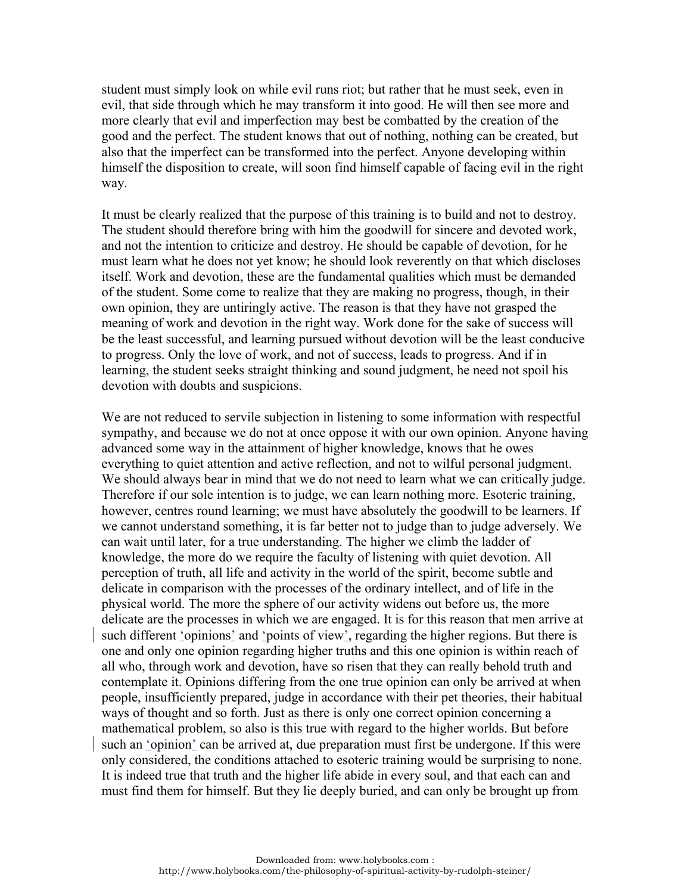student must simply look on while evil runs riot; but rather that he must seek, even in evil, that side through which he may transform it into good. He will then see more and more clearly that evil and imperfection may best be combatted by the creation of the good and the perfect. The student knows that out of nothing, nothing can be created, but also that the imperfect can be transformed into the perfect. Anyone developing within himself the disposition to create, will soon find himself capable of facing evil in the right way.

It must be clearly realized that the purpose of this training is to build and not to destroy. The student should therefore bring with him the goodwill for sincere and devoted work, and not the intention to criticize and destroy. He should be capable of devotion, for he must learn what he does not yet know; he should look reverently on that which discloses itself. Work and devotion, these are the fundamental qualities which must be demanded of the student. Some come to realize that they are making no progress, though, in their own opinion, they are untiringly active. The reason is that they have not grasped the meaning of work and devotion in the right way. Work done for the sake of success will be the least successful, and learning pursued without devotion will be the least conducive to progress. Only the love of work, and not of success, leads to progress. And if in learning, the student seeks straight thinking and sound judgment, he need not spoil his devotion with doubts and suspicions.

We are not reduced to servile subjection in listening to some information with respectful sympathy, and because we do not at once oppose it with our own opinion. Anyone having advanced some way in the attainment of higher knowledge, knows that he owes everything to quiet attention and active reflection, and not to wilful personal judgment. We should always bear in mind that we do not need to learn what we can critically judge. Therefore if our sole intention is to judge, we can learn nothing more. Esoteric training, however, centres round learning; we must have absolutely the goodwill to be learners. If we cannot understand something, it is far better not to judge than to judge adversely. We can wait until later, for a true understanding. The higher we climb the ladder of knowledge, the more do we require the faculty of listening with quiet devotion. All perception of truth, all life and activity in the world of the spirit, become subtle and delicate in comparison with the processes of the ordinary intellect, and of life in the physical world. The more the sphere of our activity widens out before us, the more delicate are the processes in which we are engaged. It is for this reason that men arrive at such different 'opinions' and 'points of view', regarding the higher regions. But there is one and only one opinion regarding higher truths and this one opinion is within reach of all who, through work and devotion, have so risen that they can really behold truth and contemplate it. Opinions differing from the one true opinion can only be arrived at when people, insufficiently prepared, judge in accordance with their pet theories, their habitual ways of thought and so forth. Just as there is only one correct opinion concerning a mathematical problem, so also is this true with regard to the higher worlds. But before such an 'opinion' can be arrived at, due preparation must first be undergone. If this were only considered, the conditions attached to esoteric training would be surprising to none. It is indeed true that truth and the higher life abide in every soul, and that each can and must find them for himself. But they lie deeply buried, and can only be brought up from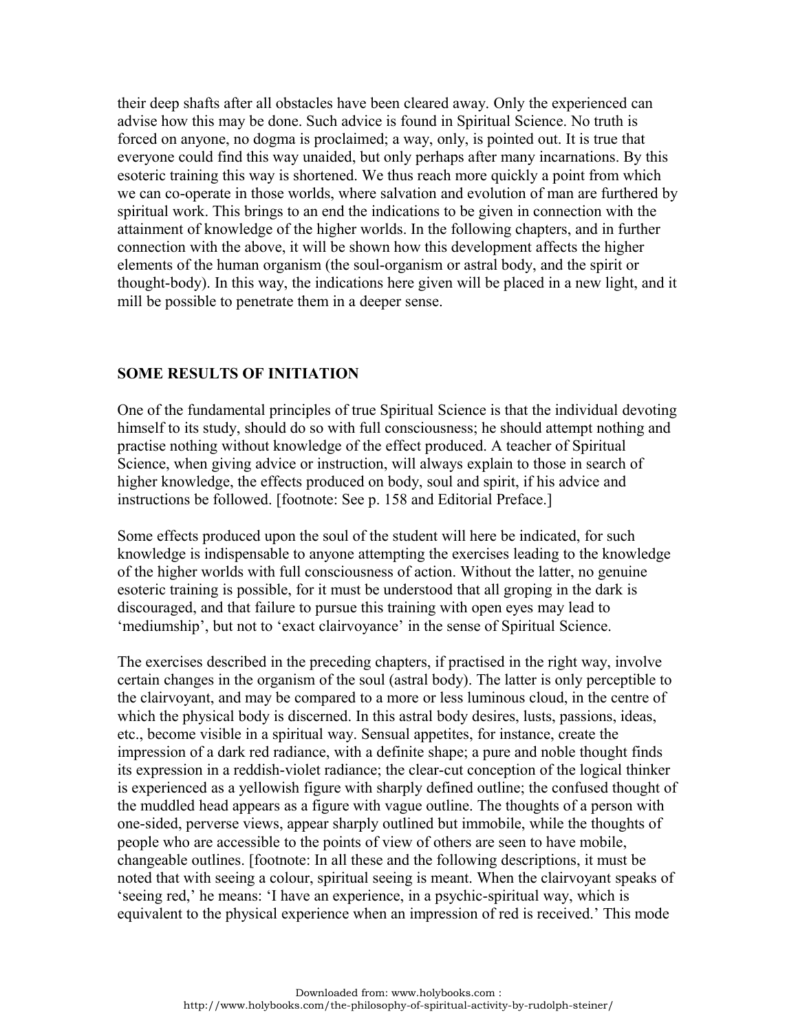their deep shafts after all obstacles have been cleared away. Only the experienced can advise how this may be done. Such advice is found in Spiritual Science. No truth is forced on anyone, no dogma is proclaimed; a way, only, is pointed out. It is true that everyone could find this way unaided, but only perhaps after many incarnations. By this esoteric training this way is shortened. We thus reach more quickly a point from which we can co-operate in those worlds, where salvation and evolution of man are furthered by spiritual work. This brings to an end the indications to be given in connection with the attainment of knowledge of the higher worlds. In the following chapters, and in further connection with the above, it will be shown how this development affects the higher elements of the human organism (the soul-organism or astral body, and the spirit or thought-body). In this way, the indications here given will be placed in a new light, and it mill be possible to penetrate them in a deeper sense.

## SOME RESULTS OF INITIATION

One of the fundamental principles of true Spiritual Science is that the individual devoting himself to its study, should do so with full consciousness; he should attempt nothing and practise nothing without knowledge of the effect produced. A teacher of Spiritual Science, when giving advice or instruction, will always explain to those in search of higher knowledge, the effects produced on body, soul and spirit, if his advice and instructions be followed. [footnote: See p. 158 and Editorial Preface.]

Some effects produced upon the soul of the student will here be indicated, for such knowledge is indispensable to anyone attempting the exercises leading to the knowledge of the higher worlds with full consciousness of action. Without the latter, no genuine esoteric training is possible, for it must be understood that all groping in the dark is discouraged, and that failure to pursue this training with open eyes may lead to 'mediumship', but not to 'exact clairvoyance' in the sense of Spiritual Science.

The exercises described in the preceding chapters, if practised in the right way, involve certain changes in the organism of the soul (astral body). The latter is only perceptible to the clairvoyant, and may be compared to a more or less luminous cloud, in the centre of which the physical body is discerned. In this astral body desires, lusts, passions, ideas, etc., become visible in a spiritual way. Sensual appetites, for instance, create the impression of a dark red radiance, with a definite shape; a pure and noble thought finds its expression in a reddish-violet radiance; the clear-cut conception of the logical thinker is experienced as a yellowish figure with sharply defined outline; the confused thought of the muddled head appears as a figure with vague outline. The thoughts of a person with one-sided, perverse views, appear sharply outlined but immobile, while the thoughts of people who are accessible to the points of view of others are seen to have mobile, changeable outlines. [footnote: In all these and the following descriptions, it must be noted that with seeing a colour, spiritual seeing is meant. When the clairvoyant speaks of 'seeing red,' he means: 'I have an experience, in a psychic-spiritual way, which is equivalent to the physical experience when an impression of red is received.' This mode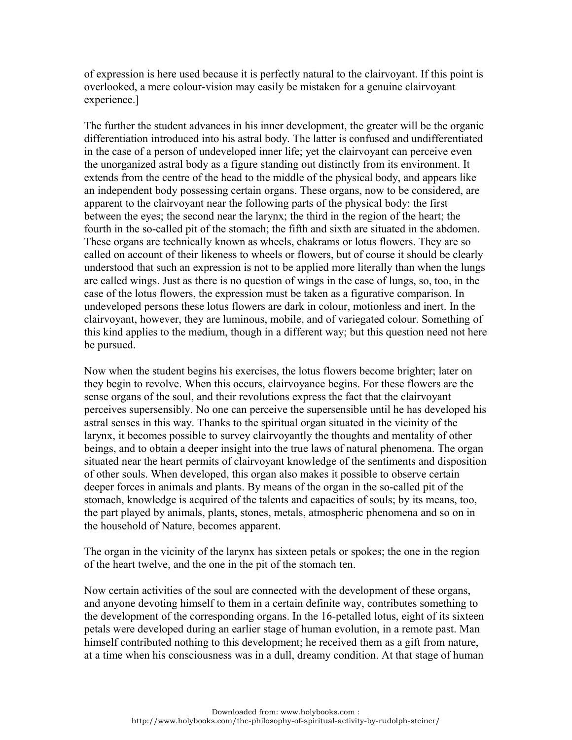of expression is here used because it is perfectly natural to the clairvoyant. If this point is overlooked, a mere colour-vision may easily be mistaken for a genuine clairvoyant experience.]

The further the student advances in his inner development, the greater will be the organic differentiation introduced into his astral body. The latter is confused and undifferentiated in the case of a person of undeveloped inner life; yet the clairvoyant can perceive even the unorganized astral body as a figure standing out distinctly from its environment. It extends from the centre of the head to the middle of the physical body, and appears like an independent body possessing certain organs. These organs, now to be considered, are apparent to the clairvoyant near the following parts of the physical body: the first between the eyes; the second near the larynx; the third in the region of the heart; the fourth in the so-called pit of the stomach; the fifth and sixth are situated in the abdomen. These organs are technically known as wheels, chakrams or lotus flowers. They are so called on account of their likeness to wheels or flowers, but of course it should be clearly understood that such an expression is not to be applied more literally than when the lungs are called wings. Just as there is no question of wings in the case of lungs, so, too, in the case of the lotus flowers, the expression must be taken as a figurative comparison. In undeveloped persons these lotus flowers are dark in colour, motionless and inert. In the clairvoyant, however, they are luminous, mobile, and of variegated colour. Something of this kind applies to the medium, though in a different way; but this question need not here be pursued.

Now when the student begins his exercises, the lotus flowers become brighter; later on they begin to revolve. When this occurs, clairvoyance begins. For these flowers are the sense organs of the soul, and their revolutions express the fact that the clairvoyant perceives supersensibly. No one can perceive the supersensible until he has developed his astral senses in this way. Thanks to the spiritual organ situated in the vicinity of the larynx, it becomes possible to survey clairvoyantly the thoughts and mentality of other beings, and to obtain a deeper insight into the true laws of natural phenomena. The organ situated near the heart permits of clairvoyant knowledge of the sentiments and disposition of other souls. When developed, this organ also makes it possible to observe certain deeper forces in animals and plants. By means of the organ in the so-called pit of the stomach, knowledge is acquired of the talents and capacities of souls; by its means, too, the part played by animals, plants, stones, metals, atmospheric phenomena and so on in the household of Nature, becomes apparent.

The organ in the vicinity of the larynx has sixteen petals or spokes; the one in the region of the heart twelve, and the one in the pit of the stomach ten.

Now certain activities of the soul are connected with the development of these organs, and anyone devoting himself to them in a certain definite way, contributes something to the development of the corresponding organs. In the 16-petalled lotus, eight of its sixteen petals were developed during an earlier stage of human evolution, in a remote past. Man himself contributed nothing to this development; he received them as a gift from nature, at a time when his consciousness was in a dull, dreamy condition. At that stage of human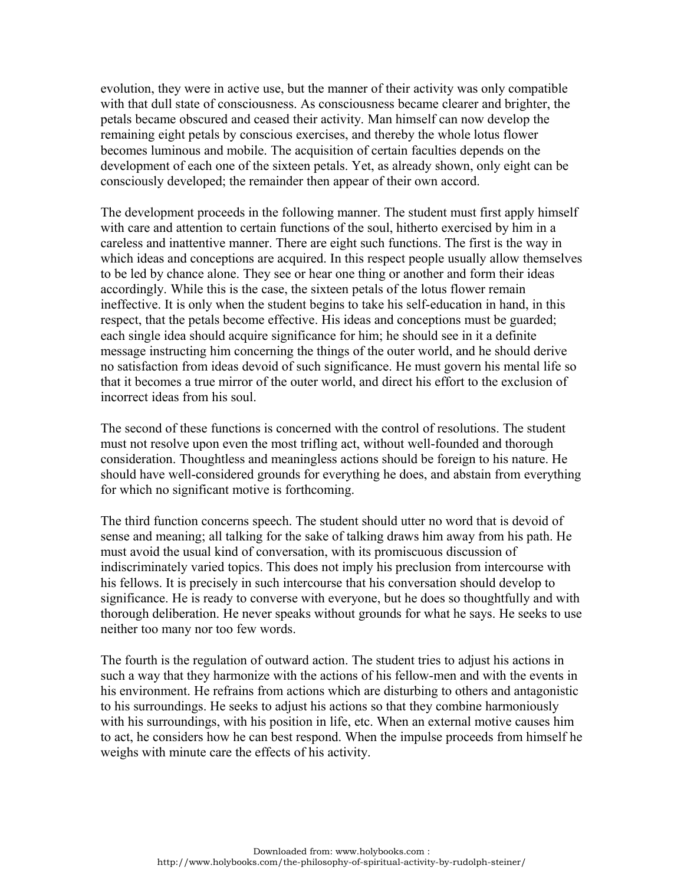evolution, they were in active use, but the manner of their activity was only compatible with that dull state of consciousness. As consciousness became clearer and brighter, the petals became obscured and ceased their activity. Man himself can now develop the remaining eight petals by conscious exercises, and thereby the whole lotus flower becomes luminous and mobile. The acquisition of certain faculties depends on the development of each one of the sixteen petals. Yet, as already shown, only eight can be consciously developed; the remainder then appear of their own accord.

The development proceeds in the following manner. The student must first apply himself with care and attention to certain functions of the soul, hitherto exercised by him in a careless and inattentive manner. There are eight such functions. The first is the way in which ideas and conceptions are acquired. In this respect people usually allow themselves to be led by chance alone. They see or hear one thing or another and form their ideas accordingly. While this is the case, the sixteen petals of the lotus flower remain ineffective. It is only when the student begins to take his self-education in hand, in this respect, that the petals become effective. His ideas and conceptions must be guarded; each single idea should acquire significance for him; he should see in it a definite message instructing him concerning the things of the outer world, and he should derive no satisfaction from ideas devoid of such significance. He must govern his mental life so that it becomes a true mirror of the outer world, and direct his effort to the exclusion of incorrect ideas from his soul.

The second of these functions is concerned with the control of resolutions. The student must not resolve upon even the most trifling act, without well-founded and thorough consideration. Thoughtless and meaningless actions should be foreign to his nature. He should have well-considered grounds for everything he does, and abstain from everything for which no significant motive is forthcoming.

The third function concerns speech. The student should utter no word that is devoid of sense and meaning; all talking for the sake of talking draws him away from his path. He must avoid the usual kind of conversation, with its promiscuous discussion of indiscriminately varied topics. This does not imply his preclusion from intercourse with his fellows. It is precisely in such intercourse that his conversation should develop to significance. He is ready to converse with everyone, but he does so thoughtfully and with thorough deliberation. He never speaks without grounds for what he says. He seeks to use neither too many nor too few words.

The fourth is the regulation of outward action. The student tries to adjust his actions in such a way that they harmonize with the actions of his fellow-men and with the events in his environment. He refrains from actions which are disturbing to others and antagonistic to his surroundings. He seeks to adjust his actions so that they combine harmoniously with his surroundings, with his position in life, etc. When an external motive causes him to act, he considers how he can best respond. When the impulse proceeds from himself he weighs with minute care the effects of his activity.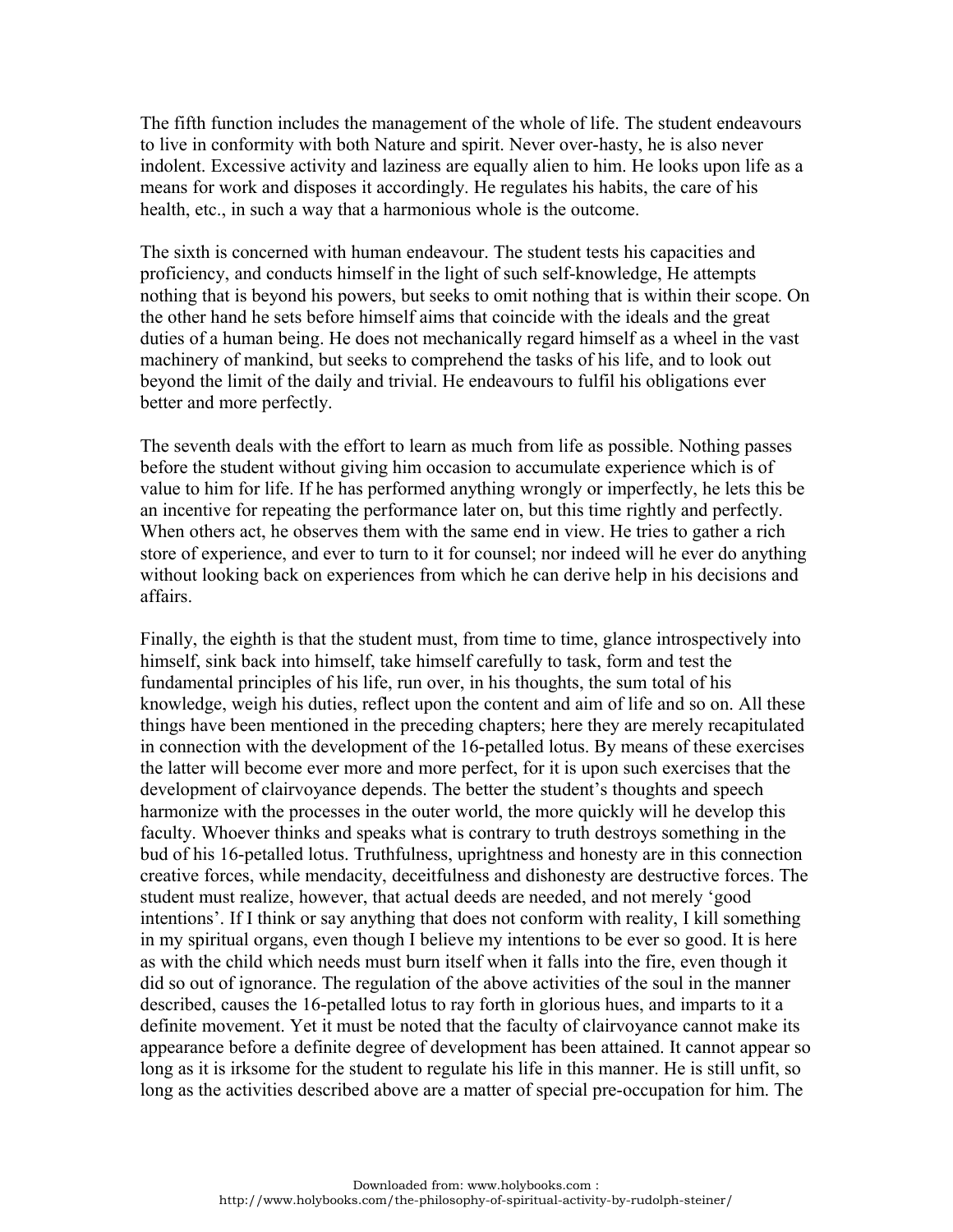The fifth function includes the management of the whole of life. The student endeavours to live in conformity with both Nature and spirit. Never over-hasty, he is also never indolent. Excessive activity and laziness are equally alien to him. He looks upon life as a means for work and disposes it accordingly. He regulates his habits, the care of his health, etc., in such a way that a harmonious whole is the outcome.

The sixth is concerned with human endeavour. The student tests his capacities and proficiency, and conducts himself in the light of such self-knowledge, He attempts nothing that is beyond his powers, but seeks to omit nothing that is within their scope. On the other hand he sets before himself aims that coincide with the ideals and the great duties of a human being. He does not mechanically regard himself as a wheel in the vast machinery of mankind, but seeks to comprehend the tasks of his life, and to look out beyond the limit of the daily and trivial. He endeavours to fulfil his obligations ever better and more perfectly.

The seventh deals with the effort to learn as much from life as possible. Nothing passes before the student without giving him occasion to accumulate experience which is of value to him for life. If he has performed anything wrongly or imperfectly, he lets this be an incentive for repeating the performance later on, but this time rightly and perfectly. When others act, he observes them with the same end in view. He tries to gather a rich store of experience, and ever to turn to it for counsel; nor indeed will he ever do anything without looking back on experiences from which he can derive help in his decisions and affairs.

Finally, the eighth is that the student must, from time to time, glance introspectively into himself, sink back into himself, take himself carefully to task, form and test the fundamental principles of his life, run over, in his thoughts, the sum total of his knowledge, weigh his duties, reflect upon the content and aim of life and so on. All these things have been mentioned in the preceding chapters; here they are merely recapitulated in connection with the development of the 16-petalled lotus. By means of these exercises the latter will become ever more and more perfect, for it is upon such exercises that the development of clairvoyance depends. The better the student's thoughts and speech harmonize with the processes in the outer world, the more quickly will he develop this faculty. Whoever thinks and speaks what is contrary to truth destroys something in the bud of his 16-petalled lotus. Truthfulness, uprightness and honesty are in this connection creative forces, while mendacity, deceitfulness and dishonesty are destructive forces. The student must realize, however, that actual deeds are needed, and not merely 'good intentions'. If I think or say anything that does not conform with reality, I kill something in my spiritual organs, even though I believe my intentions to be ever so good. It is here as with the child which needs must burn itself when it falls into the fire, even though it did so out of ignorance. The regulation of the above activities of the soul in the manner described, causes the 16-petalled lotus to ray forth in glorious hues, and imparts to it a definite movement. Yet it must be noted that the faculty of clairvoyance cannot make its appearance before a definite degree of development has been attained. It cannot appear so long as it is irksome for the student to regulate his life in this manner. He is still unfit, so long as the activities described above are a matter of special pre-occupation for him. The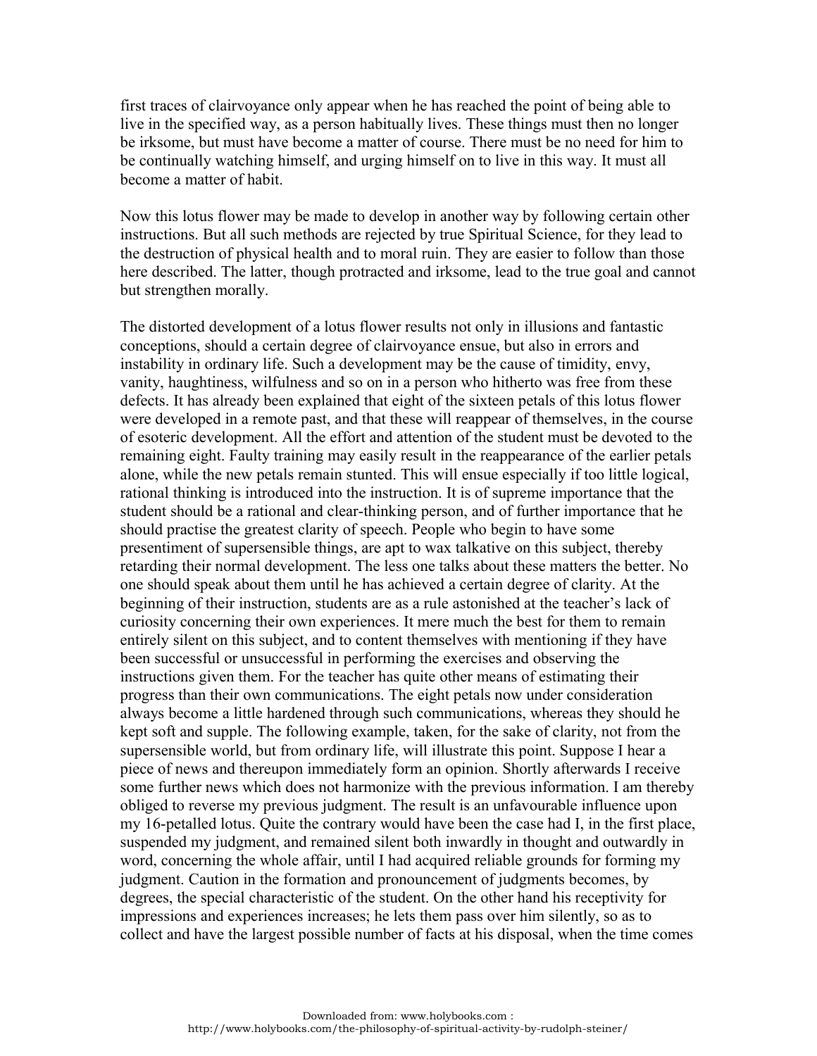first traces of clairvoyance only appear when he has reached the point of being able to live in the specified way, as a person habitually lives. These things must then no longer be irksome, but must have become a matter of course. There must be no need for him to be continually watching himself, and urging himself on to live in this way. It must all become a matter of habit.

Now this lotus flower may be made to develop in another way by following certain other instructions. But all such methods are rejected by true Spiritual Science, for they lead to the destruction of physical health and to moral ruin. They are easier to follow than those here described. The latter, though protracted and irksome, lead to the true goal and cannot but strengthen morally.

The distorted development of a lotus flower results not only in illusions and fantastic conceptions, should a certain degree of clairvoyance ensue, but also in errors and instability in ordinary life. Such a development may be the cause of timidity, envy, vanity, haughtiness, wilfulness and so on in a person who hitherto was free from these defects. It has already been explained that eight of the sixteen petals of this lotus flower were developed in a remote past, and that these will reappear of themselves, in the course of esoteric development. All the effort and attention of the student must be devoted to the remaining eight. Faulty training may easily result in the reappearance of the earlier petals alone, while the new petals remain stunted. This will ensue especially if too little logical, rational thinking is introduced into the instruction. It is of supreme importance that the student should be a rational and clear-thinking person, and of further importance that he should practise the greatest clarity of speech. People who begin to have some presentiment of supersensible things, are apt to wax talkative on this subject, thereby retarding their normal development. The less one talks about these matters the better. No one should speak about them until he has achieved a certain degree of clarity. At the beginning of their instruction, students are as a rule astonished at the teacher's lack of curiosity concerning their own experiences. It mere much the best for them to remain entirely silent on this subject, and to content themselves with mentioning if they have been successful or unsuccessful in performing the exercises and observing the instructions given them. For the teacher has quite other means of estimating their progress than their own communications. The eight petals now under consideration always become a little hardened through such communications, whereas they should he kept soft and supple. The following example, taken, for the sake of clarity, not from the supersensible world, but from ordinary life, will illustrate this point. Suppose I hear a piece of news and thereupon immediately form an opinion. Shortly afterwards I receive some further news which does not harmonize with the previous information. I am thereby obliged to reverse my previous judgment. The result is an unfavourable influence upon my 16-petalled lotus. Quite the contrary would have been the case had I, in the first place, suspended my judgment, and remained silent both inwardly in thought and outwardly in word, concerning the whole affair, until I had acquired reliable grounds for forming my judgment. Caution in the formation and pronouncement of judgments becomes, by degrees, the special characteristic of the student. On the other hand his receptivity for impressions and experiences increases; he lets them pass over him silently, so as to collect and have the largest possible number of facts at his disposal, when the time comes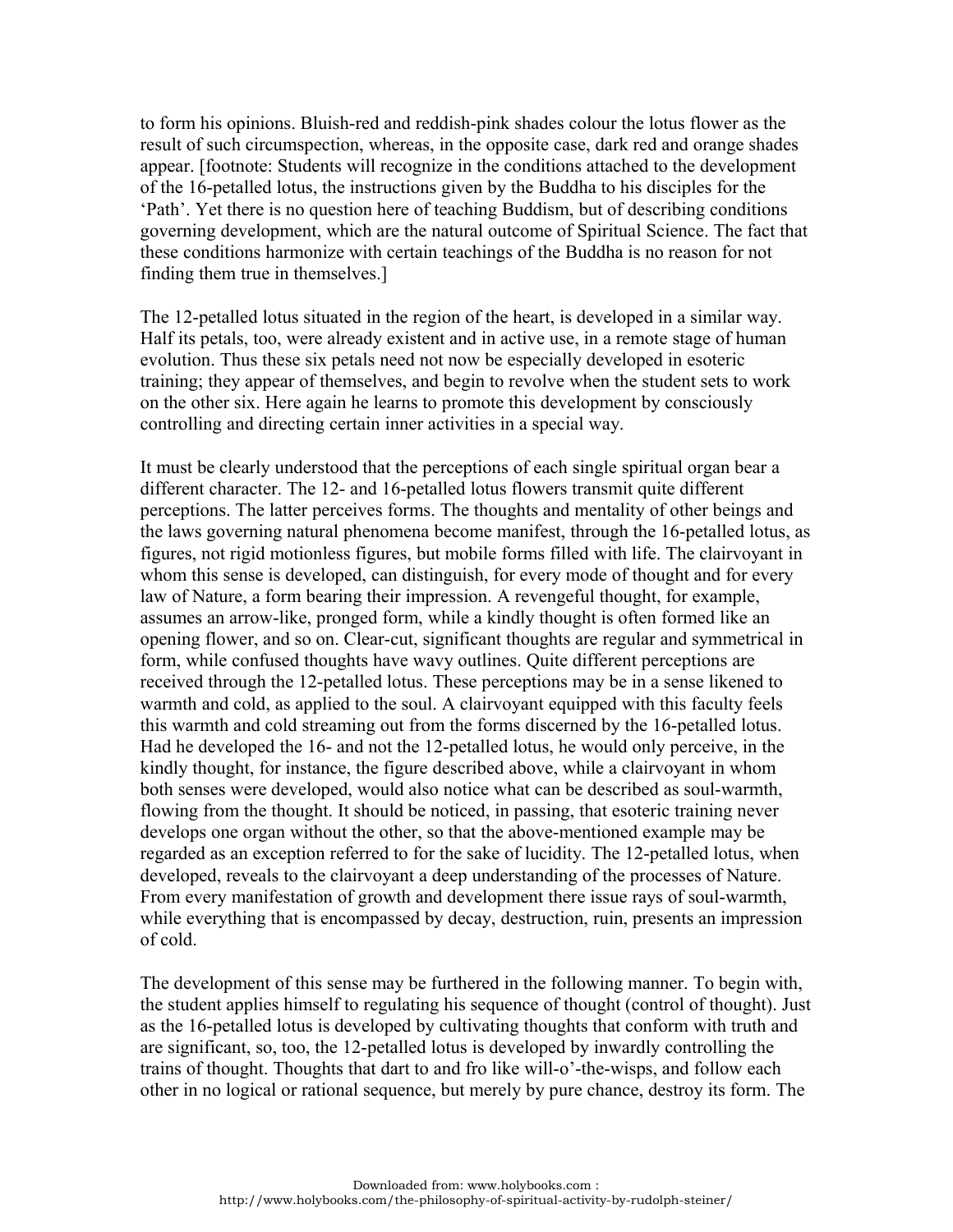to form his opinions. Bluish-red and reddish-pink shades colour the lotus flower as the result of such circumspection, whereas, in the opposite case, dark red and orange shades appear. [footnote: Students will recognize in the conditions attached to the development of the 16-petalled lotus, the instructions given by the Buddha to his disciples for the 'Path'. Yet there is no question here of teaching Buddism, but of describing conditions governing development, which are the natural outcome of Spiritual Science. The fact that these conditions harmonize with certain teachings of the Buddha is no reason for not finding them true in themselves.]

The 12-petalled lotus situated in the region of the heart, is developed in a similar way. Half its petals, too, were already existent and in active use, in a remote stage of human evolution. Thus these six petals need not now be especially developed in esoteric training; they appear of themselves, and begin to revolve when the student sets to work on the other six. Here again he learns to promote this development by consciously controlling and directing certain inner activities in a special way.

It must be clearly understood that the perceptions of each single spiritual organ bear a different character. The 12- and 16-petalled lotus flowers transmit quite different perceptions. The latter perceives forms. The thoughts and mentality of other beings and the laws governing natural phenomena become manifest, through the 16-petalled lotus, as figures, not rigid motionless figures, but mobile forms filled with life. The clairvoyant in whom this sense is developed, can distinguish, for every mode of thought and for every law of Nature, a form bearing their impression. A revengeful thought, for example, assumes an arrow-like, pronged form, while a kindly thought is often formed like an opening flower, and so on. Clear-cut, significant thoughts are regular and symmetrical in form, while confused thoughts have wavy outlines. Quite different perceptions are received through the 12-petalled lotus. These perceptions may be in a sense likened to warmth and cold, as applied to the soul. A clairvoyant equipped with this faculty feels this warmth and cold streaming out from the forms discerned by the 16-petalled lotus. Had he developed the 16- and not the 12-petalled lotus, he would only perceive, in the kindly thought, for instance, the figure described above, while a clairvoyant in whom both senses were developed, would also notice what can be described as soul-warmth, flowing from the thought. It should be noticed, in passing, that esoteric training never develops one organ without the other, so that the above-mentioned example may be regarded as an exception referred to for the sake of lucidity. The 12-petalled lotus, when developed, reveals to the clairvoyant a deep understanding of the processes of Nature. From every manifestation of growth and development there issue rays of soul-warmth, while everything that is encompassed by decay, destruction, ruin, presents an impression of cold.

The development of this sense may be furthered in the following manner. To begin with, the student applies himself to regulating his sequence of thought (control of thought). Just as the 16-petalled lotus is developed by cultivating thoughts that conform with truth and are significant, so, too, the 12-petalled lotus is developed by inwardly controlling the trains of thought. Thoughts that dart to and fro like will-o'-the-wisps, and follow each other in no logical or rational sequence, but merely by pure chance, destroy its form. The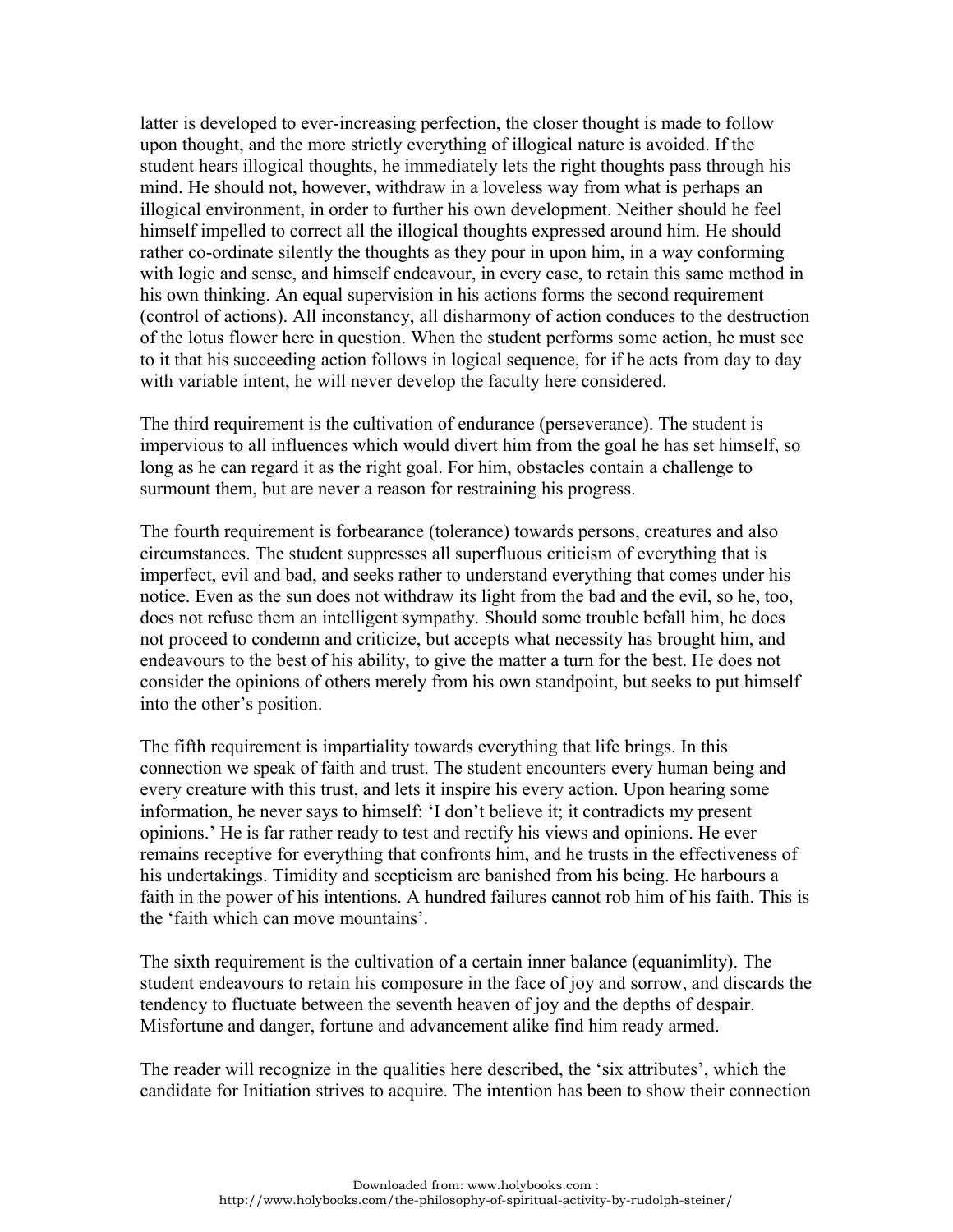latter is developed to ever-increasing perfection, the closer thought is made to follow upon thought, and the more strictly everything of illogical nature is avoided. If the student hears illogical thoughts, he immediately lets the right thoughts pass through his mind. He should not, however, withdraw in a loveless way from what is perhaps an illogical environment, in order to further his own development. Neither should he feel himself impelled to correct all the illogical thoughts expressed around him. He should rather co-ordinate silently the thoughts as they pour in upon him, in a way conforming with logic and sense, and himself endeavour, in every case, to retain this same method in his own thinking. An equal supervision in his actions forms the second requirement (control of actions). All inconstancy, all disharmony of action conduces to the destruction of the lotus flower here in question. When the student performs some action, he must see to it that his succeeding action follows in logical sequence, for if he acts from day to day with variable intent, he will never develop the faculty here considered.

The third requirement is the cultivation of endurance (perseverance). The student is impervious to all influences which would divert him from the goal he has set himself, so long as he can regard it as the right goal. For him, obstacles contain a challenge to surmount them, but are never a reason for restraining his progress.

The fourth requirement is forbearance (tolerance) towards persons, creatures and also circumstances. The student suppresses all superfluous criticism of everything that is imperfect, evil and bad, and seeks rather to understand everything that comes under his notice. Even as the sun does not withdraw its light from the bad and the evil, so he, too, does not refuse them an intelligent sympathy. Should some trouble befall him, he does not proceed to condemn and criticize, but accepts what necessity has brought him, and endeavours to the best of his ability, to give the matter a turn for the best. He does not consider the opinions of others merely from his own standpoint, but seeks to put himself into the other's position.

The fifth requirement is impartiality towards everything that life brings. In this connection we speak of faith and trust. The student encounters every human being and every creature with this trust, and lets it inspire his every action. Upon hearing some information, he never says to himself: 'I don't believe it; it contradicts my present opinions.' He is far rather ready to test and rectify his views and opinions. He ever remains receptive for everything that confronts him, and he trusts in the effectiveness of his undertakings. Timidity and scepticism are banished from his being. He harbours a faith in the power of his intentions. A hundred failures cannot rob him of his faith. This is the 'faith which can move mountains'.

The sixth requirement is the cultivation of a certain inner balance (equanimlity). The student endeavours to retain his composure in the face of joy and sorrow, and discards the tendency to fluctuate between the seventh heaven of joy and the depths of despair. Misfortune and danger, fortune and advancement alike find him ready armed.

The reader will recognize in the qualities here described, the 'six attributes', which the candidate for Initiation strives to acquire. The intention has been to show their connection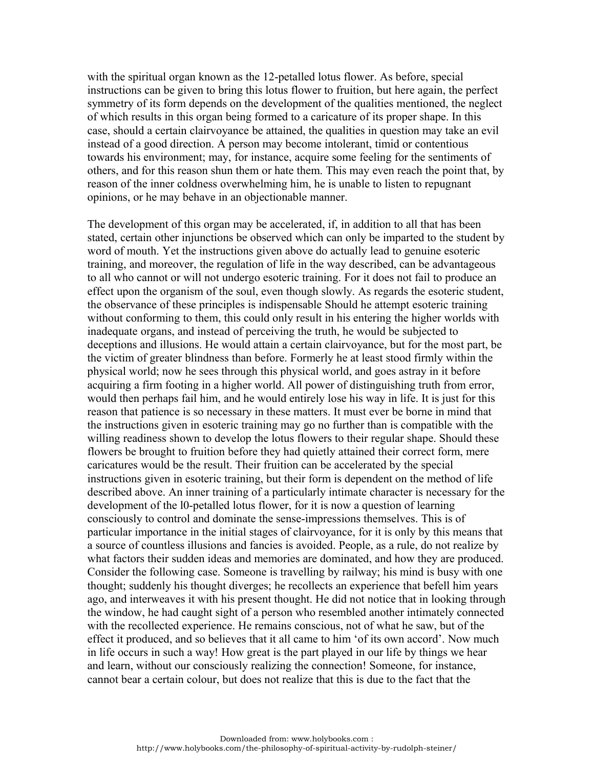with the spiritual organ known as the 12-petalled lotus flower. As before, special instructions can be given to bring this lotus flower to fruition, but here again, the perfect symmetry of its form depends on the development of the qualities mentioned, the neglect of which results in this organ being formed to a caricature of its proper shape. In this case, should a certain clairvoyance be attained, the qualities in question may take an evil instead of a good direction. A person may become intolerant, timid or contentious towards his environment; may, for instance, acquire some feeling for the sentiments of others, and for this reason shun them or hate them. This may even reach the point that, by reason of the inner coldness overwhelming him, he is unable to listen to repugnant opinions, or he may behave in an objectionable manner.

The development of this organ may be accelerated, if, in addition to all that has been stated, certain other injunctions be observed which can only be imparted to the student by word of mouth. Yet the instructions given above do actually lead to genuine esoteric training, and moreover, the regulation of life in the way described, can be advantageous to all who cannot or will not undergo esoteric training. For it does not fail to produce an effect upon the organism of the soul, even though slowly. As regards the esoteric student, the observance of these principles is indispensable Should he attempt esoteric training without conforming to them, this could only result in his entering the higher worlds with inadequate organs, and instead of perceiving the truth, he would be subjected to deceptions and illusions. He would attain a certain clairvoyance, but for the most part, be the victim of greater blindness than before. Formerly he at least stood firmly within the physical world; now he sees through this physical world, and goes astray in it before acquiring a firm footing in a higher world. All power of distinguishing truth from error, would then perhaps fail him, and he would entirely lose his way in life. It is just for this reason that patience is so necessary in these matters. It must ever be borne in mind that the instructions given in esoteric training may go no further than is compatible with the willing readiness shown to develop the lotus flowers to their regular shape. Should these flowers be brought to fruition before they had quietly attained their correct form, mere caricatures would be the result. Their fruition can be accelerated by the special instructions given in esoteric training, but their form is dependent on the method of life described above. An inner training of a particularly intimate character is necessary for the development of the l0-petalled lotus flower, for it is now a question of learning consciously to control and dominate the sense-impressions themselves. This is of particular importance in the initial stages of clairvoyance, for it is only by this means that a source of countless illusions and fancies is avoided. People, as a rule, do not realize by what factors their sudden ideas and memories are dominated, and how they are produced. Consider the following case. Someone is travelling by railway; his mind is busy with one thought; suddenly his thought diverges; he recollects an experience that befell him years ago, and interweaves it with his present thought. He did not notice that in looking through the window, he had caught sight of a person who resembled another intimately connected with the recollected experience. He remains conscious, not of what he saw, but of the effect it produced, and so believes that it all came to him 'of its own accord'. Now much in life occurs in such a way! How great is the part played in our life by things we hear and learn, without our consciously realizing the connection! Someone, for instance, cannot bear a certain colour, but does not realize that this is due to the fact that the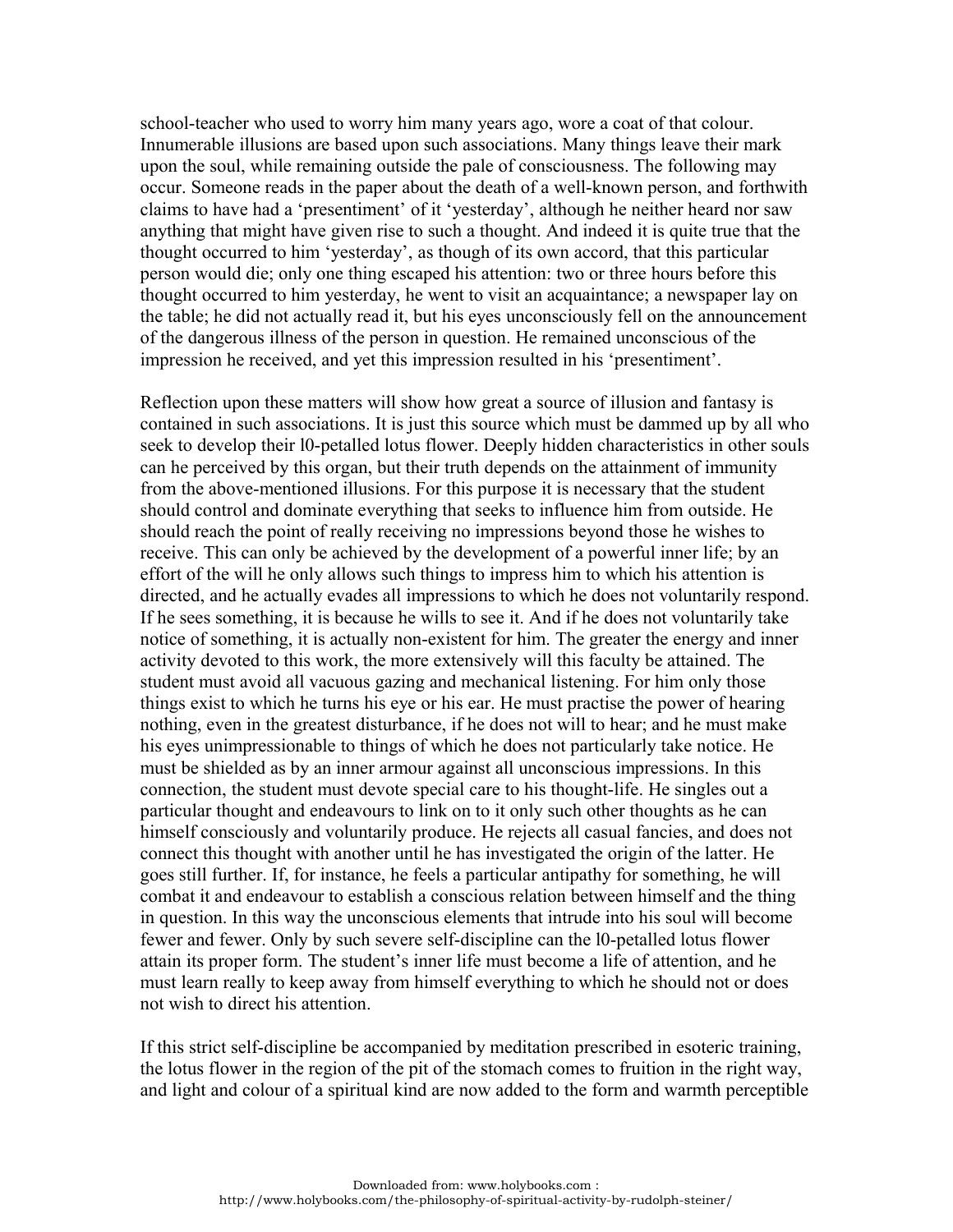school-teacher who used to worry him many years ago, wore a coat of that colour. Innumerable illusions are based upon such associations. Many things leave their mark upon the soul, while remaining outside the pale of consciousness. The following may occur. Someone reads in the paper about the death of a well-known person, and forthwith claims to have had a 'presentiment' of it 'yesterday', although he neither heard nor saw anything that might have given rise to such a thought. And indeed it is quite true that the thought occurred to him 'yesterday', as though of its own accord, that this particular person would die; only one thing escaped his attention: two or three hours before this thought occurred to him yesterday, he went to visit an acquaintance; a newspaper lay on the table; he did not actually read it, but his eyes unconsciously fell on the announcement of the dangerous illness of the person in question. He remained unconscious of the impression he received, and yet this impression resulted in his 'presentiment'.

Reflection upon these matters will show how great a source of illusion and fantasy is contained in such associations. It is just this source which must be dammed up by all who seek to develop their l0-petalled lotus flower. Deeply hidden characteristics in other souls can he perceived by this organ, but their truth depends on the attainment of immunity from the above-mentioned illusions. For this purpose it is necessary that the student should control and dominate everything that seeks to influence him from outside. He should reach the point of really receiving no impressions beyond those he wishes to receive. This can only be achieved by the development of a powerful inner life; by an effort of the will he only allows such things to impress him to which his attention is directed, and he actually evades all impressions to which he does not voluntarily respond. If he sees something, it is because he wills to see it. And if he does not voluntarily take notice of something, it is actually non-existent for him. The greater the energy and inner activity devoted to this work, the more extensively will this faculty be attained. The student must avoid all vacuous gazing and mechanical listening. For him only those things exist to which he turns his eye or his ear. He must practise the power of hearing nothing, even in the greatest disturbance, if he does not will to hear; and he must make his eyes unimpressionable to things of which he does not particularly take notice. He must be shielded as by an inner armour against all unconscious impressions. In this connection, the student must devote special care to his thought-life. He singles out a particular thought and endeavours to link on to it only such other thoughts as he can himself consciously and voluntarily produce. He rejects all casual fancies, and does not connect this thought with another until he has investigated the origin of the latter. He goes still further. If, for instance, he feels a particular antipathy for something, he will combat it and endeavour to establish a conscious relation between himself and the thing in question. In this way the unconscious elements that intrude into his soul will become fewer and fewer. Only by such severe self-discipline can the l0-petalled lotus flower attain its proper form. The student's inner life must become a life of attention, and he must learn really to keep away from himself everything to which he should not or does not wish to direct his attention.

If this strict self-discipline be accompanied by meditation prescribed in esoteric training, the lotus flower in the region of the pit of the stomach comes to fruition in the right way, and light and colour of a spiritual kind are now added to the form and warmth perceptible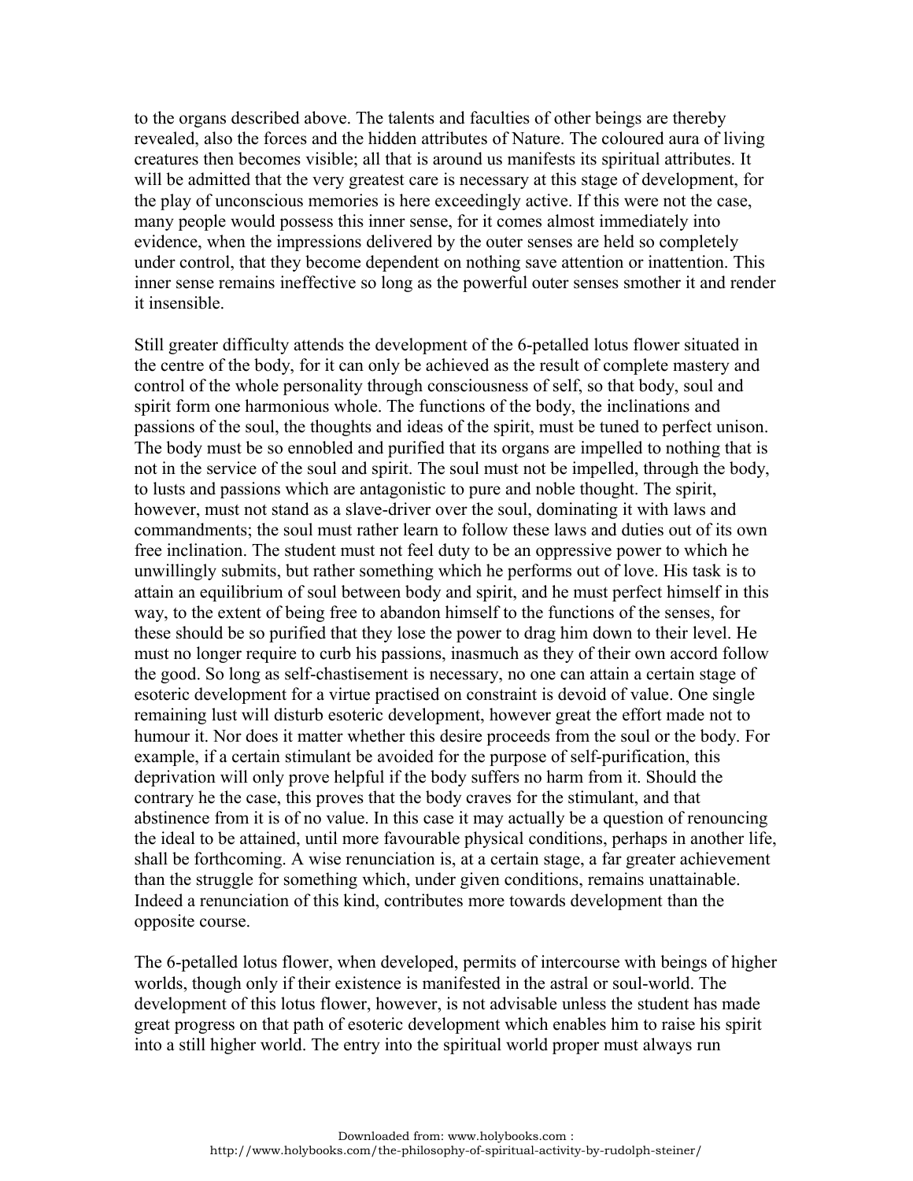to the organs described above. The talents and faculties of other beings are thereby revealed, also the forces and the hidden attributes of Nature. The coloured aura of living creatures then becomes visible; all that is around us manifests its spiritual attributes. It will be admitted that the very greatest care is necessary at this stage of development, for the play of unconscious memories is here exceedingly active. If this were not the case, many people would possess this inner sense, for it comes almost immediately into evidence, when the impressions delivered by the outer senses are held so completely under control, that they become dependent on nothing save attention or inattention. This inner sense remains ineffective so long as the powerful outer senses smother it and render it insensible.

Still greater difficulty attends the development of the 6-petalled lotus flower situated in the centre of the body, for it can only be achieved as the result of complete mastery and control of the whole personality through consciousness of self, so that body, soul and spirit form one harmonious whole. The functions of the body, the inclinations and passions of the soul, the thoughts and ideas of the spirit, must be tuned to perfect unison. The body must be so ennobled and purified that its organs are impelled to nothing that is not in the service of the soul and spirit. The soul must not be impelled, through the body, to lusts and passions which are antagonistic to pure and noble thought. The spirit, however, must not stand as a slave-driver over the soul, dominating it with laws and commandments; the soul must rather learn to follow these laws and duties out of its own free inclination. The student must not feel duty to be an oppressive power to which he unwillingly submits, but rather something which he performs out of love. His task is to attain an equilibrium of soul between body and spirit, and he must perfect himself in this way, to the extent of being free to abandon himself to the functions of the senses, for these should be so purified that they lose the power to drag him down to their level. He must no longer require to curb his passions, inasmuch as they of their own accord follow the good. So long as self-chastisement is necessary, no one can attain a certain stage of esoteric development for a virtue practised on constraint is devoid of value. One single remaining lust will disturb esoteric development, however great the effort made not to humour it. Nor does it matter whether this desire proceeds from the soul or the body. For example, if a certain stimulant be avoided for the purpose of self-purification, this deprivation will only prove helpful if the body suffers no harm from it. Should the contrary he the case, this proves that the body craves for the stimulant, and that abstinence from it is of no value. In this case it may actually be a question of renouncing the ideal to be attained, until more favourable physical conditions, perhaps in another life, shall be forthcoming. A wise renunciation is, at a certain stage, a far greater achievement than the struggle for something which, under given conditions, remains unattainable. Indeed a renunciation of this kind, contributes more towards development than the opposite course.

The 6-petalled lotus flower, when developed, permits of intercourse with beings of higher worlds, though only if their existence is manifested in the astral or soul-world. The development of this lotus flower, however, is not advisable unless the student has made great progress on that path of esoteric development which enables him to raise his spirit into a still higher world. The entry into the spiritual world proper must always run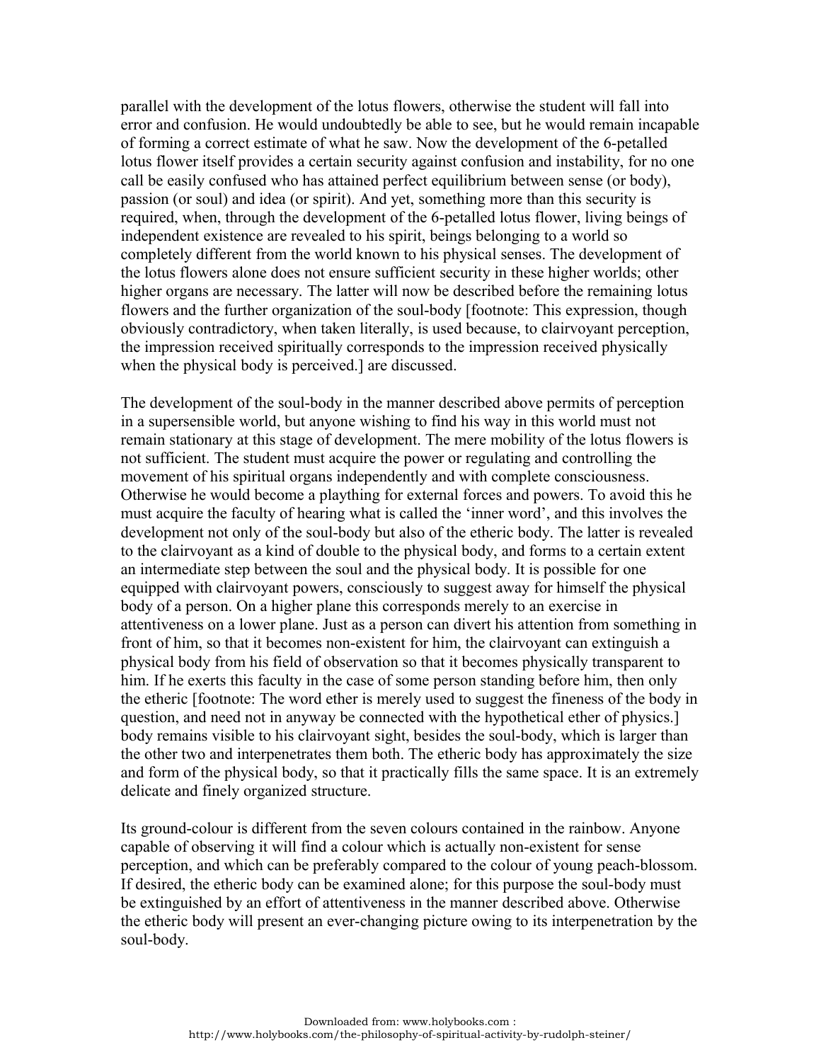parallel with the development of the lotus flowers, otherwise the student will fall into error and confusion. He would undoubtedly be able to see, but he would remain incapable of forming a correct estimate of what he saw. Now the development of the 6-petalled lotus flower itself provides a certain security against confusion and instability, for no one call be easily confused who has attained perfect equilibrium between sense (or body), passion (or soul) and idea (or spirit). And yet, something more than this security is required, when, through the development of the 6-petalled lotus flower, living beings of independent existence are revealed to his spirit, beings belonging to a world so completely different from the world known to his physical senses. The development of the lotus flowers alone does not ensure sufficient security in these higher worlds; other higher organs are necessary. The latter will now be described before the remaining lotus flowers and the further organization of the soul-body [footnote: This expression, though obviously contradictory, when taken literally, is used because, to clairvoyant perception, the impression received spiritually corresponds to the impression received physically when the physical body is perceived.] are discussed.

The development of the soul-body in the manner described above permits of perception in a supersensible world, but anyone wishing to find his way in this world must not remain stationary at this stage of development. The mere mobility of the lotus flowers is not sufficient. The student must acquire the power or regulating and controlling the movement of his spiritual organs independently and with complete consciousness. Otherwise he would become a plaything for external forces and powers. To avoid this he must acquire the faculty of hearing what is called the 'inner word', and this involves the development not only of the soul-body but also of the etheric body. The latter is revealed to the clairvoyant as a kind of double to the physical body, and forms to a certain extent an intermediate step between the soul and the physical body. It is possible for one equipped with clairvoyant powers, consciously to suggest away for himself the physical body of a person. On a higher plane this corresponds merely to an exercise in attentiveness on a lower plane. Just as a person can divert his attention from something in front of him, so that it becomes non-existent for him, the clairvoyant can extinguish a physical body from his field of observation so that it becomes physically transparent to him. If he exerts this faculty in the case of some person standing before him, then only the etheric [footnote: The word ether is merely used to suggest the fineness of the body in question, and need not in anyway be connected with the hypothetical ether of physics.] body remains visible to his clairvoyant sight, besides the soul-body, which is larger than the other two and interpenetrates them both. The etheric body has approximately the size and form of the physical body, so that it practically fills the same space. It is an extremely delicate and finely organized structure.

Its ground-colour is different from the seven colours contained in the rainbow. Anyone capable of observing it will find a colour which is actually non-existent for sense perception, and which can be preferably compared to the colour of young peach-blossom. If desired, the etheric body can be examined alone; for this purpose the soul-body must be extinguished by an effort of attentiveness in the manner described above. Otherwise the etheric body will present an ever-changing picture owing to its interpenetration by the soul-body.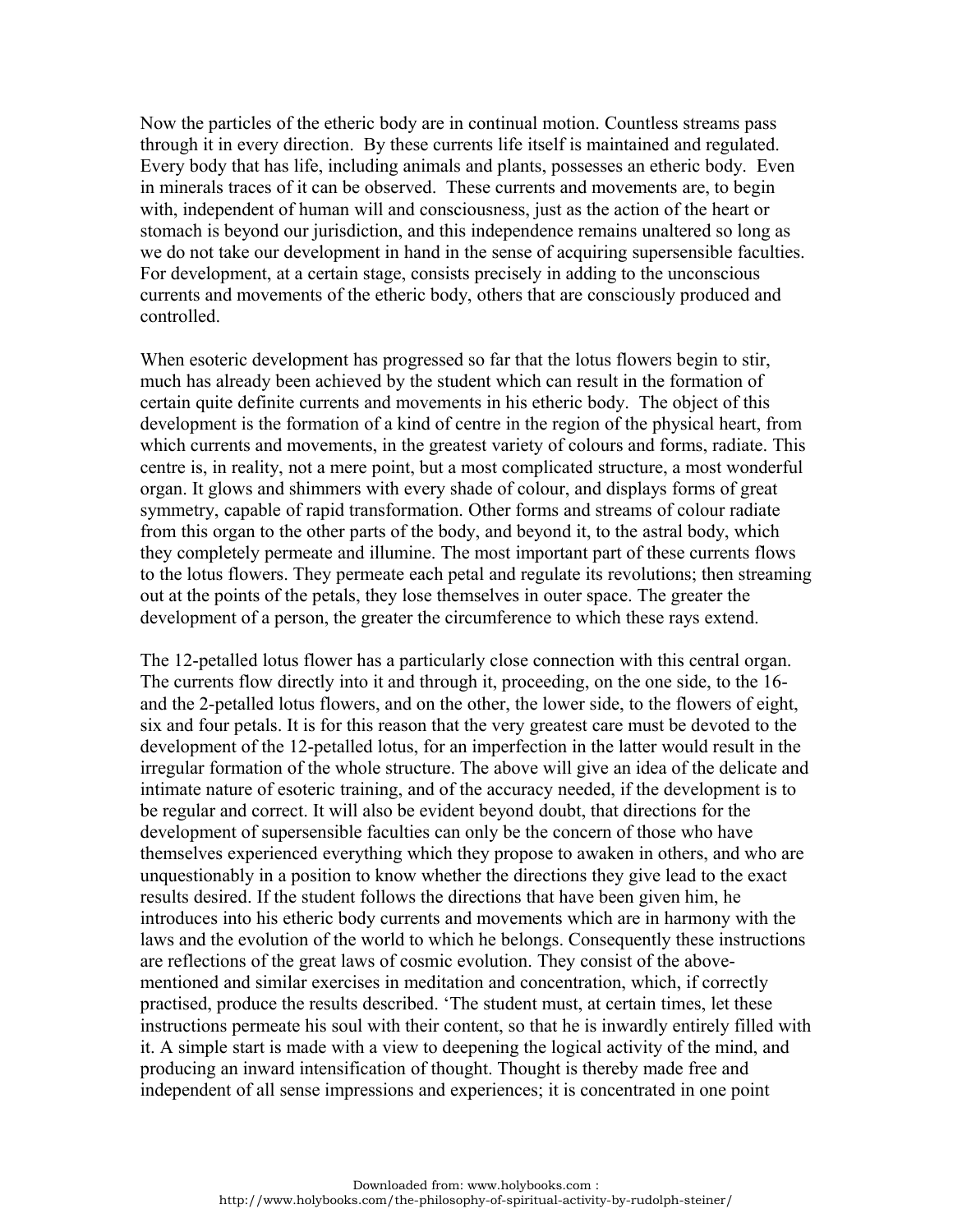Now the particles of the etheric body are in continual motion. Countless streams pass through it in every direction. By these currents life itself is maintained and regulated. Every body that has life, including animals and plants, possesses an etheric body. Even in minerals traces of it can be observed. These currents and movements are, to begin with, independent of human will and consciousness, just as the action of the heart or stomach is beyond our jurisdiction, and this independence remains unaltered so long as we do not take our development in hand in the sense of acquiring supersensible faculties. For development, at a certain stage, consists precisely in adding to the unconscious currents and movements of the etheric body, others that are consciously produced and controlled.

When esoteric development has progressed so far that the lotus flowers begin to stir, much has already been achieved by the student which can result in the formation of certain quite definite currents and movements in his etheric body. The object of this development is the formation of a kind of centre in the region of the physical heart, from which currents and movements, in the greatest variety of colours and forms, radiate. This centre is, in reality, not a mere point, but a most complicated structure, a most wonderful organ. It glows and shimmers with every shade of colour, and displays forms of great symmetry, capable of rapid transformation. Other forms and streams of colour radiate from this organ to the other parts of the body, and beyond it, to the astral body, which they completely permeate and illumine. The most important part of these currents flows to the lotus flowers. They permeate each petal and regulate its revolutions; then streaming out at the points of the petals, they lose themselves in outer space. The greater the development of a person, the greater the circumference to which these rays extend.

The 12-petalled lotus flower has a particularly close connection with this central organ. The currents flow directly into it and through it, proceeding, on the one side, to the 16- and the 2-petalled lotus flowers, and on the other, the lower side, to the flowers of eight, six and four petals. It is for this reason that the very greatest care must be devoted to the development of the 12-petalled lotus, for an imperfection in the latter would result in the irregular formation of the whole structure. The above will give an idea of the delicate and intimate nature of esoteric training, and of the accuracy needed, if the development is to be regular and correct. It will also be evident beyond doubt, that directions for the development of supersensible faculties can only be the concern of those who have themselves experienced everything which they propose to awaken in others, and who are unquestionably in a position to know whether the directions they give lead to the exact results desired. If the student follows the directions that have been given him, he introduces into his etheric body currents and movements which are in harmony with the laws and the evolution of the world to which he belongs. Consequently these instructions are reflections of the great laws of cosmic evolution. They consist of the above-mentioned and similar exercises in meditation and concentration, which, if correctly practised, produce the results described. 'The student must, at certain times, let these instructions permeate his soul with their content, so that he is inwardly entirely filled with it. A simple start is made with a view to deepening the logical activity of the mind, and producing an inward intensification of thought. Thought is thereby made free and independent of all sense impressions and experiences; it is concentrated in one point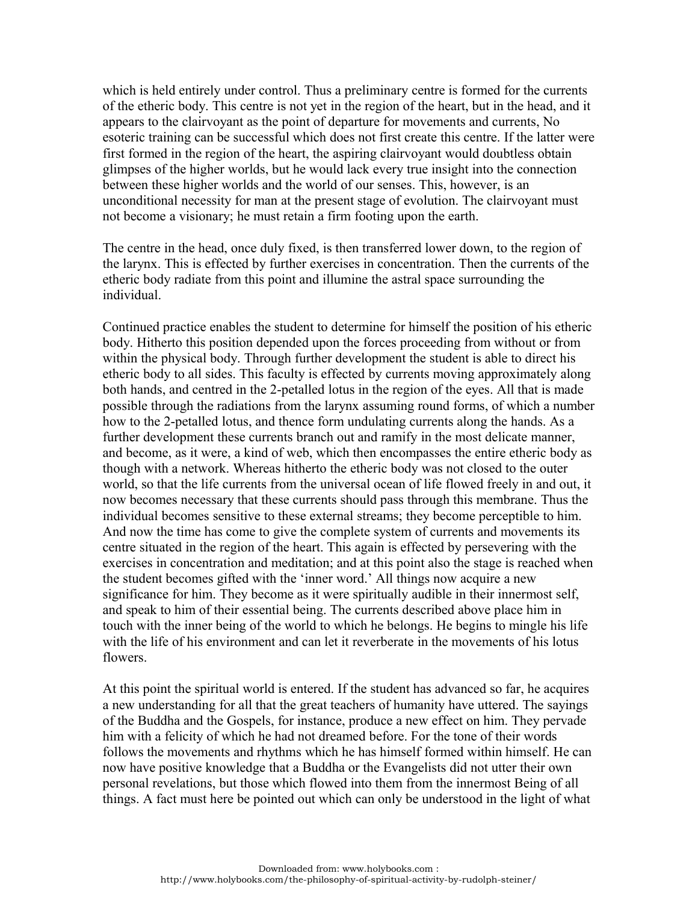which is held entirely under control. Thus a preliminary centre is formed for the currents of the etheric body. This centre is not yet in the region of the heart, but in the head, and it appears to the clairvoyant as the point of departure for movements and currents, No esoteric training can be successful which does not first create this centre. If the latter were first formed in the region of the heart, the aspiring clairvoyant would doubtless obtain glimpses of the higher worlds, but he would lack every true insight into the connection between these higher worlds and the world of our senses. This, however, is an unconditional necessity for man at the present stage of evolution. The clairvoyant must not become a visionary; he must retain a firm footing upon the earth.

The centre in the head, once duly fixed, is then transferred lower down, to the region of the larynx. This is effected by further exercises in concentration. Then the currents of the etheric body radiate from this point and illumine the astral space surrounding the individual.

Continued practice enables the student to determine for himself the position of his etheric body. Hitherto this position depended upon the forces proceeding from without or from within the physical body. Through further development the student is able to direct his etheric body to all sides. This faculty is effected by currents moving approximately along both hands, and centred in the 2-petalled lotus in the region of the eyes. All that is made possible through the radiations from the larynx assuming round forms, of which a number how to the 2-petalled lotus, and thence form undulating currents along the hands. As a further development these currents branch out and ramify in the most delicate manner, and become, as it were, a kind of web, which then encompasses the entire etheric body as though with a network. Whereas hitherto the etheric body was not closed to the outer world, so that the life currents from the universal ocean of life flowed freely in and out, it now becomes necessary that these currents should pass through this membrane. Thus the individual becomes sensitive to these external streams; they become perceptible to him. And now the time has come to give the complete system of currents and movements its centre situated in the region of the heart. This again is effected by persevering with the exercises in concentration and meditation; and at this point also the stage is reached when the student becomes gifted with the 'inner word.' All things now acquire a new significance for him. They become as it were spiritually audible in their innermost self, and speak to him of their essential being. The currents described above place him in touch with the inner being of the world to which he belongs. He begins to mingle his life with the life of his environment and can let it reverberate in the movements of his lotus flowers.

At this point the spiritual world is entered. If the student has advanced so far, he acquires a new understanding for all that the great teachers of humanity have uttered. The sayings of the Buddha and the Gospels, for instance, produce a new effect on him. They pervade him with a felicity of which he had not dreamed before. For the tone of their words follows the movements and rhythms which he has himself formed within himself. He can now have positive knowledge that a Buddha or the Evangelists did not utter their own personal revelations, but those which flowed into them from the innermost Being of all things. A fact must here be pointed out which can only be understood in the light of what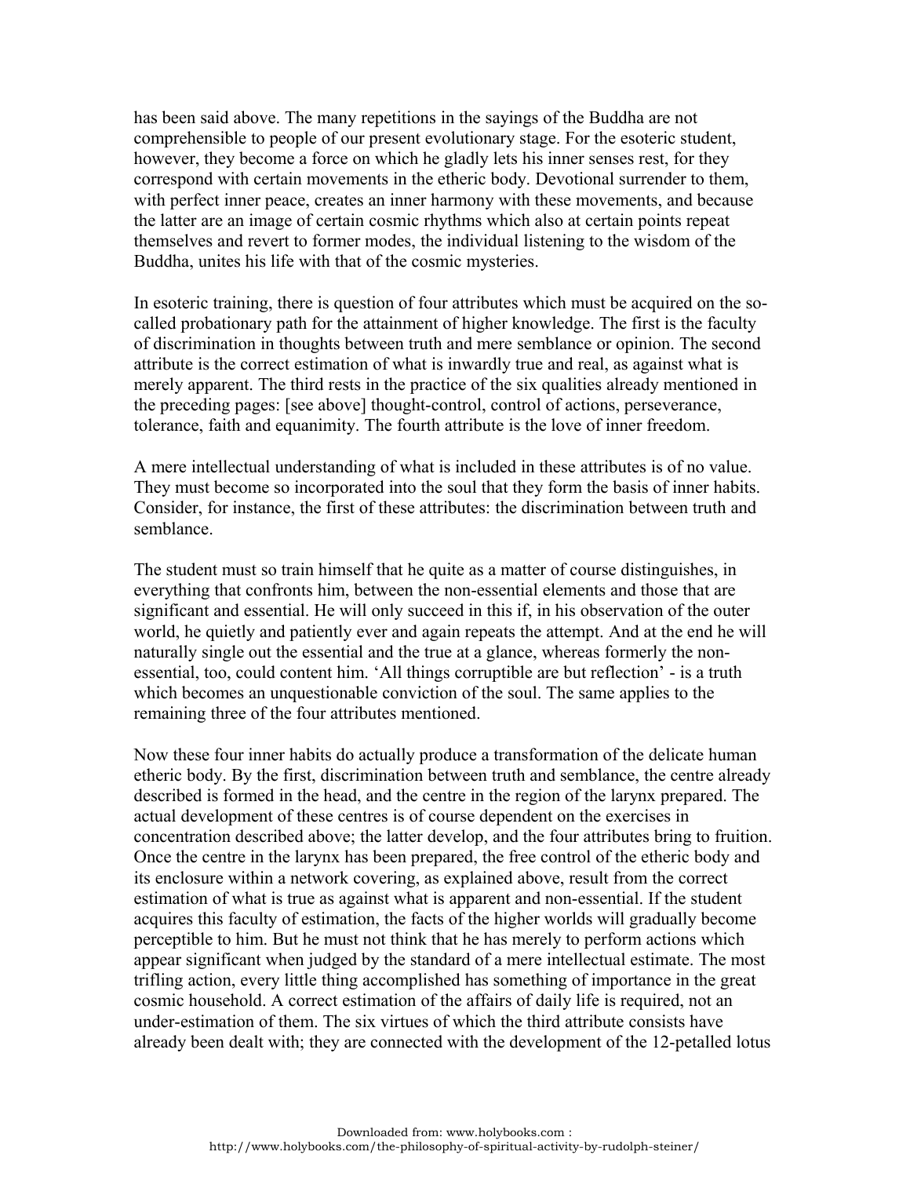has been said above. The many repetitions in the sayings of the Buddha are not comprehensible to people of our present evolutionary stage. For the esoteric student, however, they become a force on which he gladly lets his inner senses rest, for they correspond with certain movements in the etheric body. Devotional surrender to them, with perfect inner peace, creates an inner harmony with these movements, and because the latter are an image of certain cosmic rhythms which also at certain points repeat themselves and revert to former modes, the individual listening to the wisdom of the Buddha, unites his life with that of the cosmic mysteries.

In esoteric training, there is question of four attributes which must be acquired on the so-called probationary path for the attainment of higher knowledge. The first is the faculty of discrimination in thoughts between truth and mere semblance or opinion. The second attribute is the correct estimation of what is inwardly true and real, as against what is merely apparent. The third rests in the practice of the six qualities already mentioned in the preceding pages: [see above] thought-control, control of actions, perseverance, tolerance, faith and equanimity. The fourth attribute is the love of inner freedom.

A mere intellectual understanding of what is included in these attributes is of no value. They must become so incorporated into the soul that they form the basis of inner habits. Consider, for instance, the first of these attributes: the discrimination between truth and semblance.

The student must so train himself that he quite as a matter of course distinguishes, in everything that confronts him, between the non-essential elements and those that are significant and essential. He will only succeed in this if, in his observation of the outer world, he quietly and patiently ever and again repeats the attempt. And at the end he will naturally single out the essential and the true at a glance, whereas formerly the non-essential, too, could content him. 'All things corruptible are but reflection' - is a truth which becomes an unquestionable conviction of the soul. The same applies to the remaining three of the four attributes mentioned.

Now these four inner habits do actually produce a transformation of the delicate human etheric body. By the first, discrimination between truth and semblance, the centre already described is formed in the head, and the centre in the region of the larynx prepared. The actual development of these centres is of course dependent on the exercises in concentration described above; the latter develop, and the four attributes bring to fruition. Once the centre in the larynx has been prepared, the free control of the etheric body and its enclosure within a network covering, as explained above, result from the correct estimation of what is true as against what is apparent and non-essential. If the student acquires this faculty of estimation, the facts of the higher worlds will gradually become perceptible to him. But he must not think that he has merely to perform actions which appear significant when judged by the standard of a mere intellectual estimate. The most trifling action, every little thing accomplished has something of importance in the great cosmic household. A correct estimation of the affairs of daily life is required, not an under-estimation of them. The six virtues of which the third attribute consists have already been dealt with; they are connected with the development of the 12-petalled lotus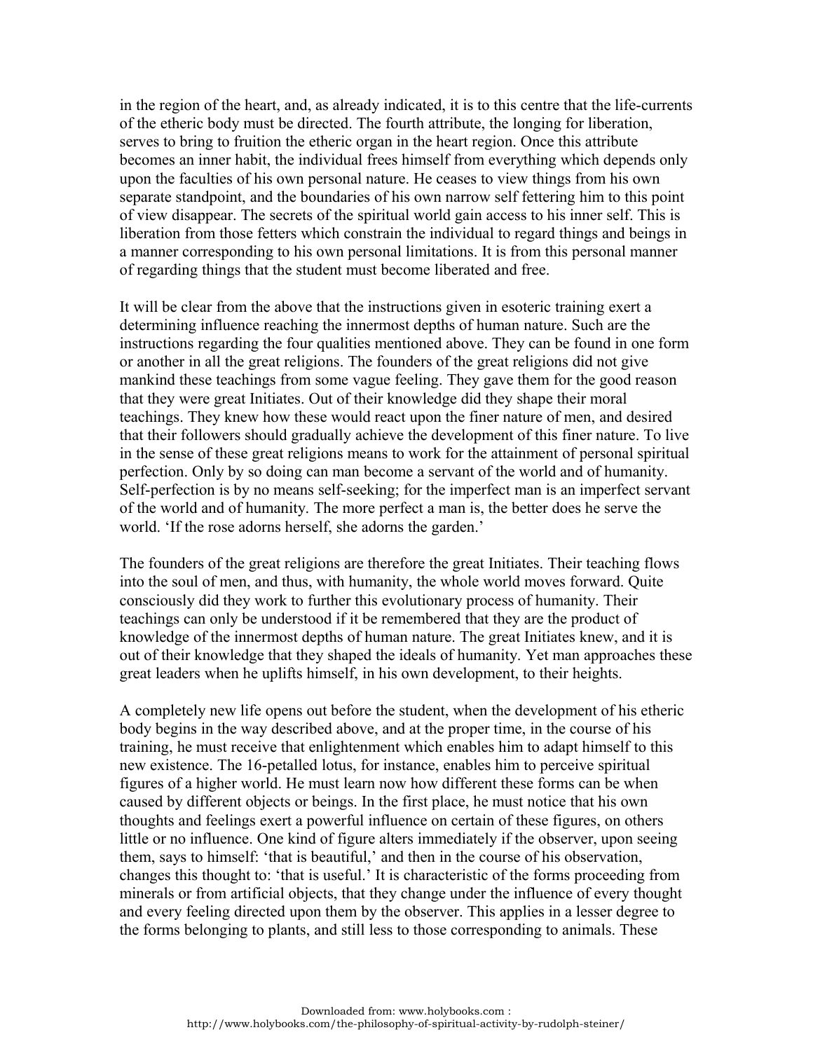in the region of the heart, and, as already indicated, it is to this centre that the life-currents of the etheric body must be directed. The fourth attribute, the longing for liberation, serves to bring to fruition the etheric organ in the heart region. Once this attribute becomes an inner habit, the individual frees himself from everything which depends only upon the faculties of his own personal nature. He ceases to view things from his own separate standpoint, and the boundaries of his own narrow self fettering him to this point of view disappear. The secrets of the spiritual world gain access to his inner self. This is liberation from those fetters which constrain the individual to regard things and beings in a manner corresponding to his own personal limitations. It is from this personal manner of regarding things that the student must become liberated and free.

It will be clear from the above that the instructions given in esoteric training exert a determining influence reaching the innermost depths of human nature. Such are the instructions regarding the four qualities mentioned above. They can be found in one form or another in all the great religions. The founders of the great religions did not give mankind these teachings from some vague feeling. They gave them for the good reason that they were great Initiates. Out of their knowledge did they shape their moral teachings. They knew how these would react upon the finer nature of men, and desired that their followers should gradually achieve the development of this finer nature. To live in the sense of these great religions means to work for the attainment of personal spiritual perfection. Only by so doing can man become a servant of the world and of humanity. Self-perfection is by no means self-seeking; for the imperfect man is an imperfect servant of the world and of humanity. The more perfect a man is, the better does he serve the world. 'If the rose adorns herself, she adorns the garden.'

The founders of the great religions are therefore the great Initiates. Their teaching flows into the soul of men, and thus, with humanity, the whole world moves forward. Quite consciously did they work to further this evolutionary process of humanity. Their teachings can only be understood if it be remembered that they are the product of knowledge of the innermost depths of human nature. The great Initiates knew, and it is out of their knowledge that they shaped the ideals of humanity. Yet man approaches these great leaders when he uplifts himself, in his own development, to their heights.

A completely new life opens out before the student, when the development of his etheric body begins in the way described above, and at the proper time, in the course of his training, he must receive that enlightenment which enables him to adapt himself to this new existence. The 16-petalled lotus, for instance, enables him to perceive spiritual figures of a higher world. He must learn now how different these forms can be when caused by different objects or beings. In the first place, he must notice that his own thoughts and feelings exert a powerful influence on certain of these figures, on others little or no influence. One kind of figure alters immediately if the observer, upon seeing them, says to himself: 'that is beautiful,' and then in the course of his observation, changes this thought to: 'that is useful.' It is characteristic of the forms proceeding from minerals or from artificial objects, that they change under the influence of every thought and every feeling directed upon them by the observer. This applies in a lesser degree to the forms belonging to plants, and still less to those corresponding to animals. These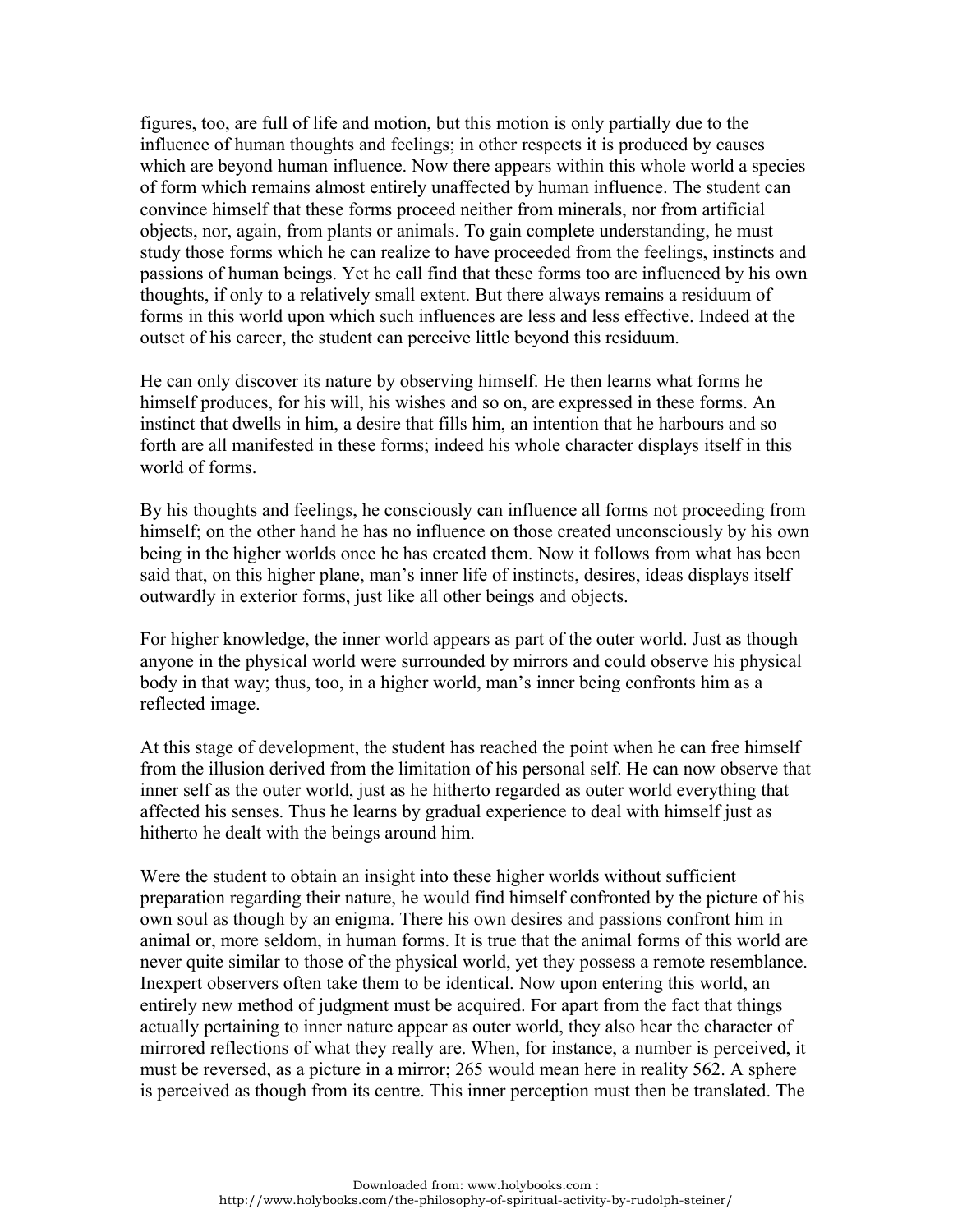figures, too, are full of life and motion, but this motion is only partially due to the influence of human thoughts and feelings; in other respects it is produced by causes which are beyond human influence. Now there appears within this whole world a species of form which remains almost entirely unaffected by human influence. The student can convince himself that these forms proceed neither from minerals, nor from artificial objects, nor, again, from plants or animals. To gain complete understanding, he must study those forms which he can realize to have proceeded from the feelings, instincts and passions of human beings. Yet he call find that these forms too are influenced by his own thoughts, if only to a relatively small extent. But there always remains a residuum of forms in this world upon which such influences are less and less effective. Indeed at the outset of his career, the student can perceive little beyond this residuum.

He can only discover its nature by observing himself. He then learns what forms he himself produces, for his will, his wishes and so on, are expressed in these forms. An instinct that dwells in him, a desire that fills him, an intention that he harbours and so forth are all manifested in these forms; indeed his whole character displays itself in this world of forms.

By his thoughts and feelings, he consciously can influence all forms not proceeding from himself; on the other hand he has no influence on those created unconsciously by his own being in the higher worlds once he has created them. Now it follows from what has been said that, on this higher plane, man's inner life of instincts, desires, ideas displays itself outwardly in exterior forms, just like all other beings and objects.

For higher knowledge, the inner world appears as part of the outer world. Just as though anyone in the physical world were surrounded by mirrors and could observe his physical body in that way; thus, too, in a higher world, man's inner being confronts him as a reflected image.

At this stage of development, the student has reached the point when he can free himself from the illusion derived from the limitation of his personal self. He can now observe that inner self as the outer world, just as he hitherto regarded as outer world everything that affected his senses. Thus he learns by gradual experience to deal with himself just as hitherto he dealt with the beings around him.

Were the student to obtain an insight into these higher worlds without sufficient preparation regarding their nature, he would find himself confronted by the picture of his own soul as though by an enigma. There his own desires and passions confront him in animal or, more seldom, in human forms. It is true that the animal forms of this world are never quite similar to those of the physical world, yet they possess a remote resemblance. Inexpert observers often take them to be identical. Now upon entering this world, an entirely new method of judgment must be acquired. For apart from the fact that things actually pertaining to inner nature appear as outer world, they also hear the character of mirrored reflections of what they really are. When, for instance, a number is perceived, it must be reversed, as a picture in a mirror; 265 would mean here in reality 562. A sphere is perceived as though from its centre. This inner perception must then be translated. The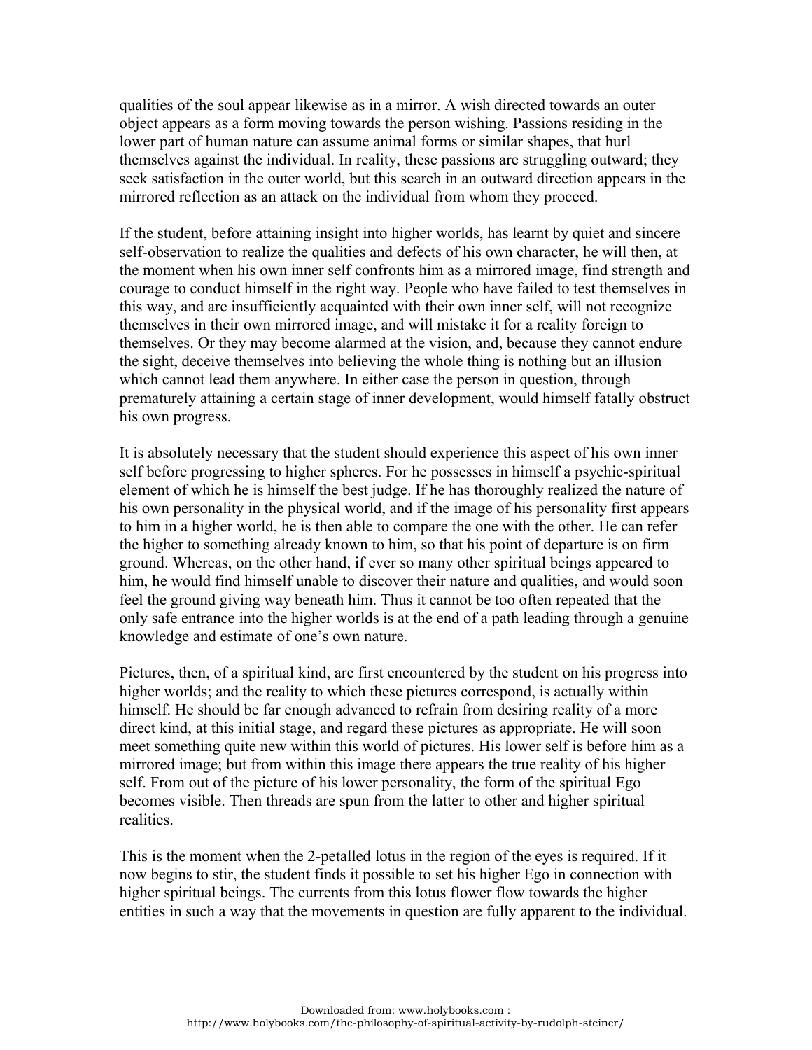qualities of the soul appear likewise as in a mirror. A wish directed towards an outer object appears as a form moving towards the person wishing. Passions residing in the lower part of human nature can assume animal forms or similar shapes, that hurl themselves against the individual. In reality, these passions are struggling outward; they seek satisfaction in the outer world, but this search in an outward direction appears in the mirrored reflection as an attack on the individual from whom they proceed.

If the student, before attaining insight into higher worlds, has learnt by quiet and sincere self-observation to realize the qualities and defects of his own character, he will then, at the moment when his own inner self confronts him as a mirrored image, find strength and courage to conduct himself in the right way. People who have failed to test themselves in this way, and are insufficiently acquainted with their own inner self, will not recognize themselves in their own mirrored image, and will mistake it for a reality foreign to themselves. Or they may become alarmed at the vision, and, because they cannot endure the sight, deceive themselves into believing the whole thing is nothing but an illusion which cannot lead them anywhere. In either case the person in question, through prematurely attaining a certain stage of inner development, would himself fatally obstruct his own progress.

It is absolutely necessary that the student should experience this aspect of his own inner self before progressing to higher spheres. For he possesses in himself a psychic-spiritual element of which he is himself the best judge. If he has thoroughly realized the nature of his own personality in the physical world, and if the image of his personality first appears to him in a higher world, he is then able to compare the one with the other. He can refer the higher to something already known to him, so that his point of departure is on firm ground. Whereas, on the other hand, if ever so many other spiritual beings appeared to him, he would find himself unable to discover their nature and qualities, and would soon feel the ground giving way beneath him. Thus it cannot be too often repeated that the only safe entrance into the higher worlds is at the end of a path leading through a genuine knowledge and estimate of one's own nature.

Pictures, then, of a spiritual kind, are first encountered by the student on his progress into higher worlds; and the reality to which these pictures correspond, is actually within himself. He should be far enough advanced to refrain from desiring reality of a more direct kind, at this initial stage, and regard these pictures as appropriate. He will soon meet something quite new within this world of pictures. His lower self is before him as a mirrored image; but from within this image there appears the true reality of his higher self. From out of the picture of his lower personality, the form of the spiritual Ego becomes visible. Then threads are spun from the latter to other and higher spiritual realities.

This is the moment when the 2-petalled lotus in the region of the eyes is required. If it now begins to stir, the student finds it possible to set his higher Ego in connection with higher spiritual beings. The currents from this lotus flower flow towards the higher entities in such a way that the movements in question are fully apparent to the individual.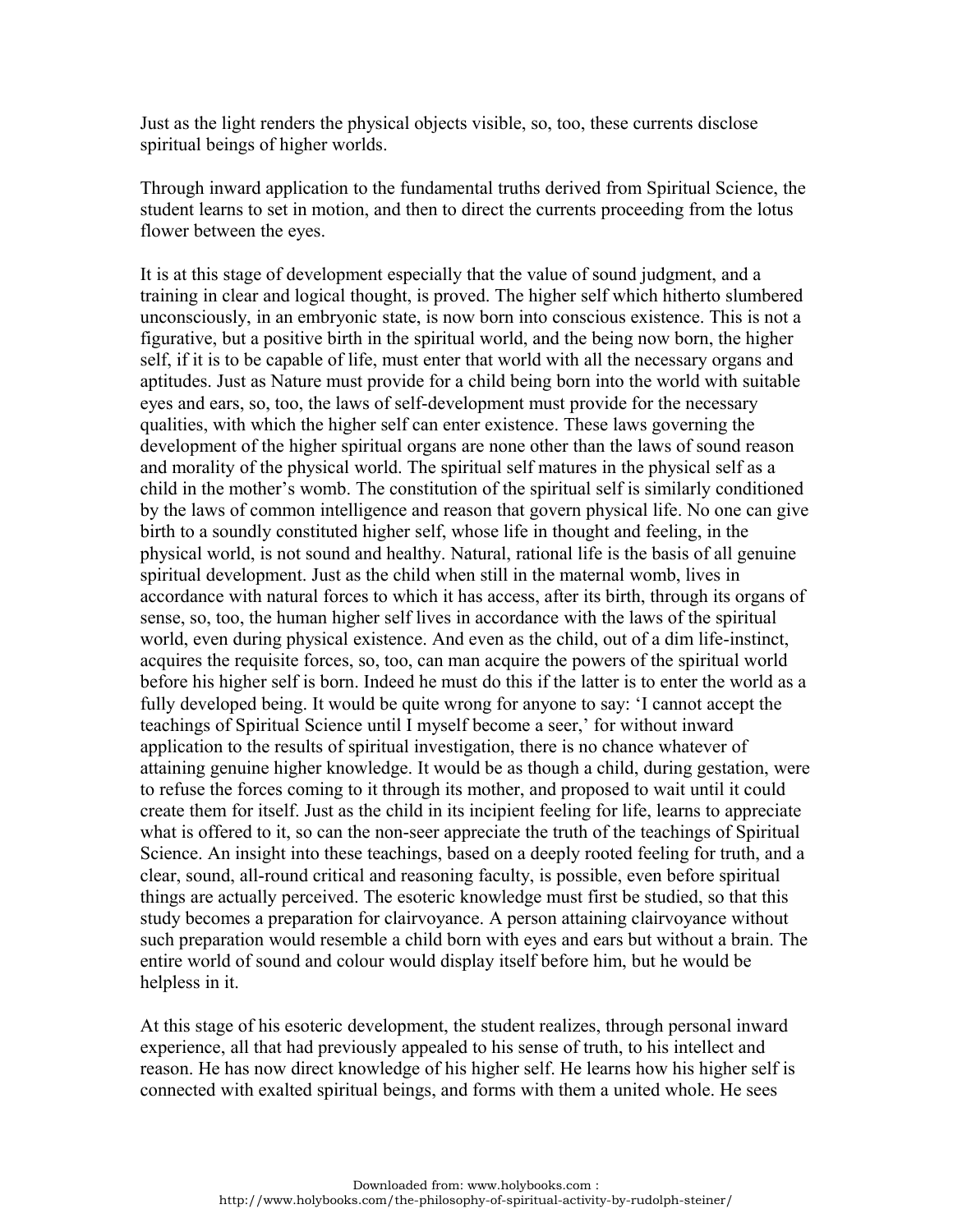Just as the light renders the physical objects visible, so, too, these currents disclose spiritual beings of higher worlds.

Through inward application to the fundamental truths derived from Spiritual Science, the student learns to set in motion, and then to direct the currents proceeding from the lotus flower between the eyes.

It is at this stage of development especially that the value of sound judgment, and a training in clear and logical thought, is proved. The higher self which hitherto slumbered unconsciously, in an embryonic state, is now born into conscious existence. This is not a figurative, but a positive birth in the spiritual world, and the being now born, the higher self, if it is to be capable of life, must enter that world with all the necessary organs and aptitudes. Just as Nature must provide for a child being born into the world with suitable eyes and ears, so, too, the laws of self-development must provide for the necessary qualities, with which the higher self can enter existence. These laws governing the development of the higher spiritual organs are none other than the laws of sound reason and morality of the physical world. The spiritual self matures in the physical self as a child in the mother's womb. The constitution of the spiritual self is similarly conditioned by the laws of common intelligence and reason that govern physical life. No one can give birth to a soundly constituted higher self, whose life in thought and feeling, in the physical world, is not sound and healthy. Natural, rational life is the basis of all genuine spiritual development. Just as the child when still in the maternal womb, lives in accordance with natural forces to which it has access, after its birth, through its organs of sense, so, too, the human higher self lives in accordance with the laws of the spiritual world, even during physical existence. And even as the child, out of a dim life-instinct, acquires the requisite forces, so, too, can man acquire the powers of the spiritual world before his higher self is born. Indeed he must do this if the latter is to enter the world as a fully developed being. It would be quite wrong for anyone to say: 'I cannot accept the teachings of Spiritual Science until I myself become a seer,' for without inward application to the results of spiritual investigation, there is no chance whatever of attaining genuine higher knowledge. It would be as though a child, during gestation, were to refuse the forces coming to it through its mother, and proposed to wait until it could create them for itself. Just as the child in its incipient feeling for life, learns to appreciate what is offered to it, so can the non-seer appreciate the truth of the teachings of Spiritual Science. An insight into these teachings, based on a deeply rooted feeling for truth, and a clear, sound, all-round critical and reasoning faculty, is possible, even before spiritual things are actually perceived. The esoteric knowledge must first be studied, so that this study becomes a preparation for clairvoyance. A person attaining clairvoyance without such preparation would resemble a child born with eyes and ears but without a brain. The entire world of sound and colour would display itself before him, but he would be helpless in it.

At this stage of his esoteric development, the student realizes, through personal inward experience, all that had previously appealed to his sense of truth, to his intellect and reason. He has now direct knowledge of his higher self. He learns how his higher self is connected with exalted spiritual beings, and forms with them a united whole. He sees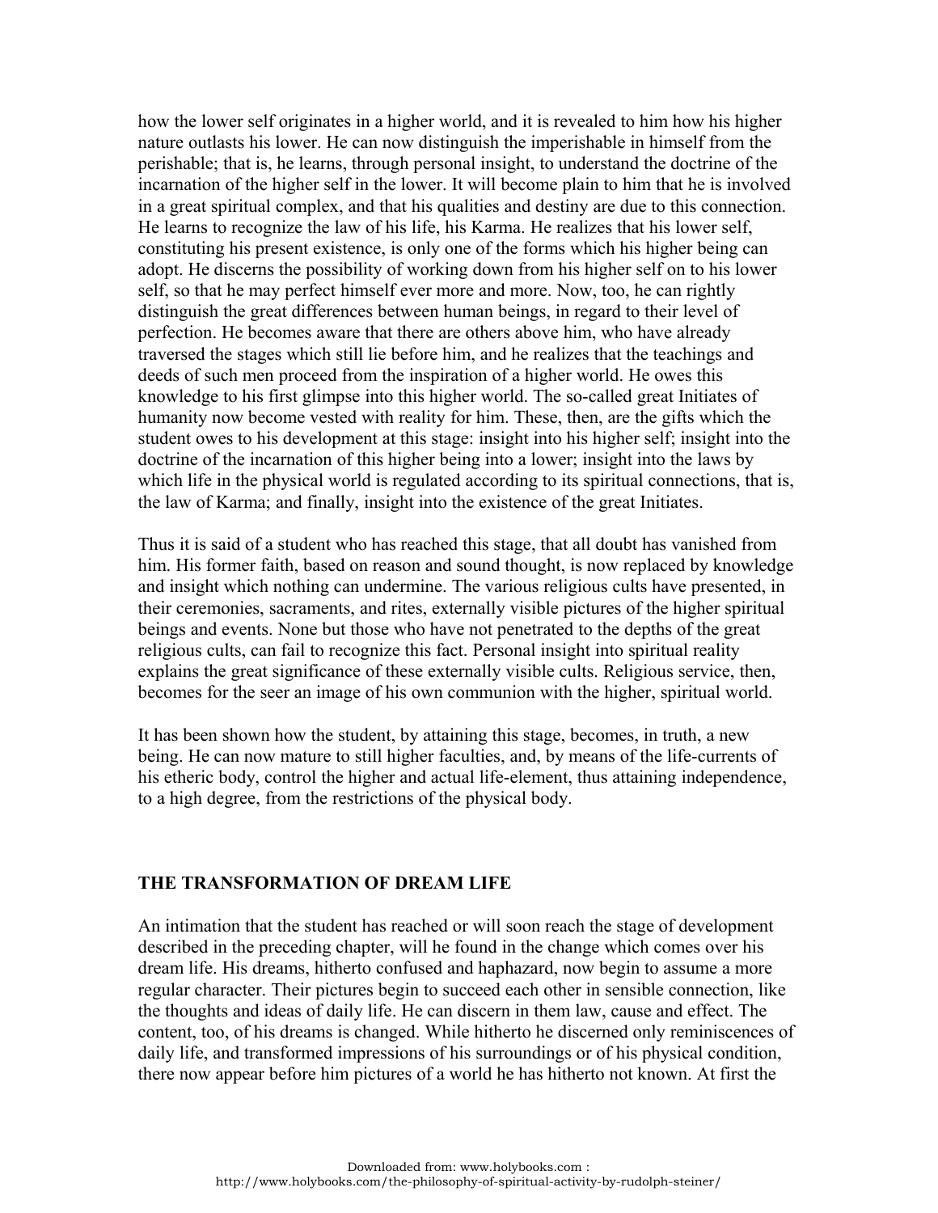how the lower self originates in a higher world, and it is revealed to him how his higher nature outlasts his lower. He can now distinguish the imperishable in himself from the perishable; that is, he learns, through personal insight, to understand the doctrine of the incarnation of the higher self in the lower. It will become plain to him that he is involved in a great spiritual complex, and that his qualities and destiny are due to this connection. He learns to recognize the law of his life, his Karma. He realizes that his lower self, constituting his present existence, is only one of the forms which his higher being can adopt. He discerns the possibility of working down from his higher self on to his lower self, so that he may perfect himself ever more and more. Now, too, he can rightly distinguish the great differences between human beings, in regard to their level of perfection. He becomes aware that there are others above him, who have already traversed the stages which still lie before him, and he realizes that the teachings and deeds of such men proceed from the inspiration of a higher world. He owes this knowledge to his first glimpse into this higher world. The so-called great Initiates of humanity now become vested with reality for him. These, then, are the gifts which the student owes to his development at this stage: insight into his higher self; insight into the doctrine of the incarnation of this higher being into a lower; insight into the laws by which life in the physical world is regulated according to its spiritual connections, that is, the law of Karma; and finally, insight into the existence of the great Initiates.

Thus it is said of a student who has reached this stage, that all doubt has vanished from him. His former faith, based on reason and sound thought, is now replaced by knowledge and insight which nothing can undermine. The various religious cults have presented, in their ceremonies, sacraments, and rites, externally visible pictures of the higher spiritual beings and events. None but those who have not penetrated to the depths of the great religious cults, can fail to recognize this fact. Personal insight into spiritual reality explains the great significance of these externally visible cults. Religious service, then, becomes for the seer an image of his own communion with the higher, spiritual world.

It has been shown how the student, by attaining this stage, becomes, in truth, a new being. He can now mature to still higher faculties, and, by means of the life-currents of his etheric body, control the higher and actual life-element, thus attaining independence, to a high degree, from the restrictions of the physical body.

## THE TRANSFORMATION OF DREAM LIFE

An intimation that the student has reached or will soon reach the stage of development described in the preceding chapter, will he found in the change which comes over his dream life. His dreams, hitherto confused and haphazard, now begin to assume a more regular character. Their pictures begin to succeed each other in sensible connection, like the thoughts and ideas of daily life. He can discern in them law, cause and effect. The content, too, of his dreams is changed. While hitherto he discerned only reminiscences of daily life, and transformed impressions of his surroundings or of his physical condition, there now appear before him pictures of a world he has hitherto not known. At first the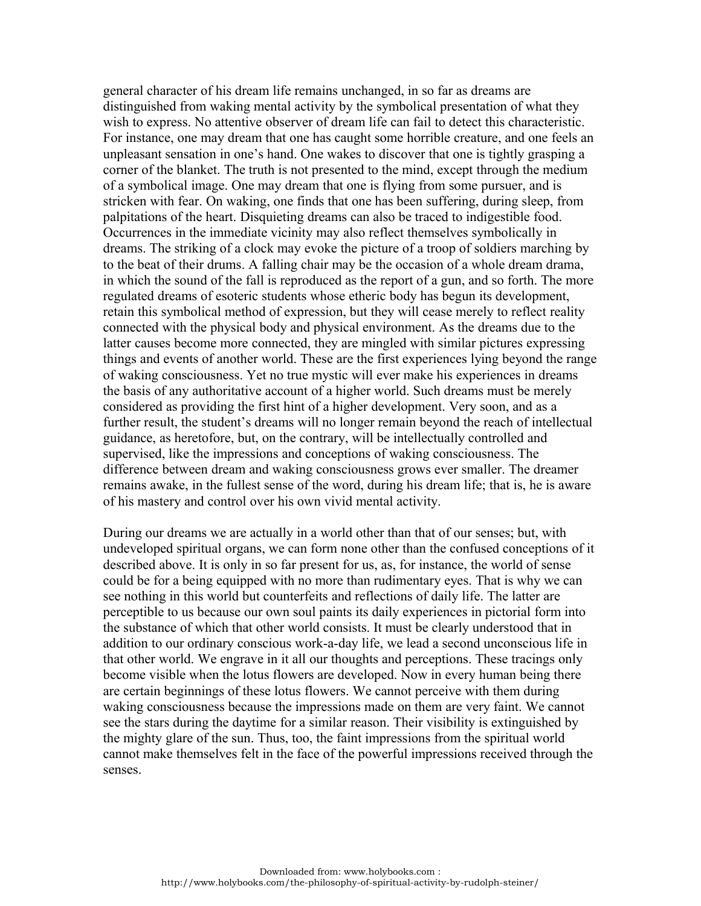general character of his dream life remains unchanged, in so far as dreams are distinguished from waking mental activity by the symbolical presentation of what they wish to express. No attentive observer of dream life can fail to detect this characteristic. For instance, one may dream that one has caught some horrible creature, and one feels an unpleasant sensation in one's hand. One wakes to discover that one is tightly grasping a corner of the blanket. The truth is not presented to the mind, except through the medium of a symbolical image. One may dream that one is flying from some pursuer, and is stricken with fear. On waking, one finds that one has been suffering, during sleep, from palpitations of the heart. Disquieting dreams can also be traced to indigestible food. Occurrences in the immediate vicinity may also reflect themselves symbolically in dreams. The striking of a clock may evoke the picture of a troop of soldiers marching by to the beat of their drums. A falling chair may be the occasion of a whole dream drama, in which the sound of the fall is reproduced as the report of a gun, and so forth. The more regulated dreams of esoteric students whose etheric body has begun its development, retain this symbolical method of expression, but they will cease merely to reflect reality connected with the physical body and physical environment. As the dreams due to the latter causes become more connected, they are mingled with similar pictures expressing things and events of another world. These are the first experiences lying beyond the range of waking consciousness. Yet no true mystic will ever make his experiences in dreams the basis of any authoritative account of a higher world. Such dreams must be merely considered as providing the first hint of a higher development. Very soon, and as a further result, the student's dreams will no longer remain beyond the reach of intellectual guidance, as heretofore, but, on the contrary, will be intellectually controlled and supervised, like the impressions and conceptions of waking consciousness. The difference between dream and waking consciousness grows ever smaller. The dreamer remains awake, in the fullest sense of the word, during his dream life; that is, he is aware of his mastery and control over his own vivid mental activity.

During our dreams we are actually in a world other than that of our senses; but, with undeveloped spiritual organs, we can form none other than the confused conceptions of it described above. It is only in so far present for us, as, for instance, the world of sense could be for a being equipped with no more than rudimentary eyes. That is why we can see nothing in this world but counterfeits and reflections of daily life. The latter are perceptible to us because our own soul paints its daily experiences in pictorial form into the substance of which that other world consists. It must be clearly understood that in addition to our ordinary conscious work-a-day life, we lead a second unconscious life in that other world. We engrave in it all our thoughts and perceptions. These tracings only become visible when the lotus flowers are developed. Now in every human being there are certain beginnings of these lotus flowers. We cannot perceive with them during waking consciousness because the impressions made on them are very faint. We cannot see the stars during the daytime for a similar reason. Their visibility is extinguished by the mighty glare of the sun. Thus, too, the faint impressions from the spiritual world cannot make themselves felt in the face of the powerful impressions received through the senses.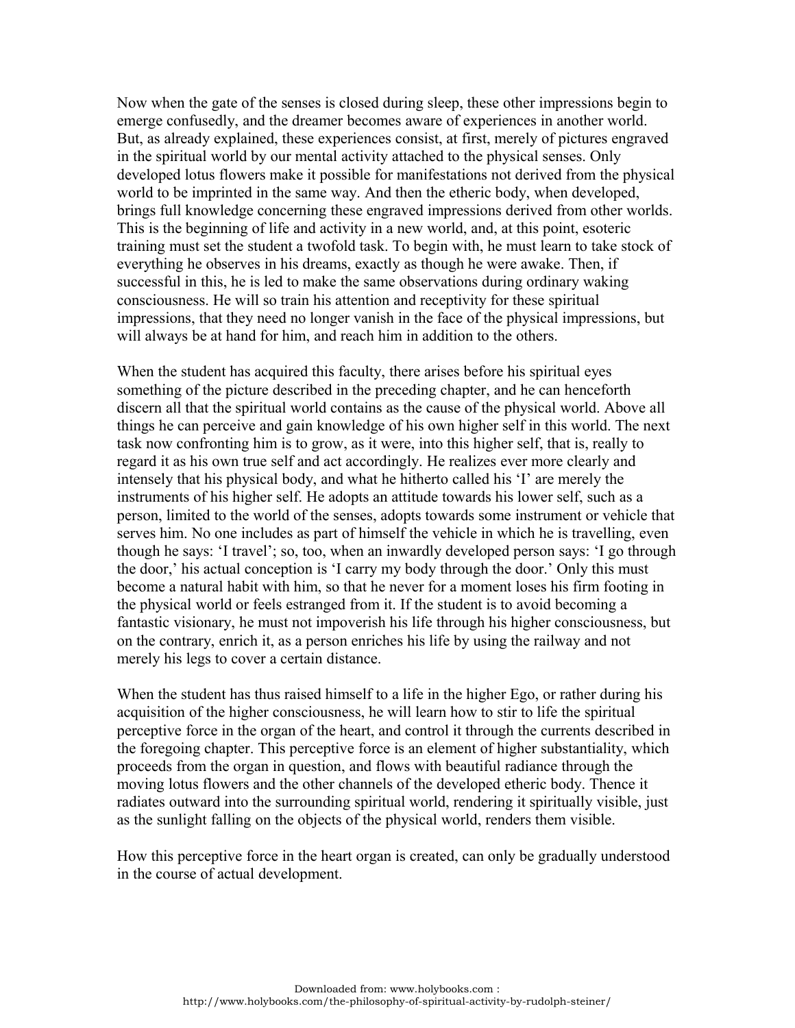Now when the gate of the senses is closed during sleep, these other impressions begin to emerge confusedly, and the dreamer becomes aware of experiences in another world. But, as already explained, these experiences consist, at first, merely of pictures engraved in the spiritual world by our mental activity attached to the physical senses. Only developed lotus flowers make it possible for manifestations not derived from the physical world to be imprinted in the same way. And then the etheric body, when developed, brings full knowledge concerning these engraved impressions derived from other worlds. This is the beginning of life and activity in a new world, and, at this point, esoteric training must set the student a twofold task. To begin with, he must learn to take stock of everything he observes in his dreams, exactly as though he were awake. Then, if successful in this, he is led to make the same observations during ordinary waking consciousness. He will so train his attention and receptivity for these spiritual impressions, that they need no longer vanish in the face of the physical impressions, but will always be at hand for him, and reach him in addition to the others.

When the student has acquired this faculty, there arises before his spiritual eyes something of the picture described in the preceding chapter, and he can henceforth discern all that the spiritual world contains as the cause of the physical world. Above all things he can perceive and gain knowledge of his own higher self in this world. The next task now confronting him is to grow, as it were, into this higher self, that is, really to regard it as his own true self and act accordingly. He realizes ever more clearly and intensely that his physical body, and what he hitherto called his 'I' are merely the instruments of his higher self. He adopts an attitude towards his lower self, such as a person, limited to the world of the senses, adopts towards some instrument or vehicle that serves him. No one includes as part of himself the vehicle in which he is travelling, even though he says: 'I travel'; so, too, when an inwardly developed person says: 'I go through the door,' his actual conception is 'I carry my body through the door.' Only this must become a natural habit with him, so that he never for a moment loses his firm footing in the physical world or feels estranged from it. If the student is to avoid becoming a fantastic visionary, he must not impoverish his life through his higher consciousness, but on the contrary, enrich it, as a person enriches his life by using the railway and not merely his legs to cover a certain distance.

When the student has thus raised himself to a life in the higher Ego, or rather during his acquisition of the higher consciousness, he will learn how to stir to life the spiritual perceptive force in the organ of the heart, and control it through the currents described in the foregoing chapter. This perceptive force is an element of higher substantiality, which proceeds from the organ in question, and flows with beautiful radiance through the moving lotus flowers and the other channels of the developed etheric body. Thence it radiates outward into the surrounding spiritual world, rendering it spiritually visible, just as the sunlight falling on the objects of the physical world, renders them visible.

How this perceptive force in the heart organ is created, can only be gradually understood in the course of actual development.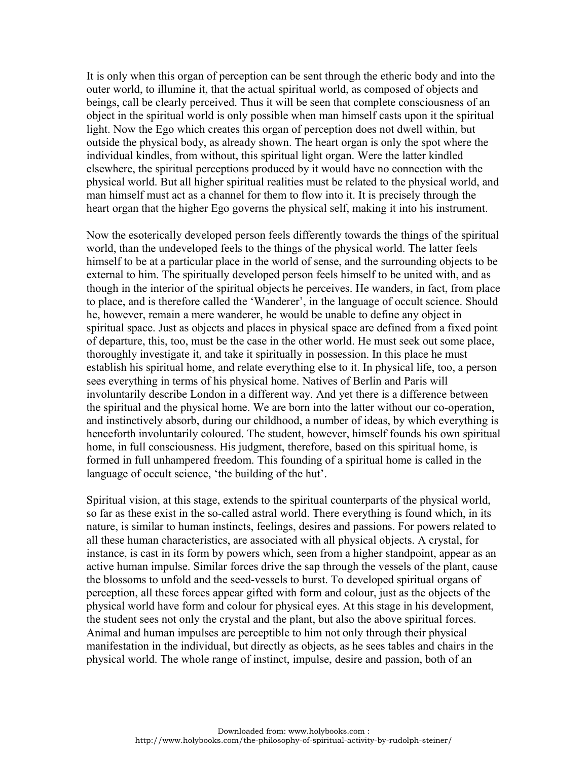It is only when this organ of perception can be sent through the etheric body and into the outer world, to illumine it, that the actual spiritual world, as composed of objects and beings, call be clearly perceived. Thus it will be seen that complete consciousness of an object in the spiritual world is only possible when man himself casts upon it the spiritual light. Now the Ego which creates this organ of perception does not dwell within, but outside the physical body, as already shown. The heart organ is only the spot where the individual kindles, from without, this spiritual light organ. Were the latter kindled elsewhere, the spiritual perceptions produced by it would have no connection with the physical world. But all higher spiritual realities must be related to the physical world, and man himself must act as a channel for them to flow into it. It is precisely through the heart organ that the higher Ego governs the physical self, making it into his instrument.

Now the esoterically developed person feels differently towards the things of the spiritual world, than the undeveloped feels to the things of the physical world. The latter feels himself to be at a particular place in the world of sense, and the surrounding objects to be external to him. The spiritually developed person feels himself to be united with, and as though in the interior of the spiritual objects he perceives. He wanders, in fact, from place to place, and is therefore called the 'Wanderer', in the language of occult science. Should he, however, remain a mere wanderer, he would be unable to define any object in spiritual space. Just as objects and places in physical space are defined from a fixed point of departure, this, too, must be the case in the other world. He must seek out some place, thoroughly investigate it, and take it spiritually in possession. In this place he must establish his spiritual home, and relate everything else to it. In physical life, too, a person sees everything in terms of his physical home. Natives of Berlin and Paris will involuntarily describe London in a different way. And yet there is a difference between the spiritual and the physical home. We are born into the latter without our co-operation, and instinctively absorb, during our childhood, a number of ideas, by which everything is henceforth involuntarily coloured. The student, however, himself founds his own spiritual home, in full consciousness. His judgment, therefore, based on this spiritual home, is formed in full unhampered freedom. This founding of a spiritual home is called in the language of occult science, 'the building of the hut'.

Spiritual vision, at this stage, extends to the spiritual counterparts of the physical world, so far as these exist in the so-called astral world. There everything is found which, in its nature, is similar to human instincts, feelings, desires and passions. For powers related to all these human characteristics, are associated with all physical objects. A crystal, for instance, is cast in its form by powers which, seen from a higher standpoint, appear as an active human impulse. Similar forces drive the sap through the vessels of the plant, cause the blossoms to unfold and the seed-vessels to burst. To developed spiritual organs of perception, all these forces appear gifted with form and colour, just as the objects of the physical world have form and colour for physical eyes. At this stage in his development, the student sees not only the crystal and the plant, but also the above spiritual forces. Animal and human impulses are perceptible to him not only through their physical manifestation in the individual, but directly as objects, as he sees tables and chairs in the physical world. The whole range of instinct, impulse, desire and passion, both of an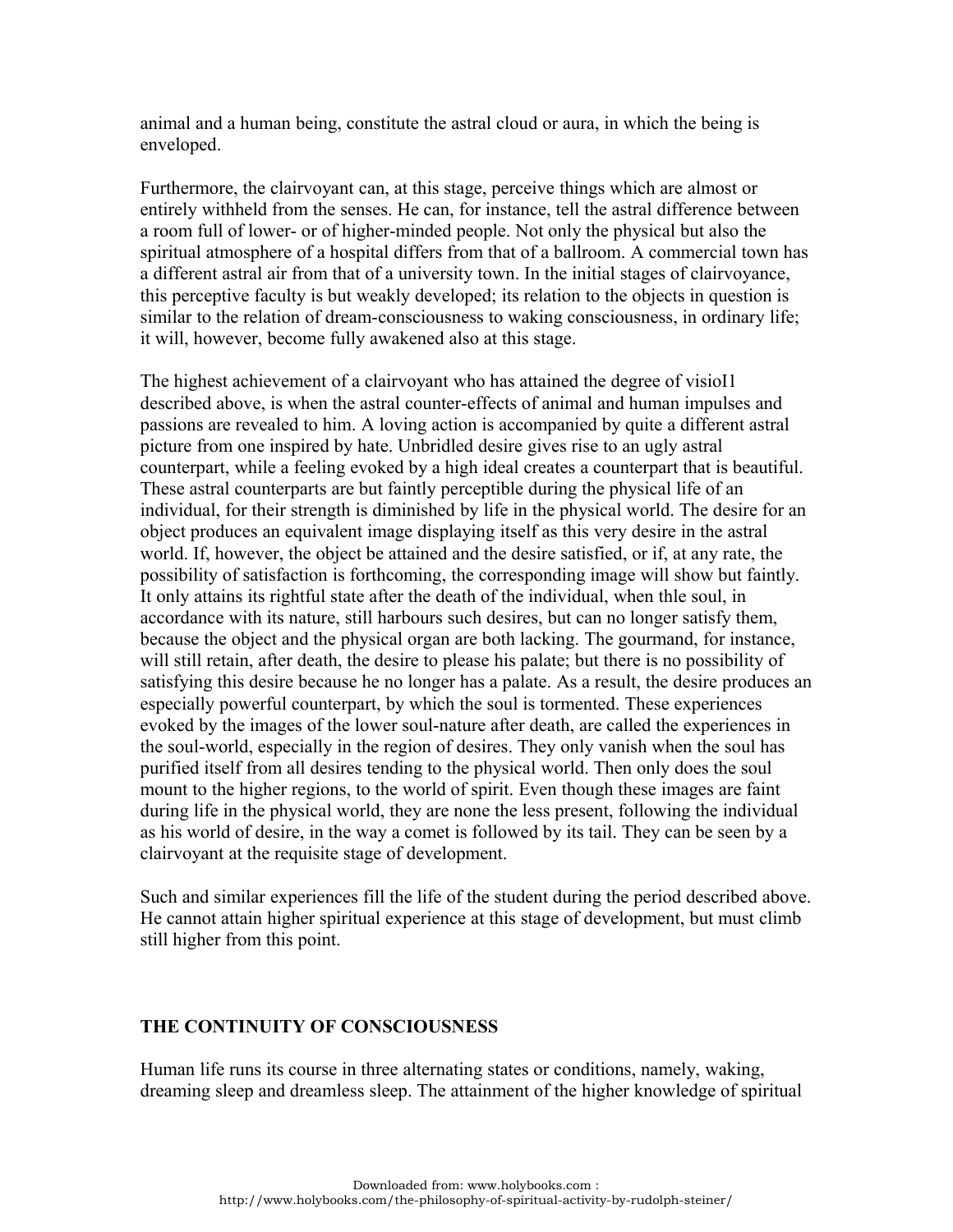animal and a human being, constitute the astral cloud or aura, in which the being is enveloped.

Furthermore, the clairvoyant can, at this stage, perceive things which are almost or entirely withheld from the senses. He can, for instance, tell the astral difference between a room full of lower- or of higher-minded people. Not only the physical but also the spiritual atmosphere of a hospital differs from that of a ballroom. A commercial town has a different astral air from that of a university town. In the initial stages of clairvoyance, this perceptive faculty is but weakly developed; its relation to the objects in question is similar to the relation of dream-consciousness to waking consciousness, in ordinary life; it will, however, become fully awakened also at this stage.

The highest achievement of a clairvoyant who has attained the degree of visioI1 described above, is when the astral counter-effects of animal and human impulses and passions are revealed to him. A loving action is accompanied by quite a different astral picture from one inspired by hate. Unbridled desire gives rise to an ugly astral counterpart, while a feeling evoked by a high ideal creates a counterpart that is beautiful. These astral counterparts are but faintly perceptible during the physical life of an individual, for their strength is diminished by life in the physical world. The desire for an object produces an equivalent image displaying itself as this very desire in the astral world. If, however, the object be attained and the desire satisfied, or if, at any rate, the possibility of satisfaction is forthcoming, the corresponding image will show but faintly. It only attains its rightful state after the death of the individual, when thle soul, in accordance with its nature, still harbours such desires, but can no longer satisfy them, because the object and the physical organ are both lacking. The gourmand, for instance, will still retain, after death, the desire to please his palate; but there is no possibility of satisfying this desire because he no longer has a palate. As a result, the desire produces an especially powerful counterpart, by which the soul is tormented. These experiences evoked by the images of the lower soul-nature after death, are called the experiences in the soul-world, especially in the region of desires. They only vanish when the soul has purified itself from all desires tending to the physical world. Then only does the soul mount to the higher regions, to the world of spirit. Even though these images are faint during life in the physical world, they are none the less present, following the individual as his world of desire, in the way a comet is followed by its tail. They can be seen by a clairvoyant at the requisite stage of development.

Such and similar experiences fill the life of the student during the period described above. He cannot attain higher spiritual experience at this stage of development, but must climb still higher from this point.

## THE CONTINUITY OF CONSCIOUSNESS

Human life runs its course in three alternating states or conditions, namely, waking, dreaming sleep and dreamless sleep. The attainment of the higher knowledge of spiritual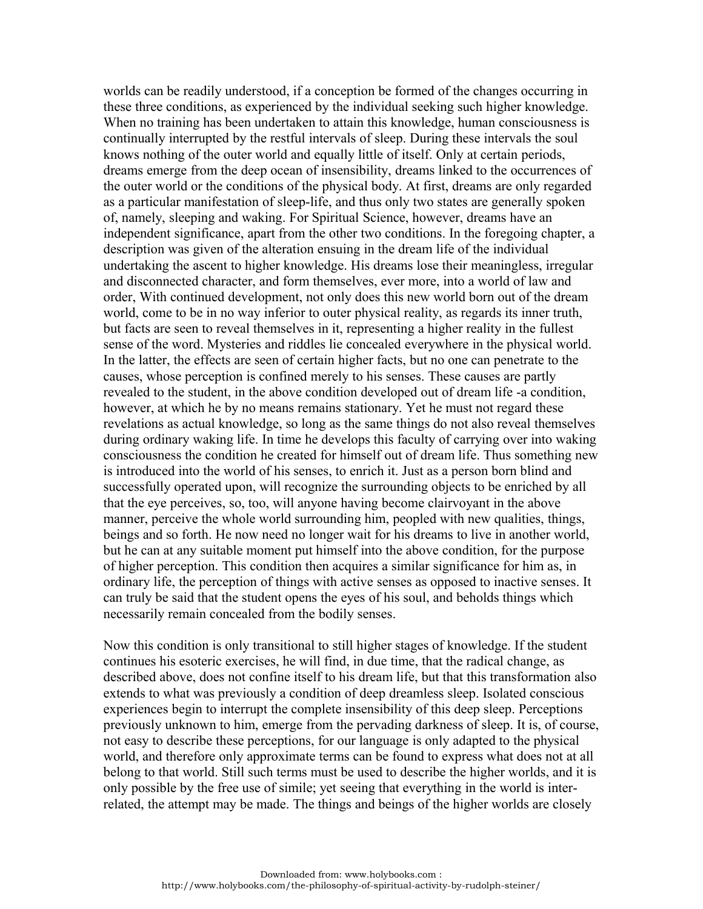worlds can be readily understood, if a conception be formed of the changes occurring in these three conditions, as experienced by the individual seeking such higher knowledge. When no training has been undertaken to attain this knowledge, human consciousness is continually interrupted by the restful intervals of sleep. During these intervals the soul knows nothing of the outer world and equally little of itself. Only at certain periods, dreams emerge from the deep ocean of insensibility, dreams linked to the occurrences of the outer world or the conditions of the physical body. At first, dreams are only regarded as a particular manifestation of sleep-life, and thus only two states are generally spoken of, namely, sleeping and waking. For Spiritual Science, however, dreams have an independent significance, apart from the other two conditions. In the foregoing chapter, a description was given of the alteration ensuing in the dream life of the individual undertaking the ascent to higher knowledge. His dreams lose their meaningless, irregular and disconnected character, and form themselves, ever more, into a world of law and order, With continued development, not only does this new world born out of the dream world, come to be in no way inferior to outer physical reality, as regards its inner truth, but facts are seen to reveal themselves in it, representing a higher reality in the fullest sense of the word. Mysteries and riddles lie concealed everywhere in the physical world. In the latter, the effects are seen of certain higher facts, but no one can penetrate to the causes, whose perception is confined merely to his senses. These causes are partly revealed to the student, in the above condition developed out of dream life -a condition, however, at which he by no means remains stationary. Yet he must not regard these revelations as actual knowledge, so long as the same things do not also reveal themselves during ordinary waking life. In time he develops this faculty of carrying over into waking consciousness the condition he created for himself out of dream life. Thus something new is introduced into the world of his senses, to enrich it. Just as a person born blind and successfully operated upon, will recognize the surrounding objects to be enriched by all that the eye perceives, so, too, will anyone having become clairvoyant in the above manner, perceive the whole world surrounding him, peopled with new qualities, things, beings and so forth. He now need no longer wait for his dreams to live in another world, but he can at any suitable moment put himself into the above condition, for the purpose of higher perception. This condition then acquires a similar significance for him as, in ordinary life, the perception of things with active senses as opposed to inactive senses. It can truly be said that the student opens the eyes of his soul, and beholds things which necessarily remain concealed from the bodily senses.

Now this condition is only transitional to still higher stages of knowledge. If the student continues his esoteric exercises, he will find, in due time, that the radical change, as described above, does not confine itself to his dream life, but that this transformation also extends to what was previously a condition of deep dreamless sleep. Isolated conscious experiences begin to interrupt the complete insensibility of this deep sleep. Perceptions previously unknown to him, emerge from the pervading darkness of sleep. It is, of course, not easy to describe these perceptions, for our language is only adapted to the physical world, and therefore only approximate terms can be found to express what does not at all belong to that world. Still such terms must be used to describe the higher worlds, and it is only possible by the free use of simile; yet seeing that everything in the world is inter-related, the attempt may be made. The things and beings of the higher worlds are closely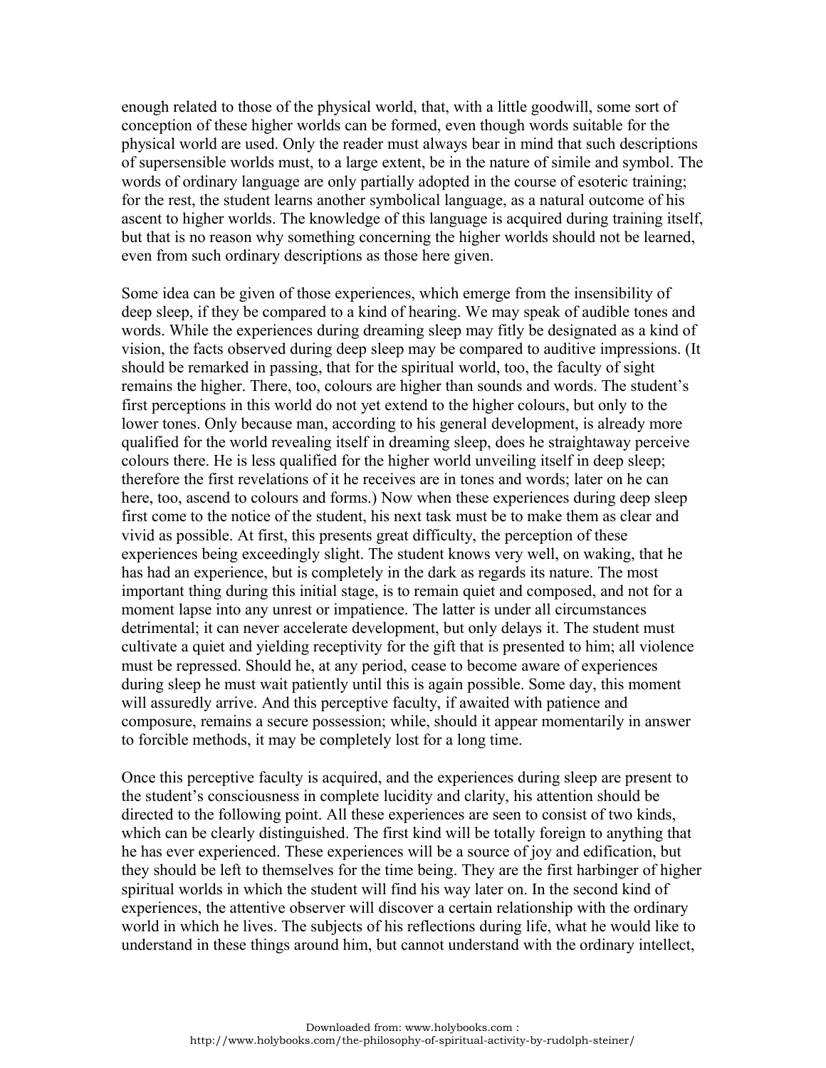enough related to those of the physical world, that, with a little goodwill, some sort of conception of these higher worlds can be formed, even though words suitable for the physical world are used. Only the reader must always bear in mind that such descriptions of supersensible worlds must, to a large extent, be in the nature of simile and symbol. The words of ordinary language are only partially adopted in the course of esoteric training; for the rest, the student learns another symbolical language, as a natural outcome of his ascent to higher worlds. The knowledge of this language is acquired during training itself, but that is no reason why something concerning the higher worlds should not be learned, even from such ordinary descriptions as those here given.

Some idea can be given of those experiences, which emerge from the insensibility of deep sleep, if they be compared to a kind of hearing. We may speak of audible tones and words. While the experiences during dreaming sleep may fitly be designated as a kind of vision, the facts observed during deep sleep may be compared to auditive impressions. (It should be remarked in passing, that for the spiritual world, too, the faculty of sight remains the higher. There, too, colours are higher than sounds and words. The student's first perceptions in this world do not yet extend to the higher colours, but only to the lower tones. Only because man, according to his general development, is already more qualified for the world revealing itself in dreaming sleep, does he straightaway perceive colours there. He is less qualified for the higher world unveiling itself in deep sleep; therefore the first revelations of it he receives are in tones and words; later on he can here, too, ascend to colours and forms.) Now when these experiences during deep sleep first come to the notice of the student, his next task must be to make them as clear and vivid as possible. At first, this presents great difficulty, the perception of these experiences being exceedingly slight. The student knows very well, on waking, that he has had an experience, but is completely in the dark as regards its nature. The most important thing during this initial stage, is to remain quiet and composed, and not for a moment lapse into any unrest or impatience. The latter is under all circumstances detrimental; it can never accelerate development, but only delays it. The student must cultivate a quiet and yielding receptivity for the gift that is presented to him; all violence must be repressed. Should he, at any period, cease to become aware of experiences during sleep he must wait patiently until this is again possible. Some day, this moment will assuredly arrive. And this perceptive faculty, if awaited with patience and composure, remains a secure possession; while, should it appear momentarily in answer to forcible methods, it may be completely lost for a long time.

Once this perceptive faculty is acquired, and the experiences during sleep are present to the student's consciousness in complete lucidity and clarity, his attention should be directed to the following point. All these experiences are seen to consist of two kinds, which can be clearly distinguished. The first kind will be totally foreign to anything that he has ever experienced. These experiences will be a source of joy and edification, but they should be left to themselves for the time being. They are the first harbinger of higher spiritual worlds in which the student will find his way later on. In the second kind of experiences, the attentive observer will discover a certain relationship with the ordinary world in which he lives. The subjects of his reflections during life, what he would like to understand in these things around him, but cannot understand with the ordinary intellect,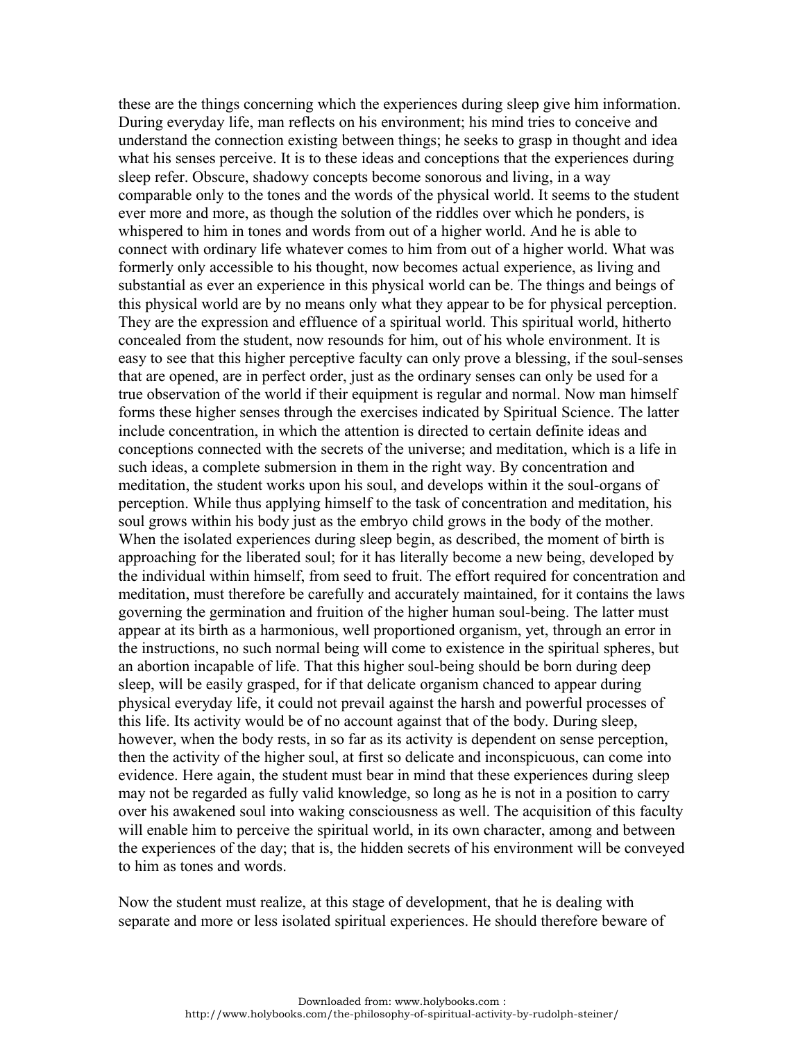these are the things concerning which the experiences during sleep give him information. During everyday life, man reflects on his environment; his mind tries to conceive and understand the connection existing between things; he seeks to grasp in thought and idea what his senses perceive. It is to these ideas and conceptions that the experiences during sleep refer. Obscure, shadowy concepts become sonorous and living, in a way comparable only to the tones and the words of the physical world. It seems to the student ever more and more, as though the solution of the riddles over which he ponders, is whispered to him in tones and words from out of a higher world. And he is able to connect with ordinary life whatever comes to him from out of a higher world. What was formerly only accessible to his thought, now becomes actual experience, as living and substantial as ever an experience in this physical world can be. The things and beings of this physical world are by no means only what they appear to be for physical perception. They are the expression and effluence of a spiritual world. This spiritual world, hitherto concealed from the student, now resounds for him, out of his whole environment. It is easy to see that this higher perceptive faculty can only prove a blessing, if the soul-senses that are opened, are in perfect order, just as the ordinary senses can only be used for a true observation of the world if their equipment is regular and normal. Now man himself forms these higher senses through the exercises indicated by Spiritual Science. The latter include concentration, in which the attention is directed to certain definite ideas and conceptions connected with the secrets of the universe; and meditation, which is a life in such ideas, a complete submersion in them in the right way. By concentration and meditation, the student works upon his soul, and develops within it the soul-organs of perception. While thus applying himself to the task of concentration and meditation, his soul grows within his body just as the embryo child grows in the body of the mother. When the isolated experiences during sleep begin, as described, the moment of birth is approaching for the liberated soul; for it has literally become a new being, developed by the individual within himself, from seed to fruit. The effort required for concentration and meditation, must therefore be carefully and accurately maintained, for it contains the laws governing the germination and fruition of the higher human soul-being. The latter must appear at its birth as a harmonious, well proportioned organism, yet, through an error in the instructions, no such normal being will come to existence in the spiritual spheres, but an abortion incapable of life. That this higher soul-being should be born during deep sleep, will be easily grasped, for if that delicate organism chanced to appear during physical everyday life, it could not prevail against the harsh and powerful processes of this life. Its activity would be of no account against that of the body. During sleep, however, when the body rests, in so far as its activity is dependent on sense perception, then the activity of the higher soul, at first so delicate and inconspicuous, can come into evidence. Here again, the student must bear in mind that these experiences during sleep may not be regarded as fully valid knowledge, so long as he is not in a position to carry over his awakened soul into waking consciousness as well. The acquisition of this faculty will enable him to perceive the spiritual world, in its own character, among and between the experiences of the day; that is, the hidden secrets of his environment will be conveyed to him as tones and words.

Now the student must realize, at this stage of development, that he is dealing with separate and more or less isolated spiritual experiences. He should therefore beware of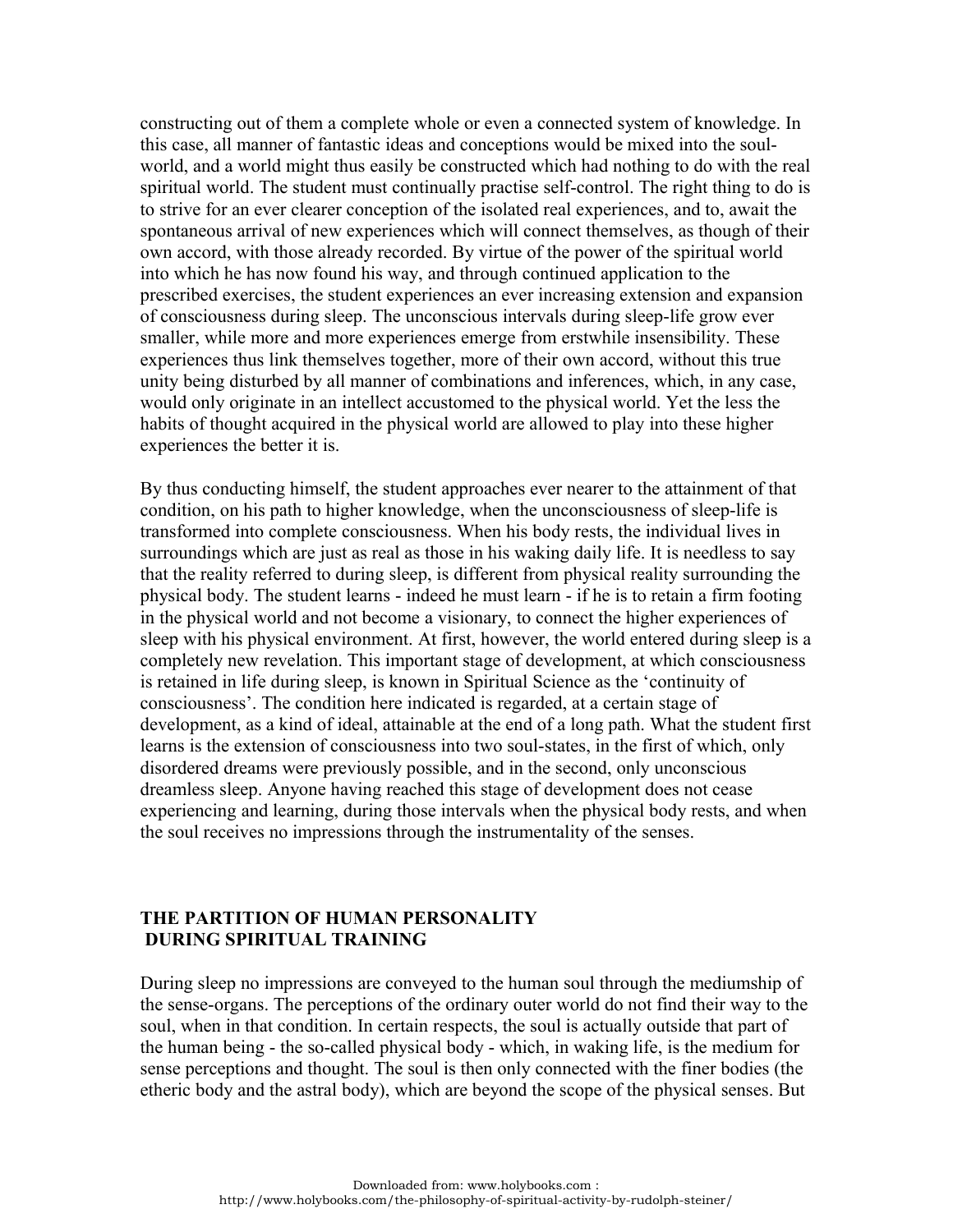constructing out of them a complete whole or even a connected system of knowledge. In this case, all manner of fantastic ideas and conceptions would be mixed into the soul-world, and a world might thus easily be constructed which had nothing to do with the real spiritual world. The student must continually practise self-control. The right thing to do is to strive for an ever clearer conception of the isolated real experiences, and to, await the spontaneous arrival of new experiences which will connect themselves, as though of their own accord, with those already recorded. By virtue of the power of the spiritual world into which he has now found his way, and through continued application to the prescribed exercises, the student experiences an ever increasing extension and expansion of consciousness during sleep. The unconscious intervals during sleep-life grow ever smaller, while more and more experiences emerge from erstwhile insensibility. These experiences thus link themselves together, more of their own accord, without this true unity being disturbed by all manner of combinations and inferences, which, in any case, would only originate in an intellect accustomed to the physical world. Yet the less the habits of thought acquired in the physical world are allowed to play into these higher experiences the better it is.

By thus conducting himself, the student approaches ever nearer to the attainment of that condition, on his path to higher knowledge, when the unconsciousness of sleep-life is transformed into complete consciousness. When his body rests, the individual lives in surroundings which are just as real as those in his waking daily life. It is needless to say that the reality referred to during sleep, is different from physical reality surrounding the physical body. The student learns - indeed he must learn - if he is to retain a firm footing in the physical world and not become a visionary, to connect the higher experiences of sleep with his physical environment. At first, however, the world entered during sleep is a completely new revelation. This important stage of development, at which consciousness is retained in life during sleep, is known in Spiritual Science as the 'continuity of consciousness'. The condition here indicated is regarded, at a certain stage of development, as a kind of ideal, attainable at the end of a long path. What the student first learns is the extension of consciousness into two soul-states, in the first of which, only disordered dreams were previously possible, and in the second, only unconscious dreamless sleep. Anyone having reached this stage of development does not cease experiencing and learning, during those intervals when the physical body rests, and when the soul receives no impressions through the instrumentality of the senses.

## THE PARTITION OF HUMAN PERSONALITY DURING SPIRITUAL TRAINING

During sleep no impressions are conveyed to the human soul through the mediumship of the sense-organs. The perceptions of the ordinary outer world do not find their way to the soul, when in that condition. In certain respects, the soul is actually outside that part of the human being - the so-called physical body - which, in waking life, is the medium for sense perceptions and thought. The soul is then only connected with the finer bodies (the etheric body and the astral body), which are beyond the scope of the physical senses. But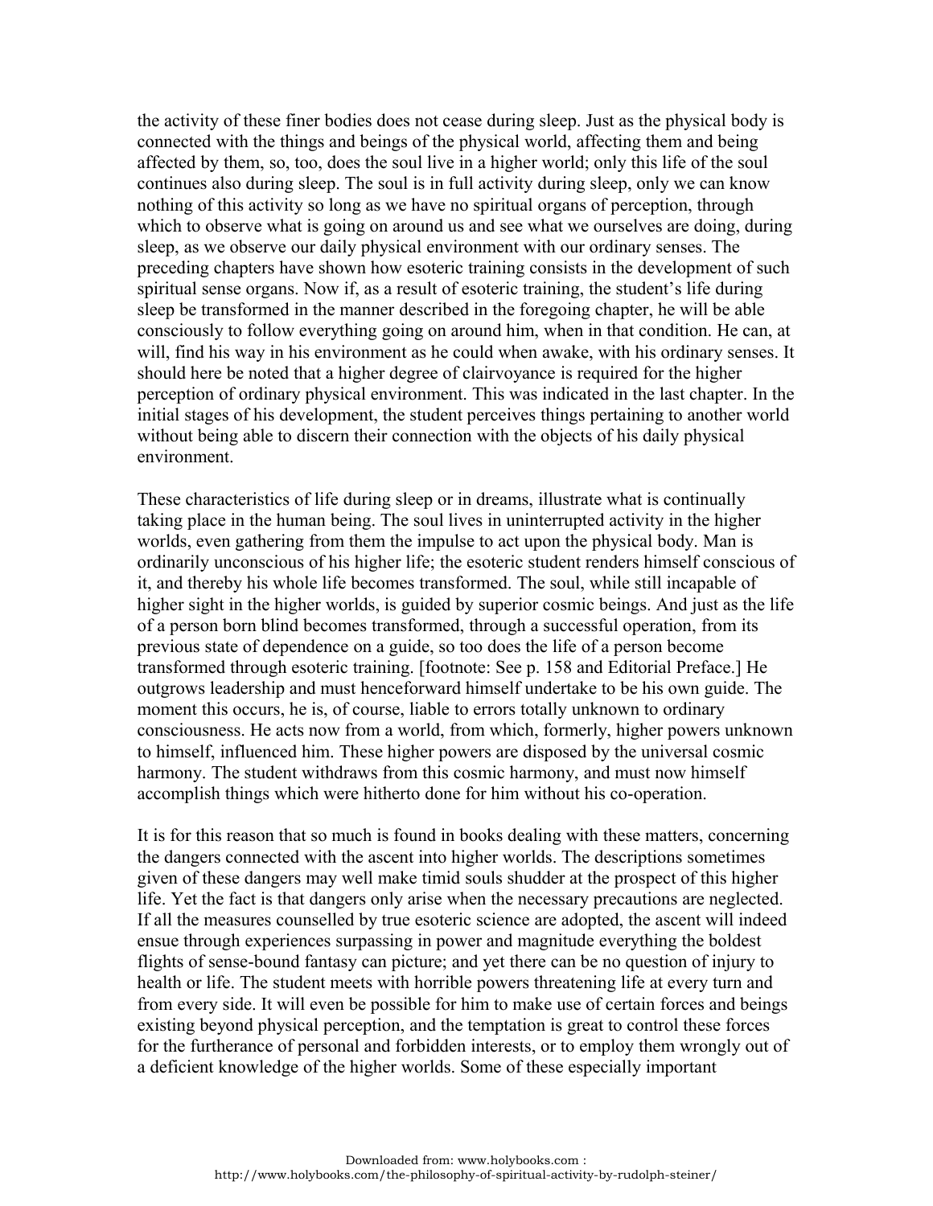the activity of these finer bodies does not cease during sleep. Just as the physical body is connected with the things and beings of the physical world, affecting them and being affected by them, so, too, does the soul live in a higher world; only this life of the soul continues also during sleep. The soul is in full activity during sleep, only we can know nothing of this activity so long as we have no spiritual organs of perception, through which to observe what is going on around us and see what we ourselves are doing, during sleep, as we observe our daily physical environment with our ordinary senses. The preceding chapters have shown how esoteric training consists in the development of such spiritual sense organs. Now if, as a result of esoteric training, the student's life during sleep be transformed in the manner described in the foregoing chapter, he will be able consciously to follow everything going on around him, when in that condition. He can, at will, find his way in his environment as he could when awake, with his ordinary senses. It should here be noted that a higher degree of clairvoyance is required for the higher perception of ordinary physical environment. This was indicated in the last chapter. In the initial stages of his development, the student perceives things pertaining to another world without being able to discern their connection with the objects of his daily physical environment.

These characteristics of life during sleep or in dreams, illustrate what is continually taking place in the human being. The soul lives in uninterrupted activity in the higher worlds, even gathering from them the impulse to act upon the physical body. Man is ordinarily unconscious of his higher life; the esoteric student renders himself conscious of it, and thereby his whole life becomes transformed. The soul, while still incapable of higher sight in the higher worlds, is guided by superior cosmic beings. And just as the life of a person born blind becomes transformed, through a successful operation, from its previous state of dependence on a guide, so too does the life of a person become transformed through esoteric training. [footnote: See p. 158 and Editorial Preface.] He outgrows leadership and must henceforward himself undertake to be his own guide. The moment this occurs, he is, of course, liable to errors totally unknown to ordinary consciousness. He acts now from a world, from which, formerly, higher powers unknown to himself, influenced him. These higher powers are disposed by the universal cosmic harmony. The student withdraws from this cosmic harmony, and must now himself accomplish things which were hitherto done for him without his co-operation.

It is for this reason that so much is found in books dealing with these matters, concerning the dangers connected with the ascent into higher worlds. The descriptions sometimes given of these dangers may well make timid souls shudder at the prospect of this higher life. Yet the fact is that dangers only arise when the necessary precautions are neglected. If all the measures counselled by true esoteric science are adopted, the ascent will indeed ensue through experiences surpassing in power and magnitude everything the boldest flights of sense-bound fantasy can picture; and yet there can be no question of injury to health or life. The student meets with horrible powers threatening life at every turn and from every side. It will even be possible for him to make use of certain forces and beings existing beyond physical perception, and the temptation is great to control these forces for the furtherance of personal and forbidden interests, or to employ them wrongly out of a deficient knowledge of the higher worlds. Some of these especially important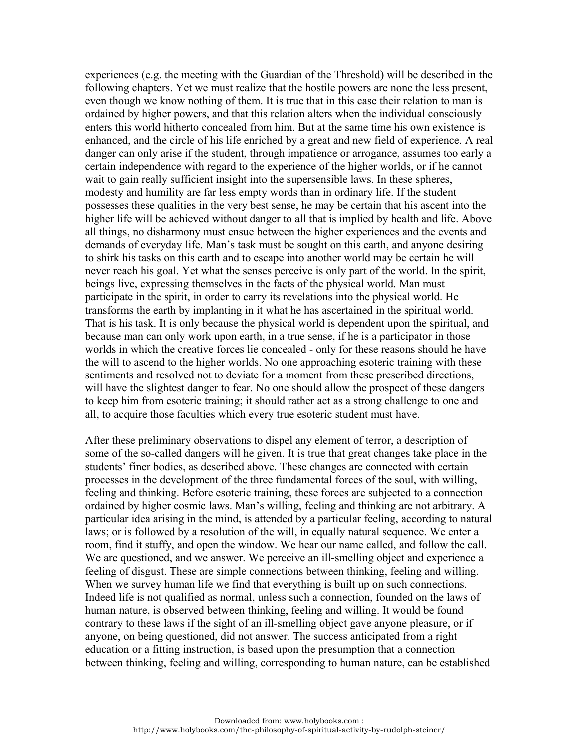experiences (e.g. the meeting with the Guardian of the Threshold) will be described in the following chapters. Yet we must realize that the hostile powers are none the less present, even though we know nothing of them. It is true that in this case their relation to man is ordained by higher powers, and that this relation alters when the individual consciously enters this world hitherto concealed from him. But at the same time his own existence is enhanced, and the circle of his life enriched by a great and new field of experience. A real danger can only arise if the student, through impatience or arrogance, assumes too early a certain independence with regard to the experience of the higher worlds, or if he cannot wait to gain really sufficient insight into the supersensible laws. In these spheres, modesty and humility are far less empty words than in ordinary life. If the student possesses these qualities in the very best sense, he may be certain that his ascent into the higher life will be achieved without danger to all that is implied by health and life. Above all things, no disharmony must ensue between the higher experiences and the events and demands of everyday life. Man's task must be sought on this earth, and anyone desiring to shirk his tasks on this earth and to escape into another world may be certain he will never reach his goal. Yet what the senses perceive is only part of the world. In the spirit, beings live, expressing themselves in the facts of the physical world. Man must participate in the spirit, in order to carry its revelations into the physical world. He transforms the earth by implanting in it what he has ascertained in the spiritual world. That is his task. It is only because the physical world is dependent upon the spiritual, and because man can only work upon earth, in a true sense, if he is a participator in those worlds in which the creative forces lie concealed - only for these reasons should he have the will to ascend to the higher worlds. No one approaching esoteric training with these sentiments and resolved not to deviate for a moment from these prescribed directions, will have the slightest danger to fear. No one should allow the prospect of these dangers to keep him from esoteric training; it should rather act as a strong challenge to one and all, to acquire those faculties which every true esoteric student must have.

After these preliminary observations to dispel any element of terror, a description of some of the so-called dangers will he given. It is true that great changes take place in the students' finer bodies, as described above. These changes are connected with certain processes in the development of the three fundamental forces of the soul, with willing, feeling and thinking. Before esoteric training, these forces are subjected to a connection ordained by higher cosmic laws. Man's willing, feeling and thinking are not arbitrary. A particular idea arising in the mind, is attended by a particular feeling, according to natural laws; or is followed by a resolution of the will, in equally natural sequence. We enter a room, find it stuffy, and open the window. We hear our name called, and follow the call. We are questioned, and we answer. We perceive an ill-smelling object and experience a feeling of disgust. These are simple connections between thinking, feeling and willing. When we survey human life we find that everything is built up on such connections. Indeed life is not qualified as normal, unless such a connection, founded on the laws of human nature, is observed between thinking, feeling and willing. It would be found contrary to these laws if the sight of an ill-smelling object gave anyone pleasure, or if anyone, on being questioned, did not answer. The success anticipated from a right education or a fitting instruction, is based upon the presumption that a connection between thinking, feeling and willing, corresponding to human nature, can be established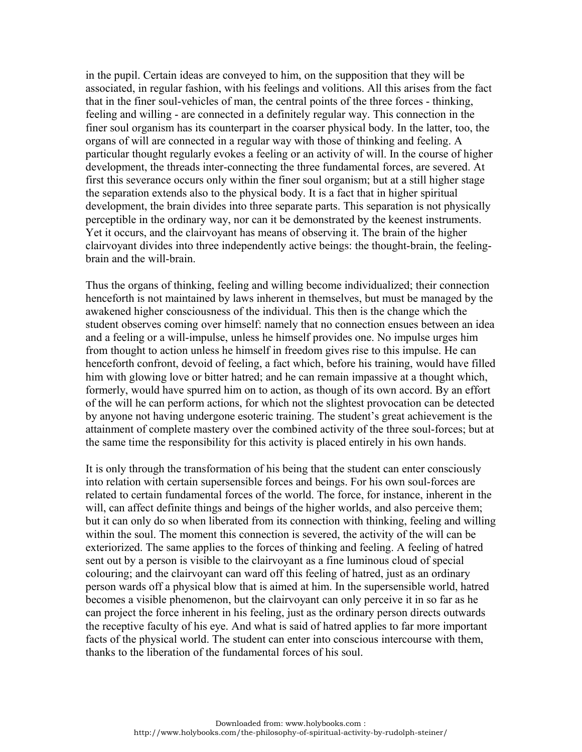in the pupil. Certain ideas are conveyed to him, on the supposition that they will be associated, in regular fashion, with his feelings and volitions. All this arises from the fact that in the finer soul-vehicles of man, the central points of the three forces - thinking, feeling and willing - are connected in a definitely regular way. This connection in the finer soul organism has its counterpart in the coarser physical body. In the latter, too, the organs of will are connected in a regular way with those of thinking and feeling. A particular thought regularly evokes a feeling or an activity of will. In the course of higher development, the threads inter-connecting the three fundamental forces, are severed. At first this severance occurs only within the finer soul organism; but at a still higher stage the separation extends also to the physical body. It is a fact that in higher spiritual development, the brain divides into three separate parts. This separation is not physically perceptible in the ordinary way, nor can it be demonstrated by the keenest instruments. Yet it occurs, and the clairvoyant has means of observing it. The brain of the higher clairvoyant divides into three independently active beings: the thought-brain, the feeling-brain and the will-brain.

Thus the organs of thinking, feeling and willing become individualized; their connection henceforth is not maintained by laws inherent in themselves, but must be managed by the awakened higher consciousness of the individual. This then is the change which the student observes coming over himself: namely that no connection ensues between an idea and a feeling or a will-impulse, unless he himself provides one. No impulse urges him from thought to action unless he himself in freedom gives rise to this impulse. He can henceforth confront, devoid of feeling, a fact which, before his training, would have filled him with glowing love or bitter hatred; and he can remain impassive at a thought which, formerly, would have spurred him on to action, as though of its own accord. By an effort of the will he can perform actions, for which not the slightest provocation can be detected by anyone not having undergone esoteric training. The student's great achievement is the attainment of complete mastery over the combined activity of the three soul-forces; but at the same time the responsibility for this activity is placed entirely in his own hands.

It is only through the transformation of his being that the student can enter consciously into relation with certain supersensible forces and beings. For his own soul-forces are related to certain fundamental forces of the world. The force, for instance, inherent in the will, can affect definite things and beings of the higher worlds, and also perceive them; but it can only do so when liberated from its connection with thinking, feeling and willing within the soul. The moment this connection is severed, the activity of the will can be exteriorized. The same applies to the forces of thinking and feeling. A feeling of hatred sent out by a person is visible to the clairvoyant as a fine luminous cloud of special colouring; and the clairvoyant can ward off this feeling of hatred, just as an ordinary person wards off a physical blow that is aimed at him. In the supersensible world, hatred becomes a visible phenomenon, but the clairvoyant can only perceive it in so far as he can project the force inherent in his feeling, just as the ordinary person directs outwards the receptive faculty of his eye. And what is said of hatred applies to far more important facts of the physical world. The student can enter into conscious intercourse with them, thanks to the liberation of the fundamental forces of his soul.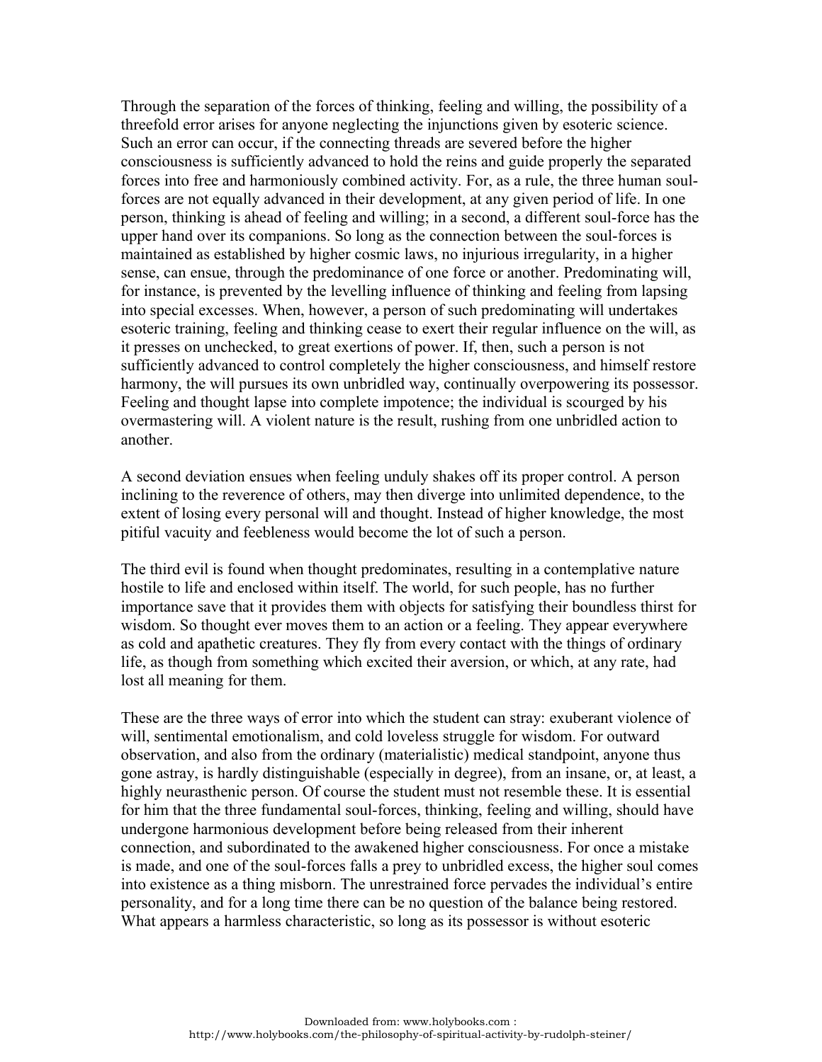Through the separation of the forces of thinking, feeling and willing, the possibility of a threefold error arises for anyone neglecting the injunctions given by esoteric science. Such an error can occur, if the connecting threads are severed before the higher consciousness is sufficiently advanced to hold the reins and guide properly the separated forces into free and harmoniously combined activity. For, as a rule, the three human soul-forces are not equally advanced in their development, at any given period of life. In one person, thinking is ahead of feeling and willing; in a second, a different soul-force has the upper hand over its companions. So long as the connection between the soul-forces is maintained as established by higher cosmic laws, no injurious irregularity, in a higher sense, can ensue, through the predominance of one force or another. Predominating will, for instance, is prevented by the levelling influence of thinking and feeling from lapsing into special excesses. When, however, a person of such predominating will undertakes esoteric training, feeling and thinking cease to exert their regular influence on the will, as it presses on unchecked, to great exertions of power. If, then, such a person is not sufficiently advanced to control completely the higher consciousness, and himself restore harmony, the will pursues its own unbridled way, continually overpowering its possessor. Feeling and thought lapse into complete impotence; the individual is scourged by his overmastering will. A violent nature is the result, rushing from one unbridled action to another.

A second deviation ensues when feeling unduly shakes off its proper control. A person inclining to the reverence of others, may then diverge into unlimited dependence, to the extent of losing every personal will and thought. Instead of higher knowledge, the most pitiful vacuity and feebleness would become the lot of such a person.

The third evil is found when thought predominates, resulting in a contemplative nature hostile to life and enclosed within itself. The world, for such people, has no further importance save that it provides them with objects for satisfying their boundless thirst for wisdom. So thought ever moves them to an action or a feeling. They appear everywhere as cold and apathetic creatures. They fly from every contact with the things of ordinary life, as though from something which excited their aversion, or which, at any rate, had lost all meaning for them.

These are the three ways of error into which the student can stray: exuberant violence of will, sentimental emotionalism, and cold loveless struggle for wisdom. For outward observation, and also from the ordinary (materialistic) medical standpoint, anyone thus gone astray, is hardly distinguishable (especially in degree), from an insane, or, at least, a highly neurasthenic person. Of course the student must not resemble these. It is essential for him that the three fundamental soul-forces, thinking, feeling and willing, should have undergone harmonious development before being released from their inherent connection, and subordinated to the awakened higher consciousness. For once a mistake is made, and one of the soul-forces falls a prey to unbridled excess, the higher soul comes into existence as a thing misborn. The unrestrained force pervades the individual's entire personality, and for a long time there can be no question of the balance being restored. What appears a harmless characteristic, so long as its possessor is without esoteric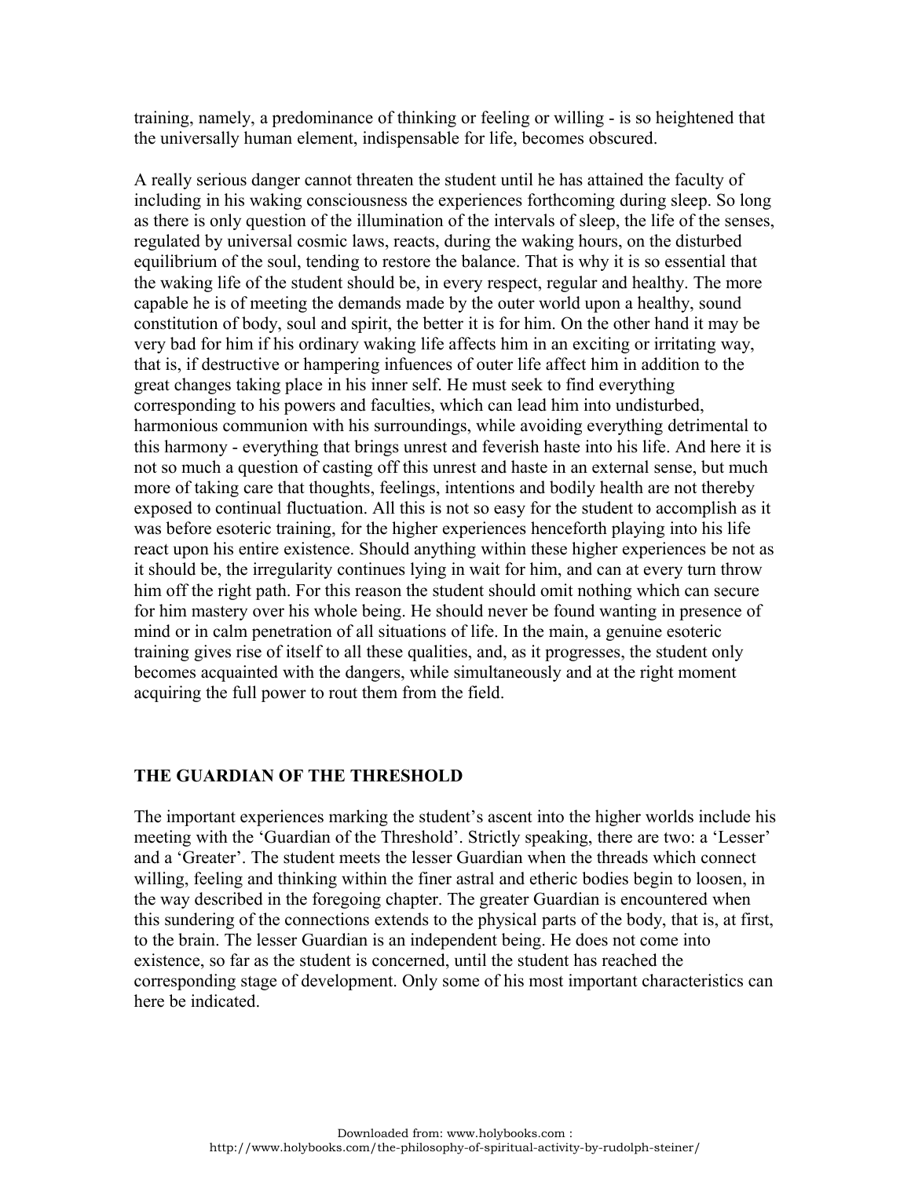training, namely, a predominance of thinking or feeling or willing - is so heightened that the universally human element, indispensable for life, becomes obscured.

A really serious danger cannot threaten the student until he has attained the faculty of including in his waking consciousness the experiences forthcoming during sleep. So long as there is only question of the illumination of the intervals of sleep, the life of the senses, regulated by universal cosmic laws, reacts, during the waking hours, on the disturbed equilibrium of the soul, tending to restore the balance. That is why it is so essential that the waking life of the student should be, in every respect, regular and healthy. The more capable he is of meeting the demands made by the outer world upon a healthy, sound constitution of body, soul and spirit, the better it is for him. On the other hand it may be very bad for him if his ordinary waking life affects him in an exciting or irritating way, that is, if destructive or hampering infuences of outer life affect him in addition to the great changes taking place in his inner self. He must seek to find everything corresponding to his powers and faculties, which can lead him into undisturbed, harmonious communion with his surroundings, while avoiding everything detrimental to this harmony - everything that brings unrest and feverish haste into his life. And here it is not so much a question of casting off this unrest and haste in an external sense, but much more of taking care that thoughts, feelings, intentions and bodily health are not thereby exposed to continual fluctuation. All this is not so easy for the student to accomplish as it was before esoteric training, for the higher experiences henceforth playing into his life react upon his entire existence. Should anything within these higher experiences be not as it should be, the irregularity continues lying in wait for him, and can at every turn throw him off the right path. For this reason the student should omit nothing which can secure for him mastery over his whole being. He should never be found wanting in presence of mind or in calm penetration of all situations of life. In the main, a genuine esoteric training gives rise of itself to all these qualities, and, as it progresses, the student only becomes acquainted with the dangers, while simultaneously and at the right moment acquiring the full power to rout them from the field.

## THE GUARDIAN OF THE THRESHOLD

The important experiences marking the student's ascent into the higher worlds include his meeting with the 'Guardian of the Threshold'. Strictly speaking, there are two: a 'Lesser' and a 'Greater'. The student meets the lesser Guardian when the threads which connect willing, feeling and thinking within the finer astral and etheric bodies begin to loosen, in the way described in the foregoing chapter. The greater Guardian is encountered when this sundering of the connections extends to the physical parts of the body, that is, at first, to the brain. The lesser Guardian is an independent being. He does not come into existence, so far as the student is concerned, until the student has reached the corresponding stage of development. Only some of his most important characteristics can here be indicated.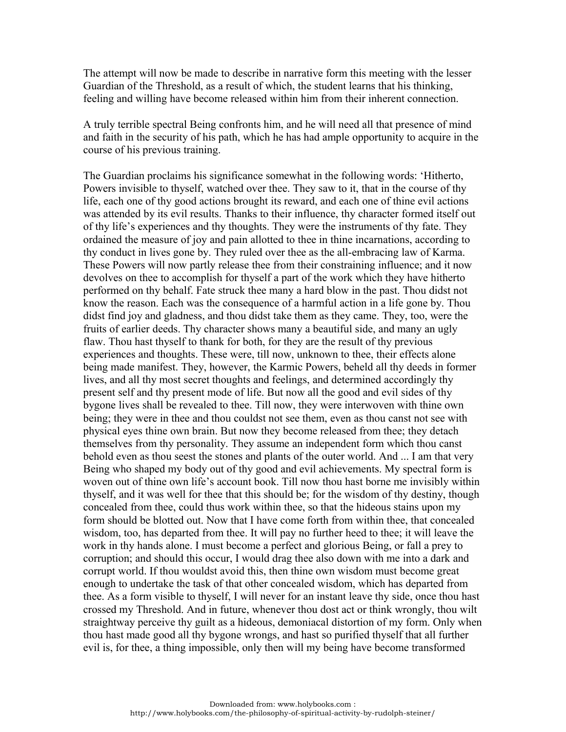The attempt will now be made to describe in narrative form this meeting with the lesser Guardian of the Threshold, as a result of which, the student learns that his thinking, feeling and willing have become released within him from their inherent connection.

A truly terrible spectral Being confronts him, and he will need all that presence of mind and faith in the security of his path, which he has had ample opportunity to acquire in the course of his previous training.

The Guardian proclaims his significance somewhat in the following words: 'Hitherto, Powers invisible to thyself, watched over thee. They saw to it, that in the course of thy life, each one of thy good actions brought its reward, and each one of thine evil actions was attended by its evil results. Thanks to their influence, thy character formed itself out of thy life's experiences and thy thoughts. They were the instruments of thy fate. They ordained the measure of joy and pain allotted to thee in thine incarnations, according to thy conduct in lives gone by. They ruled over thee as the all-embracing law of Karma. These Powers will now partly release thee from their constraining influence; and it now devolves on thee to accomplish for thyself a part of the work which they have hitherto performed on thy behalf. Fate struck thee many a hard blow in the past. Thou didst not know the reason. Each was the consequence of a harmful action in a life gone by. Thou didst find joy and gladness, and thou didst take them as they came. They, too, were the fruits of earlier deeds. Thy character shows many a beautiful side, and many an ugly flaw. Thou hast thyself to thank for both, for they are the result of thy previous experiences and thoughts. These were, till now, unknown to thee, their effects alone being made manifest. They, however, the Karmic Powers, beheld all thy deeds in former lives, and all thy most secret thoughts and feelings, and determined accordingly thy present self and thy present mode of life. But now all the good and evil sides of thy bygone lives shall be revealed to thee. Till now, they were interwoven with thine own being; they were in thee and thou couldst not see them, even as thou canst not see with physical eyes thine own brain. But now they become released from thee; they detach themselves from thy personality. They assume an independent form which thou canst behold even as thou seest the stones and plants of the outer world. And ... I am that very Being who shaped my body out of thy good and evil achievements. My spectral form is woven out of thine own life's account book. Till now thou hast borne me invisibly within thyself, and it was well for thee that this should be; for the wisdom of thy destiny, though concealed from thee, could thus work within thee, so that the hideous stains upon my form should be blotted out. Now that I have come forth from within thee, that concealed wisdom, too, has departed from thee. It will pay no further heed to thee; it will leave the work in thy hands alone. I must become a perfect and glorious Being, or fall a prey to corruption; and should this occur, I would drag thee also down with me into a dark and corrupt world. If thou wouldst avoid this, then thine own wisdom must become great enough to undertake the task of that other concealed wisdom, which has departed from thee. As a form visible to thyself, I will never for an instant leave thy side, once thou hast crossed my Threshold. And in future, whenever thou dost act or think wrongly, thou wilt straightway perceive thy guilt as a hideous, demoniacal distortion of my form. Only when thou hast made good all thy bygone wrongs, and hast so purified thyself that all further evil is, for thee, a thing impossible, only then will my being have become transformed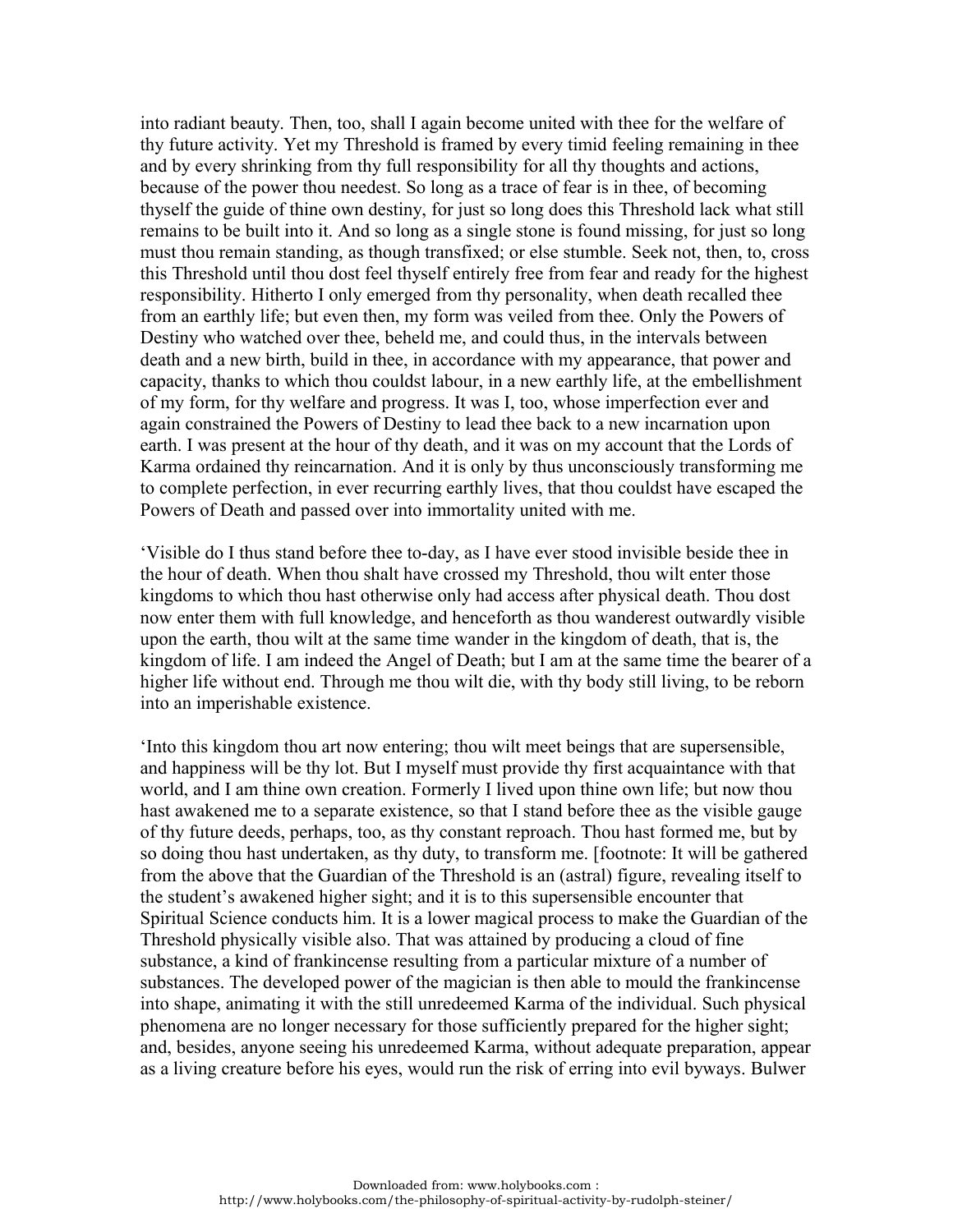into radiant beauty. Then, too, shall I again become united with thee for the welfare of thy future activity. Yet my Threshold is framed by every timid feeling remaining in thee and by every shrinking from thy full responsibility for all thy thoughts and actions, because of the power thou needest. So long as a trace of fear is in thee, of becoming thyself the guide of thine own destiny, for just so long does this Threshold lack what still remains to be built into it. And so long as a single stone is found missing, for just so long must thou remain standing, as though transfixed; or else stumble. Seek not, then, to, cross this Threshold until thou dost feel thyself entirely free from fear and ready for the highest responsibility. Hitherto I only emerged from thy personality, when death recalled thee from an earthly life; but even then, my form was veiled from thee. Only the Powers of Destiny who watched over thee, beheld me, and could thus, in the intervals between death and a new birth, build in thee, in accordance with my appearance, that power and capacity, thanks to which thou couldst labour, in a new earthly life, at the embellishment of my form, for thy welfare and progress. It was I, too, whose imperfection ever and again constrained the Powers of Destiny to lead thee back to a new incarnation upon earth. I was present at the hour of thy death, and it was on my account that the Lords of Karma ordained thy reincarnation. And it is only by thus unconsciously transforming me to complete perfection, in ever recurring earthly lives, that thou couldst have escaped the Powers of Death and passed over into immortality united with me.

'Visible do I thus stand before thee to-day, as I have ever stood invisible beside thee in the hour of death. When thou shalt have crossed my Threshold, thou wilt enter those kingdoms to which thou hast otherwise only had access after physical death. Thou dost now enter them with full knowledge, and henceforth as thou wanderest outwardly visible upon the earth, thou wilt at the same time wander in the kingdom of death, that is, the kingdom of life. I am indeed the Angel of Death; but I am at the same time the bearer of a higher life without end. Through me thou wilt die, with thy body still living, to be reborn into an imperishable existence.

'Into this kingdom thou art now entering; thou wilt meet beings that are supersensible, and happiness will be thy lot. But I myself must provide thy first acquaintance with that world, and I am thine own creation. Formerly I lived upon thine own life; but now thou hast awakened me to a separate existence, so that I stand before thee as the visible gauge of thy future deeds, perhaps, too, as thy constant reproach. Thou hast formed me, but by so doing thou hast undertaken, as thy duty, to transform me. [footnote: It will be gathered from the above that the Guardian of the Threshold is an (astral) figure, revealing itself to the student's awakened higher sight; and it is to this supersensible encounter that Spiritual Science conducts him. It is a lower magical process to make the Guardian of the Threshold physically visible also. That was attained by producing a cloud of fine substance, a kind of frankincense resulting from a particular mixture of a number of substances. The developed power of the magician is then able to mould the frankincense into shape, animating it with the still unredeemed Karma of the individual. Such physical phenomena are no longer necessary for those sufficiently prepared for the higher sight; and, besides, anyone seeing his unredeemed Karma, without adequate preparation, appear as a living creature before his eyes, would run the risk of erring into evil byways. Bulwer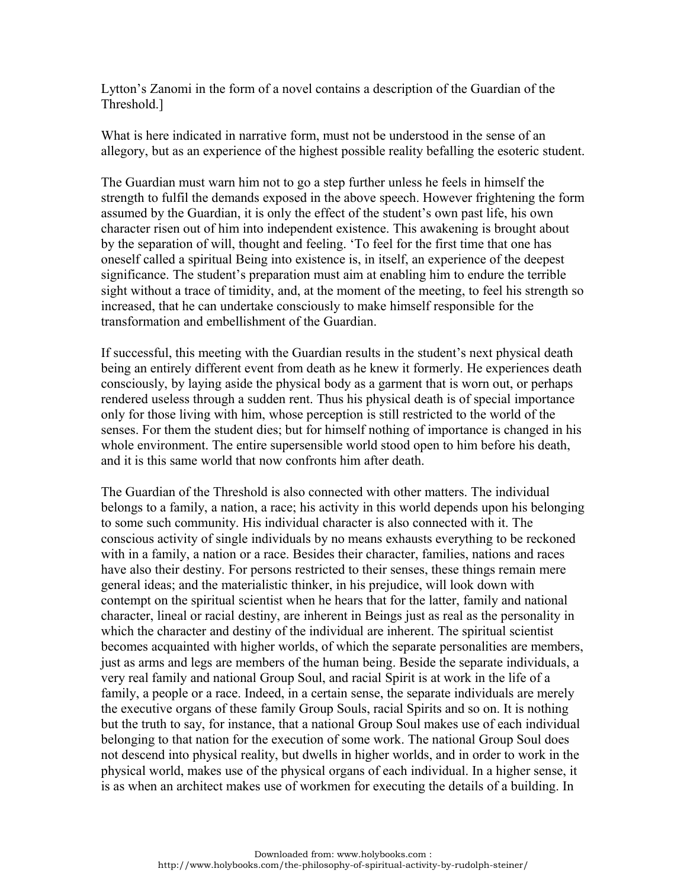Lytton's Zanomi in the form of a novel contains a description of the Guardian of the Threshold.]

What is here indicated in narrative form, must not be understood in the sense of an allegory, but as an experience of the highest possible reality befalling the esoteric student.

The Guardian must warn him not to go a step further unless he feels in himself the strength to fulfil the demands exposed in the above speech. However frightening the form assumed by the Guardian, it is only the effect of the student's own past life, his own character risen out of him into independent existence. This awakening is brought about by the separation of will, thought and feeling. 'To feel for the first time that one has oneself called a spiritual Being into existence is, in itself, an experience of the deepest significance. The student's preparation must aim at enabling him to endure the terrible sight without a trace of timidity, and, at the moment of the meeting, to feel his strength so increased, that he can undertake consciously to make himself responsible for the transformation and embellishment of the Guardian.

If successful, this meeting with the Guardian results in the student's next physical death being an entirely different event from death as he knew it formerly. He experiences death consciously, by laying aside the physical body as a garment that is worn out, or perhaps rendered useless through a sudden rent. Thus his physical death is of special importance only for those living with him, whose perception is still restricted to the world of the senses. For them the student dies; but for himself nothing of importance is changed in his whole environment. The entire supersensible world stood open to him before his death, and it is this same world that now confronts him after death.

The Guardian of the Threshold is also connected with other matters. The individual belongs to a family, a nation, a race; his activity in this world depends upon his belonging to some such community. His individual character is also connected with it. The conscious activity of single individuals by no means exhausts everything to be reckoned with in a family, a nation or a race. Besides their character, families, nations and races have also their destiny. For persons restricted to their senses, these things remain mere general ideas; and the materialistic thinker, in his prejudice, will look down with contempt on the spiritual scientist when he hears that for the latter, family and national character, lineal or racial destiny, are inherent in Beings just as real as the personality in which the character and destiny of the individual are inherent. The spiritual scientist becomes acquainted with higher worlds, of which the separate personalities are members, just as arms and legs are members of the human being. Beside the separate individuals, a very real family and national Group Soul, and racial Spirit is at work in the life of a family, a people or a race. Indeed, in a certain sense, the separate individuals are merely the executive organs of these family Group Souls, racial Spirits and so on. It is nothing but the truth to say, for instance, that a national Group Soul makes use of each individual belonging to that nation for the execution of some work. The national Group Soul does not descend into physical reality, but dwells in higher worlds, and in order to work in the physical world, makes use of the physical organs of each individual. In a higher sense, it is as when an architect makes use of workmen for executing the details of a building. In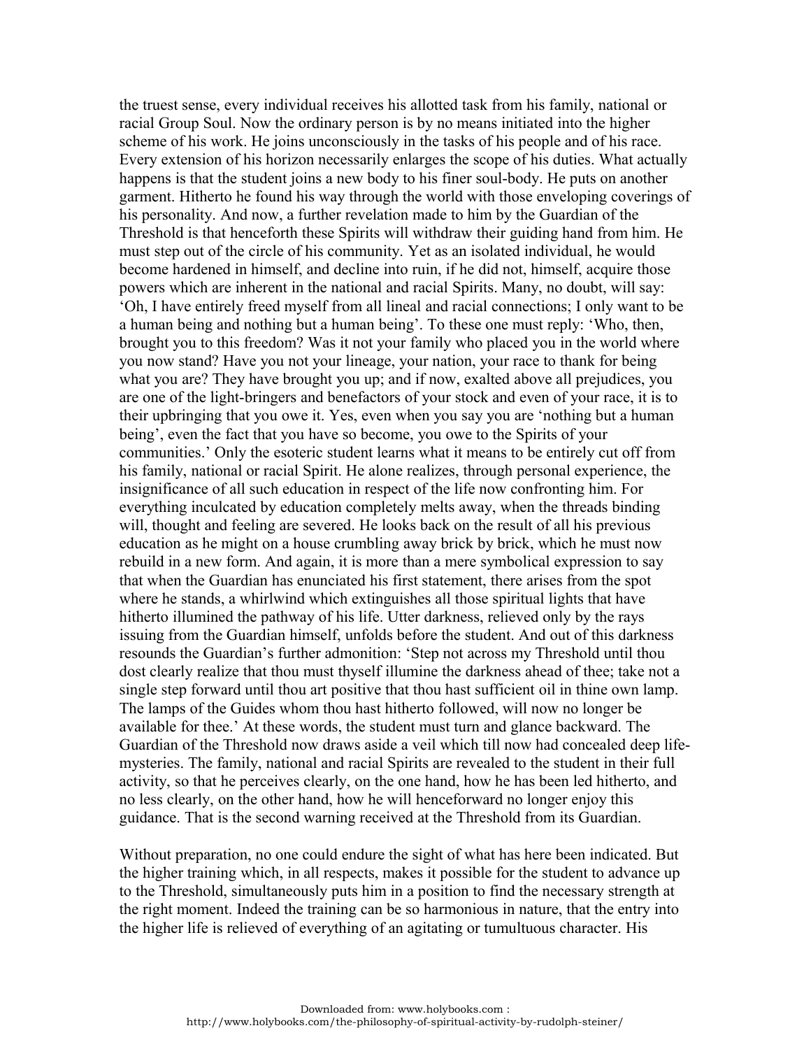the truest sense, every individual receives his allotted task from his family, national or racial Group Soul. Now the ordinary person is by no means initiated into the higher scheme of his work. He joins unconsciously in the tasks of his people and of his race. Every extension of his horizon necessarily enlarges the scope of his duties. What actually happens is that the student joins a new body to his finer soul-body. He puts on another garment. Hitherto he found his way through the world with those enveloping coverings of his personality. And now, a further revelation made to him by the Guardian of the Threshold is that henceforth these Spirits will withdraw their guiding hand from him. He must step out of the circle of his community. Yet as an isolated individual, he would become hardened in himself, and decline into ruin, if he did not, himself, acquire those powers which are inherent in the national and racial Spirits. Many, no doubt, will say: 'Oh, I have entirely freed myself from all lineal and racial connections; I only want to be a human being and nothing but a human being'. To these one must reply: 'Who, then, brought you to this freedom? Was it not your family who placed you in the world where you now stand? Have you not your lineage, your nation, your race to thank for being what you are? They have brought you up; and if now, exalted above all prejudices, you are one of the light-bringers and benefactors of your stock and even of your race, it is to their upbringing that you owe it. Yes, even when you say you are 'nothing but a human being', even the fact that you have so become, you owe to the Spirits of your communities.' Only the esoteric student learns what it means to be entirely cut off from his family, national or racial Spirit. He alone realizes, through personal experience, the insignificance of all such education in respect of the life now confronting him. For everything inculcated by education completely melts away, when the threads binding will, thought and feeling are severed. He looks back on the result of all his previous education as he might on a house crumbling away brick by brick, which he must now rebuild in a new form. And again, it is more than a mere symbolical expression to say that when the Guardian has enunciated his first statement, there arises from the spot where he stands, a whirlwind which extinguishes all those spiritual lights that have hitherto illumined the pathway of his life. Utter darkness, relieved only by the rays issuing from the Guardian himself, unfolds before the student. And out of this darkness resounds the Guardian's further admonition: 'Step not across my Threshold until thou dost clearly realize that thou must thyself illumine the darkness ahead of thee; take not a single step forward until thou art positive that thou hast sufficient oil in thine own lamp. The lamps of the Guides whom thou hast hitherto followed, will now no longer be available for thee.' At these words, the student must turn and glance backward. The Guardian of the Threshold now draws aside a veil which till now had concealed deep life-mysteries. The family, national and racial Spirits are revealed to the student in their full activity, so that he perceives clearly, on the one hand, how he has been led hitherto, and no less clearly, on the other hand, how he will henceforward no longer enjoy this guidance. That is the second warning received at the Threshold from its Guardian.

Without preparation, no one could endure the sight of what has here been indicated. But the higher training which, in all respects, makes it possible for the student to advance up to the Threshold, simultaneously puts him in a position to find the necessary strength at the right moment. Indeed the training can be so harmonious in nature, that the entry into the higher life is relieved of everything of an agitating or tumultuous character. His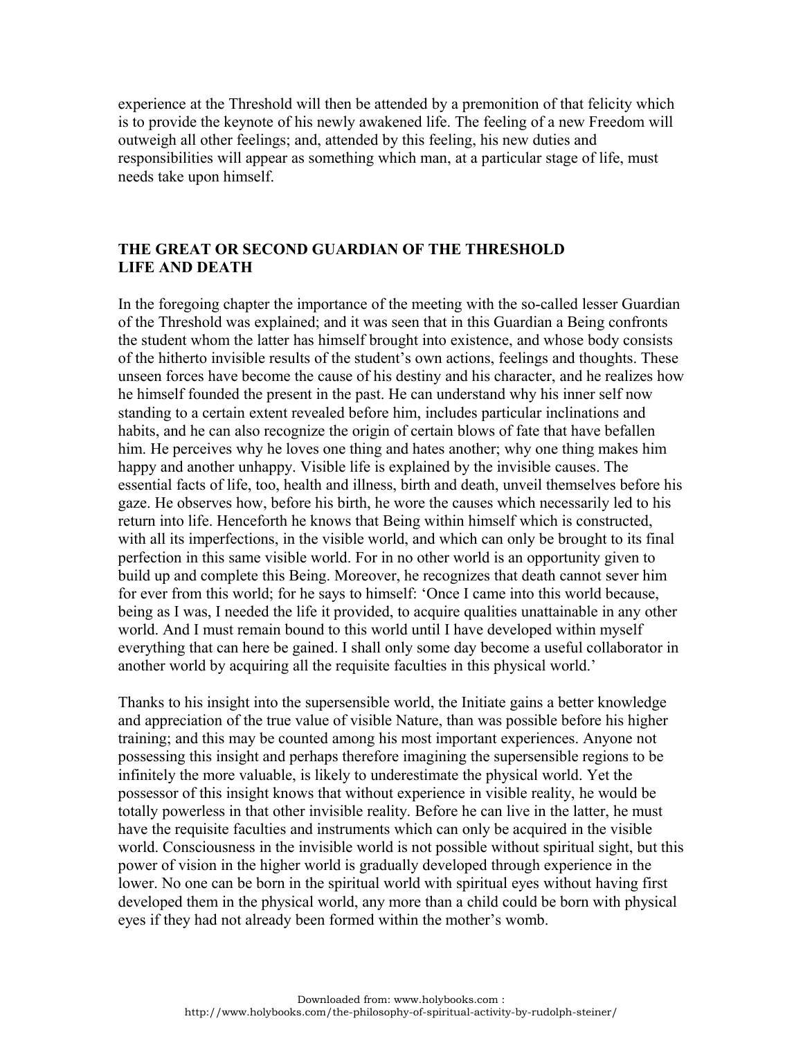experience at the Threshold will then be attended by a premonition of that felicity which is to provide the keynote of his newly awakened life. The feeling of a new Freedom will outweigh all other feelings; and, attended by this feeling, his new duties and responsibilities will appear as something which man, at a particular stage of life, must needs take upon himself.

## THE GREAT OR SECOND GUARDIAN OF THE THRESHOLD
## LIFE AND DEATH

In the foregoing chapter the importance of the meeting with the so-called lesser Guardian of the Threshold was explained; and it was seen that in this Guardian a Being confronts the student whom the latter has himself brought into existence, and whose body consists of the hitherto invisible results of the student's own actions, feelings and thoughts. These unseen forces have become the cause of his destiny and his character, and he realizes how he himself founded the present in the past. He can understand why his inner self now standing to a certain extent revealed before him, includes particular inclinations and habits, and he can also recognize the origin of certain blows of fate that have befallen him. He perceives why he loves one thing and hates another; why one thing makes him happy and another unhappy. Visible life is explained by the invisible causes. The essential facts of life, too, health and illness, birth and death, unveil themselves before his gaze. He observes how, before his birth, he wore the causes which necessarily led to his return into life. Henceforth he knows that Being within himself which is constructed, with all its imperfections, in the visible world, and which can only be brought to its final perfection in this same visible world. For in no other world is an opportunity given to build up and complete this Being. Moreover, he recognizes that death cannot sever him for ever from this world; for he says to himself: 'Once I came into this world because, being as I was, I needed the life it provided, to acquire qualities unattainable in any other world. And I must remain bound to this world until I have developed within myself everything that can here be gained. I shall only some day become a useful collaborator in another world by acquiring all the requisite faculties in this physical world.'

Thanks to his insight into the supersensible world, the Initiate gains a better knowledge and appreciation of the true value of visible Nature, than was possible before his higher training; and this may be counted among his most important experiences. Anyone not possessing this insight and perhaps therefore imagining the supersensible regions to be infinitely the more valuable, is likely to underestimate the physical world. Yet the possessor of this insight knows that without experience in visible reality, he would be totally powerless in that other invisible reality. Before he can live in the latter, he must have the requisite faculties and instruments which can only be acquired in the visible world. Consciousness in the invisible world is not possible without spiritual sight, but this power of vision in the higher world is gradually developed through experience in the lower. No one can be born in the spiritual world with spiritual eyes without having first developed them in the physical world, any more than a child could be born with physical eyes if they had not already been formed within the mother's womb.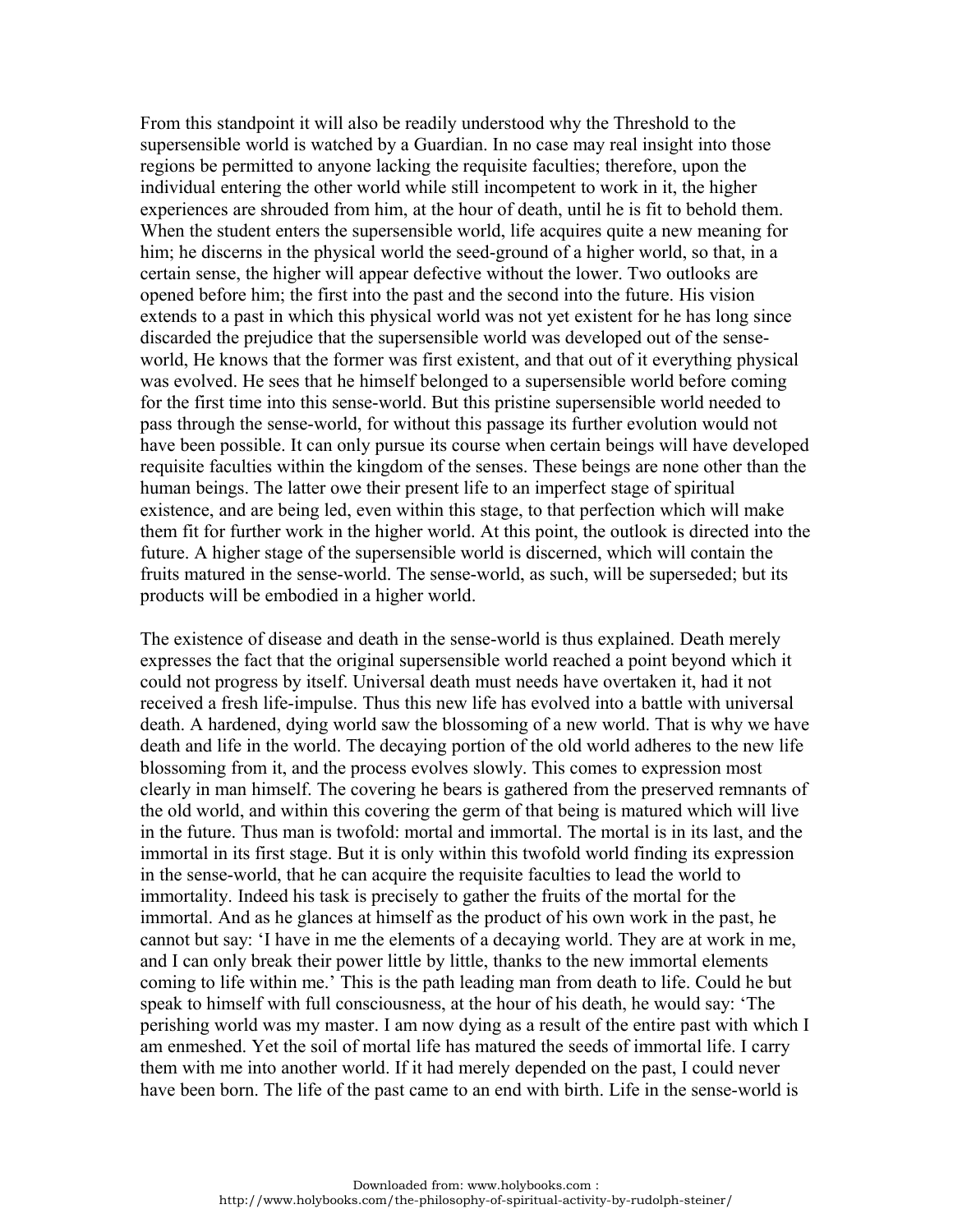From this standpoint it will also be readily understood why the Threshold to the supersensible world is watched by a Guardian. In no case may real insight into those regions be permitted to anyone lacking the requisite faculties; therefore, upon the individual entering the other world while still incompetent to work in it, the higher experiences are shrouded from him, at the hour of death, until he is fit to behold them. When the student enters the supersensible world, life acquires quite a new meaning for him; he discerns in the physical world the seed-ground of a higher world, so that, in a certain sense, the higher will appear defective without the lower. Two outlooks are opened before him; the first into the past and the second into the future. His vision extends to a past in which this physical world was not yet existent for he has long since discarded the prejudice that the supersensible world was developed out of the sense-world, He knows that the former was first existent, and that out of it everything physical was evolved. He sees that he himself belonged to a supersensible world before coming for the first time into this sense-world. But this pristine supersensible world needed to pass through the sense-world, for without this passage its further evolution would not have been possible. It can only pursue its course when certain beings will have developed requisite faculties within the kingdom of the senses. These beings are none other than the human beings. The latter owe their present life to an imperfect stage of spiritual existence, and are being led, even within this stage, to that perfection which will make them fit for further work in the higher world. At this point, the outlook is directed into the future. A higher stage of the supersensible world is discerned, which will contain the fruits matured in the sense-world. The sense-world, as such, will be superseded; but its products will be embodied in a higher world.

The existence of disease and death in the sense-world is thus explained. Death merely expresses the fact that the original supersensible world reached a point beyond which it could not progress by itself. Universal death must needs have overtaken it, had it not received a fresh life-impulse. Thus this new life has evolved into a battle with universal death. A hardened, dying world saw the blossoming of a new world. That is why we have death and life in the world. The decaying portion of the old world adheres to the new life blossoming from it, and the process evolves slowly. This comes to expression most clearly in man himself. The covering he bears is gathered from the preserved remnants of the old world, and within this covering the germ of that being is matured which will live in the future. Thus man is twofold: mortal and immortal. The mortal is in its last, and the immortal in its first stage. But it is only within this twofold world finding its expression in the sense-world, that he can acquire the requisite faculties to lead the world to immortality. Indeed his task is precisely to gather the fruits of the mortal for the immortal. And as he glances at himself as the product of his own work in the past, he cannot but say: 'I have in me the elements of a decaying world. They are at work in me, and I can only break their power little by little, thanks to the new immortal elements coming to life within me.' This is the path leading man from death to life. Could he but speak to himself with full consciousness, at the hour of his death, he would say: 'The perishing world was my master. I am now dying as a result of the entire past with which I am enmeshed. Yet the soil of mortal life has matured the seeds of immortal life. I carry them with me into another world. If it had merely depended on the past, I could never have been born. The life of the past came to an end with birth. Life in the sense-world is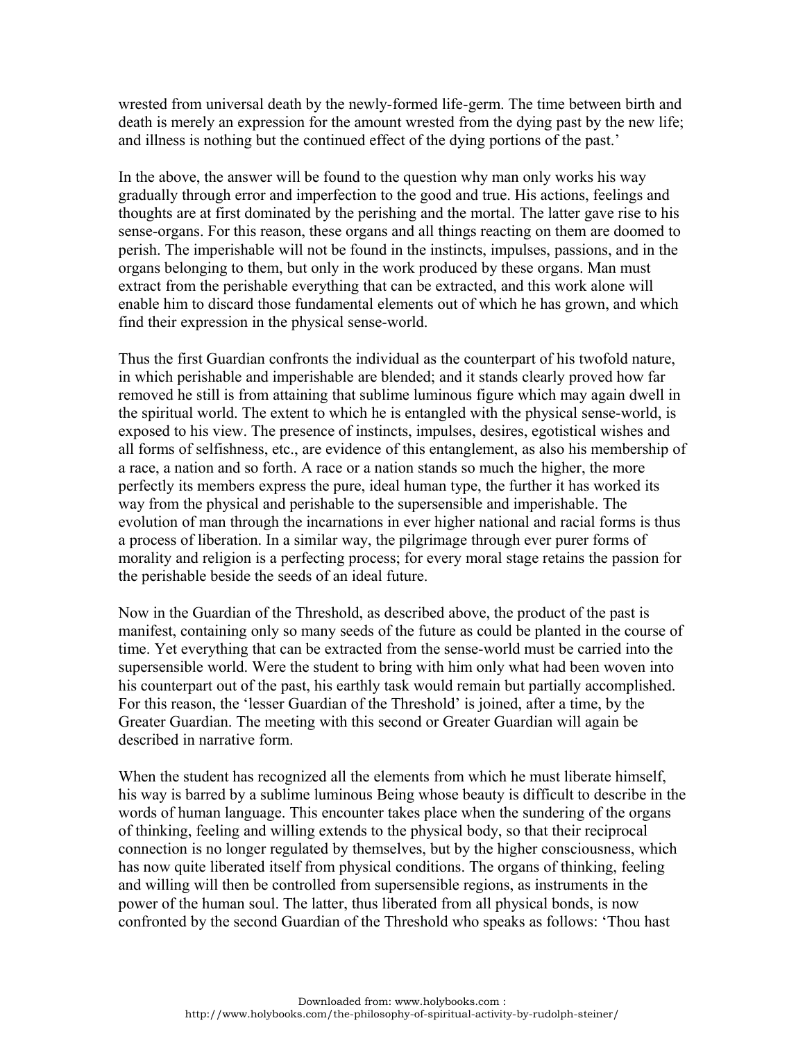wrested from universal death by the newly-formed life-germ. The time between birth and death is merely an expression for the amount wrested from the dying past by the new life; and illness is nothing but the continued effect of the dying portions of the past.'

In the above, the answer will be found to the question why man only works his way gradually through error and imperfection to the good and true. His actions, feelings and thoughts are at first dominated by the perishing and the mortal. The latter gave rise to his sense-organs. For this reason, these organs and all things reacting on them are doomed to perish. The imperishable will not be found in the instincts, impulses, passions, and in the organs belonging to them, but only in the work produced by these organs. Man must extract from the perishable everything that can be extracted, and this work alone will enable him to discard those fundamental elements out of which he has grown, and which find their expression in the physical sense-world.

Thus the first Guardian confronts the individual as the counterpart of his twofold nature, in which perishable and imperishable are blended; and it stands clearly proved how far removed he still is from attaining that sublime luminous figure which may again dwell in the spiritual world. The extent to which he is entangled with the physical sense-world, is exposed to his view. The presence of instincts, impulses, desires, egotistical wishes and all forms of selfishness, etc., are evidence of this entanglement, as also his membership of a race, a nation and so forth. A race or a nation stands so much the higher, the more perfectly its members express the pure, ideal human type, the further it has worked its way from the physical and perishable to the supersensible and imperishable. The evolution of man through the incarnations in ever higher national and racial forms is thus a process of liberation. In a similar way, the pilgrimage through ever purer forms of morality and religion is a perfecting process; for every moral stage retains the passion for the perishable beside the seeds of an ideal future.

Now in the Guardian of the Threshold, as described above, the product of the past is manifest, containing only so many seeds of the future as could be planted in the course of time. Yet everything that can be extracted from the sense-world must be carried into the supersensible world. Were the student to bring with him only what had been woven into his counterpart out of the past, his earthly task would remain but partially accomplished. For this reason, the 'lesser Guardian of the Threshold' is joined, after a time, by the Greater Guardian. The meeting with this second or Greater Guardian will again be described in narrative form.

When the student has recognized all the elements from which he must liberate himself, his way is barred by a sublime luminous Being whose beauty is difficult to describe in the words of human language. This encounter takes place when the sundering of the organs of thinking, feeling and willing extends to the physical body, so that their reciprocal connection is no longer regulated by themselves, but by the higher consciousness, which has now quite liberated itself from physical conditions. The organs of thinking, feeling and willing will then be controlled from supersensible regions, as instruments in the power of the human soul. The latter, thus liberated from all physical bonds, is now confronted by the second Guardian of the Threshold who speaks as follows: 'Thou hast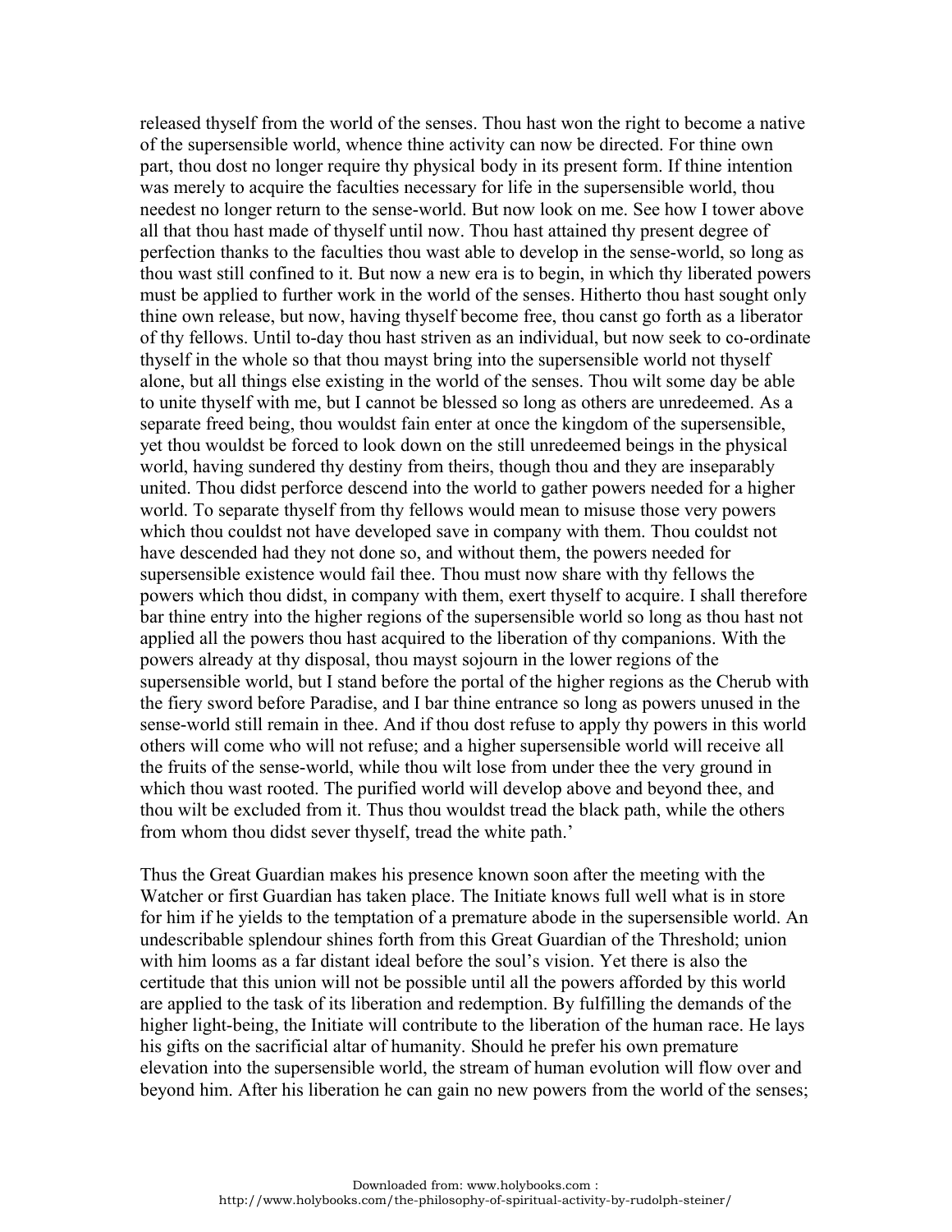released thyself from the world of the senses. Thou hast won the right to become a native of the supersensible world, whence thine activity can now be directed. For thine own part, thou dost no longer require thy physical body in its present form. If thine intention was merely to acquire the faculties necessary for life in the supersensible world, thou needest no longer return to the sense-world. But now look on me. See how I tower above all that thou hast made of thyself until now. Thou hast attained thy present degree of perfection thanks to the faculties thou wast able to develop in the sense-world, so long as thou wast still confined to it. But now a new era is to begin, in which thy liberated powers must be applied to further work in the world of the senses. Hitherto thou hast sought only thine own release, but now, having thyself become free, thou canst go forth as a liberator of thy fellows. Until to-day thou hast striven as an individual, but now seek to co-ordinate thyself in the whole so that thou mayst bring into the supersensible world not thyself alone, but all things else existing in the world of the senses. Thou wilt some day be able to unite thyself with me, but I cannot be blessed so long as others are unredeemed. As a separate freed being, thou wouldst fain enter at once the kingdom of the supersensible, yet thou wouldst be forced to look down on the still unredeemed beings in the physical world, having sundered thy destiny from theirs, though thou and they are inseparably united. Thou didst perforce descend into the world to gather powers needed for a higher world. To separate thyself from thy fellows would mean to misuse those very powers which thou couldst not have developed save in company with them. Thou couldst not have descended had they not done so, and without them, the powers needed for supersensible existence would fail thee. Thou must now share with thy fellows the powers which thou didst, in company with them, exert thyself to acquire. I shall therefore bar thine entry into the higher regions of the supersensible world so long as thou hast not applied all the powers thou hast acquired to the liberation of thy companions. With the powers already at thy disposal, thou mayst sojourn in the lower regions of the supersensible world, but I stand before the portal of the higher regions as the Cherub with the fiery sword before Paradise, and I bar thine entrance so long as powers unused in the sense-world still remain in thee. And if thou dost refuse to apply thy powers in this world others will come who will not refuse; and a higher supersensible world will receive all the fruits of the sense-world, while thou wilt lose from under thee the very ground in which thou wast rooted. The purified world will develop above and beyond thee, and thou wilt be excluded from it. Thus thou wouldst tread the black path, while the others from whom thou didst sever thyself, tread the white path.'

Thus the Great Guardian makes his presence known soon after the meeting with the Watcher or first Guardian has taken place. The Initiate knows full well what is in store for him if he yields to the temptation of a premature abode in the supersensible world. An undescribable splendour shines forth from this Great Guardian of the Threshold; union with him looms as a far distant ideal before the soul's vision. Yet there is also the certitude that this union will not be possible until all the powers afforded by this world are applied to the task of its liberation and redemption. By fulfilling the demands of the higher light-being, the Initiate will contribute to the liberation of the human race. He lays his gifts on the sacrificial altar of humanity. Should he prefer his own premature elevation into the supersensible world, the stream of human evolution will flow over and beyond him. After his liberation he can gain no new powers from the world of the senses;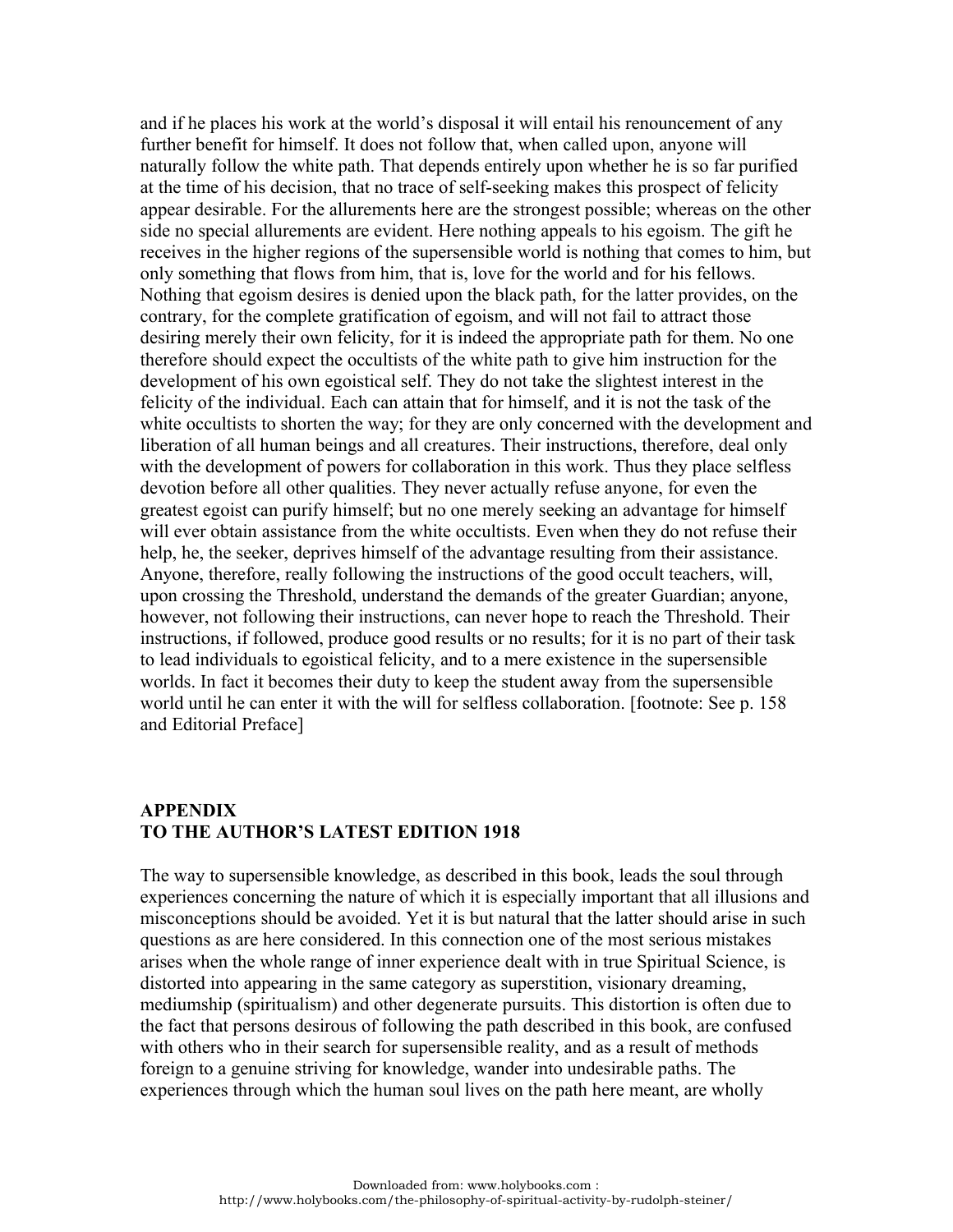and if he places his work at the world's disposal it will entail his renouncement of any further benefit for himself. It does not follow that, when called upon, anyone will naturally follow the white path. That depends entirely upon whether he is so far purified at the time of his decision, that no trace of self-seeking makes this prospect of felicity appear desirable. For the allurements here are the strongest possible; whereas on the other side no special allurements are evident. Here nothing appeals to his egoism. The gift he receives in the higher regions of the supersensible world is nothing that comes to him, but only something that flows from him, that is, love for the world and for his fellows. Nothing that egoism desires is denied upon the black path, for the latter provides, on the contrary, for the complete gratification of egoism, and will not fail to attract those desiring merely their own felicity, for it is indeed the appropriate path for them. No one therefore should expect the occultists of the white path to give him instruction for the development of his own egoistical self. They do not take the slightest interest in the felicity of the individual. Each can attain that for himself, and it is not the task of the white occultists to shorten the way; for they are only concerned with the development and liberation of all human beings and all creatures. Their instructions, therefore, deal only with the development of powers for collaboration in this work. Thus they place selfless devotion before all other qualities. They never actually refuse anyone, for even the greatest egoist can purify himself; but no one merely seeking an advantage for himself will ever obtain assistance from the white occultists. Even when they do not refuse their help, he, the seeker, deprives himself of the advantage resulting from their assistance. Anyone, therefore, really following the instructions of the good occult teachers, will, upon crossing the Threshold, understand the demands of the greater Guardian; anyone, however, not following their instructions, can never hope to reach the Threshold. Their instructions, if followed, produce good results or no results; for it is no part of their task to lead individuals to egoistical felicity, and to a mere existence in the supersensible worlds. In fact it becomes their duty to keep the student away from the supersensible world until he can enter it with the will for selfless collaboration. [footnote: See p. 158 and Editorial Preface]

## APPENDIX
## TO THE AUTHOR'S LATEST EDITION 1918

The way to supersensible knowledge, as described in this book, leads the soul through experiences concerning the nature of which it is especially important that all illusions and misconceptions should be avoided. Yet it is but natural that the latter should arise in such questions as are here considered. In this connection one of the most serious mistakes arises when the whole range of inner experience dealt with in true Spiritual Science, is distorted into appearing in the same category as superstition, visionary dreaming, mediumship (spiritualism) and other degenerate pursuits. This distortion is often due to the fact that persons desirous of following the path described in this book, are confused with others who in their search for supersensible reality, and as a result of methods foreign to a genuine striving for knowledge, wander into undesirable paths. The experiences through which the human soul lives on the path here meant, are wholly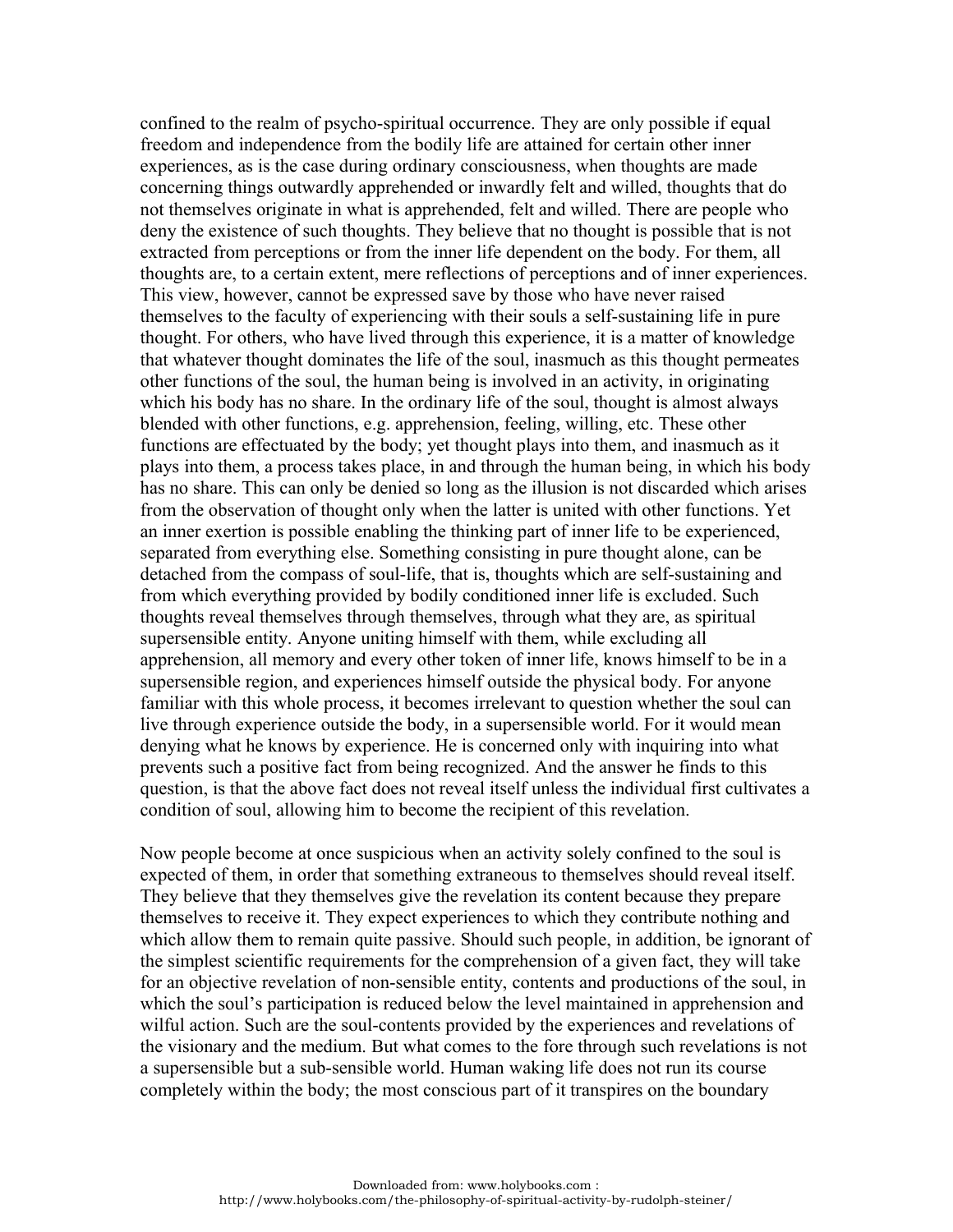confined to the realm of psycho-spiritual occurrence. They are only possible if equal freedom and independence from the bodily life are attained for certain other inner experiences, as is the case during ordinary consciousness, when thoughts are made concerning things outwardly apprehended or inwardly felt and willed, thoughts that do not themselves originate in what is apprehended, felt and willed. There are people who deny the existence of such thoughts. They believe that no thought is possible that is not extracted from perceptions or from the inner life dependent on the body. For them, all thoughts are, to a certain extent, mere reflections of perceptions and of inner experiences. This view, however, cannot be expressed save by those who have never raised themselves to the faculty of experiencing with their souls a self-sustaining life in pure thought. For others, who have lived through this experience, it is a matter of knowledge that whatever thought dominates the life of the soul, inasmuch as this thought permeates other functions of the soul, the human being is involved in an activity, in originating which his body has no share. In the ordinary life of the soul, thought is almost always blended with other functions, e.g. apprehension, feeling, willing, etc. These other functions are effectuated by the body; yet thought plays into them, and inasmuch as it plays into them, a process takes place, in and through the human being, in which his body has no share. This can only be denied so long as the illusion is not discarded which arises from the observation of thought only when the latter is united with other functions. Yet an inner exertion is possible enabling the thinking part of inner life to be experienced, separated from everything else. Something consisting in pure thought alone, can be detached from the compass of soul-life, that is, thoughts which are self-sustaining and from which everything provided by bodily conditioned inner life is excluded. Such thoughts reveal themselves through themselves, through what they are, as spiritual supersensible entity. Anyone uniting himself with them, while excluding all apprehension, all memory and every other token of inner life, knows himself to be in a supersensible region, and experiences himself outside the physical body. For anyone familiar with this whole process, it becomes irrelevant to question whether the soul can live through experience outside the body, in a supersensible world. For it would mean denying what he knows by experience. He is concerned only with inquiring into what prevents such a positive fact from being recognized. And the answer he finds to this question, is that the above fact does not reveal itself unless the individual first cultivates a condition of soul, allowing him to become the recipient of this revelation.

Now people become at once suspicious when an activity solely confined to the soul is expected of them, in order that something extraneous to themselves should reveal itself. They believe that they themselves give the revelation its content because they prepare themselves to receive it. They expect experiences to which they contribute nothing and which allow them to remain quite passive. Should such people, in addition, be ignorant of the simplest scientific requirements for the comprehension of a given fact, they will take for an objective revelation of non-sensible entity, contents and productions of the soul, in which the soul's participation is reduced below the level maintained in apprehension and wilful action. Such are the soul-contents provided by the experiences and revelations of the visionary and the medium. But what comes to the fore through such revelations is not a supersensible but a sub-sensible world. Human waking life does not run its course completely within the body; the most conscious part of it transpires on the boundary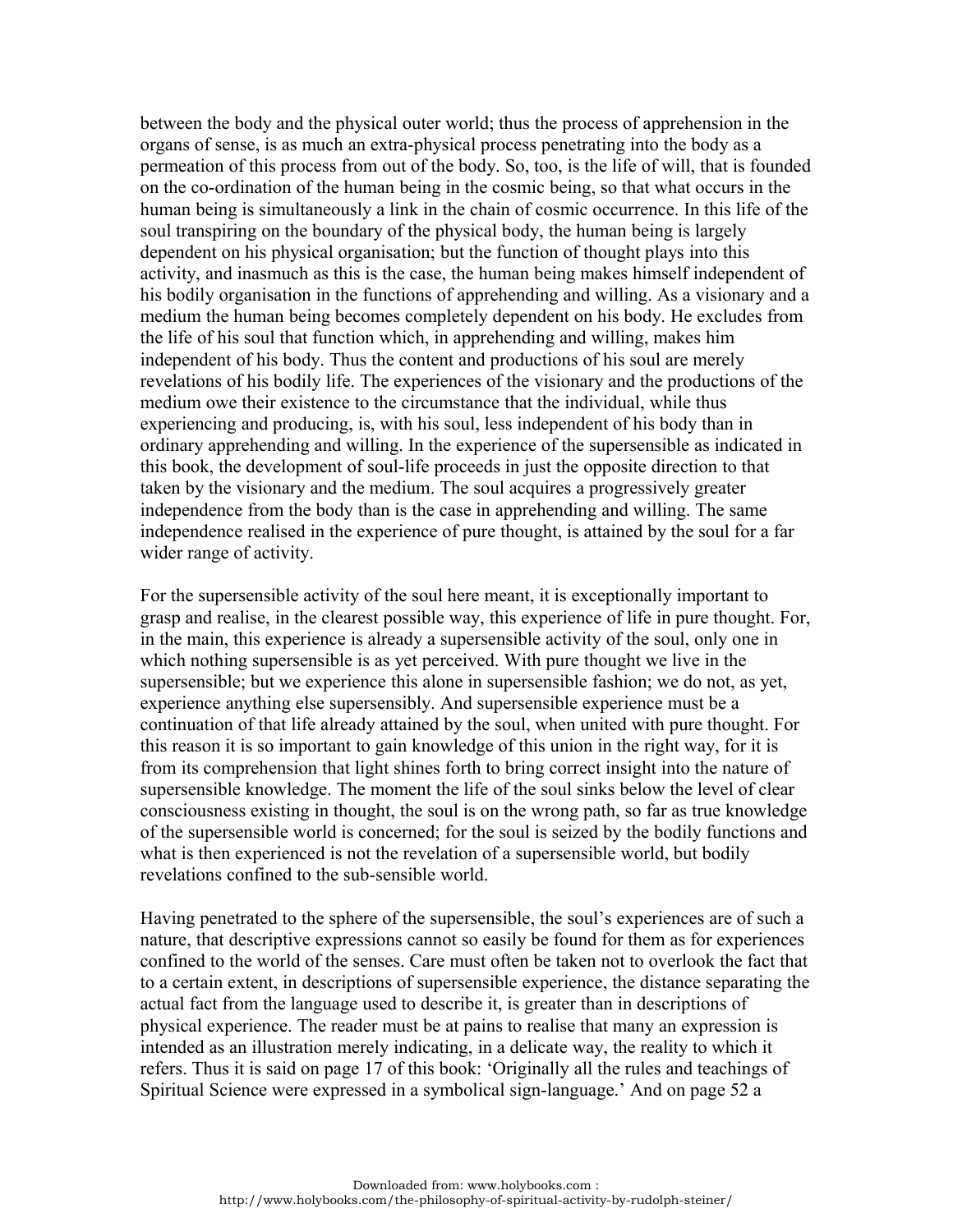between the body and the physical outer world; thus the process of apprehension in the organs of sense, is as much an extra-physical process penetrating into the body as a permeation of this process from out of the body. So, too, is the life of will, that is founded on the co-ordination of the human being in the cosmic being, so that what occurs in the human being is simultaneously a link in the chain of cosmic occurrence. In this life of the soul transpiring on the boundary of the physical body, the human being is largely dependent on his physical organisation; but the function of thought plays into this activity, and inasmuch as this is the case, the human being makes himself independent of his bodily organisation in the functions of apprehending and willing. As a visionary and a medium the human being becomes completely dependent on his body. He excludes from the life of his soul that function which, in apprehending and willing, makes him independent of his body. Thus the content and productions of his soul are merely revelations of his bodily life. The experiences of the visionary and the productions of the medium owe their existence to the circumstance that the individual, while thus experiencing and producing, is, with his soul, less independent of his body than in ordinary apprehending and willing. In the experience of the supersensible as indicated in this book, the development of soul-life proceeds in just the opposite direction to that taken by the visionary and the medium. The soul acquires a progressively greater independence from the body than is the case in apprehending and willing. The same independence realised in the experience of pure thought, is attained by the soul for a far wider range of activity.

For the supersensible activity of the soul here meant, it is exceptionally important to grasp and realise, in the clearest possible way, this experience of life in pure thought. For, in the main, this experience is already a supersensible activity of the soul, only one in which nothing supersensible is as yet perceived. With pure thought we live in the supersensible; but we experience this alone in supersensible fashion; we do not, as yet, experience anything else supersensibly. And supersensible experience must be a continuation of that life already attained by the soul, when united with pure thought. For this reason it is so important to gain knowledge of this union in the right way, for it is from its comprehension that light shines forth to bring correct insight into the nature of supersensible knowledge. The moment the life of the soul sinks below the level of clear consciousness existing in thought, the soul is on the wrong path, so far as true knowledge of the supersensible world is concerned; for the soul is seized by the bodily functions and what is then experienced is not the revelation of a supersensible world, but bodily revelations confined to the sub-sensible world.

Having penetrated to the sphere of the supersensible, the soul's experiences are of such a nature, that descriptive expressions cannot so easily be found for them as for experiences confined to the world of the senses. Care must often be taken not to overlook the fact that to a certain extent, in descriptions of supersensible experience, the distance separating the actual fact from the language used to describe it, is greater than in descriptions of physical experience. The reader must be at pains to realise that many an expression is intended as an illustration merely indicating, in a delicate way, the reality to which it refers. Thus it is said on page 17 of this book: 'Originally all the rules and teachings of Spiritual Science were expressed in a symbolical sign-language.' And on page 52 a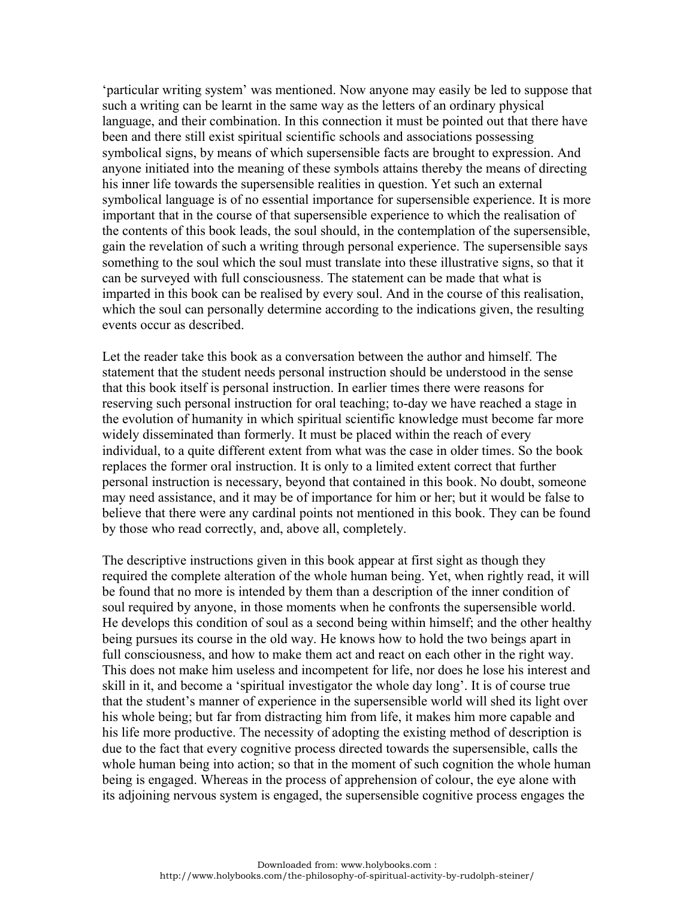'particular writing system' was mentioned. Now anyone may easily be led to suppose that such a writing can be learnt in the same way as the letters of an ordinary physical language, and their combination. In this connection it must be pointed out that there have been and there still exist spiritual scientific schools and associations possessing symbolical signs, by means of which supersensible facts are brought to expression. And anyone initiated into the meaning of these symbols attains thereby the means of directing his inner life towards the supersensible realities in question. Yet such an external symbolical language is of no essential importance for supersensible experience. It is more important that in the course of that supersensible experience to which the realisation of the contents of this book leads, the soul should, in the contemplation of the supersensible, gain the revelation of such a writing through personal experience. The supersensible says something to the soul which the soul must translate into these illustrative signs, so that it can be surveyed with full consciousness. The statement can be made that what is imparted in this book can be realised by every soul. And in the course of this realisation, which the soul can personally determine according to the indications given, the resulting events occur as described.

Let the reader take this book as a conversation between the author and himself. The statement that the student needs personal instruction should be understood in the sense that this book itself is personal instruction. In earlier times there were reasons for reserving such personal instruction for oral teaching; to-day we have reached a stage in the evolution of humanity in which spiritual scientific knowledge must become far more widely disseminated than formerly. It must be placed within the reach of every individual, to a quite different extent from what was the case in older times. So the book replaces the former oral instruction. It is only to a limited extent correct that further personal instruction is necessary, beyond that contained in this book. No doubt, someone may need assistance, and it may be of importance for him or her; but it would be false to believe that there were any cardinal points not mentioned in this book. They can be found by those who read correctly, and, above all, completely.

The descriptive instructions given in this book appear at first sight as though they required the complete alteration of the whole human being. Yet, when rightly read, it will be found that no more is intended by them than a description of the inner condition of soul required by anyone, in those moments when he confronts the supersensible world. He develops this condition of soul as a second being within himself; and the other healthy being pursues its course in the old way. He knows how to hold the two beings apart in full consciousness, and how to make them act and react on each other in the right way. This does not make him useless and incompetent for life, nor does he lose his interest and skill in it, and become a 'spiritual investigator the whole day long'. It is of course true that the student's manner of experience in the supersensible world will shed its light over his whole being; but far from distracting him from life, it makes him more capable and his life more productive. The necessity of adopting the existing method of description is due to the fact that every cognitive process directed towards the supersensible, calls the whole human being into action; so that in the moment of such cognition the whole human being is engaged. Whereas in the process of apprehension of colour, the eye alone with its adjoining nervous system is engaged, the supersensible cognitive process engages the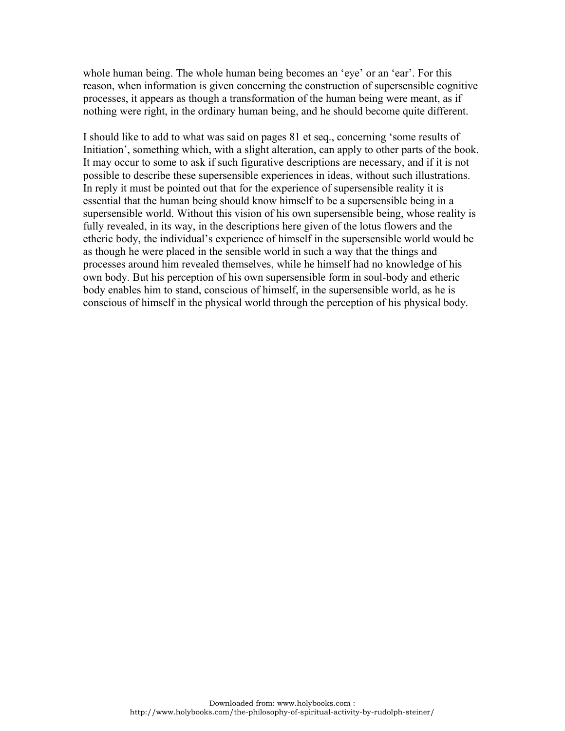whole human being. The whole human being becomes an 'eye' or an 'ear'. For this reason, when information is given concerning the construction of supersensible cognitive processes, it appears as though a transformation of the human being were meant, as if nothing were right, in the ordinary human being, and he should become quite different.

I should like to add to what was said on pages 81 et seq., concerning 'some results of Initiation', something which, with a slight alteration, can apply to other parts of the book. It may occur to some to ask if such figurative descriptions are necessary, and if it is not possible to describe these supersensible experiences in ideas, without such illustrations. In reply it must be pointed out that for the experience of supersensible reality it is essential that the human being should know himself to be a supersensible being in a supersensible world. Without this vision of his own supersensible being, whose reality is fully revealed, in its way, in the descriptions here given of the lotus flowers and the etheric body, the individual's experience of himself in the supersensible world would be as though he were placed in the sensible world in such a way that the things and processes around him revealed themselves, while he himself had no knowledge of his own body. But his perception of his own supersensible form in soul-body and etheric body enables him to stand, conscious of himself, in the supersensible world, as he is conscious of himself in the physical world through the perception of his physical body.